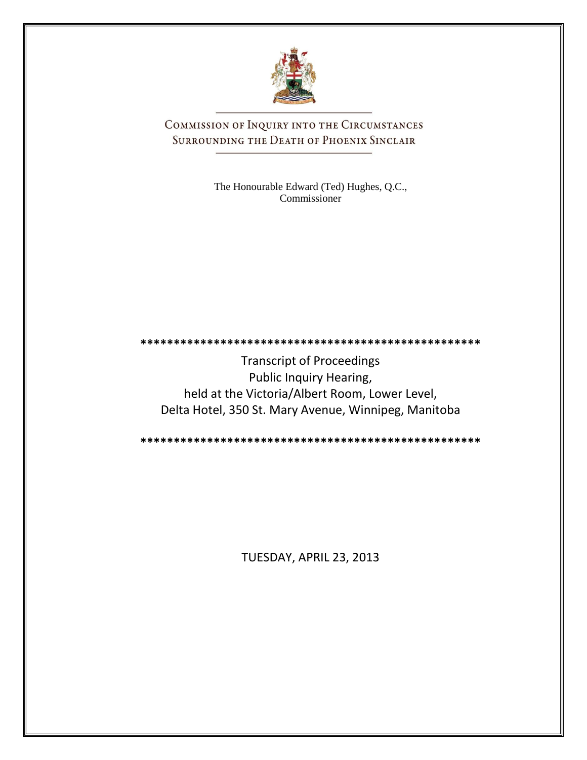# Commission of Inquiry into the Circumstances Surrounding the Death of Phoenix Sinclair

The Honourable Edward (Ted) Hughes, Q.C., Commissioner

**************************************************

Transcript of Proceedings
Public Inquiry Hearing,
held at the Victoria/Albert Room, Lower Level,
Delta Hotel, 350 St. Mary Avenue, Winnipeg, Manitoba

**************************************************

TUESDAY, APRIL 23, 2013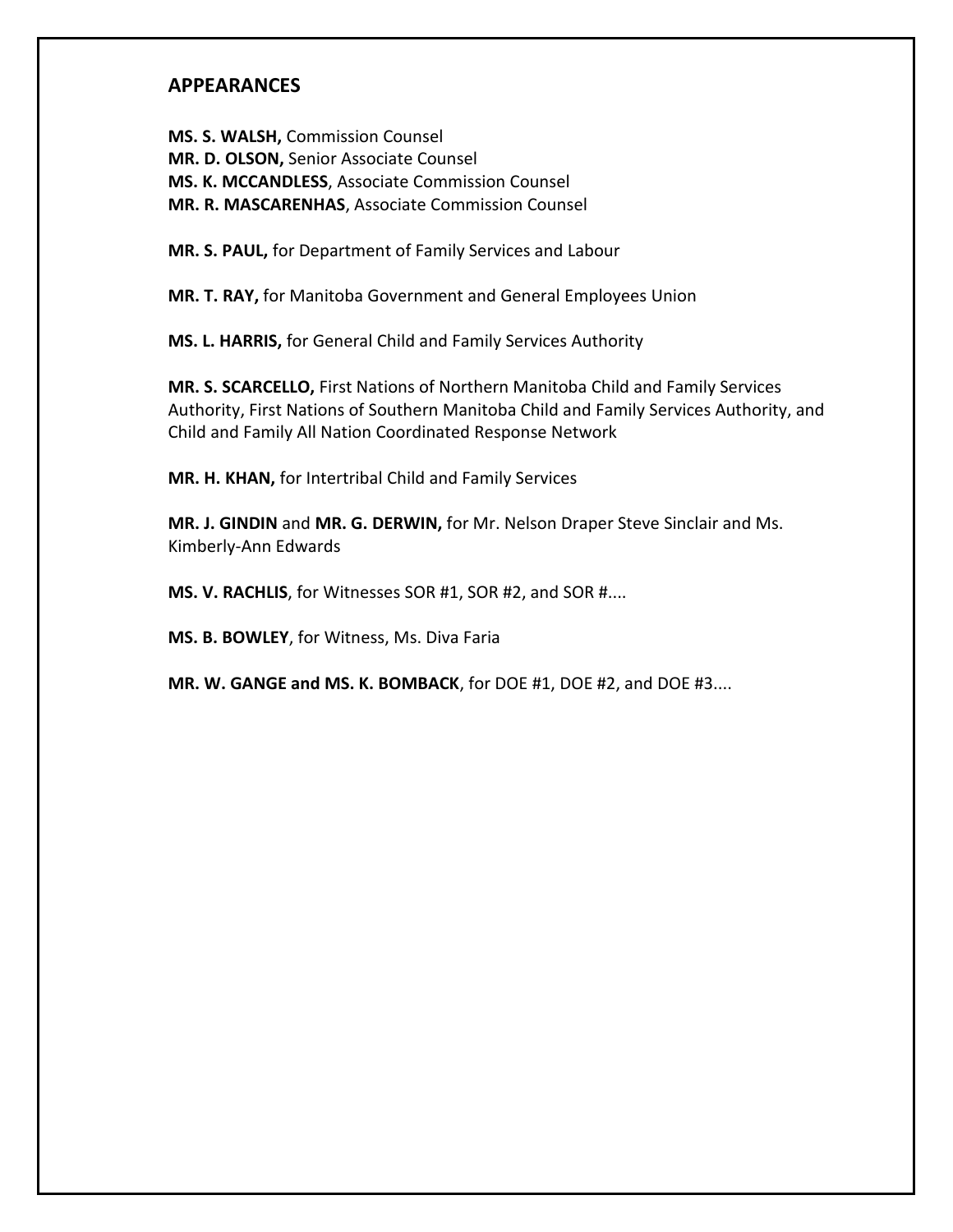## APPEARANCES

**MS. S. WALSH,** Commission Counsel
**MR. D. OLSON,** Senior Associate Counsel
**MS. K. MCCANDLESS**, Associate Commission Counsel
**MR. R. MASCARENHAS**, Associate Commission Counsel

**MR. S. PAUL,** for Department of Family Services and Labour

**MR. T. RAY,** for Manitoba Government and General Employees Union

**MS. L. HARRIS,** for General Child and Family Services Authority

**MR. S. SCARCELLO,** First Nations of Northern Manitoba Child and Family Services Authority, First Nations of Southern Manitoba Child and Family Services Authority, and Child and Family All Nation Coordinated Response Network

**MR. H. KHAN,** for Intertribal Child and Family Services

**MR. J. GINDIN** and **MR. G. DERWIN,** for Mr. Nelson Draper Steve Sinclair and Ms. Kimberly-Ann Edwards

**MS. V. RACHLIS**, for Witnesses SOR #1, SOR #2, and SOR #....

**MS. B. BOWLEY**, for Witness, Ms. Diva Faria

**MR. W. GANGE and MS. K. BOMBACK**, for DOE #1, DOE #2, and DOE #3....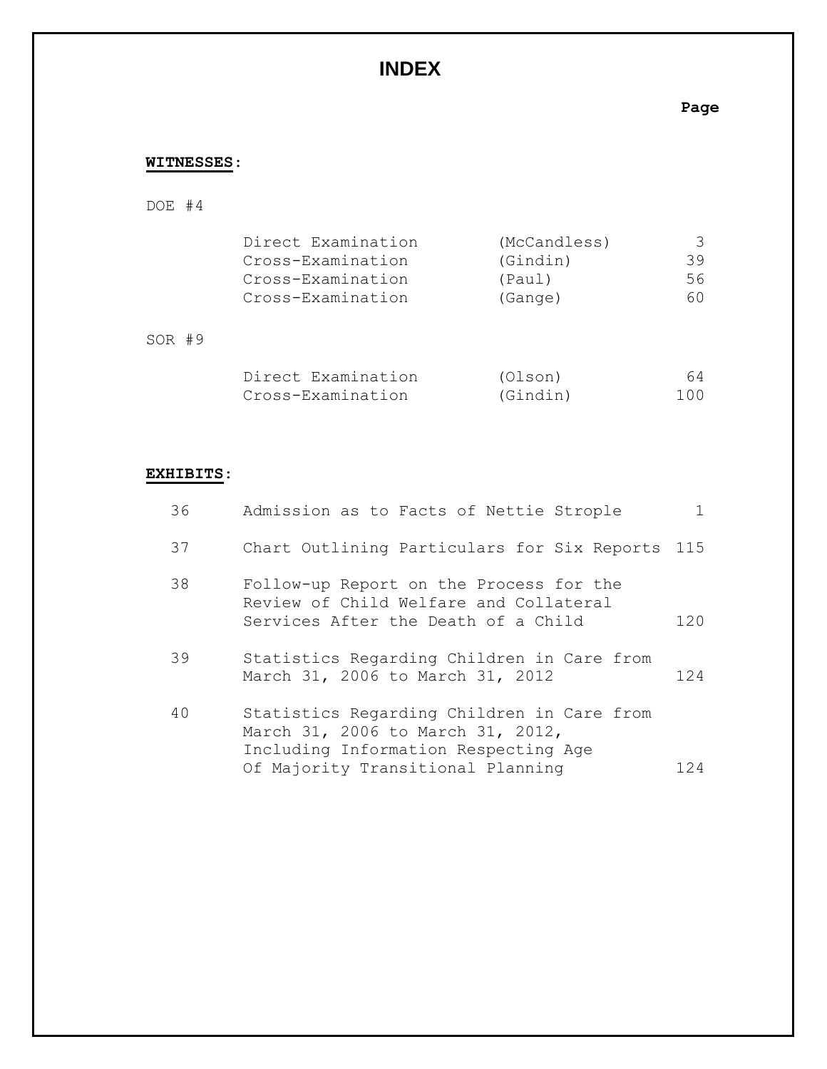# INDEX

**WITNESSES:**

DOE #4

| | | Page |
|---|---|---|
| Direct Examination | (McCandless) | 3 |
| Cross-Examination | (Gindin) | 39 |
| Cross-Examination | (Paul) | 56 |
| Cross-Examination | (Gange) | 60 |

SOR #9

| | | Page |
|---|---|---|
| Direct Examination | (Olson) | 64 |
| Cross-Examination | (Gindin) | 100 |

**EXHIBITS:**

| No. | Description | Page |
|---|---|---|
| 36 | Admission as to Facts of Nettie Strople | 1 |
| 37 | Chart Outlining Particulars for Six Reports | 115 |
| 38 | Follow-up Report on the Process for the Review of Child Welfare and Collateral Services After the Death of a Child | 120 |
| 39 | Statistics Regarding Children in Care from March 31, 2006 to March 31, 2012 | 124 |
| 40 | Statistics Regarding Children in Care from March 31, 2006 to March 31, 2012, Including Information Respecting Age Of Majority Transitional Planning | 124 |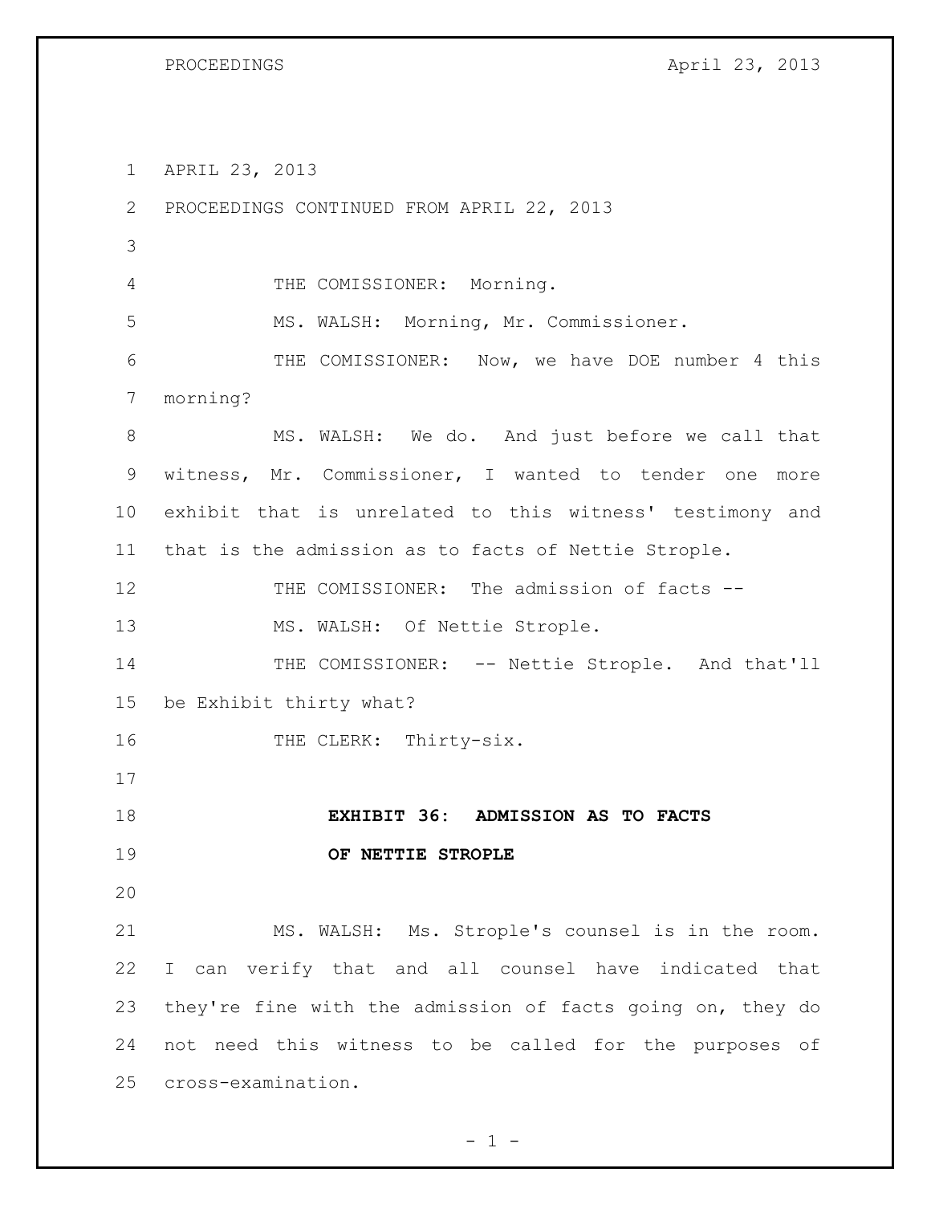APRIL 23, 2013

PROCEEDINGS CONTINUED FROM APRIL 22, 2013

THE COMISSIONER: Morning.

MS. WALSH: Morning, Mr. Commissioner.

THE COMISSIONER: Now, we have DOE number 4 this morning?

MS. WALSH: We do. And just before we call that witness, Mr. Commissioner, I wanted to tender one more exhibit that is unrelated to this witness' testimony and that is the admission as to facts of Nettie Strople.

THE COMISSIONER: The admission of facts --

MS. WALSH: Of Nettie Strople.

THE COMISSIONER: -- Nettie Strople. And that'll be Exhibit thirty what?

THE CLERK: Thirty-six.

**EXHIBIT 36: ADMISSION AS TO FACTS OF NETTIE STROPLE**

MS. WALSH: Ms. Strople's counsel is in the room. I can verify that and all counsel have indicated that they're fine with the admission of facts going on, they do not need this witness to be called for the purposes of cross-examination.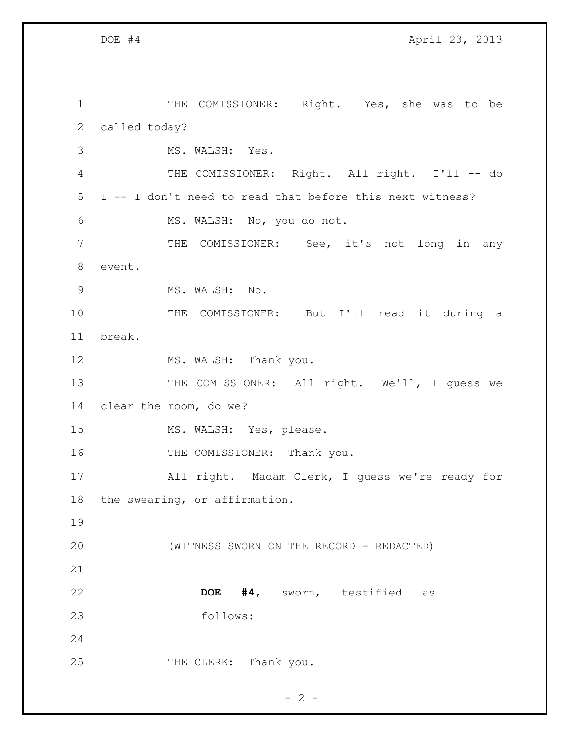THE COMISSIONER: Right. Yes, she was to be called today?

MS. WALSH: Yes.

THE COMISSIONER: Right. All right. I'll -- do I -- I don't need to read that before this next witness?

MS. WALSH: No, you do not.

THE COMISSIONER: See, it's not long in any event.

MS. WALSH: No.

THE COMISSIONER: But I'll read it during a break.

MS. WALSH: Thank you.

THE COMISSIONER: All right. We'll, I guess we clear the room, do we?

MS. WALSH: Yes, please.

THE COMISSIONER: Thank you.

All right. Madam Clerk, I guess we're ready for the swearing, or affirmation.

(WITNESS SWORN ON THE RECORD - REDACTED)

**DOE #4**, sworn, testified as follows:

THE CLERK: Thank you.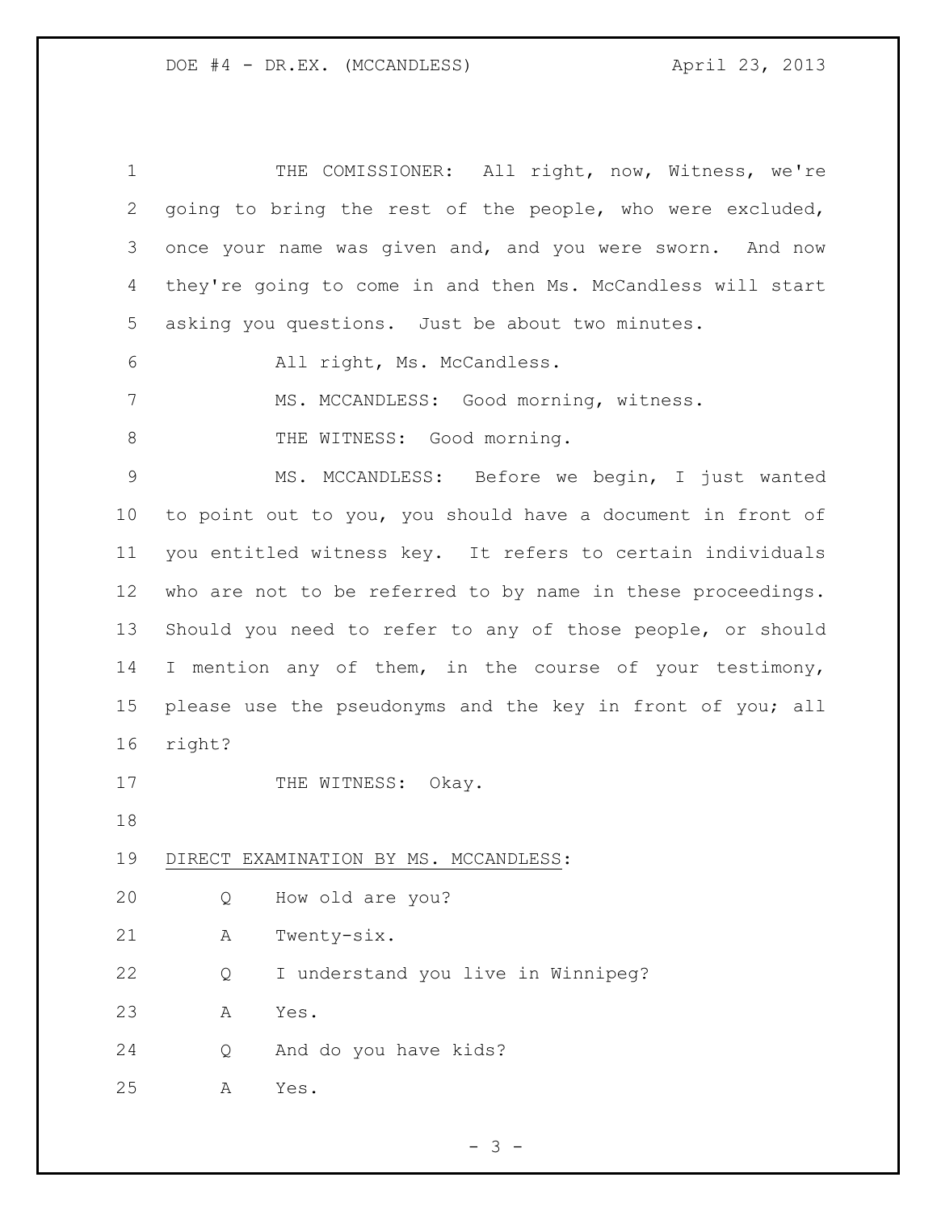THE COMISSIONER: All right, now, Witness, we're going to bring the rest of the people, who were excluded, once your name was given and, and you were sworn. And now they're going to come in and then Ms. McCandless will start asking you questions. Just be about two minutes.

All right, Ms. McCandless.

MS. MCCANDLESS: Good morning, witness.

THE WITNESS: Good morning.

MS. MCCANDLESS: Before we begin, I just wanted to point out to you, you should have a document in front of you entitled witness key. It refers to certain individuals who are not to be referred to by name in these proceedings. Should you need to refer to any of those people, or should I mention any of them, in the course of your testimony, please use the pseudonyms and the key in front of you; all right?

THE WITNESS: Okay.

DIRECT EXAMINATION BY MS. MCCANDLESS:

Q How old are you?

A Twenty-six.

Q I understand you live in Winnipeg?

A Yes.

Q And do you have kids?

A Yes.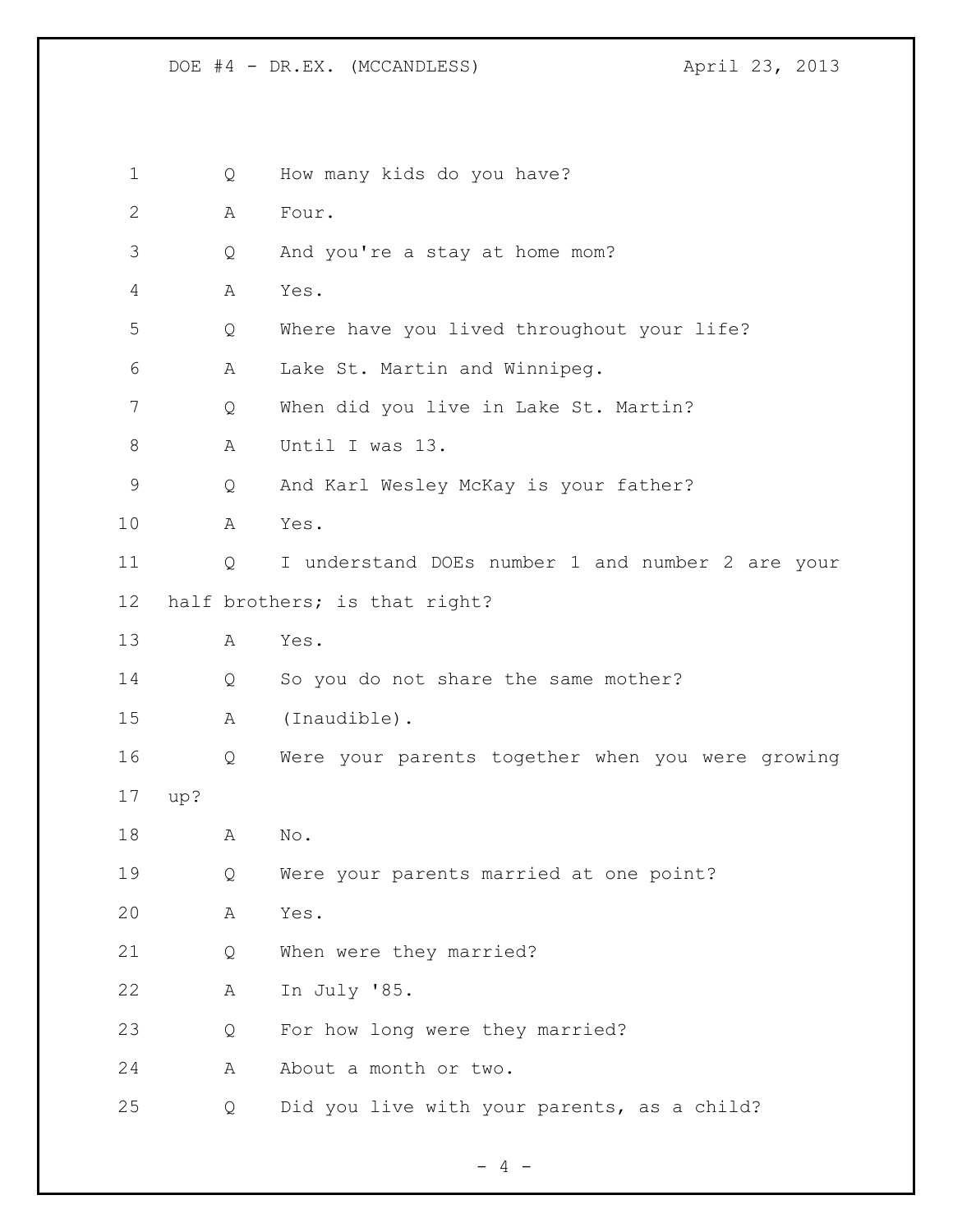Q How many kids do you have?

A Four.

Q And you're a stay at home mom?

A Yes.

Q Where have you lived throughout your life?

A Lake St. Martin and Winnipeg.

Q When did you live in Lake St. Martin?

A Until I was 13.

Q And Karl Wesley McKay is your father?

A Yes.

Q I understand DOEs number 1 and number 2 are your half brothers; is that right?

A Yes.

Q So you do not share the same mother?

A (Inaudible).

Q Were your parents together when you were growing up?

A No.

Q Were your parents married at one point?

A Yes.

Q When were they married?

A In July '85.

Q For how long were they married?

A About a month or two.

Q Did you live with your parents, as a child?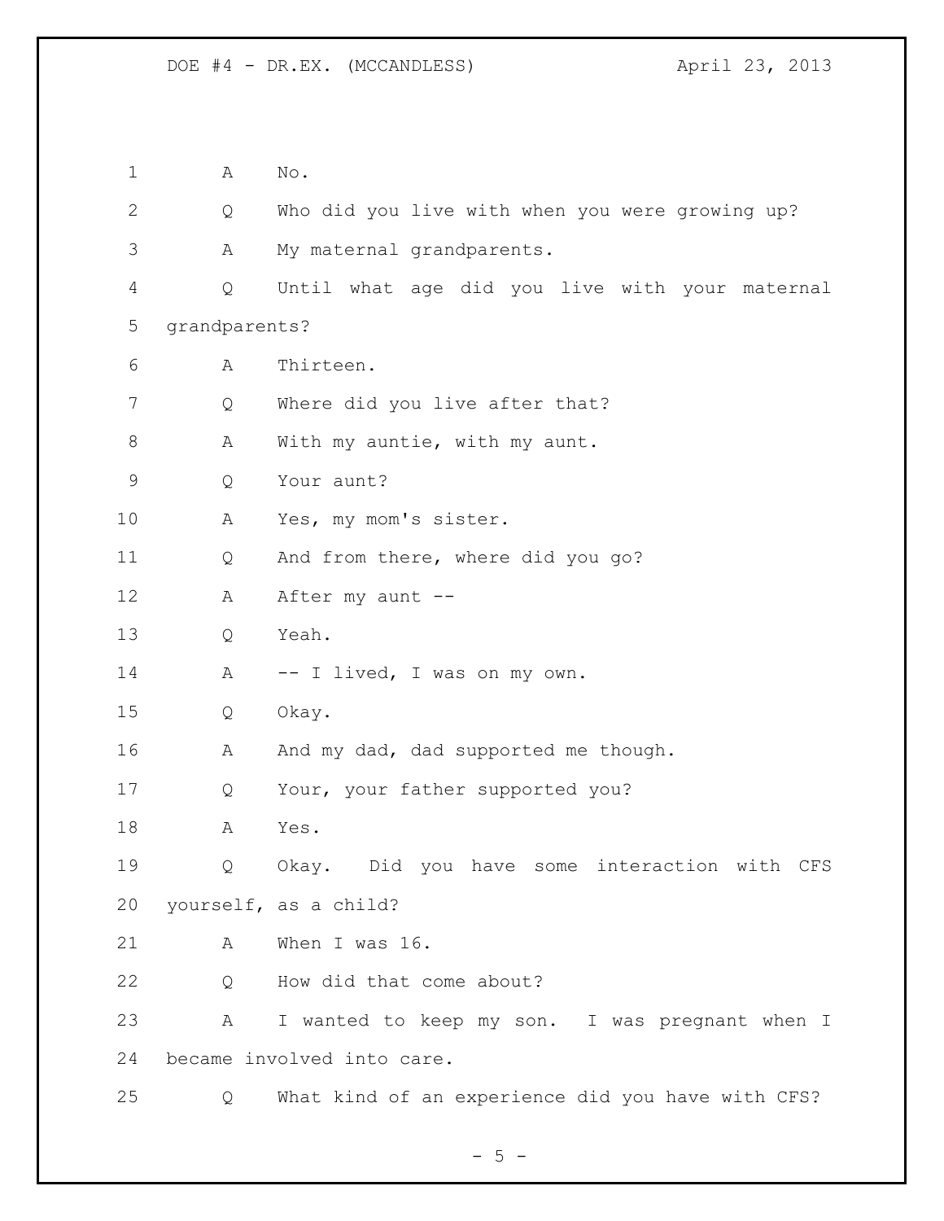1 A No.

2 Q Who did you live with when you were growing up?

3 A My maternal grandparents.

4 Q Until what age did you live with your maternal

5 grandparents?

6 A Thirteen.

7 Q Where did you live after that?

8 A With my auntie, with my aunt.

9 Q Your aunt?

10 A Yes, my mom's sister.

11 Q And from there, where did you go?

12 A After my aunt --

13 Q Yeah.

14 A -- I lived, I was on my own.

15 Q Okay.

16 A And my dad, dad supported me though.

17 Q Your, your father supported you?

18 A Yes.

19 Q Okay. Did you have some interaction with CFS

20 yourself, as a child?

21 A When I was 16.

22 Q How did that come about?

23 A I wanted to keep my son. I was pregnant when I

24 became involved into care.

25 Q What kind of an experience did you have with CFS?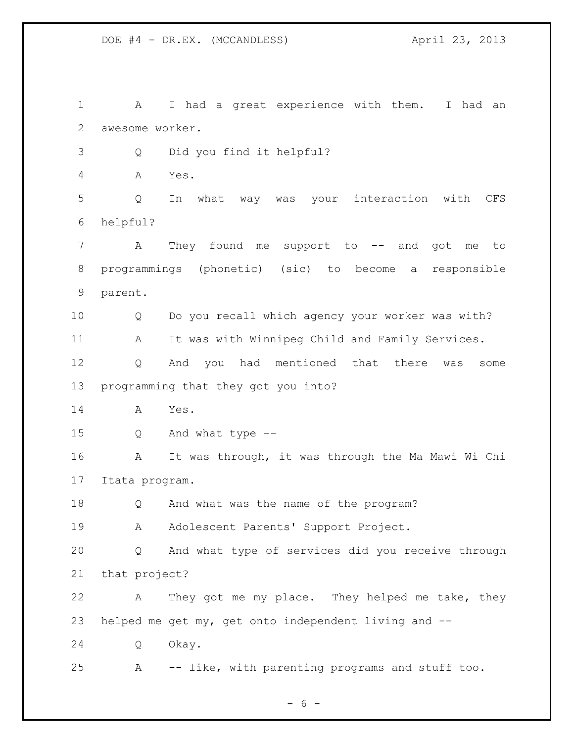A I had a great experience with them. I had an awesome worker.

Q Did you find it helpful?

A Yes.

Q In what way was your interaction with CFS helpful?

A They found me support to -- and got me to programmings (phonetic) (sic) to become a responsible parent.

Q Do you recall which agency your worker was with?

A It was with Winnipeg Child and Family Services.

Q And you had mentioned that there was some programming that they got you into?

A Yes.

Q And what type --

A It was through, it was through the Ma Mawi Wi Chi Itata program.

Q And what was the name of the program?

A Adolescent Parents' Support Project.

Q And what type of services did you receive through that project?

A They got me my place. They helped me take, they helped me get my, get onto independent living and --

Q Okay.

A -- like, with parenting programs and stuff too.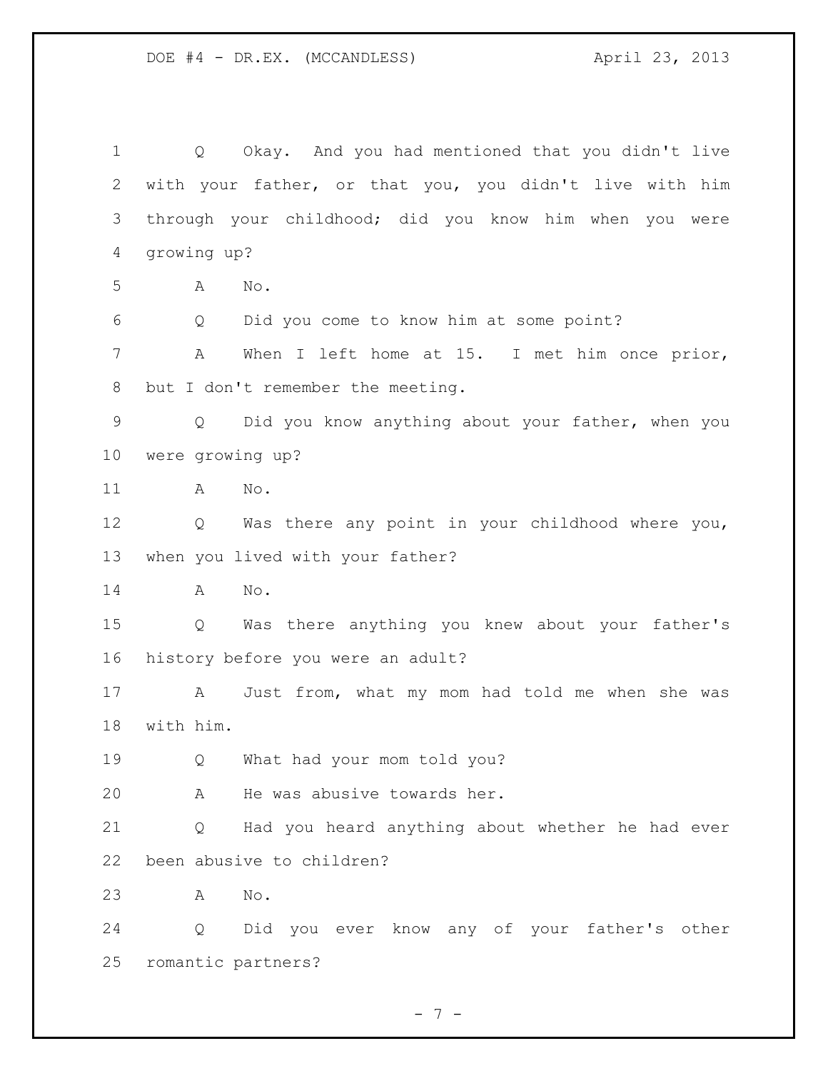Q Okay. And you had mentioned that you didn't live with your father, or that you, you didn't live with him through your childhood; did you know him when you were growing up?

A No.

Q Did you come to know him at some point?

A When I left home at 15. I met him once prior, but I don't remember the meeting.

Q Did you know anything about your father, when you were growing up?

A No.

Q Was there any point in your childhood where you, when you lived with your father?

A No.

Q Was there anything you knew about your father's history before you were an adult?

A Just from, what my mom had told me when she was with him.

Q What had your mom told you?

A He was abusive towards her.

Q Had you heard anything about whether he had ever been abusive to children?

A No.

Q Did you ever know any of your father's other romantic partners?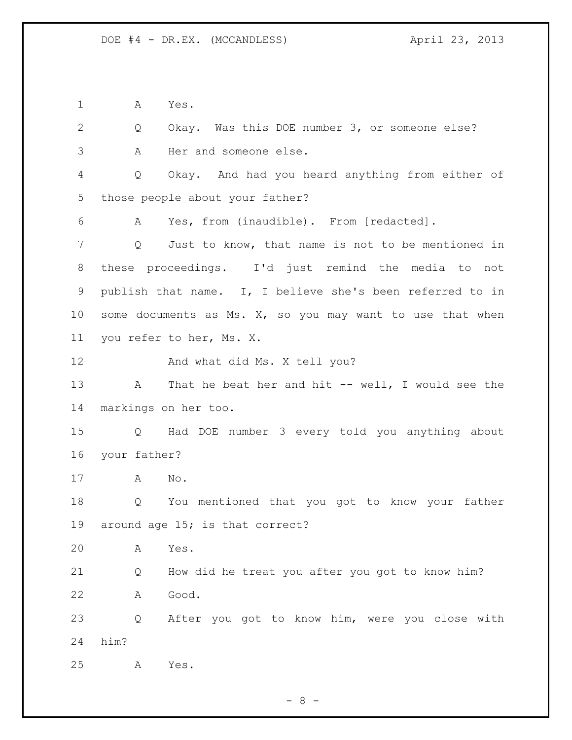A Yes.

Q Okay. Was this DOE number 3, or someone else?

A Her and someone else.

Q Okay. And had you heard anything from either of those people about your father?

A Yes, from (inaudible). From [redacted].

Q Just to know, that name is not to be mentioned in these proceedings. I'd just remind the media to not publish that name. I, I believe she's been referred to in some documents as Ms. X, so you may want to use that when you refer to her, Ms. X.

And what did Ms. X tell you?

A That he beat her and hit -- well, I would see the markings on her too.

Q Had DOE number 3 every told you anything about your father?

A No.

Q You mentioned that you got to know your father around age 15; is that correct?

A Yes.

Q How did he treat you after you got to know him?

A Good.

Q After you got to know him, were you close with him?

A Yes.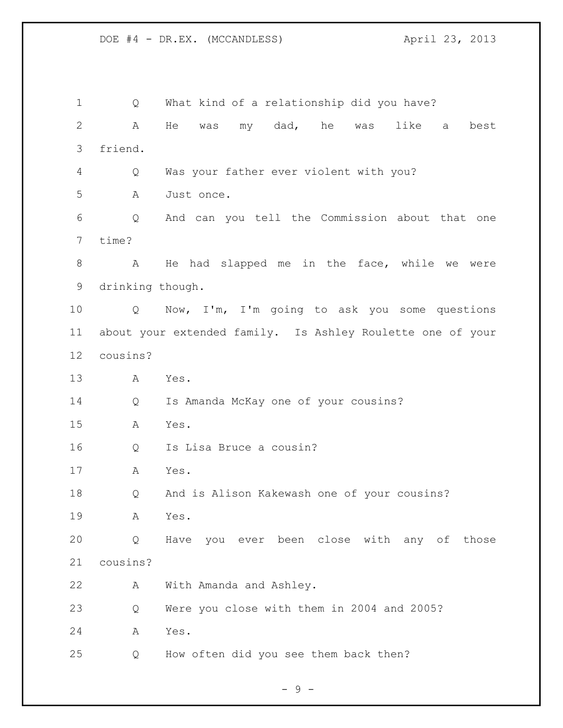Q What kind of a relationship did you have?

A He was my dad, he was like a best friend.

Q Was your father ever violent with you?

A Just once.

Q And can you tell the Commission about that one time?

A He had slapped me in the face, while we were drinking though.

Q Now, I'm, I'm going to ask you some questions about your extended family. Is Ashley Roulette one of your cousins?

A Yes.

Q Is Amanda McKay one of your cousins?

A Yes.

Q Is Lisa Bruce a cousin?

A Yes.

Q And is Alison Kakewash one of your cousins?

A Yes.

Q Have you ever been close with any of those cousins?

A With Amanda and Ashley.

Q Were you close with them in 2004 and 2005?

A Yes.

Q How often did you see them back then?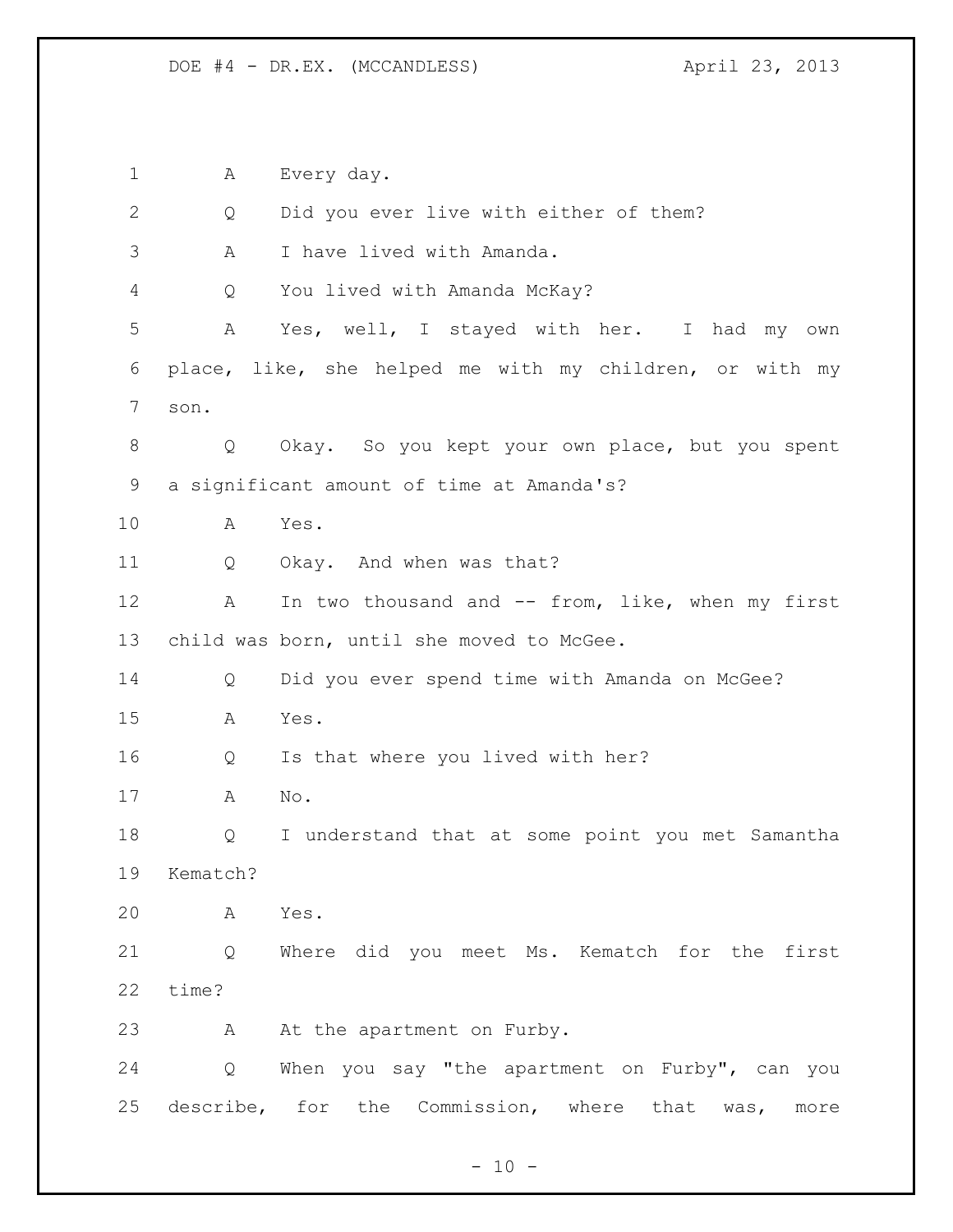A Every day.

Q Did you ever live with either of them?

A I have lived with Amanda.

Q You lived with Amanda McKay?

A Yes, well, I stayed with her. I had my own place, like, she helped me with my children, or with my son.

Q Okay. So you kept your own place, but you spent a significant amount of time at Amanda's?

A Yes.

Q Okay. And when was that?

A In two thousand and -- from, like, when my first child was born, until she moved to McGee.

Q Did you ever spend time with Amanda on McGee?

A Yes.

Q Is that where you lived with her?

A No.

Q I understand that at some point you met Samantha Kematch?

A Yes.

Q Where did you meet Ms. Kematch for the first time?

A At the apartment on Furby.

Q When you say "the apartment on Furby", can you describe, for the Commission, where that was, more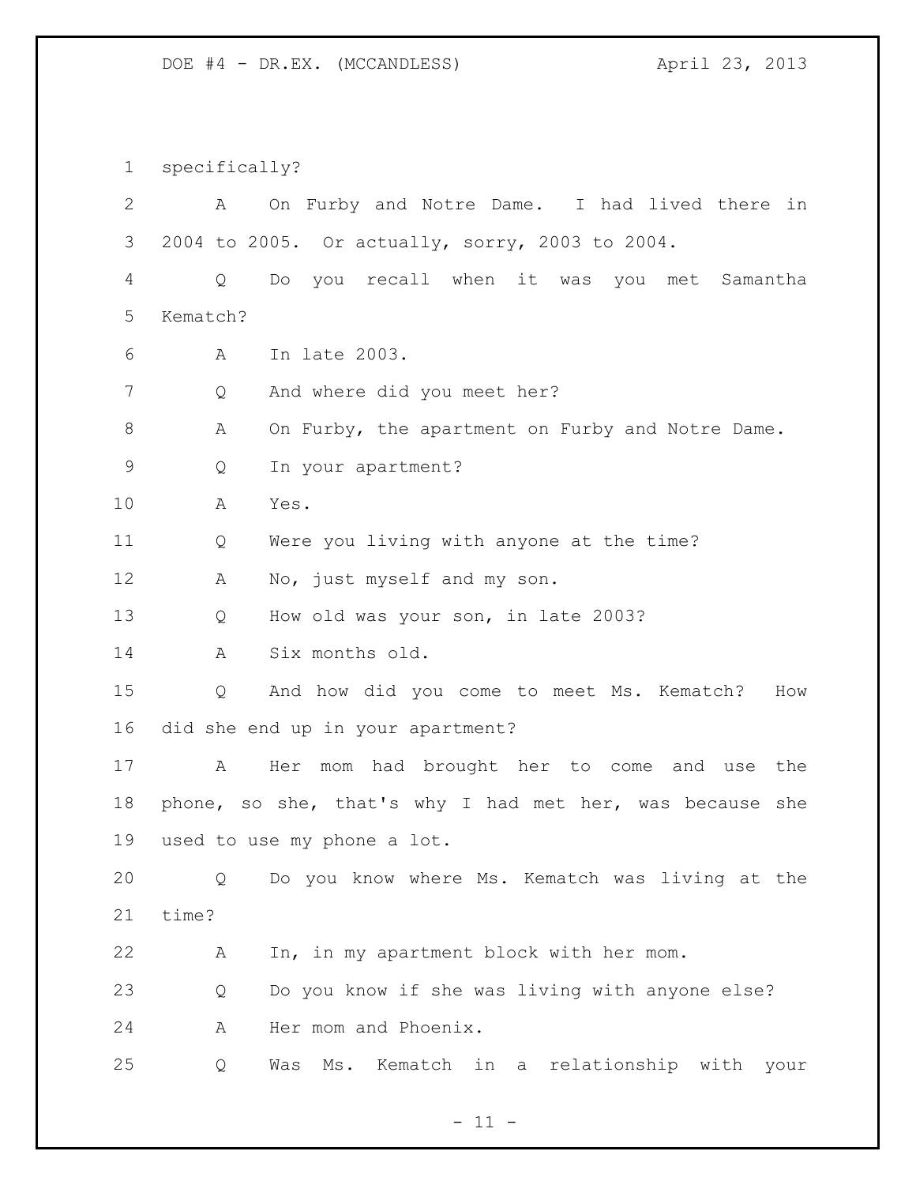specifically?

A On Furby and Notre Dame. I had lived there in 2004 to 2005. Or actually, sorry, 2003 to 2004.

Q Do you recall when it was you met Samantha Kematch?

A In late 2003.

Q And where did you meet her?

A On Furby, the apartment on Furby and Notre Dame.

Q In your apartment?

A Yes.

Q Were you living with anyone at the time?

A No, just myself and my son.

Q How old was your son, in late 2003?

A Six months old.

Q And how did you come to meet Ms. Kematch? How did she end up in your apartment?

A Her mom had brought her to come and use the phone, so she, that's why I had met her, was because she used to use my phone a lot.

Q Do you know where Ms. Kematch was living at the time?

A In, in my apartment block with her mom.

Q Do you know if she was living with anyone else?

A Her mom and Phoenix.

Q Was Ms. Kematch in a relationship with your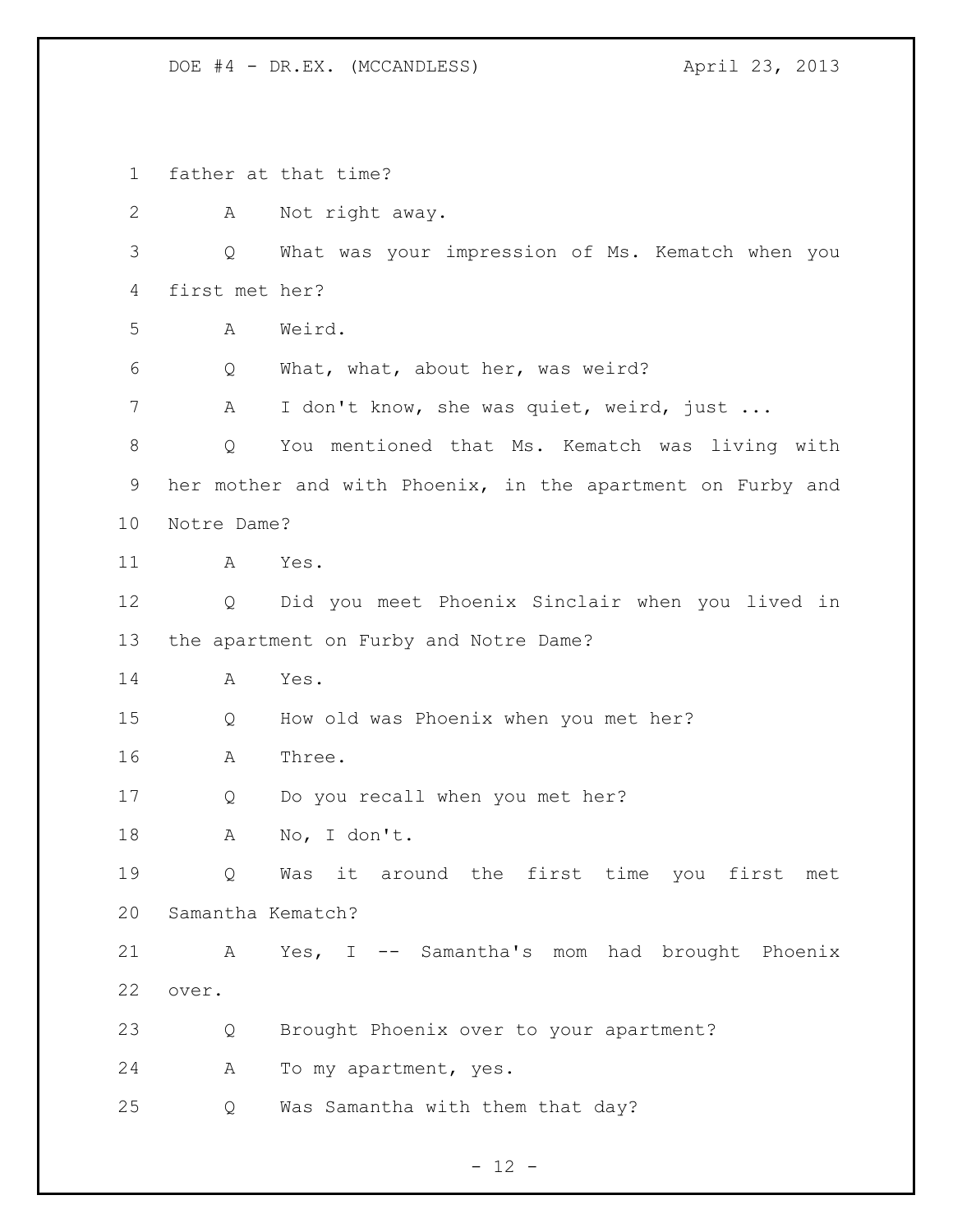father at that time?

A Not right away.

Q What was your impression of Ms. Kematch when you first met her?

A Weird.

Q What, what, about her, was weird?

A I don't know, she was quiet, weird, just ...

Q You mentioned that Ms. Kematch was living with her mother and with Phoenix, in the apartment on Furby and Notre Dame?

A Yes.

Q Did you meet Phoenix Sinclair when you lived in the apartment on Furby and Notre Dame?

A Yes.

Q How old was Phoenix when you met her?

A Three.

Q Do you recall when you met her?

A No, I don't.

Q Was it around the first time you first met Samantha Kematch?

A Yes, I -- Samantha's mom had brought Phoenix over.

Q Brought Phoenix over to your apartment?

A To my apartment, yes.

Q Was Samantha with them that day?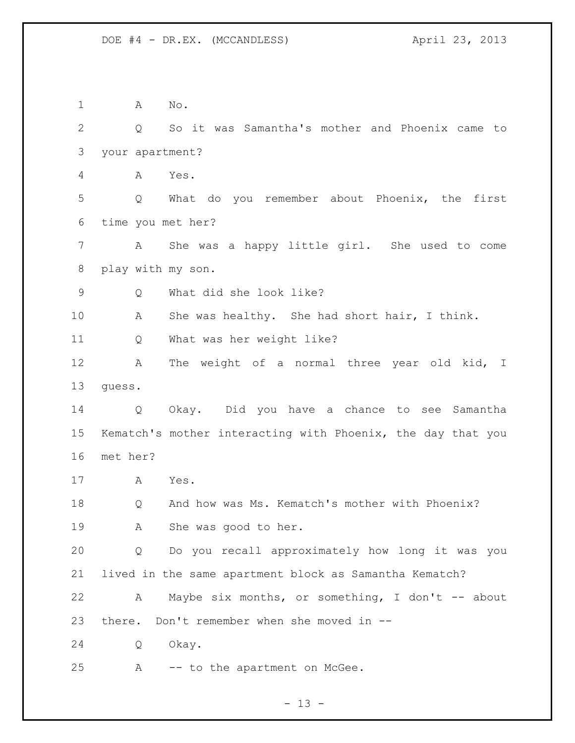A No.

Q So it was Samantha's mother and Phoenix came to your apartment?

A Yes.

Q What do you remember about Phoenix, the first time you met her?

A She was a happy little girl. She used to come play with my son.

Q What did she look like?

A She was healthy. She had short hair, I think.

Q What was her weight like?

A The weight of a normal three year old kid, I guess.

Q Okay. Did you have a chance to see Samantha Kematch's mother interacting with Phoenix, the day that you met her?

A Yes.

Q And how was Ms. Kematch's mother with Phoenix?

A She was good to her.

Q Do you recall approximately how long it was you lived in the same apartment block as Samantha Kematch?

A Maybe six months, or something, I don't -- about there. Don't remember when she moved in --

Q Okay.

A -- to the apartment on McGee.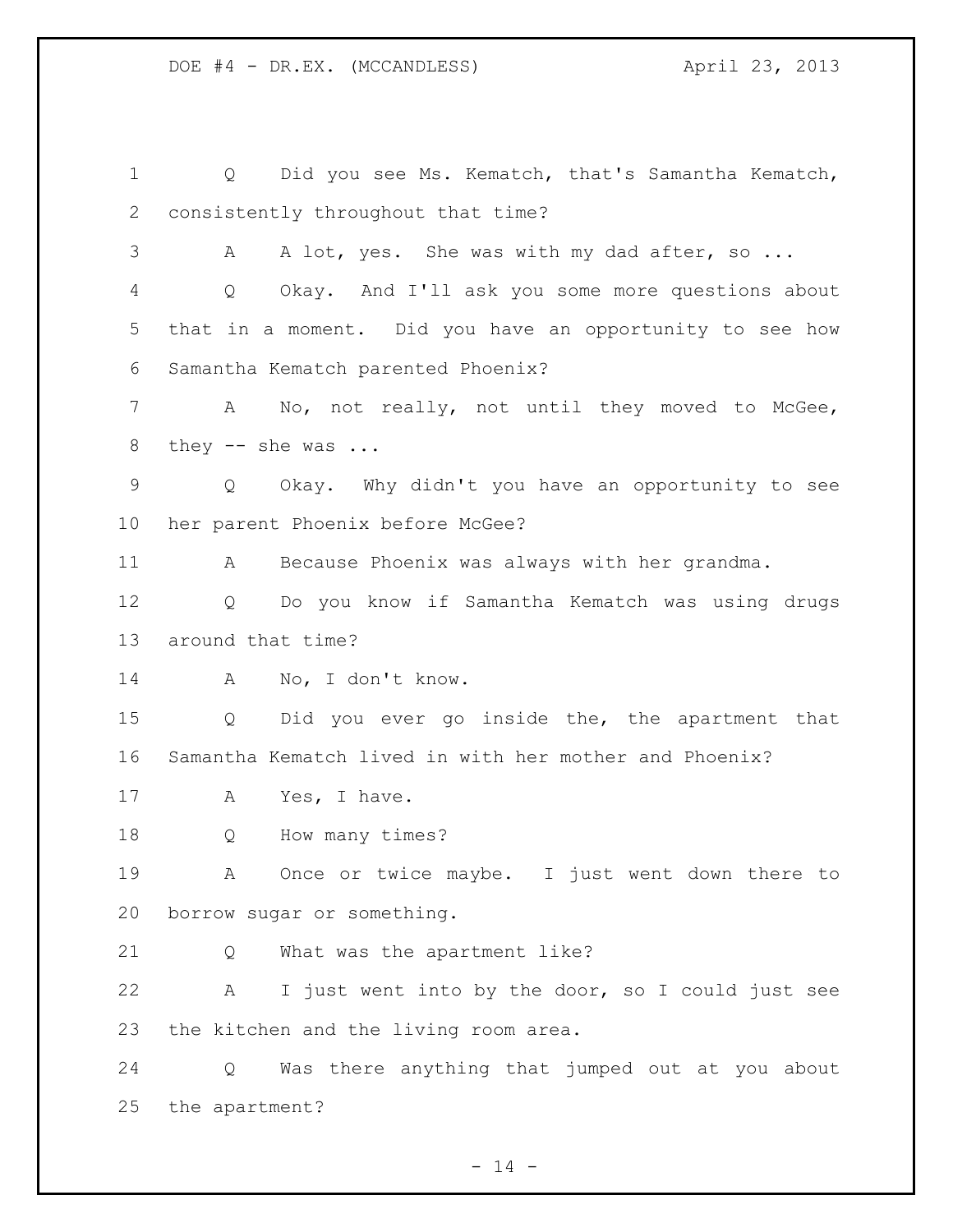Q Did you see Ms. Kematch, that's Samantha Kematch, consistently throughout that time?

A A lot, yes. She was with my dad after, so ...

Q Okay. And I'll ask you some more questions about that in a moment. Did you have an opportunity to see how Samantha Kematch parented Phoenix?

A No, not really, not until they moved to McGee, they -- she was ...

Q Okay. Why didn't you have an opportunity to see her parent Phoenix before McGee?

A Because Phoenix was always with her grandma.

Q Do you know if Samantha Kematch was using drugs around that time?

A No, I don't know.

Q Did you ever go inside the, the apartment that Samantha Kematch lived in with her mother and Phoenix?

A Yes, I have.

Q How many times?

A Once or twice maybe. I just went down there to borrow sugar or something.

Q What was the apartment like?

A I just went into by the door, so I could just see the kitchen and the living room area.

Q Was there anything that jumped out at you about the apartment?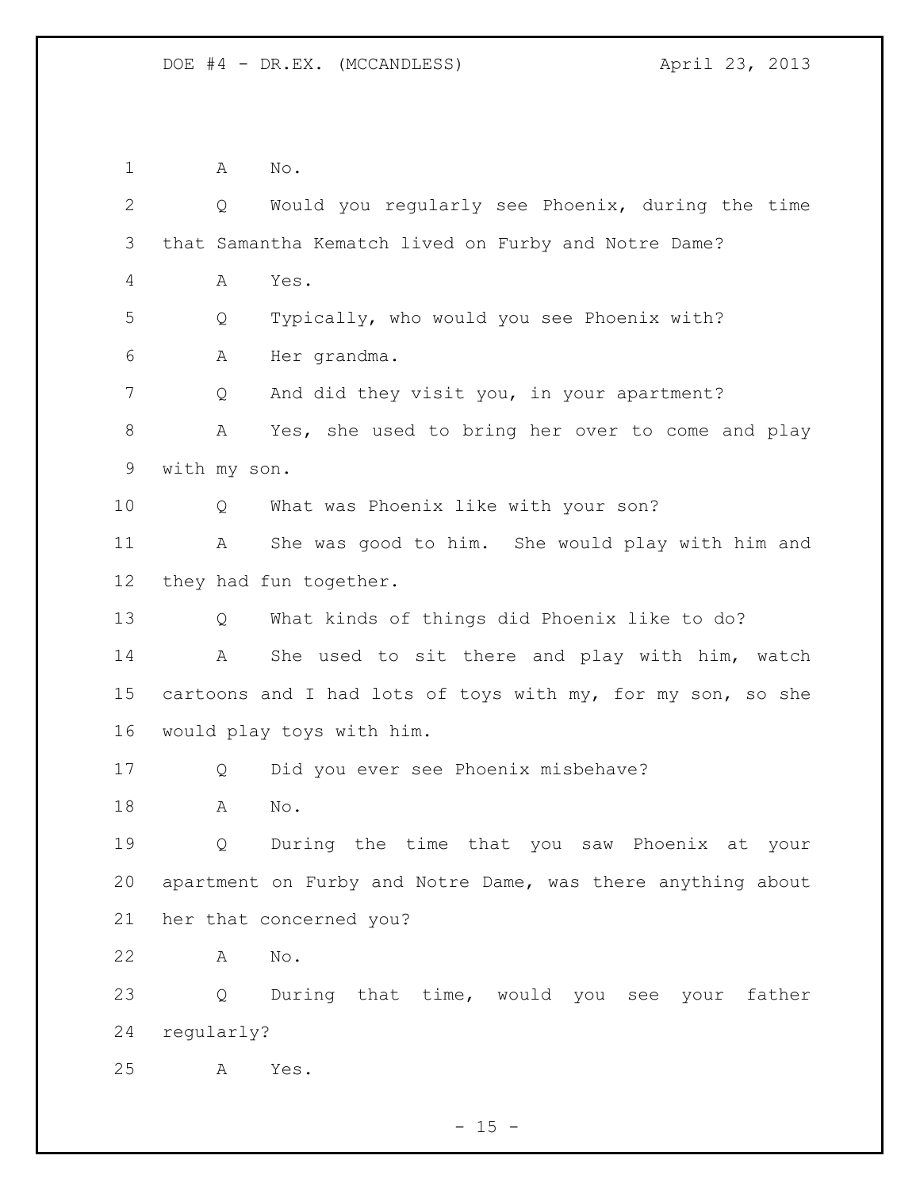A No.

Q Would you regularly see Phoenix, during the time that Samantha Kematch lived on Furby and Notre Dame?

A Yes.

Q Typically, who would you see Phoenix with?

A Her grandma.

Q And did they visit you, in your apartment?

A Yes, she used to bring her over to come and play with my son.

Q What was Phoenix like with your son?

A She was good to him. She would play with him and they had fun together.

Q What kinds of things did Phoenix like to do?

A She used to sit there and play with him, watch cartoons and I had lots of toys with my, for my son, so she would play toys with him.

Q Did you ever see Phoenix misbehave?

A No.

Q During the time that you saw Phoenix at your apartment on Furby and Notre Dame, was there anything about her that concerned you?

A No.

Q During that time, would you see your father regularly?

A Yes.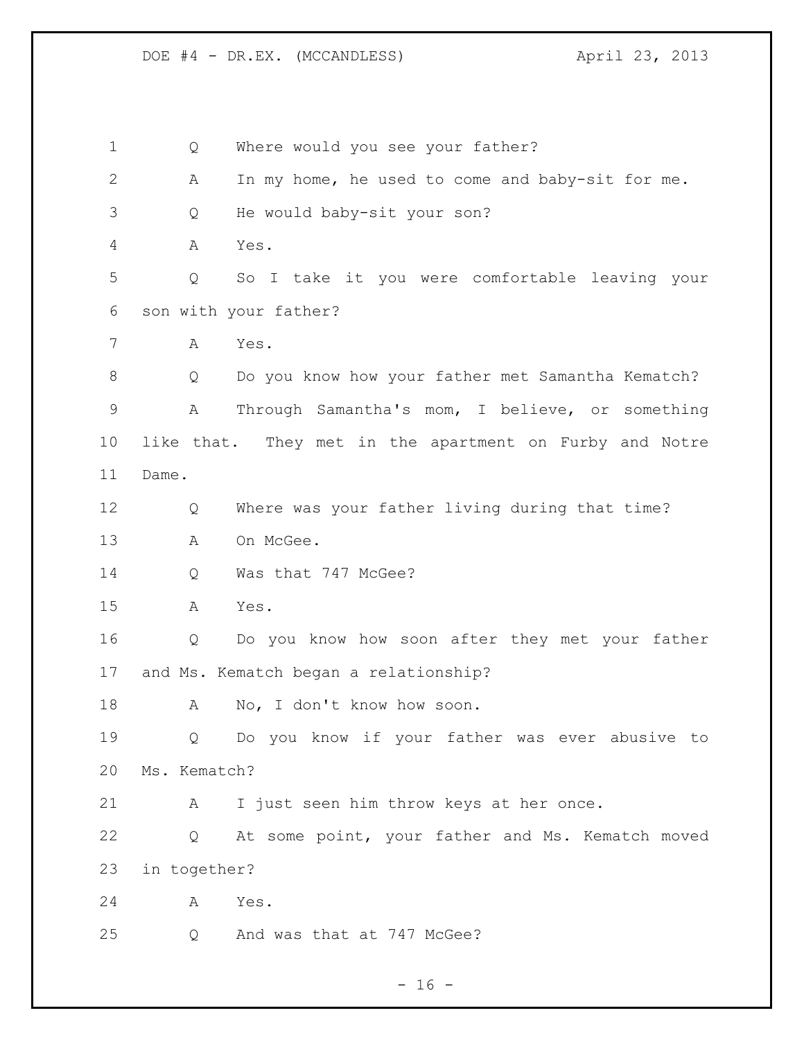Q Where would you see your father?

A In my home, he used to come and baby-sit for me.

Q He would baby-sit your son?

A Yes.

Q So I take it you were comfortable leaving your son with your father?

A Yes.

Q Do you know how your father met Samantha Kematch?

A Through Samantha's mom, I believe, or something like that. They met in the apartment on Furby and Notre Dame.

Q Where was your father living during that time?

A On McGee.

Q Was that 747 McGee?

A Yes.

Q Do you know how soon after they met your father and Ms. Kematch began a relationship?

A No, I don't know how soon.

Q Do you know if your father was ever abusive to Ms. Kematch?

A I just seen him throw keys at her once.

Q At some point, your father and Ms. Kematch moved in together?

A Yes.

Q And was that at 747 McGee?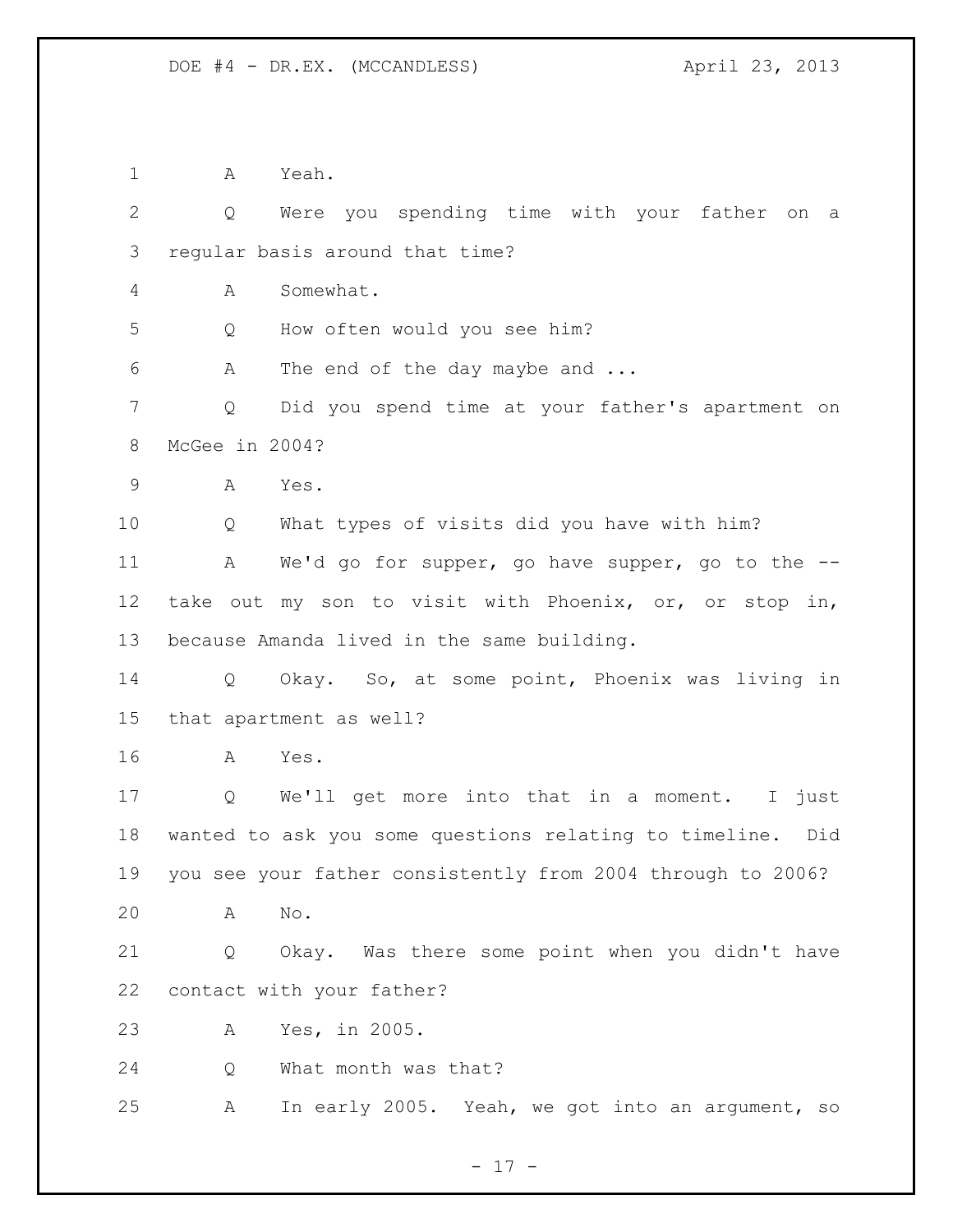A Yeah.

Q Were you spending time with your father on a regular basis around that time?

A Somewhat.

Q How often would you see him?

A The end of the day maybe and ...

Q Did you spend time at your father's apartment on McGee in 2004?

A Yes.

Q What types of visits did you have with him?

A We'd go for supper, go have supper, go to the -- take out my son to visit with Phoenix, or, or stop in, because Amanda lived in the same building.

Q Okay. So, at some point, Phoenix was living in that apartment as well?

A Yes.

Q We'll get more into that in a moment. I just wanted to ask you some questions relating to timeline. Did you see your father consistently from 2004 through to 2006?

A No.

Q Okay. Was there some point when you didn't have contact with your father?

A Yes, in 2005.

Q What month was that?

A In early 2005. Yeah, we got into an argument, so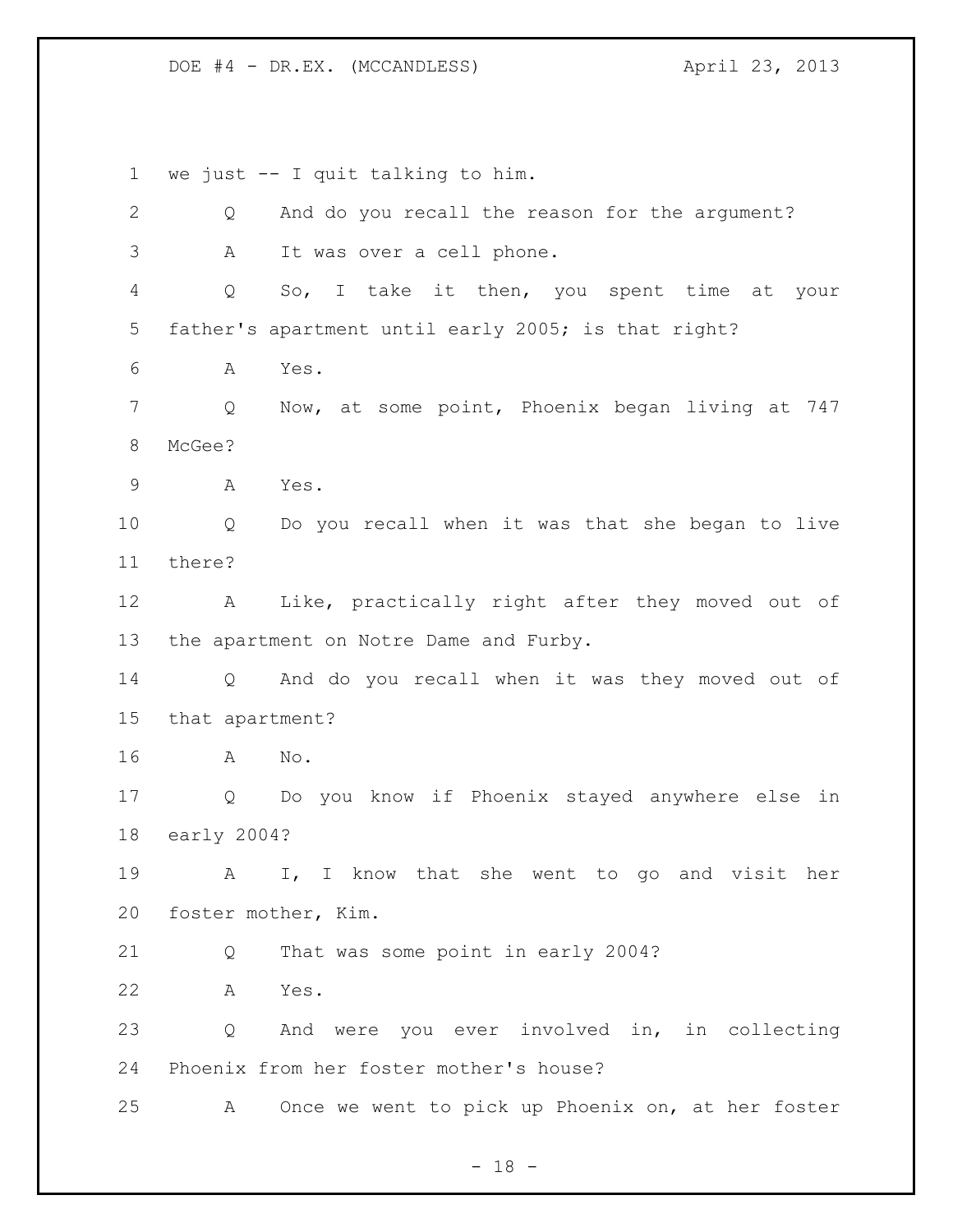1 we just -- I quit talking to him.

2 Q And do you recall the reason for the argument?

3 A It was over a cell phone.

4 Q So, I take it then, you spent time at your

5 father's apartment until early 2005; is that right?

6 A Yes.

7 Q Now, at some point, Phoenix began living at 747

8 McGee?

9 A Yes.

10 Q Do you recall when it was that she began to live

11 there?

12 A Like, practically right after they moved out of

13 the apartment on Notre Dame and Furby.

14 Q And do you recall when it was they moved out of

15 that apartment?

16 A No.

17 Q Do you know if Phoenix stayed anywhere else in

18 early 2004?

19 A I, I know that she went to go and visit her

20 foster mother, Kim.

21 Q That was some point in early 2004?

22 A Yes.

23 Q And were you ever involved in, in collecting

24 Phoenix from her foster mother's house?

25 A Once we went to pick up Phoenix on, at her foster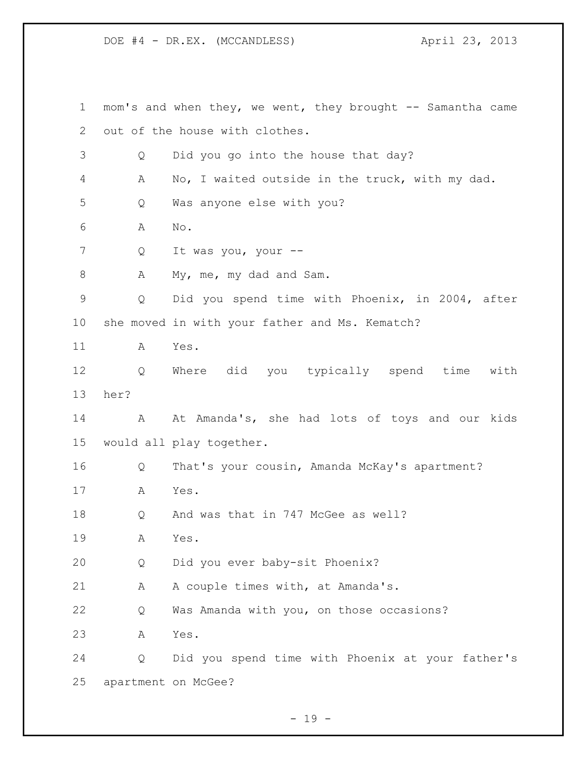mom's and when they, we went, they brought -- Samantha came out of the house with clothes.

Q Did you go into the house that day?

A No, I waited outside in the truck, with my dad.

Q Was anyone else with you?

A No.

Q It was you, your --

A My, me, my dad and Sam.

Q Did you spend time with Phoenix, in 2004, after she moved in with your father and Ms. Kematch?

A Yes.

Q Where did you typically spend time with her?

A At Amanda's, she had lots of toys and our kids would all play together.

Q That's your cousin, Amanda McKay's apartment?

A Yes.

Q And was that in 747 McGee as well?

A Yes.

Q Did you ever baby-sit Phoenix?

A A couple times with, at Amanda's.

Q Was Amanda with you, on those occasions?

A Yes.

Q Did you spend time with Phoenix at your father's apartment on McGee?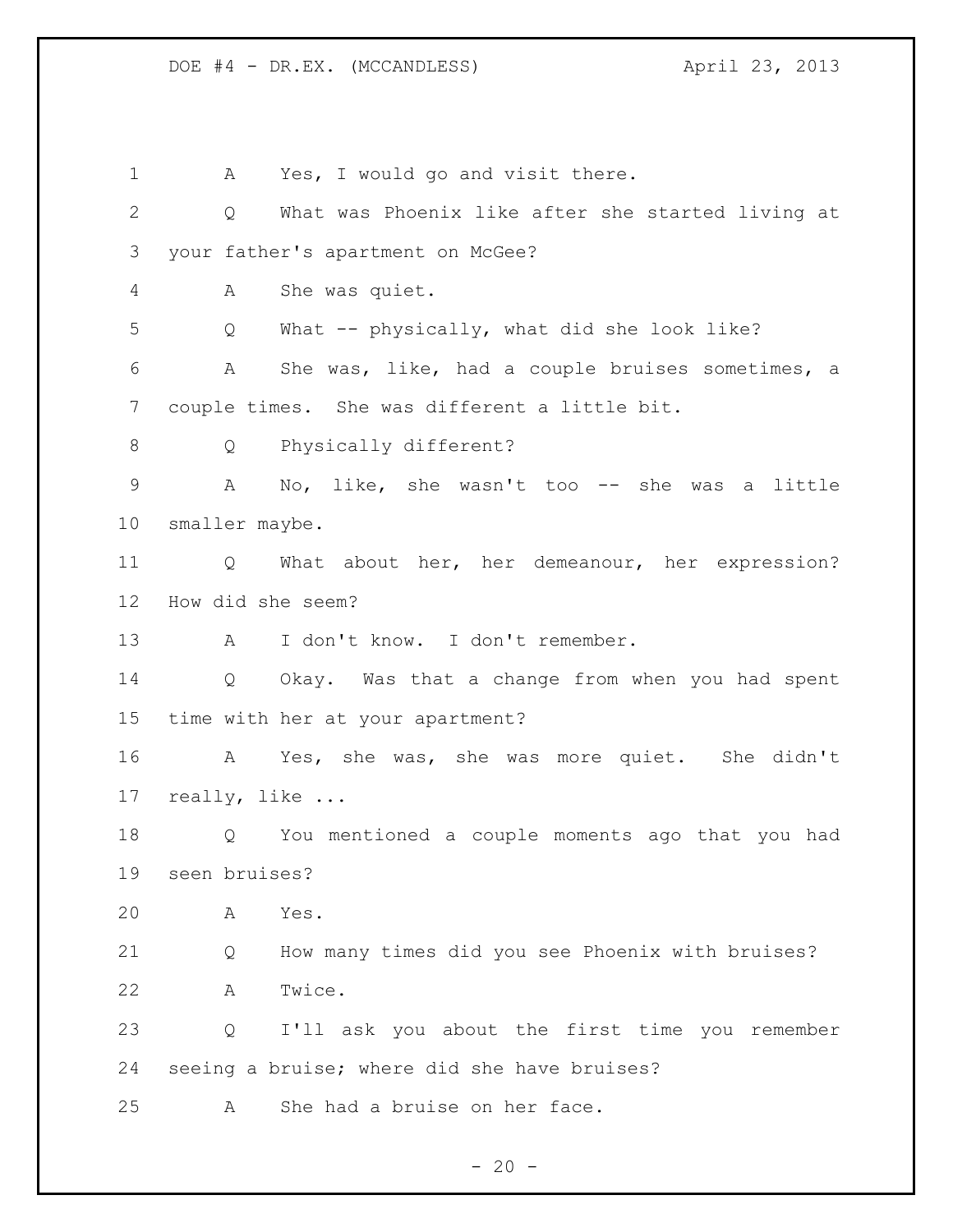A Yes, I would go and visit there.

Q What was Phoenix like after she started living at your father's apartment on McGee?

A She was quiet.

Q What -- physically, what did she look like?

A She was, like, had a couple bruises sometimes, a couple times. She was different a little bit.

Q Physically different?

A No, like, she wasn't too -- she was a little smaller maybe.

Q What about her, her demeanour, her expression? How did she seem?

A I don't know. I don't remember.

Q Okay. Was that a change from when you had spent time with her at your apartment?

A Yes, she was, she was more quiet. She didn't really, like ...

Q You mentioned a couple moments ago that you had seen bruises?

A Yes.

Q How many times did you see Phoenix with bruises?

A Twice.

Q I'll ask you about the first time you remember seeing a bruise; where did she have bruises?

A She had a bruise on her face.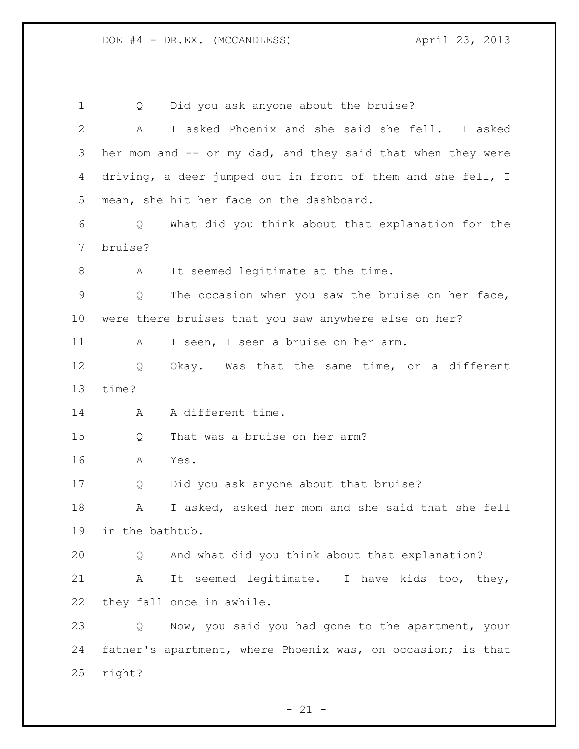Q Did you ask anyone about the bruise?

A I asked Phoenix and she said she fell. I asked her mom and -- or my dad, and they said that when they were driving, a deer jumped out in front of them and she fell, I mean, she hit her face on the dashboard.

Q What did you think about that explanation for the bruise?

A It seemed legitimate at the time.

Q The occasion when you saw the bruise on her face, were there bruises that you saw anywhere else on her?

A I seen, I seen a bruise on her arm.

Q Okay. Was that the same time, or a different time?

A A different time.

Q That was a bruise on her arm?

A Yes.

Q Did you ask anyone about that bruise?

A I asked, asked her mom and she said that she fell in the bathtub.

Q And what did you think about that explanation?

A It seemed legitimate. I have kids too, they, they fall once in awhile.

Q Now, you said you had gone to the apartment, your father's apartment, where Phoenix was, on occasion; is that right?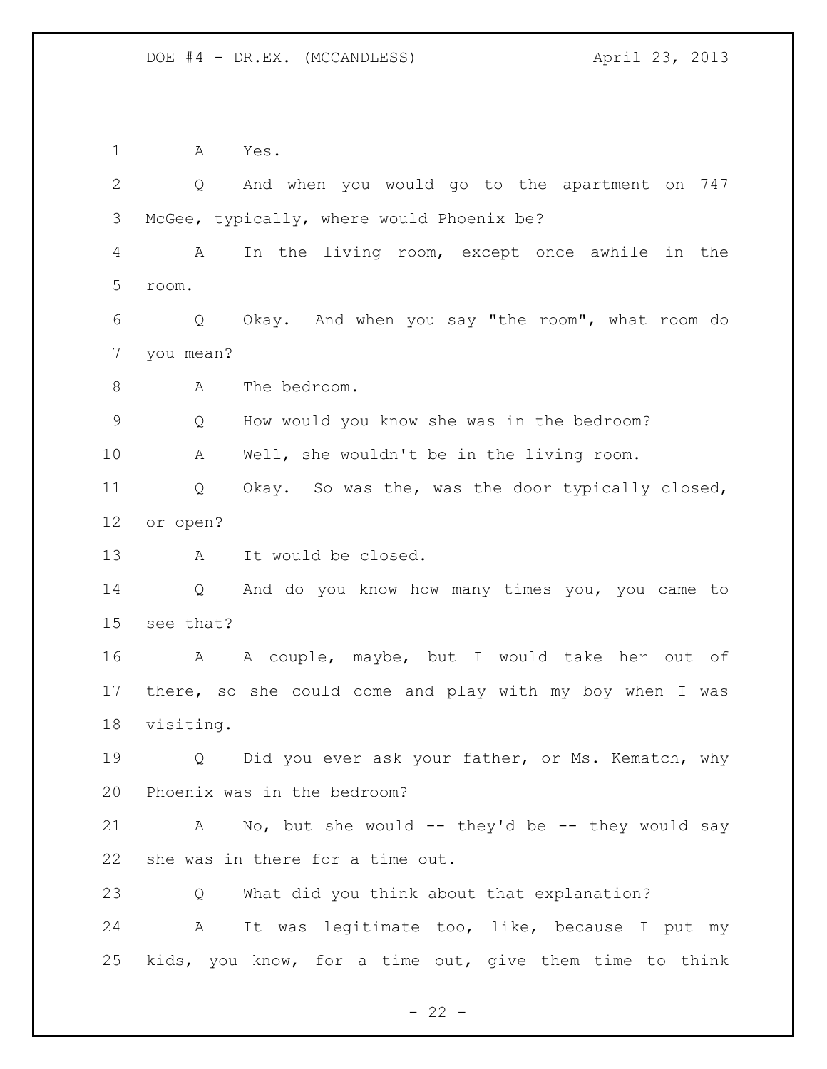1 A Yes.

2 Q And when you would go to the apartment on 747

3 McGee, typically, where would Phoenix be?

4 A In the living room, except once awhile in the

5 room.

6 Q Okay. And when you say "the room", what room do

7 you mean?

8 A The bedroom.

9 Q How would you know she was in the bedroom?

10 A Well, she wouldn't be in the living room.

11 Q Okay. So was the, was the door typically closed,

12 or open?

13 A It would be closed.

14 Q And do you know how many times you, you came to

15 see that?

16 A A couple, maybe, but I would take her out of

17 there, so she could come and play with my boy when I was

18 visiting.

19 Q Did you ever ask your father, or Ms. Kematch, why

20 Phoenix was in the bedroom?

21 A No, but she would -- they'd be -- they would say

22 she was in there for a time out.

23 Q What did you think about that explanation?

24 A It was legitimate too, like, because I put my

25 kids, you know, for a time out, give them time to think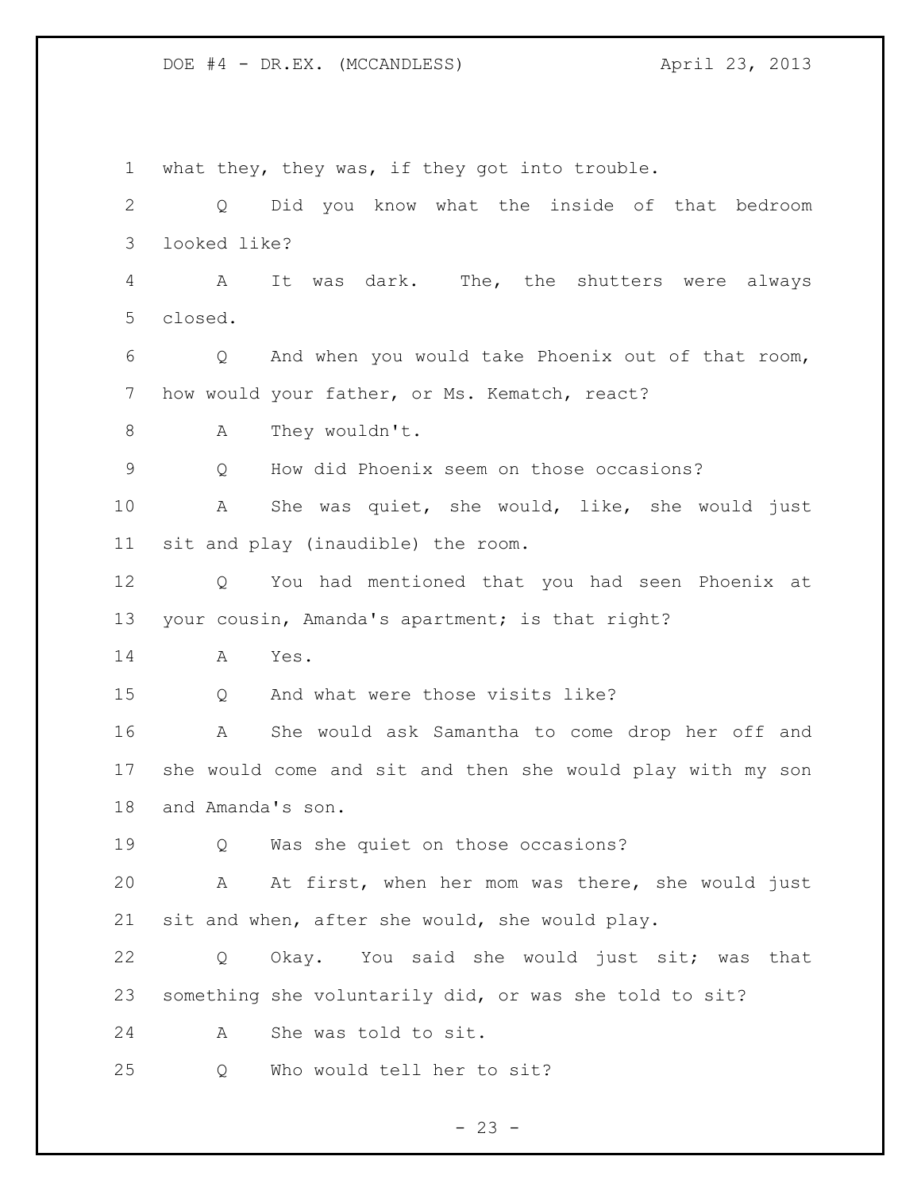what they, they was, if they got into trouble.

Q Did you know what the inside of that bedroom looked like?

A It was dark. The, the shutters were always closed.

Q And when you would take Phoenix out of that room, how would your father, or Ms. Kematch, react?

A They wouldn't.

Q How did Phoenix seem on those occasions?

A She was quiet, she would, like, she would just sit and play (inaudible) the room.

Q You had mentioned that you had seen Phoenix at your cousin, Amanda's apartment; is that right?

A Yes.

Q And what were those visits like?

A She would ask Samantha to come drop her off and she would come and sit and then she would play with my son and Amanda's son.

Q Was she quiet on those occasions?

A At first, when her mom was there, she would just sit and when, after she would, she would play.

Q Okay. You said she would just sit; was that something she voluntarily did, or was she told to sit?

A She was told to sit.

Q Who would tell her to sit?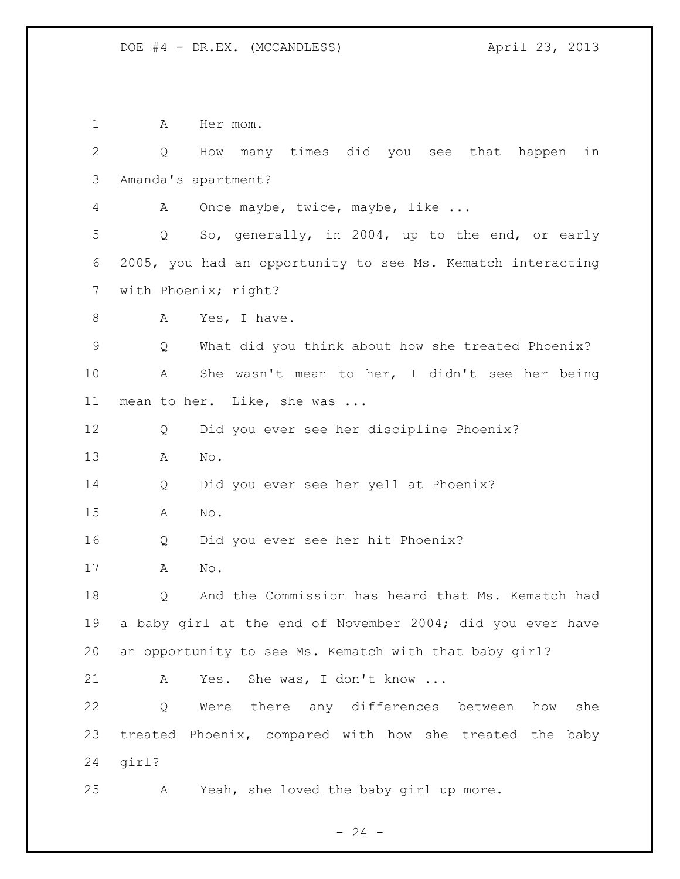A Her mom.

Q How many times did you see that happen in Amanda's apartment?

A Once maybe, twice, maybe, like ...

Q So, generally, in 2004, up to the end, or early 2005, you had an opportunity to see Ms. Kematch interacting with Phoenix; right?

A Yes, I have.

Q What did you think about how she treated Phoenix?

A She wasn't mean to her, I didn't see her being mean to her. Like, she was ...

Q Did you ever see her discipline Phoenix?

A No.

Q Did you ever see her yell at Phoenix?

A No.

Q Did you ever see her hit Phoenix?

A No.

Q And the Commission has heard that Ms. Kematch had a baby girl at the end of November 2004; did you ever have an opportunity to see Ms. Kematch with that baby girl?

A Yes. She was, I don't know ...

Q Were there any differences between how she treated Phoenix, compared with how she treated the baby girl?

A Yeah, she loved the baby girl up more.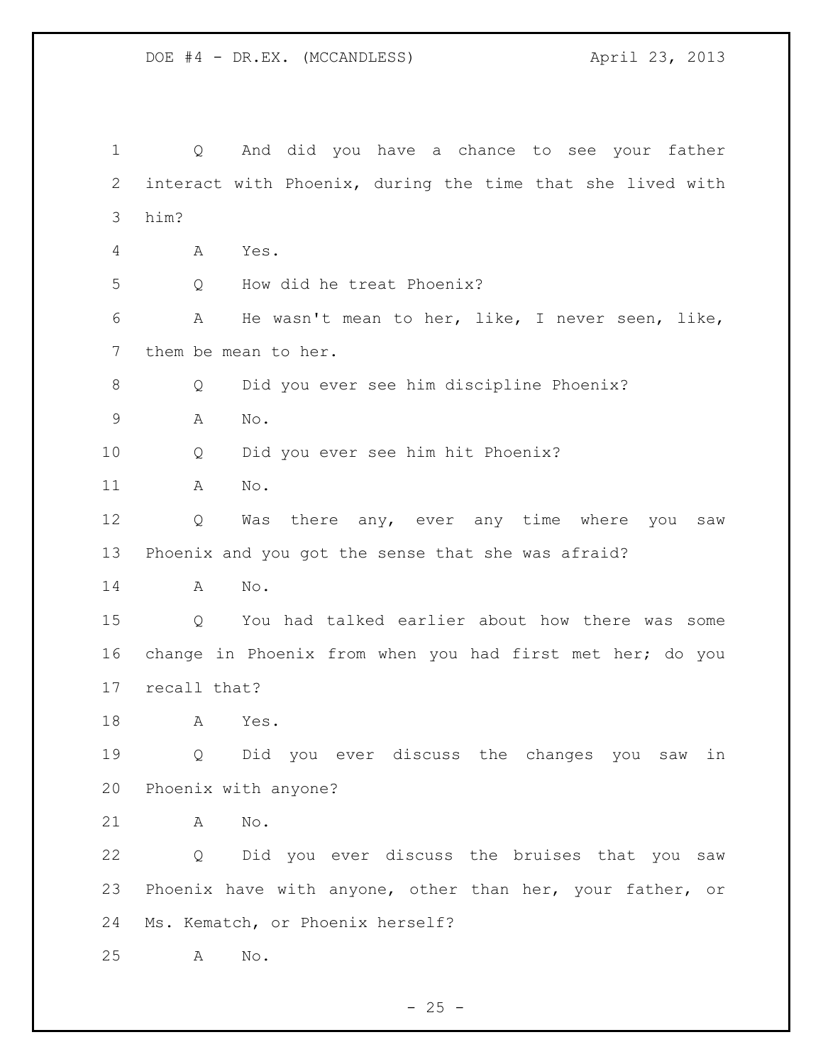Q And did you have a chance to see your father interact with Phoenix, during the time that she lived with him?

A Yes.

Q How did he treat Phoenix?

A He wasn't mean to her, like, I never seen, like, them be mean to her.

Q Did you ever see him discipline Phoenix?

A No.

Q Did you ever see him hit Phoenix?

A No.

Q Was there any, ever any time where you saw Phoenix and you got the sense that she was afraid?

A No.

Q You had talked earlier about how there was some change in Phoenix from when you had first met her; do you recall that?

A Yes.

Q Did you ever discuss the changes you saw in Phoenix with anyone?

A No.

Q Did you ever discuss the bruises that you saw Phoenix have with anyone, other than her, your father, or Ms. Kematch, or Phoenix herself?

A No.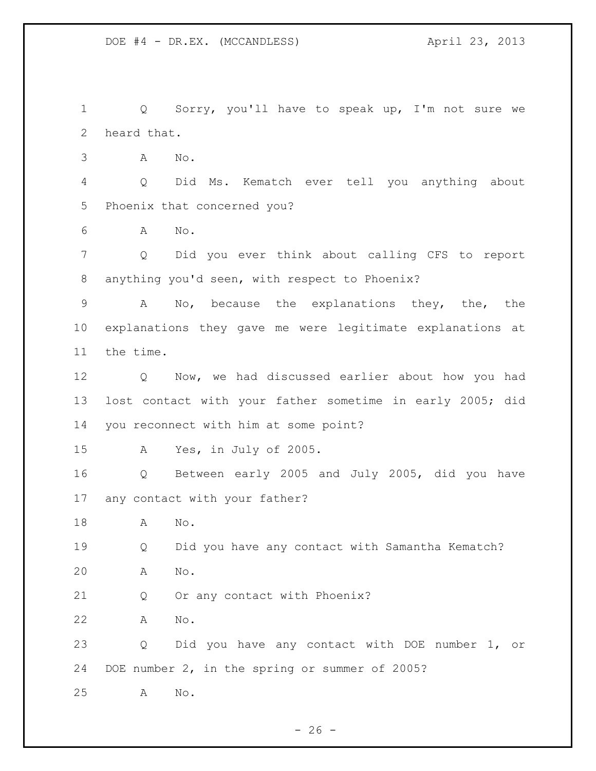Q Sorry, you'll have to speak up, I'm not sure we heard that.

A No.

Q Did Ms. Kematch ever tell you anything about Phoenix that concerned you?

A No.

Q Did you ever think about calling CFS to report anything you'd seen, with respect to Phoenix?

A No, because the explanations they, the, the explanations they gave me were legitimate explanations at the time.

Q Now, we had discussed earlier about how you had lost contact with your father sometime in early 2005; did you reconnect with him at some point?

A Yes, in July of 2005.

Q Between early 2005 and July 2005, did you have any contact with your father?

A No.

Q Did you have any contact with Samantha Kematch?

A No.

Q Or any contact with Phoenix?

A No.

Q Did you have any contact with DOE number 1, or DOE number 2, in the spring or summer of 2005?

A No.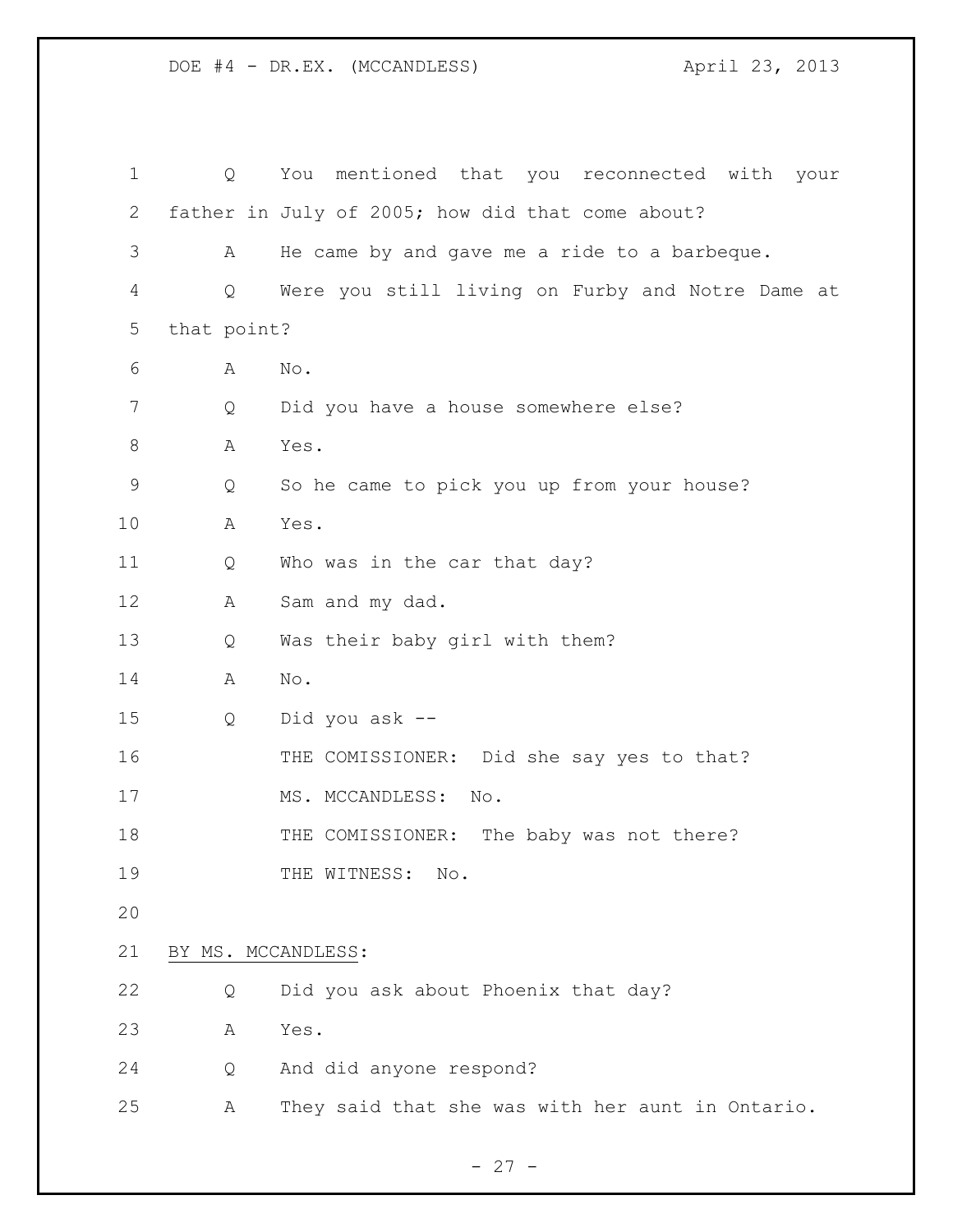Q You mentioned that you reconnected with your father in July of 2005; how did that come about?

A He came by and gave me a ride to a barbeque.

Q Were you still living on Furby and Notre Dame at that point?

A No.

Q Did you have a house somewhere else?

A Yes.

Q So he came to pick you up from your house?

A Yes.

Q Who was in the car that day?

A Sam and my dad.

Q Was their baby girl with them?

A No.

Q Did you ask --

THE COMISSIONER: Did she say yes to that?

MS. MCCANDLESS: No.

THE COMISSIONER: The baby was not there?

THE WITNESS: No.

BY MS. MCCANDLESS:

Q Did you ask about Phoenix that day?

A Yes.

Q And did anyone respond?

A They said that she was with her aunt in Ontario.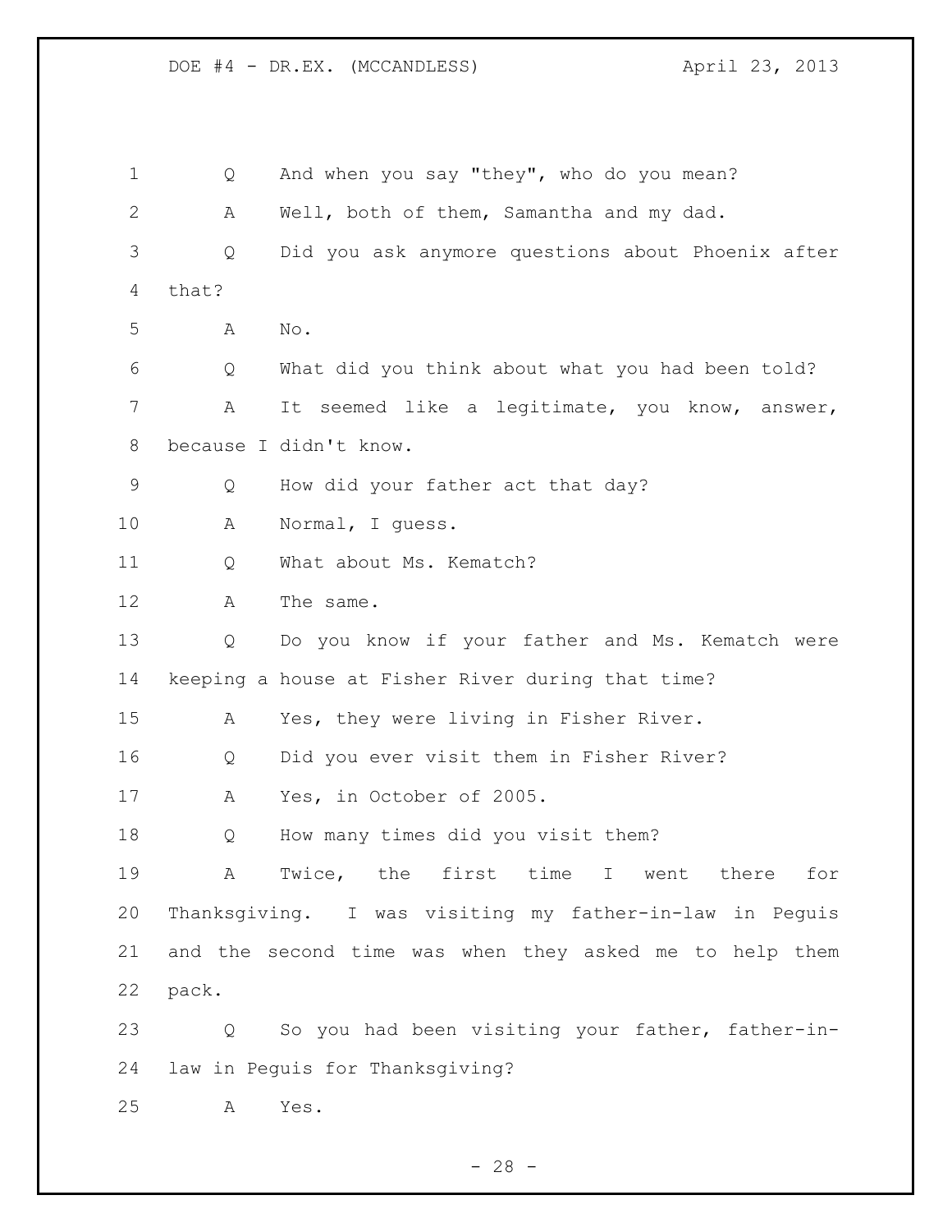Q And when you say "they", who do you mean?

A Well, both of them, Samantha and my dad.

Q Did you ask anymore questions about Phoenix after that?

A No.

Q What did you think about what you had been told?

A It seemed like a legitimate, you know, answer, because I didn't know.

Q How did your father act that day?

A Normal, I guess.

Q What about Ms. Kematch?

A The same.

Q Do you know if your father and Ms. Kematch were keeping a house at Fisher River during that time?

A Yes, they were living in Fisher River.

Q Did you ever visit them in Fisher River?

A Yes, in October of 2005.

Q How many times did you visit them?

A Twice, the first time I went there for Thanksgiving. I was visiting my father-in-law in Peguis and the second time was when they asked me to help them pack.

Q So you had been visiting your father, father-in-law in Peguis for Thanksgiving?

A Yes.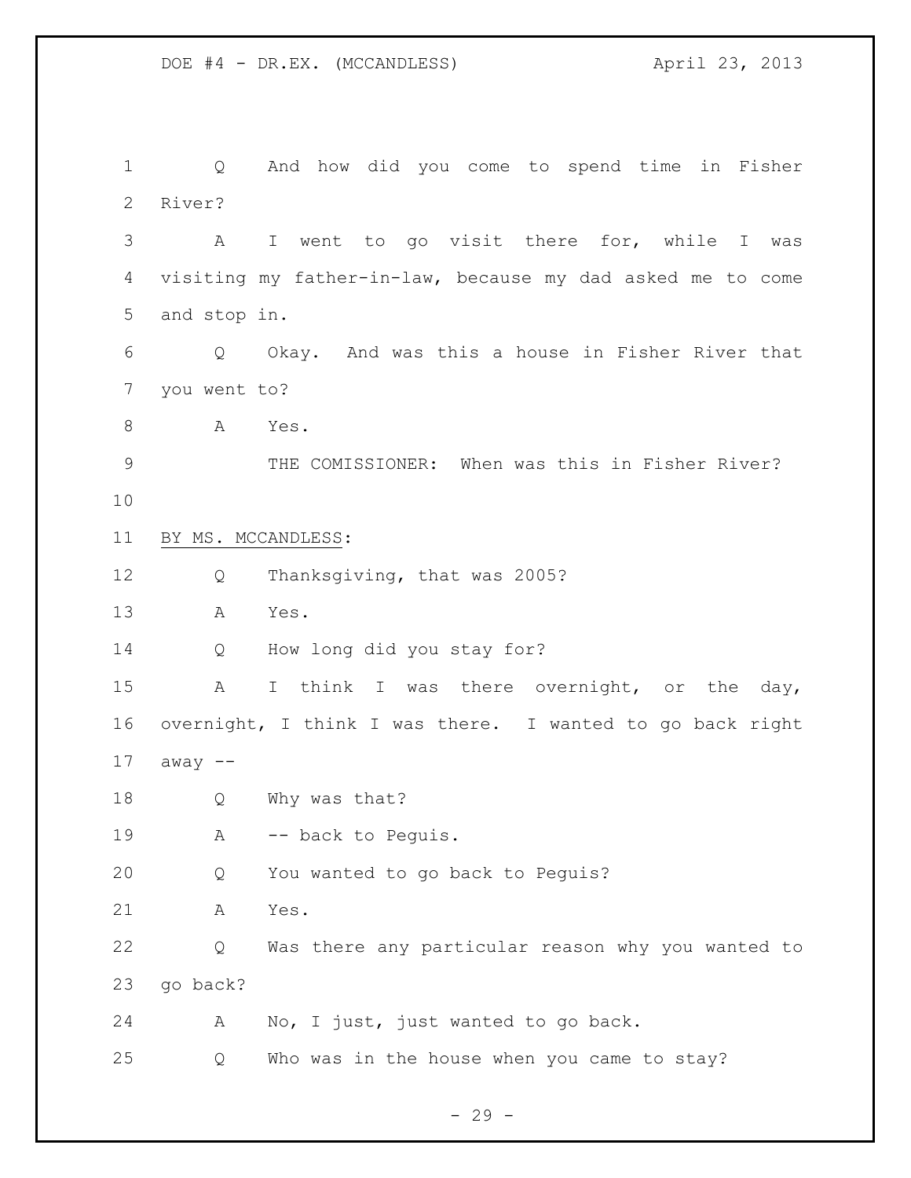Q And how did you come to spend time in Fisher River?

A I went to go visit there for, while I was visiting my father-in-law, because my dad asked me to come and stop in.

Q Okay. And was this a house in Fisher River that you went to?

A Yes.

THE COMISSIONER: When was this in Fisher River?

BY MS. MCCANDLESS:

Q Thanksgiving, that was 2005?

A Yes.

Q How long did you stay for?

A I think I was there overnight, or the day, overnight, I think I was there. I wanted to go back right away --

Q Why was that?

A -- back to Peguis.

Q You wanted to go back to Peguis?

A Yes.

Q Was there any particular reason why you wanted to go back?

A No, I just, just wanted to go back.

Q Who was in the house when you came to stay?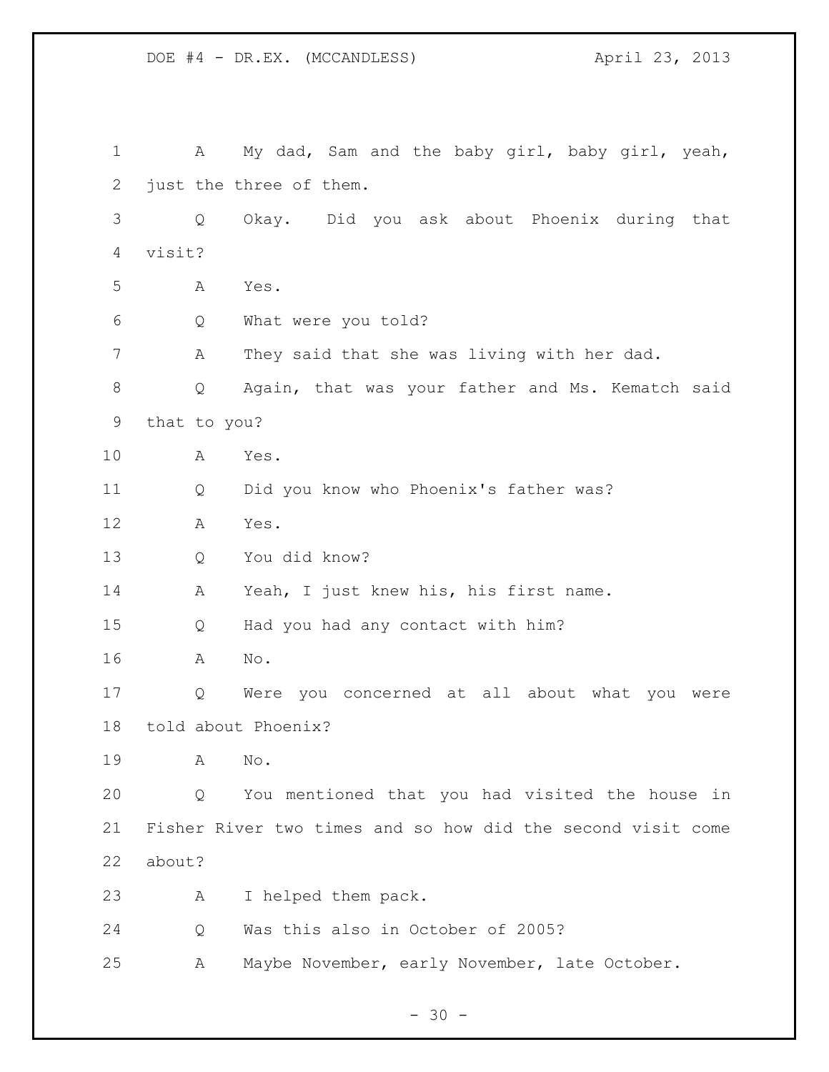A My dad, Sam and the baby girl, baby girl, yeah, just the three of them.

Q Okay. Did you ask about Phoenix during that visit?

A Yes.

Q What were you told?

A They said that she was living with her dad.

Q Again, that was your father and Ms. Kematch said that to you?

A Yes.

Q Did you know who Phoenix's father was?

A Yes.

Q You did know?

A Yeah, I just knew his, his first name.

Q Had you had any contact with him?

A No.

Q Were you concerned at all about what you were told about Phoenix?

A No.

Q You mentioned that you had visited the house in Fisher River two times and so how did the second visit come about?

A I helped them pack.

Q Was this also in October of 2005?

A Maybe November, early November, late October.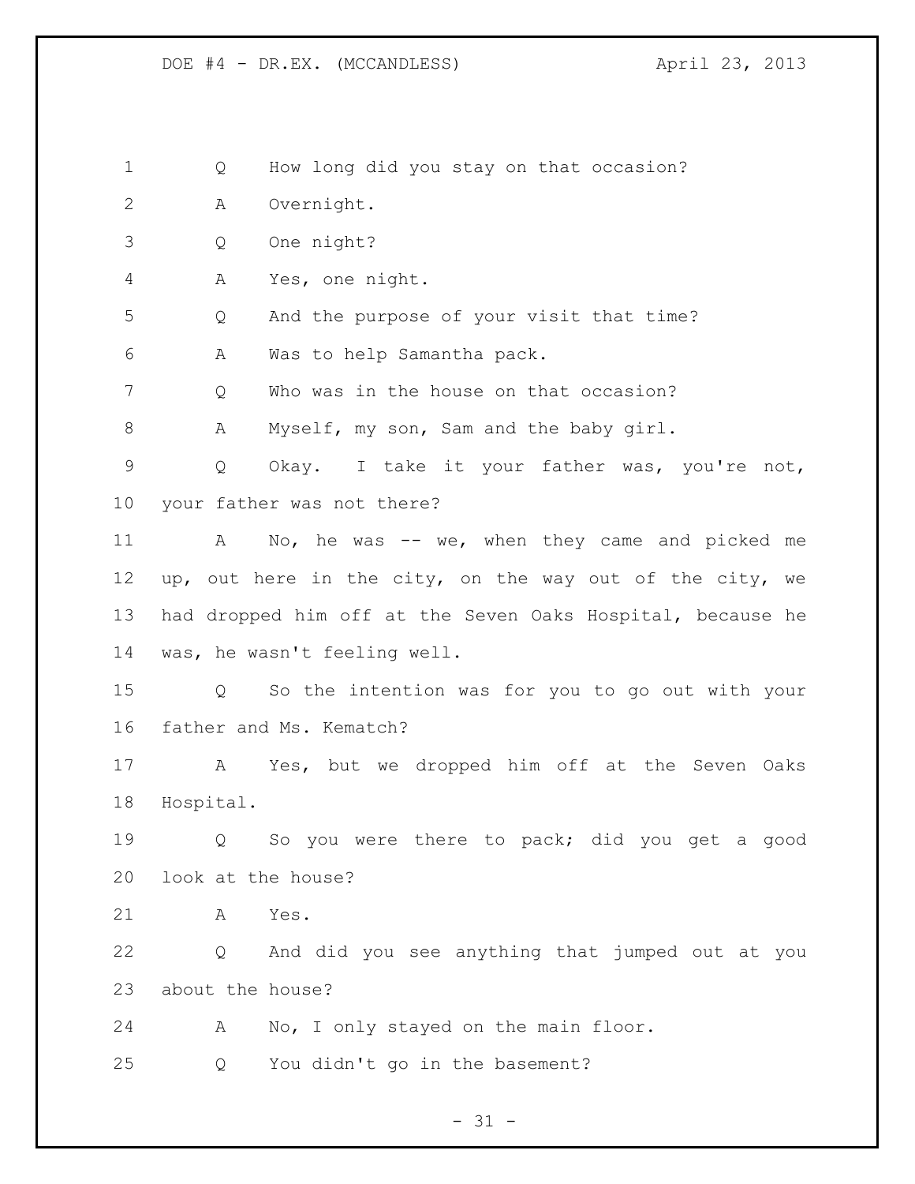Q How long did you stay on that occasion?

A Overnight.

Q One night?

A Yes, one night.

Q And the purpose of your visit that time?

A Was to help Samantha pack.

Q Who was in the house on that occasion?

A Myself, my son, Sam and the baby girl.

Q Okay. I take it your father was, you're not, your father was not there?

A No, he was -- we, when they came and picked me up, out here in the city, on the way out of the city, we had dropped him off at the Seven Oaks Hospital, because he was, he wasn't feeling well.

Q So the intention was for you to go out with your father and Ms. Kematch?

A Yes, but we dropped him off at the Seven Oaks Hospital.

Q So you were there to pack; did you get a good look at the house?

A Yes.

Q And did you see anything that jumped out at you about the house?

A No, I only stayed on the main floor.

Q You didn't go in the basement?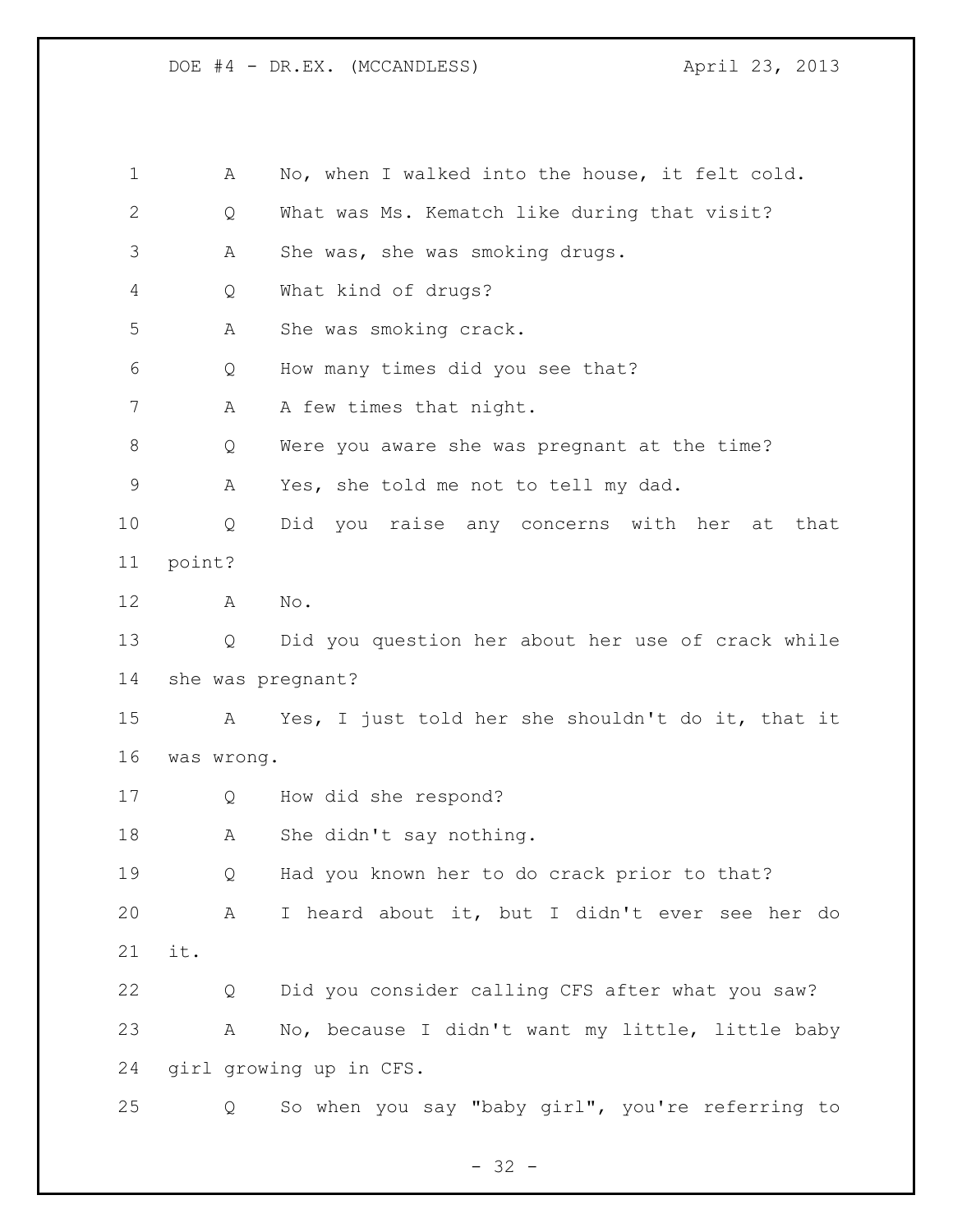A No, when I walked into the house, it felt cold.

Q What was Ms. Kematch like during that visit?

A She was, she was smoking drugs.

Q What kind of drugs?

A She was smoking crack.

Q How many times did you see that?

A A few times that night.

Q Were you aware she was pregnant at the time?

A Yes, she told me not to tell my dad.

Q Did you raise any concerns with her at that point?

A No.

Q Did you question her about her use of crack while she was pregnant?

A Yes, I just told her she shouldn't do it, that it was wrong.

Q How did she respond?

A She didn't say nothing.

Q Had you known her to do crack prior to that?

A I heard about it, but I didn't ever see her do it.

Q Did you consider calling CFS after what you saw?

A No, because I didn't want my little, little baby girl growing up in CFS.

Q So when you say "baby girl", you're referring to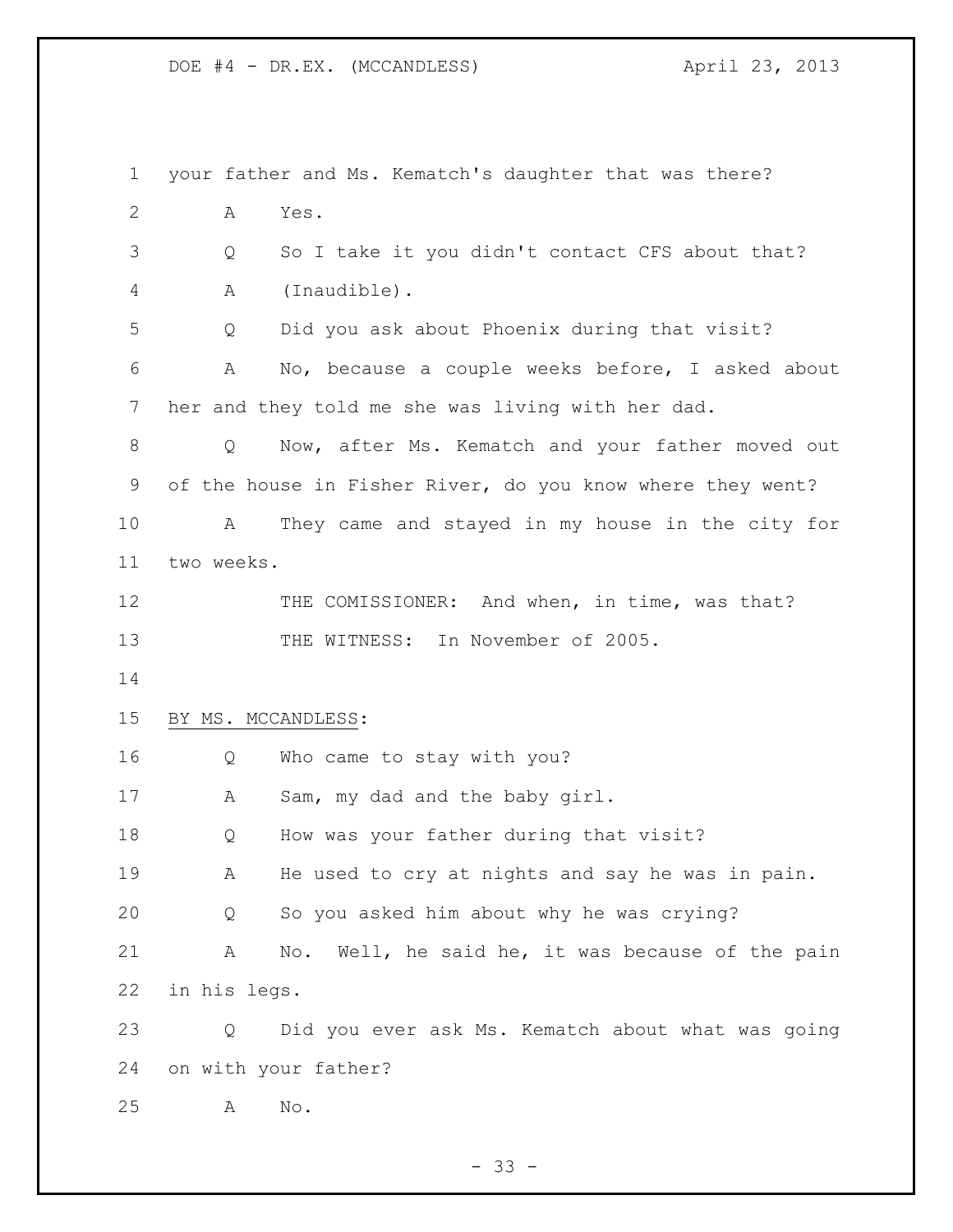your father and Ms. Kematch's daughter that was there?

A Yes.

Q So I take it you didn't contact CFS about that?

A (Inaudible).

Q Did you ask about Phoenix during that visit?

A No, because a couple weeks before, I asked about her and they told me she was living with her dad.

Q Now, after Ms. Kematch and your father moved out of the house in Fisher River, do you know where they went?

A They came and stayed in my house in the city for two weeks.

THE COMISSIONER: And when, in time, was that?

THE WITNESS: In November of 2005.

BY MS. MCCANDLESS:

Q Who came to stay with you?

A Sam, my dad and the baby girl.

Q How was your father during that visit?

A He used to cry at nights and say he was in pain.

Q So you asked him about why he was crying?

A No. Well, he said he, it was because of the pain in his legs.

Q Did you ever ask Ms. Kematch about what was going on with your father?

A No.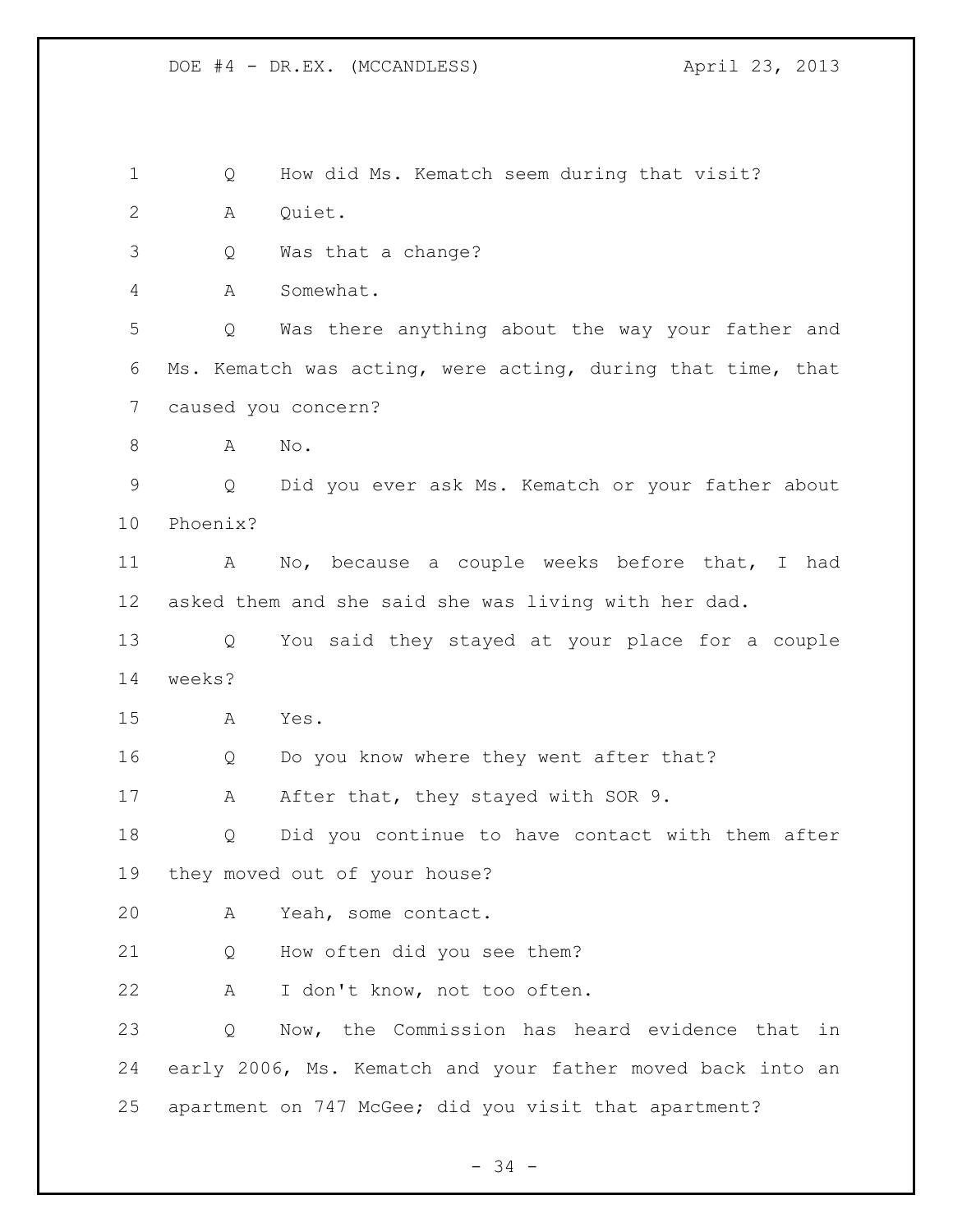Q How did Ms. Kematch seem during that visit?

A Quiet.

Q Was that a change?

A Somewhat.

Q Was there anything about the way your father and Ms. Kematch was acting, were acting, during that time, that caused you concern?

A No.

Q Did you ever ask Ms. Kematch or your father about Phoenix?

A No, because a couple weeks before that, I had asked them and she said she was living with her dad.

Q You said they stayed at your place for a couple weeks?

A Yes.

Q Do you know where they went after that?

A After that, they stayed with SOR 9.

Q Did you continue to have contact with them after they moved out of your house?

A Yeah, some contact.

Q How often did you see them?

A I don't know, not too often.

Q Now, the Commission has heard evidence that in early 2006, Ms. Kematch and your father moved back into an apartment on 747 McGee; did you visit that apartment?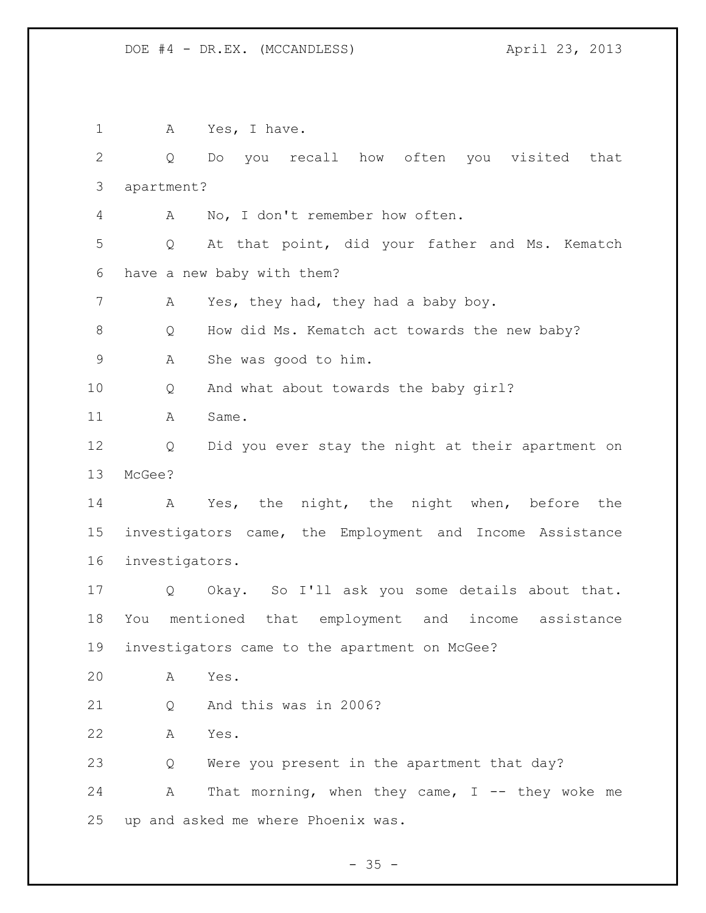1 A Yes, I have.

2 Q Do you recall how often you visited that

3 apartment?

4 A No, I don't remember how often.

5 Q At that point, did your father and Ms. Kematch

6 have a new baby with them?

7 A Yes, they had, they had a baby boy.

8 Q How did Ms. Kematch act towards the new baby?

9 A She was good to him.

10 Q And what about towards the baby girl?

11 A Same.

12 Q Did you ever stay the night at their apartment on

13 McGee?

14 A Yes, the night, the night when, before the

15 investigators came, the Employment and Income Assistance

16 investigators.

17 Q Okay. So I'll ask you some details about that.

18 You mentioned that employment and income assistance

19 investigators came to the apartment on McGee?

20 A Yes.

21 Q And this was in 2006?

22 A Yes.

23 Q Were you present in the apartment that day?

24 A That morning, when they came, I -- they woke me

25 up and asked me where Phoenix was.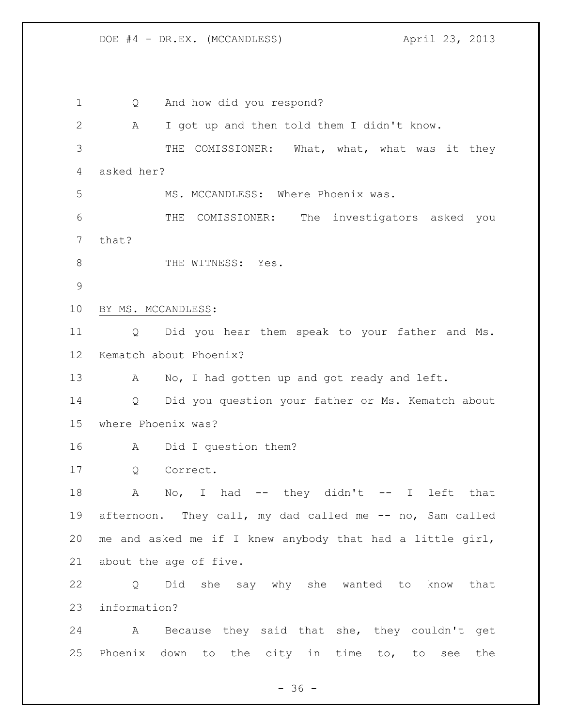Q And how did you respond?

A I got up and then told them I didn't know.

THE COMISSIONER: What, what, what was it they asked her?

MS. MCCANDLESS: Where Phoenix was.

THE COMISSIONER: The investigators asked you that?

THE WITNESS: Yes.

BY MS. MCCANDLESS:

Q Did you hear them speak to your father and Ms. Kematch about Phoenix?

A No, I had gotten up and got ready and left.

Q Did you question your father or Ms. Kematch about where Phoenix was?

A Did I question them?

Q Correct.

A No, I had -- they didn't -- I left that afternoon. They call, my dad called me -- no, Sam called me and asked me if I knew anybody that had a little girl, about the age of five.

Q Did she say why she wanted to know that information?

A Because they said that she, they couldn't get Phoenix down to the city in time to, to see the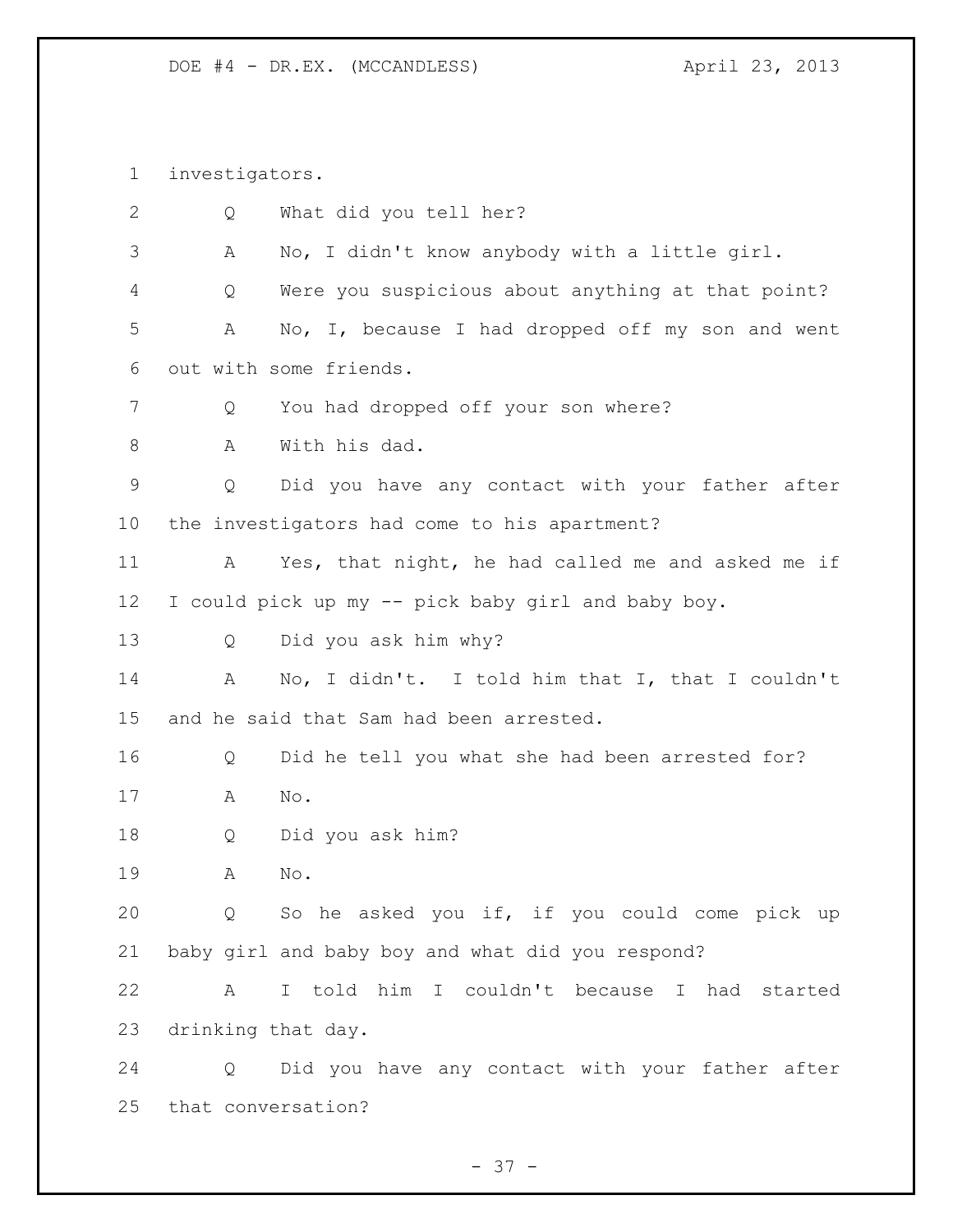investigators.

Q What did you tell her?

A No, I didn't know anybody with a little girl.

Q Were you suspicious about anything at that point?

A No, I, because I had dropped off my son and went out with some friends.

Q You had dropped off your son where?

A With his dad.

Q Did you have any contact with your father after the investigators had come to his apartment?

A Yes, that night, he had called me and asked me if I could pick up my -- pick baby girl and baby boy.

Q Did you ask him why?

A No, I didn't. I told him that I, that I couldn't and he said that Sam had been arrested.

Q Did he tell you what she had been arrested for?

A No.

Q Did you ask him?

A No.

Q So he asked you if, if you could come pick up baby girl and baby boy and what did you respond?

A I told him I couldn't because I had started drinking that day.

Q Did you have any contact with your father after that conversation?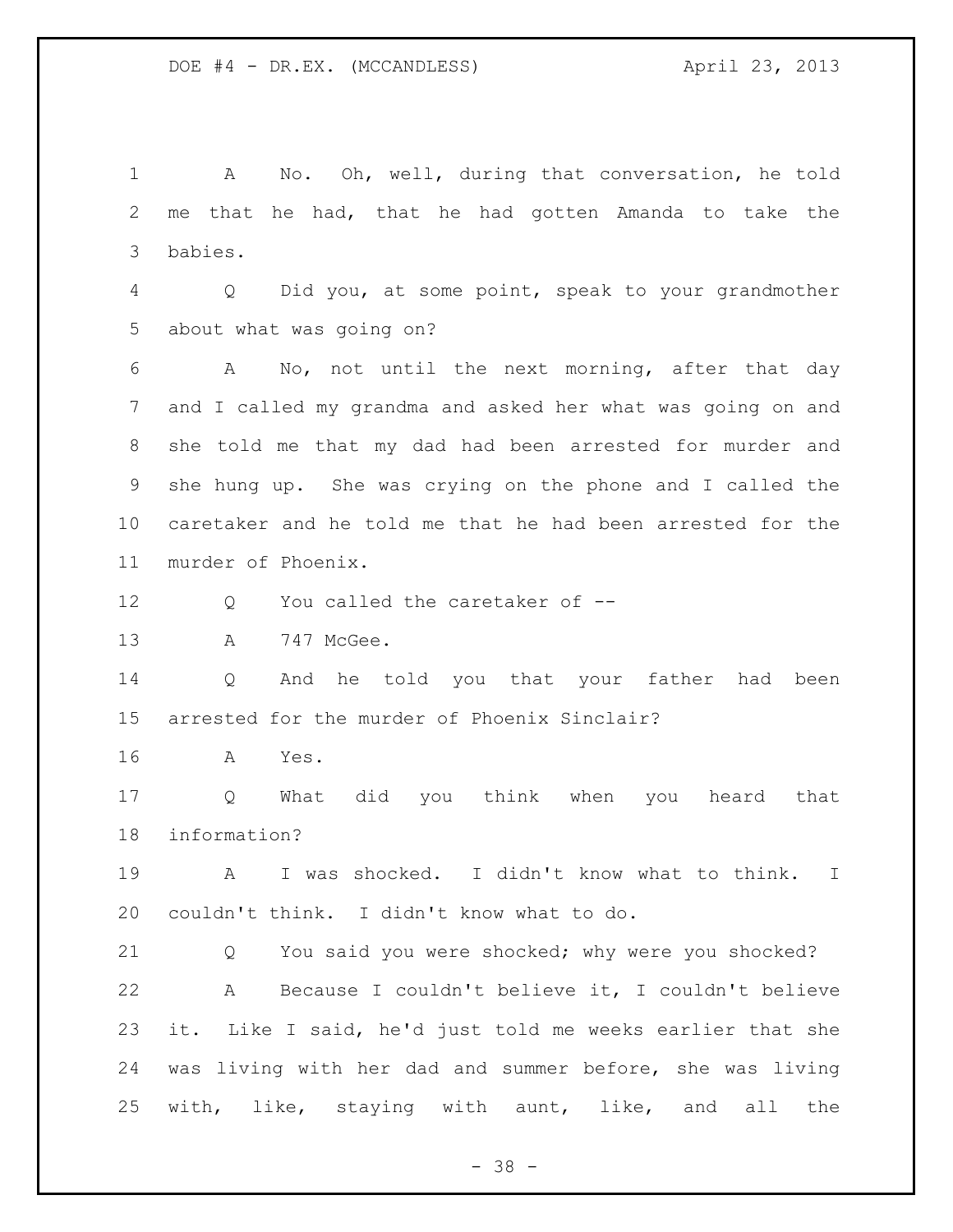A No. Oh, well, during that conversation, he told me that he had, that he had gotten Amanda to take the babies.

Q Did you, at some point, speak to your grandmother about what was going on?

A No, not until the next morning, after that day and I called my grandma and asked her what was going on and she told me that my dad had been arrested for murder and she hung up. She was crying on the phone and I called the caretaker and he told me that he had been arrested for the murder of Phoenix.

Q You called the caretaker of --

A 747 McGee.

Q And he told you that your father had been arrested for the murder of Phoenix Sinclair?

A Yes.

Q What did you think when you heard that information?

A I was shocked. I didn't know what to think. I couldn't think. I didn't know what to do.

Q You said you were shocked; why were you shocked?

A Because I couldn't believe it, I couldn't believe it. Like I said, he'd just told me weeks earlier that she was living with her dad and summer before, she was living with, like, staying with aunt, like, and all the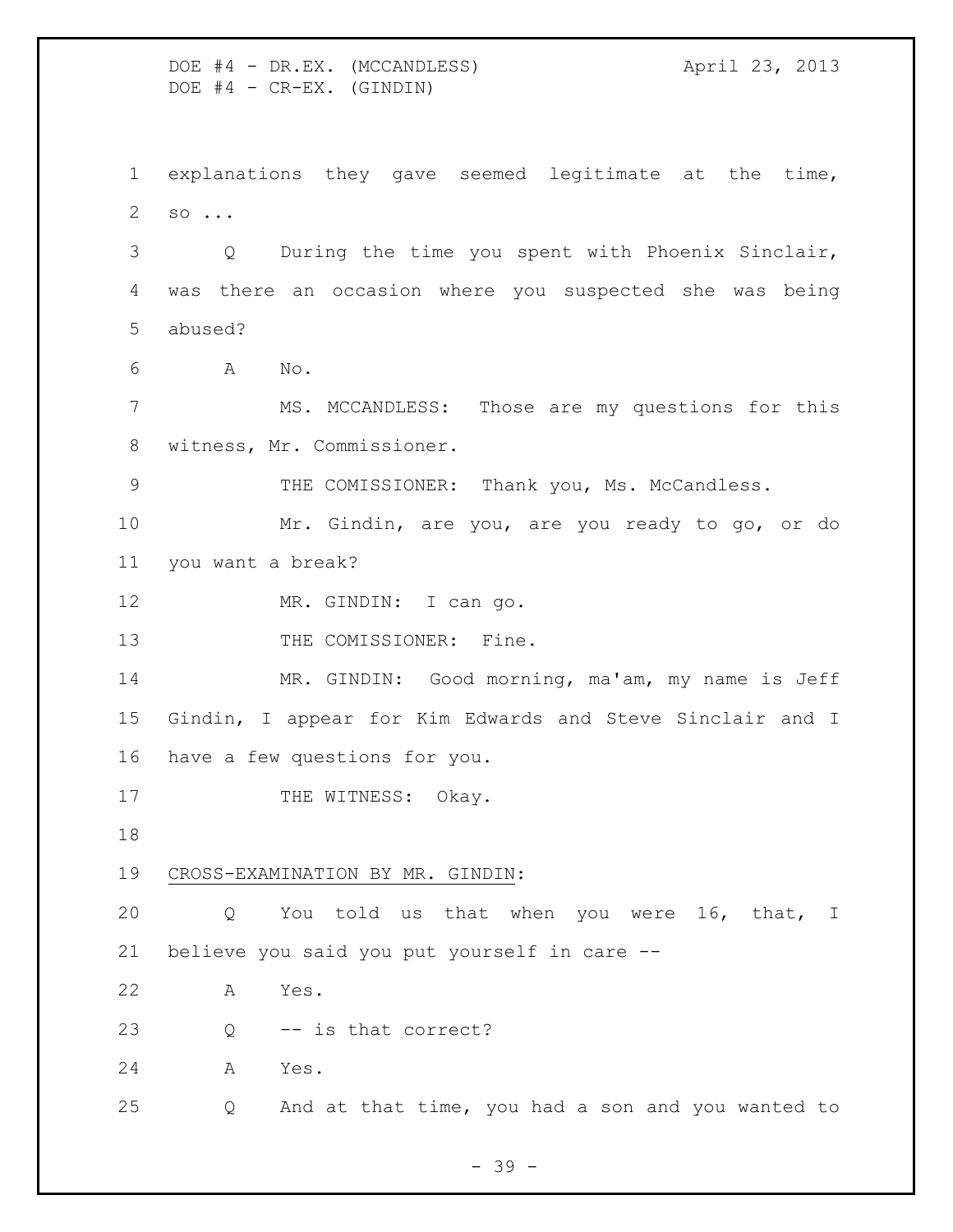1 explanations they gave seemed legitimate at the time,
2 so ...

3 Q During the time you spent with Phoenix Sinclair,
4 was there an occasion where you suspected she was being
5 abused?

6 A No.

7 MS. MCCANDLESS: Those are my questions for this
8 witness, Mr. Commissioner.

9 THE COMISSIONER: Thank you, Ms. McCandless.

10 Mr. Gindin, are you, are you ready to go, or do
11 you want a break?

12 MR. GINDIN: I can go.

13 THE COMISSIONER: Fine.

14 MR. GINDIN: Good morning, ma'am, my name is Jeff
15 Gindin, I appear for Kim Edwards and Steve Sinclair and I
16 have a few questions for you.

17 THE WITNESS: Okay.

18

19 CROSS-EXAMINATION BY MR. GINDIN:

20 Q You told us that when you were 16, that, I
21 believe you said you put yourself in care --

22 A Yes.

23 Q -- is that correct?

24 A Yes.

25 Q And at that time, you had a son and you wanted to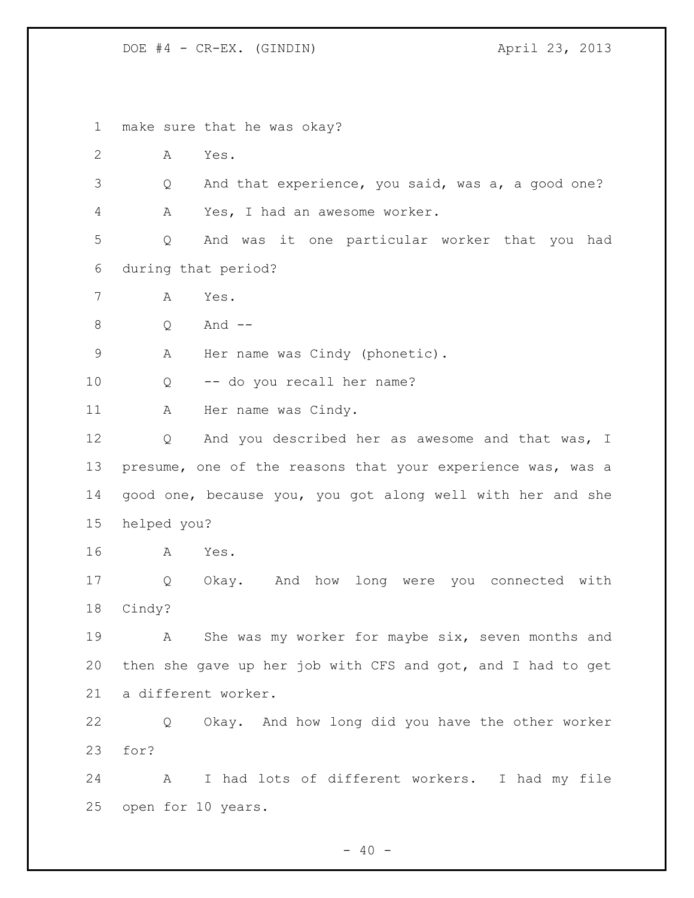make sure that he was okay?

A Yes.

Q And that experience, you said, was a, a good one?

A Yes, I had an awesome worker.

Q And was it one particular worker that you had during that period?

A Yes.

Q And --

A Her name was Cindy (phonetic).

Q -- do you recall her name?

A Her name was Cindy.

Q And you described her as awesome and that was, I presume, one of the reasons that your experience was, was a good one, because you, you got along well with her and she helped you?

A Yes.

Q Okay. And how long were you connected with Cindy?

A She was my worker for maybe six, seven months and then she gave up her job with CFS and got, and I had to get a different worker.

Q Okay. And how long did you have the other worker for?

A I had lots of different workers. I had my file open for 10 years.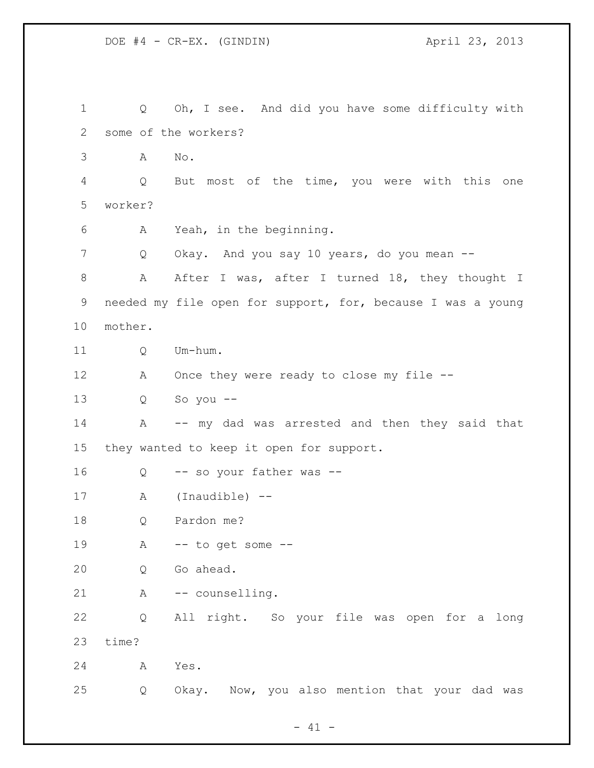Q Oh, I see. And did you have some difficulty with some of the workers?

A No.

Q But most of the time, you were with this one worker?

A Yeah, in the beginning.

Q Okay. And you say 10 years, do you mean --

A After I was, after I turned 18, they thought I needed my file open for support, for, because I was a young mother.

Q Um-hum.

A Once they were ready to close my file --

Q So you --

A -- my dad was arrested and then they said that they wanted to keep it open for support.

Q -- so your father was --

A (Inaudible) --

Q Pardon me?

A -- to get some --

Q Go ahead.

A -- counselling.

Q All right. So your file was open for a long time?

A Yes.

Q Okay. Now, you also mention that your dad was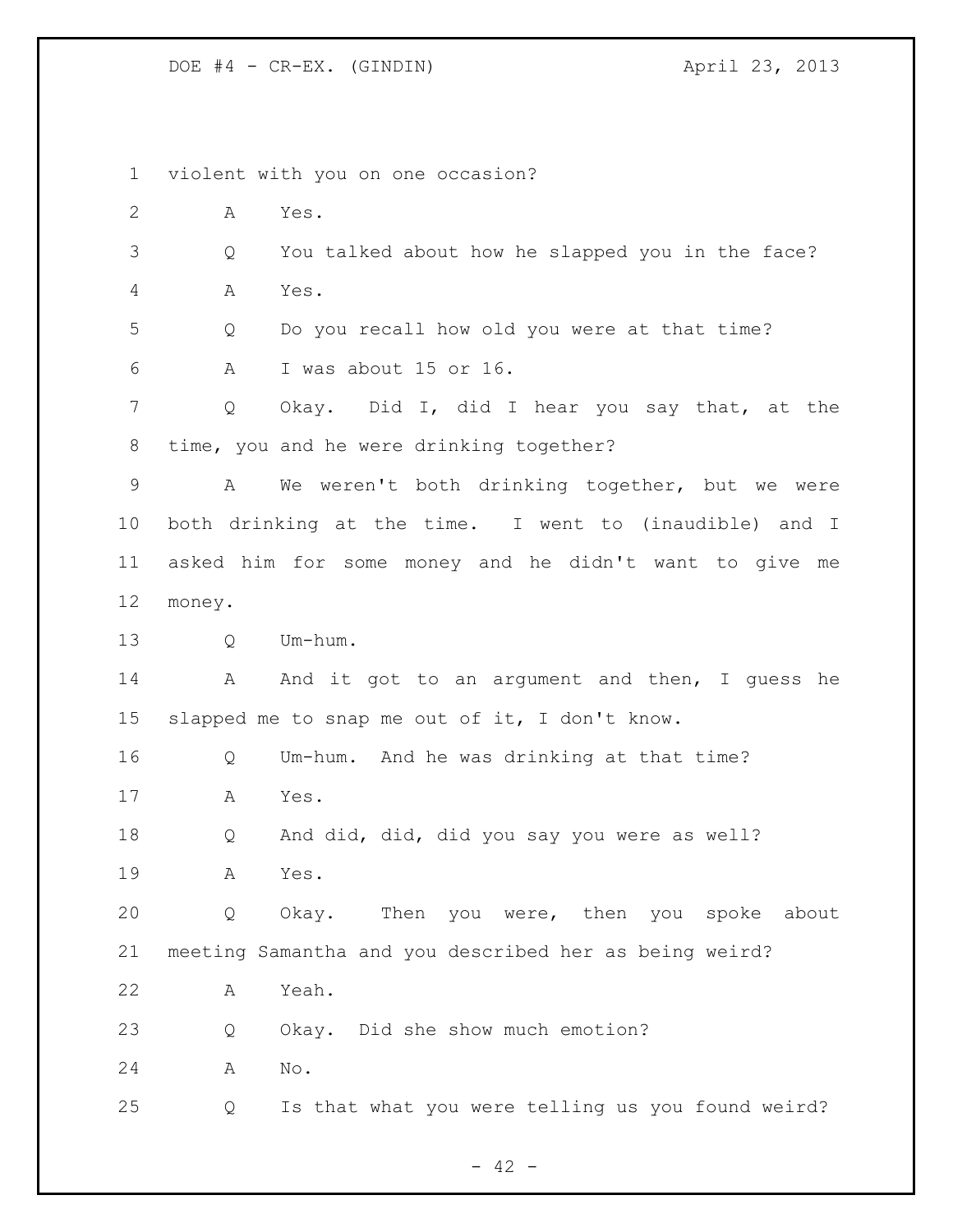violent with you on one occasion?

A Yes.

Q You talked about how he slapped you in the face?

A Yes.

Q Do you recall how old you were at that time?

A I was about 15 or 16.

Q Okay. Did I, did I hear you say that, at the time, you and he were drinking together?

A We weren't both drinking together, but we were both drinking at the time. I went to (inaudible) and I asked him for some money and he didn't want to give me money.

Q Um-hum.

A And it got to an argument and then, I guess he slapped me to snap me out of it, I don't know.

Q Um-hum. And he was drinking at that time?

A Yes.

Q And did, did, did you say you were as well?

A Yes.

Q Okay. Then you were, then you spoke about meeting Samantha and you described her as being weird?

A Yeah.

Q Okay. Did she show much emotion?

A No.

Q Is that what you were telling us you found weird?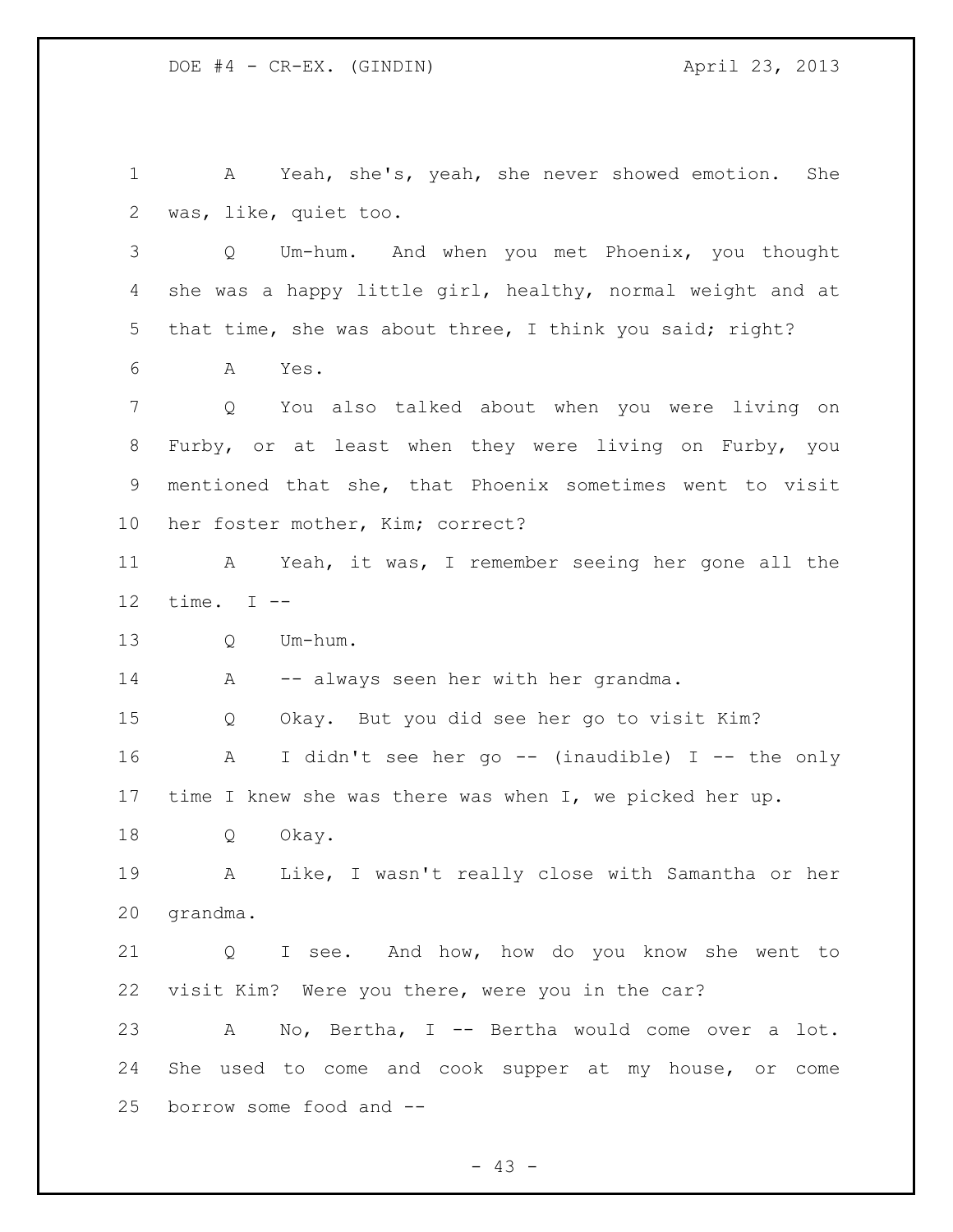A Yeah, she's, yeah, she never showed emotion. She was, like, quiet too.

Q Um-hum. And when you met Phoenix, you thought she was a happy little girl, healthy, normal weight and at that time, she was about three, I think you said; right?

A Yes.

Q You also talked about when you were living on Furby, or at least when they were living on Furby, you mentioned that she, that Phoenix sometimes went to visit her foster mother, Kim; correct?

A Yeah, it was, I remember seeing her gone all the time. I --

Q Um-hum.

A -- always seen her with her grandma.

Q Okay. But you did see her go to visit Kim?

A I didn't see her go -- (inaudible) I -- the only time I knew she was there was when I, we picked her up.

Q Okay.

A Like, I wasn't really close with Samantha or her grandma.

Q I see. And how, how do you know she went to visit Kim? Were you there, were you in the car?

A No, Bertha, I -- Bertha would come over a lot. She used to come and cook supper at my house, or come borrow some food and --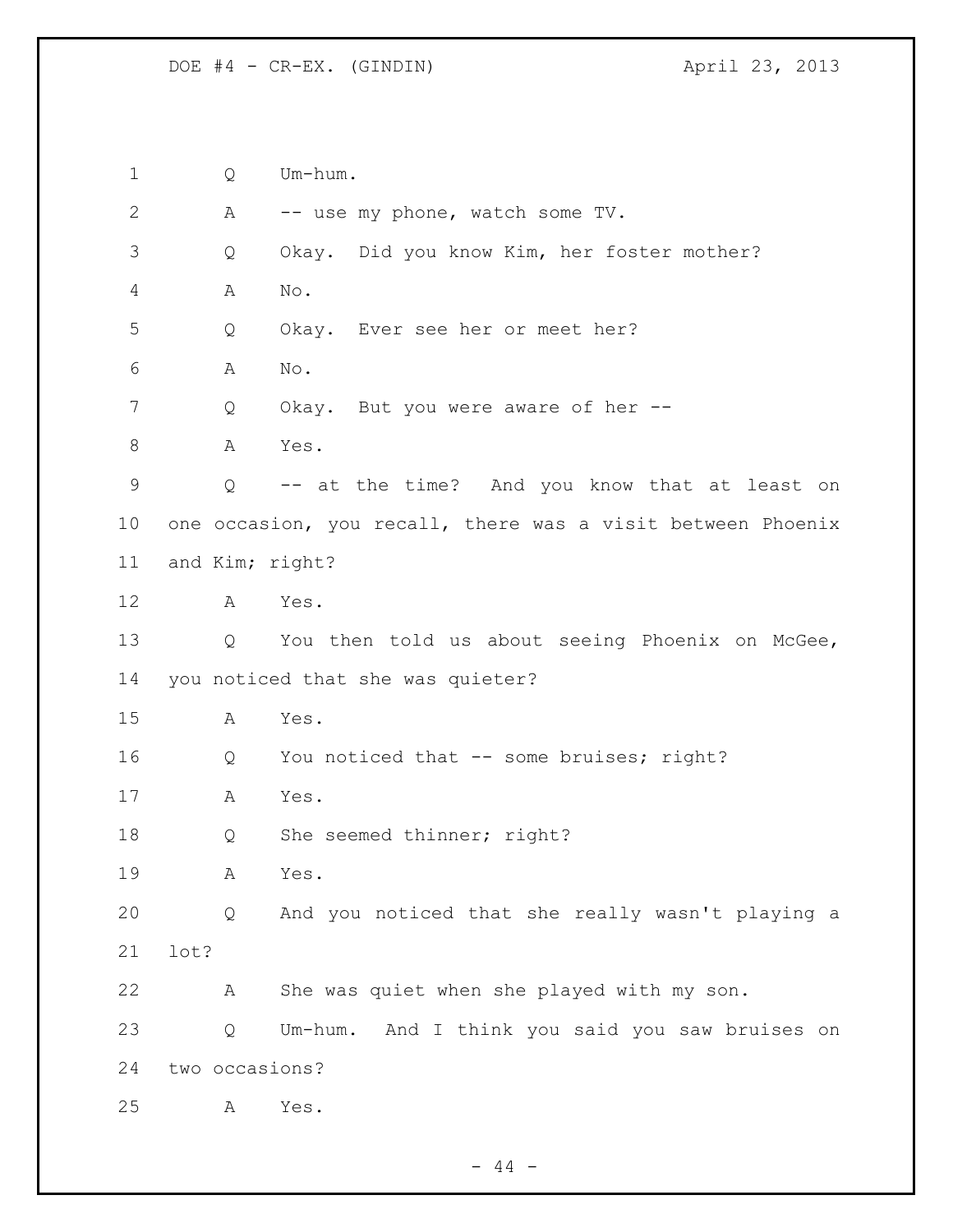1 Q Um-hum.

2 A -- use my phone, watch some TV.

3 Q Okay. Did you know Kim, her foster mother?

4 A No.

5 Q Okay. Ever see her or meet her?

6 A No.

7 Q Okay. But you were aware of her --

8 A Yes.

9 Q -- at the time? And you know that at least on

10 one occasion, you recall, there was a visit between Phoenix

11 and Kim; right?

12 A Yes.

13 Q You then told us about seeing Phoenix on McGee,

14 you noticed that she was quieter?

15 A Yes.

16 Q You noticed that -- some bruises; right?

17 A Yes.

18 Q She seemed thinner; right?

19 A Yes.

20 Q And you noticed that she really wasn't playing a

21 lot?

22 A She was quiet when she played with my son.

23 Q Um-hum. And I think you said you saw bruises on

24 two occasions?

25 A Yes.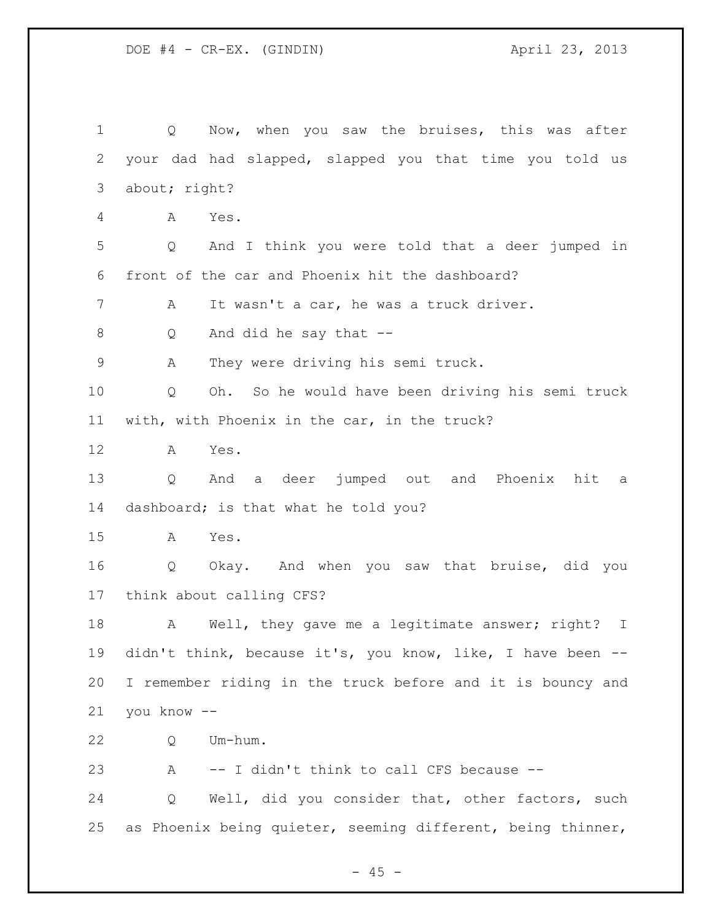Q Now, when you saw the bruises, this was after your dad had slapped, slapped you that time you told us about; right?

A Yes.

Q And I think you were told that a deer jumped in front of the car and Phoenix hit the dashboard?

A It wasn't a car, he was a truck driver.

Q And did he say that --

A They were driving his semi truck.

Q Oh. So he would have been driving his semi truck with, with Phoenix in the car, in the truck?

A Yes.

Q And a deer jumped out and Phoenix hit a dashboard; is that what he told you?

A Yes.

Q Okay. And when you saw that bruise, did you think about calling CFS?

A Well, they gave me a legitimate answer; right? I didn't think, because it's, you know, like, I have been -- I remember riding in the truck before and it is bouncy and you know --

Q Um-hum.

A -- I didn't think to call CFS because --

Q Well, did you consider that, other factors, such as Phoenix being quieter, seeming different, being thinner,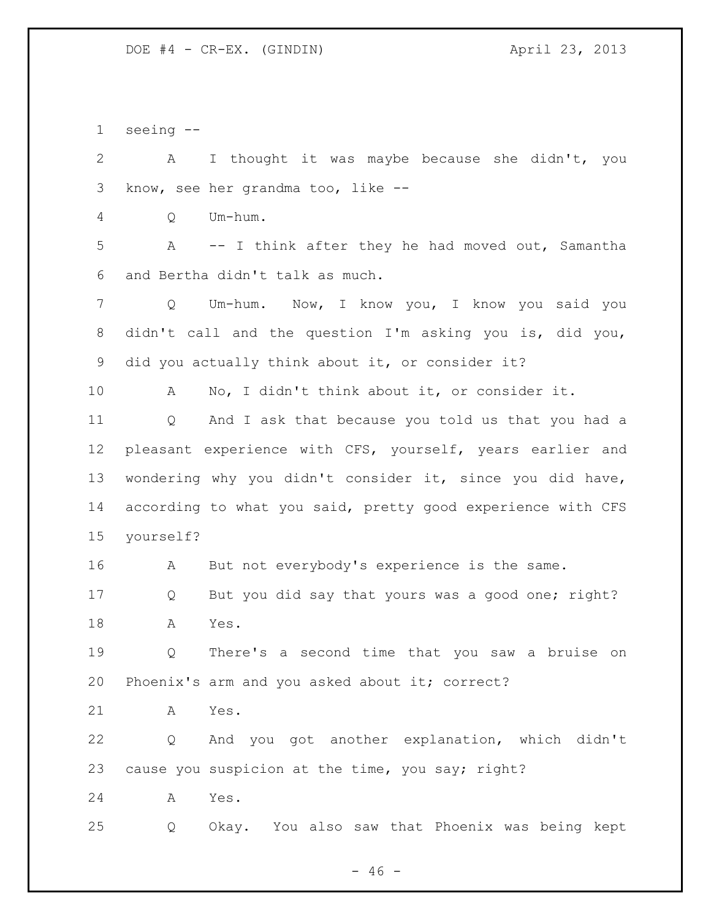seeing --

A I thought it was maybe because she didn't, you know, see her grandma too, like --

Q Um-hum.

A -- I think after they he had moved out, Samantha and Bertha didn't talk as much.

Q Um-hum. Now, I know you, I know you said you didn't call and the question I'm asking you is, did you, did you actually think about it, or consider it?

A No, I didn't think about it, or consider it.

Q And I ask that because you told us that you had a pleasant experience with CFS, yourself, years earlier and wondering why you didn't consider it, since you did have, according to what you said, pretty good experience with CFS yourself?

A But not everybody's experience is the same.

Q But you did say that yours was a good one; right?

A Yes.

Q There's a second time that you saw a bruise on Phoenix's arm and you asked about it; correct?

A Yes.

Q And you got another explanation, which didn't cause you suspicion at the time, you say; right?

A Yes.

Q Okay. You also saw that Phoenix was being kept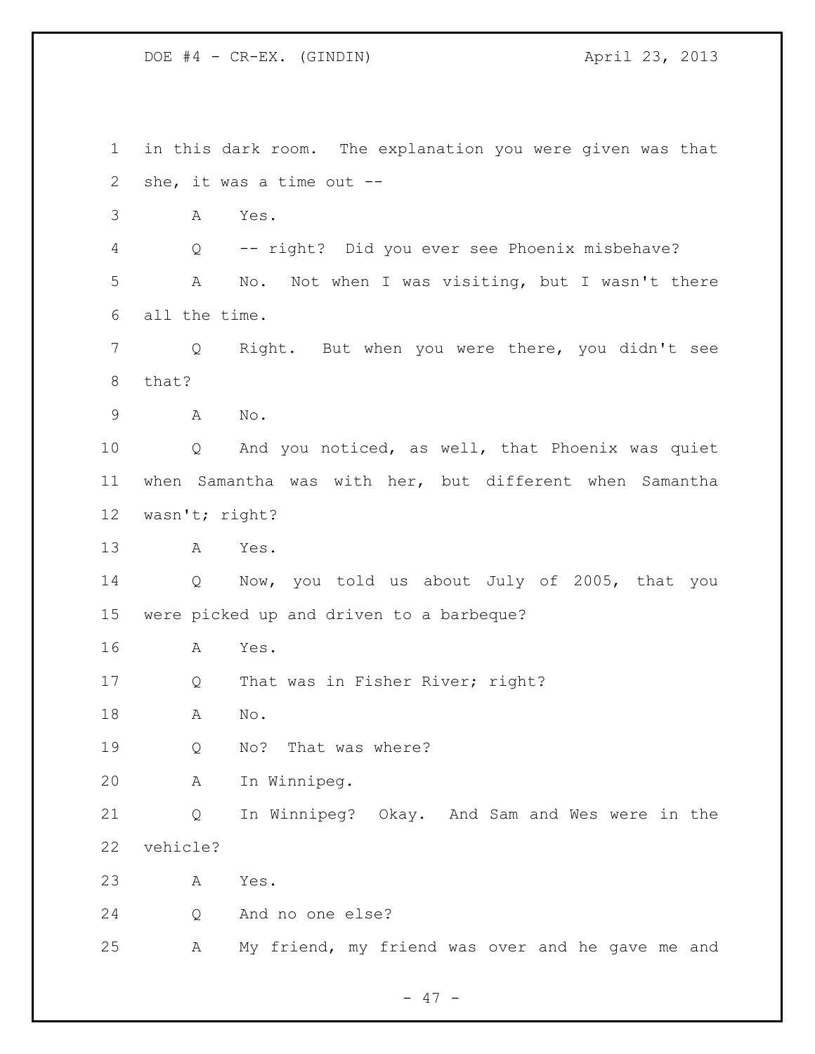in this dark room. The explanation you were given was that she, it was a time out --

A Yes.

Q -- right? Did you ever see Phoenix misbehave?

A No. Not when I was visiting, but I wasn't there all the time.

Q Right. But when you were there, you didn't see that?

A No.

Q And you noticed, as well, that Phoenix was quiet when Samantha was with her, but different when Samantha wasn't; right?

A Yes.

Q Now, you told us about July of 2005, that you were picked up and driven to a barbeque?

A Yes.

Q That was in Fisher River; right?

A No.

Q No? That was where?

A In Winnipeg.

Q In Winnipeg? Okay. And Sam and Wes were in the vehicle?

A Yes.

Q And no one else?

A My friend, my friend was over and he gave me and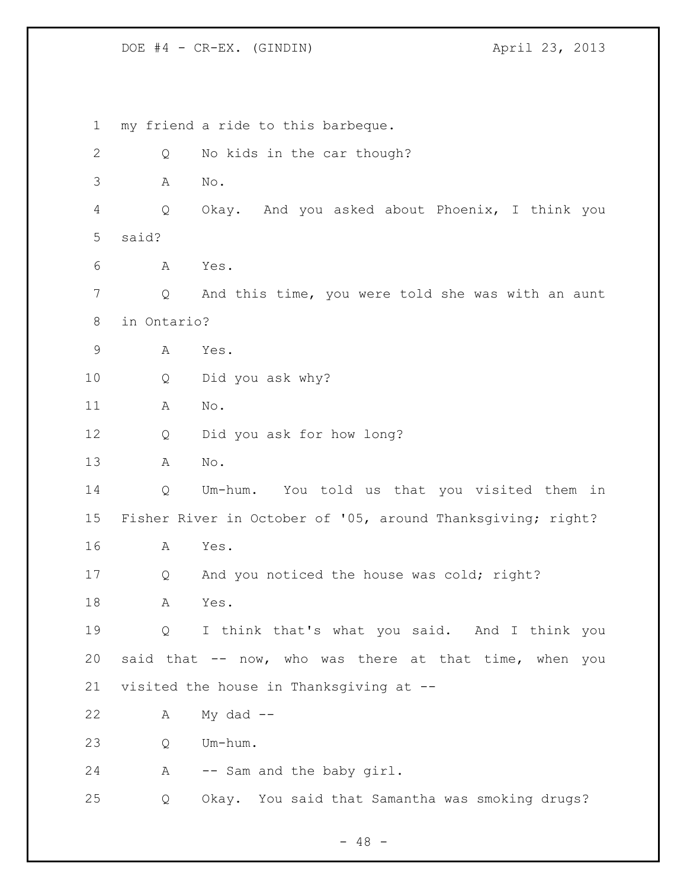1 my friend a ride to this barbeque.

2 Q No kids in the car though?

3 A No.

4 Q Okay. And you asked about Phoenix, I think you

5 said?

6 A Yes.

7 Q And this time, you were told she was with an aunt

8 in Ontario?

9 A Yes.

10 Q Did you ask why?

11 A No.

12 Q Did you ask for how long?

13 A No.

14 Q Um-hum. You told us that you visited them in

15 Fisher River in October of '05, around Thanksgiving; right?

16 A Yes.

17 Q And you noticed the house was cold; right?

18 A Yes.

19 Q I think that's what you said. And I think you

20 said that -- now, who was there at that time, when you

21 visited the house in Thanksgiving at --

22 A My dad --

23 Q Um-hum.

24 A -- Sam and the baby girl.

25 Q Okay. You said that Samantha was smoking drugs?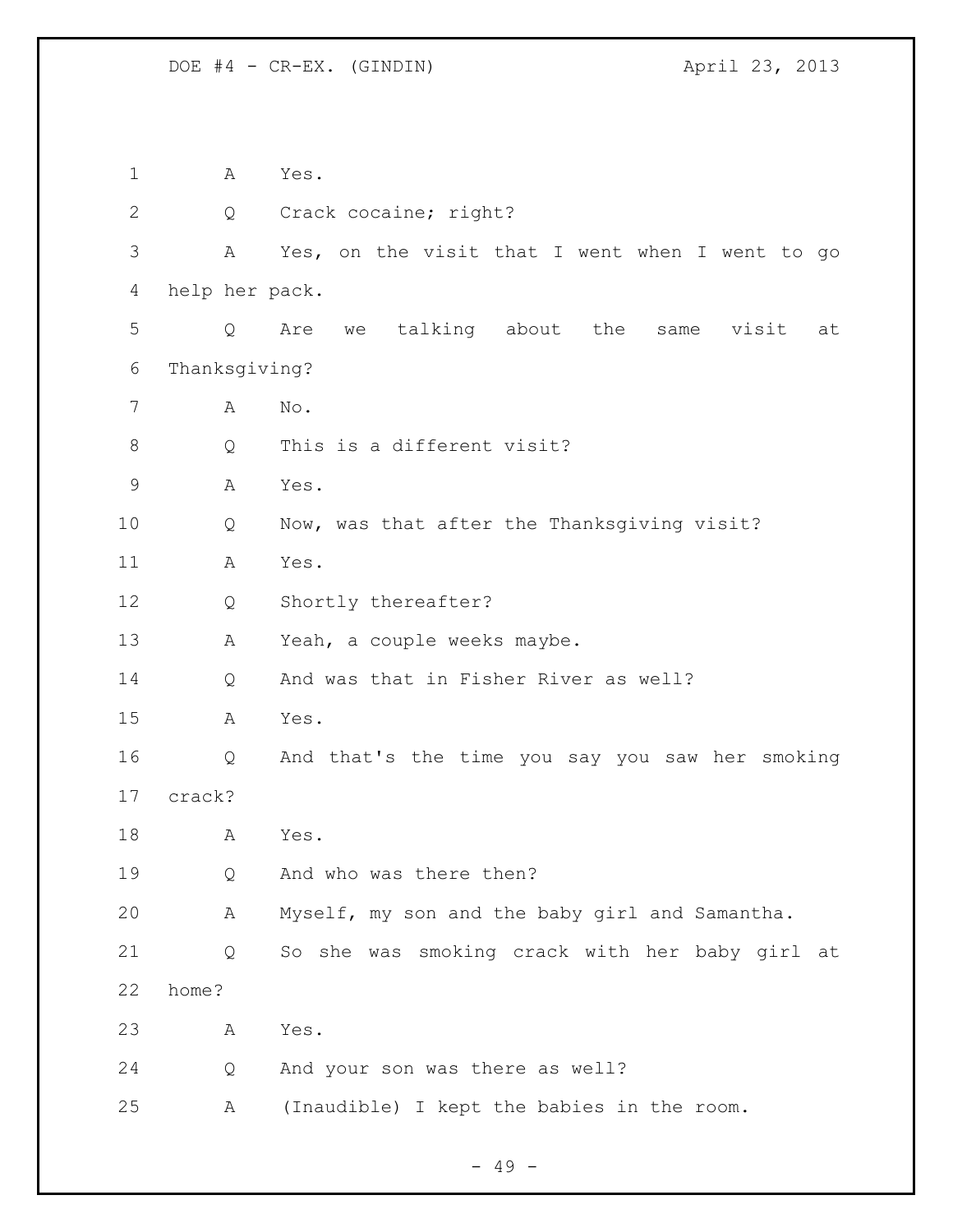1 A Yes.

2 Q Crack cocaine; right?

3 A Yes, on the visit that I went when I went to go

4 help her pack.

5 Q Are we talking about the same visit at

6 Thanksgiving?

7 A No.

8 Q This is a different visit?

9 A Yes.

10 Q Now, was that after the Thanksgiving visit?

11 A Yes.

12 Q Shortly thereafter?

13 A Yeah, a couple weeks maybe.

14 Q And was that in Fisher River as well?

15 A Yes.

16 Q And that's the time you say you saw her smoking

17 crack?

18 A Yes.

19 Q And who was there then?

20 A Myself, my son and the baby girl and Samantha.

21 Q So she was smoking crack with her baby girl at

22 home?

23 A Yes.

24 Q And your son was there as well?

25 A (Inaudible) I kept the babies in the room.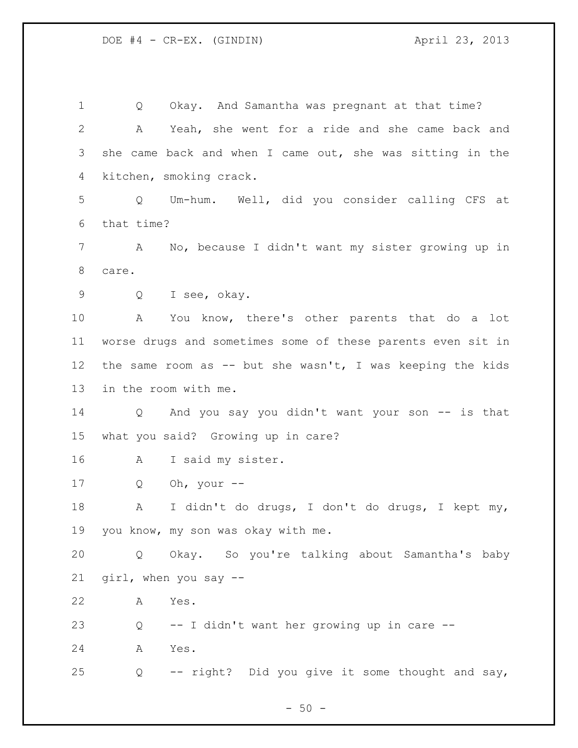Q Okay. And Samantha was pregnant at that time?

A Yeah, she went for a ride and she came back and she came back and when I came out, she was sitting in the kitchen, smoking crack.

Q Um-hum. Well, did you consider calling CFS at that time?

A No, because I didn't want my sister growing up in care.

Q I see, okay.

A You know, there's other parents that do a lot worse drugs and sometimes some of these parents even sit in the same room as -- but she wasn't, I was keeping the kids in the room with me.

Q And you say you didn't want your son -- is that what you said? Growing up in care?

A I said my sister.

Q Oh, your --

A I didn't do drugs, I don't do drugs, I kept my, you know, my son was okay with me.

Q Okay. So you're talking about Samantha's baby girl, when you say --

A Yes.

Q -- I didn't want her growing up in care --

A Yes.

Q -- right? Did you give it some thought and say,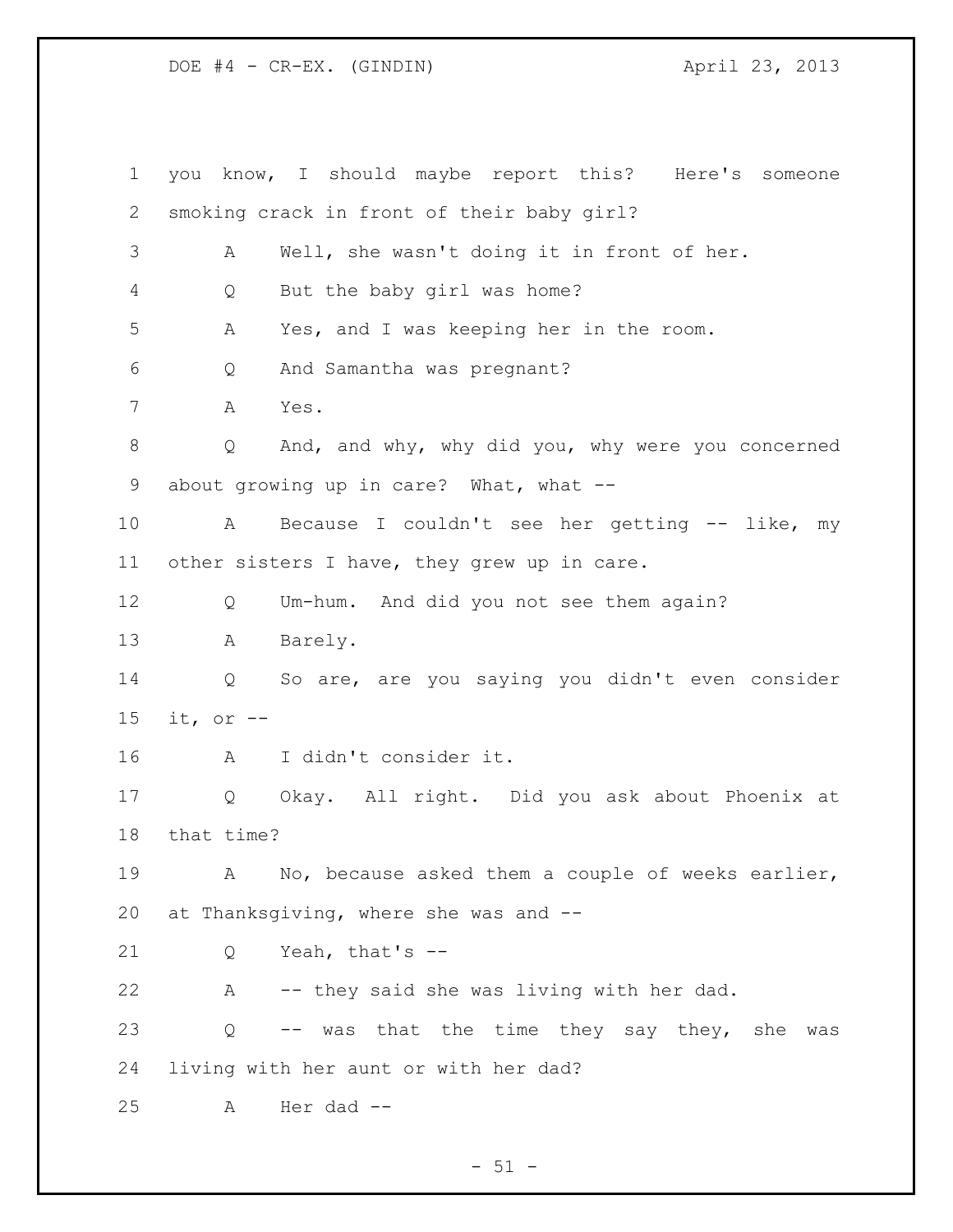1 you know, I should maybe report this? Here's someone
2 smoking crack in front of their baby girl?

3 A Well, she wasn't doing it in front of her.

4 Q But the baby girl was home?

5 A Yes, and I was keeping her in the room.

6 Q And Samantha was pregnant?

7 A Yes.

8 Q And, and why, why did you, why were you concerned
9 about growing up in care? What, what --

10 A Because I couldn't see her getting -- like, my
11 other sisters I have, they grew up in care.

12 Q Um-hum. And did you not see them again?

13 A Barely.

14 Q So are, are you saying you didn't even consider
15 it, or --

16 A I didn't consider it.

17 Q Okay. All right. Did you ask about Phoenix at
18 that time?

19 A No, because asked them a couple of weeks earlier,
20 at Thanksgiving, where she was and --

21 Q Yeah, that's --

22 A -- they said she was living with her dad.

23 Q -- was that the time they say they, she was
24 living with her aunt or with her dad?

25 A Her dad --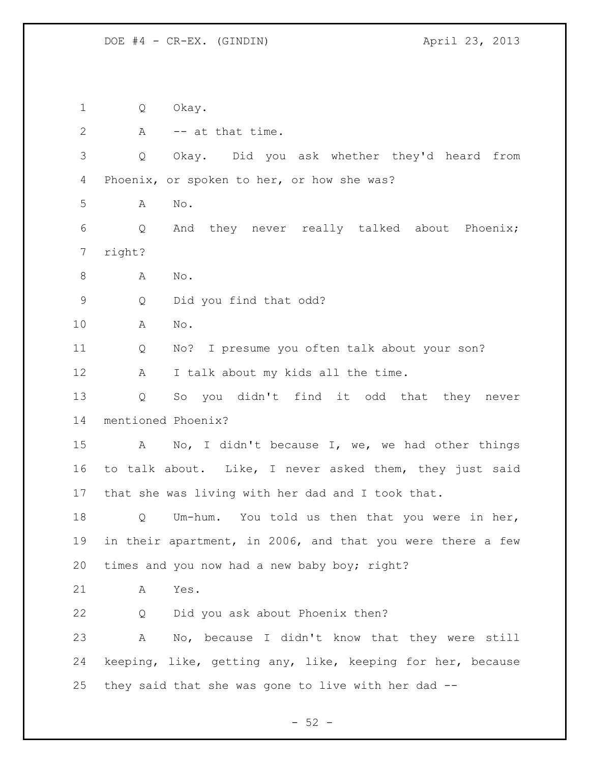Q Okay.

A -- at that time.

Q Okay. Did you ask whether they'd heard from Phoenix, or spoken to her, or how she was?

A No.

Q And they never really talked about Phoenix; right?

A No.

Q Did you find that odd?

A No.

Q No? I presume you often talk about your son?

A I talk about my kids all the time.

Q So you didn't find it odd that they never mentioned Phoenix?

A No, I didn't because I, we, we had other things to talk about. Like, I never asked them, they just said that she was living with her dad and I took that.

Q Um-hum. You told us then that you were in her, in their apartment, in 2006, and that you were there a few times and you now had a new baby boy; right?

A Yes.

Q Did you ask about Phoenix then?

A No, because I didn't know that they were still keeping, like, getting any, like, keeping for her, because they said that she was gone to live with her dad --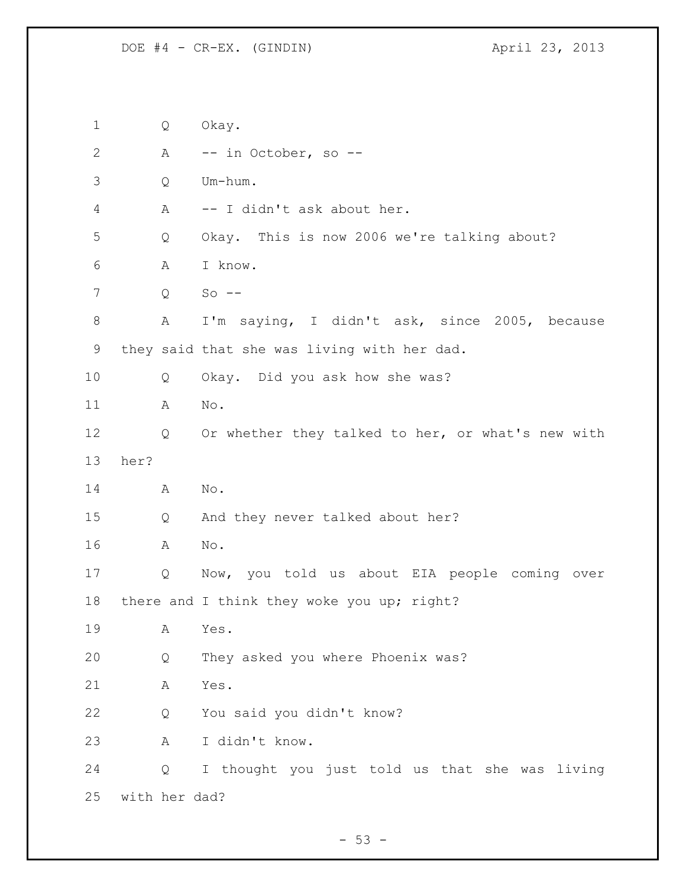Q Okay.

A -- in October, so --

Q Um-hum.

A -- I didn't ask about her.

Q Okay. This is now 2006 we're talking about?

A I know.

Q So --

A I'm saying, I didn't ask, since 2005, because they said that she was living with her dad.

Q Okay. Did you ask how she was?

A No.

Q Or whether they talked to her, or what's new with her?

A No.

Q And they never talked about her?

A No.

Q Now, you told us about EIA people coming over there and I think they woke you up; right?

A Yes.

Q They asked you where Phoenix was?

A Yes.

Q You said you didn't know?

A I didn't know.

Q I thought you just told us that she was living with her dad?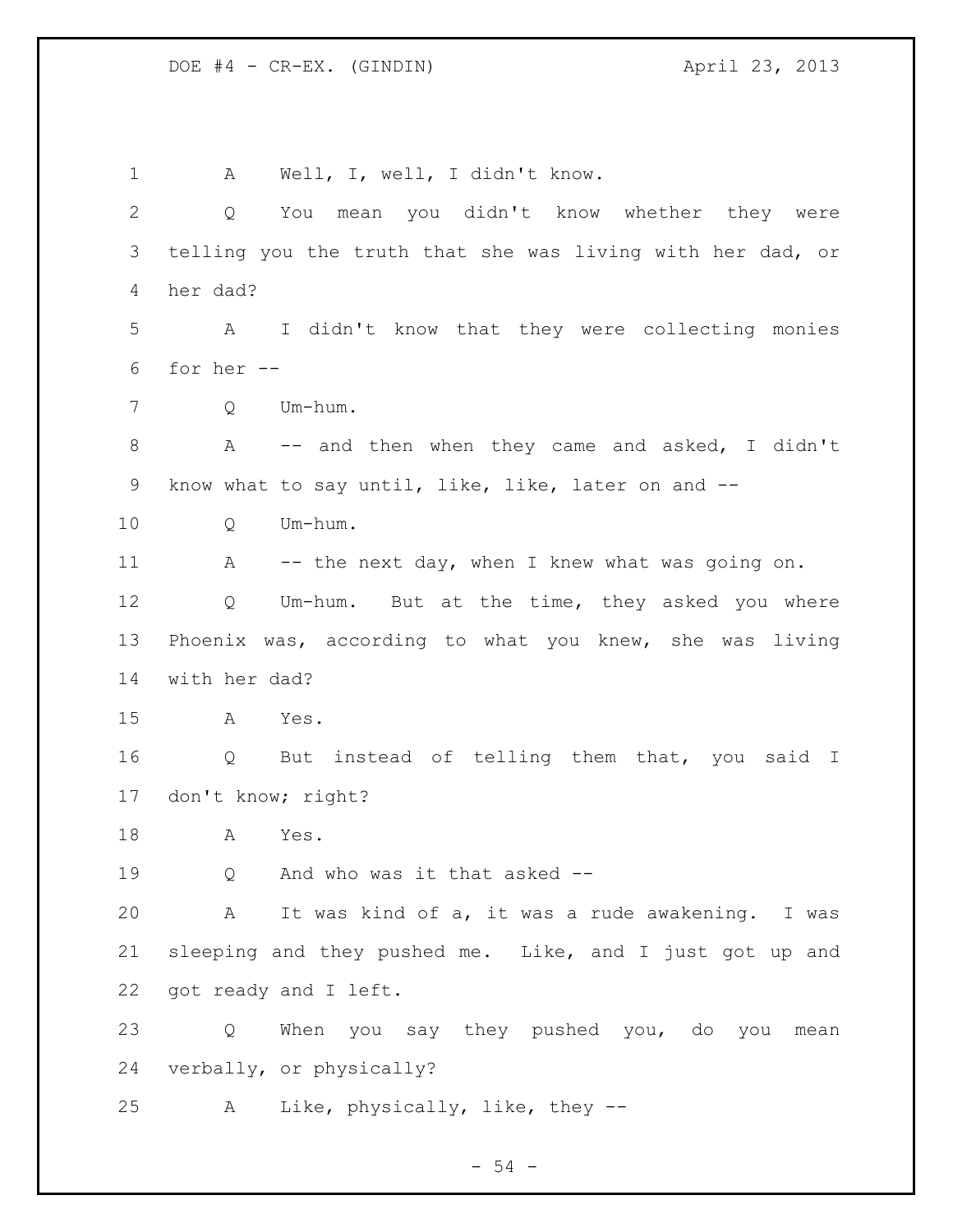1 A Well, I, well, I didn't know.

2 Q You mean you didn't know whether they were
3 telling you the truth that she was living with her dad, or
4 her dad?

5 A I didn't know that they were collecting monies
6 for her --

7 Q Um-hum.

8 A -- and then when they came and asked, I didn't
9 know what to say until, like, like, later on and --

10 Q Um-hum.

11 A -- the next day, when I knew what was going on.

12 Q Um-hum. But at the time, they asked you where
13 Phoenix was, according to what you knew, she was living
14 with her dad?

15 A Yes.

16 Q But instead of telling them that, you said I
17 don't know; right?

18 A Yes.

19 Q And who was it that asked --

20 A It was kind of a, it was a rude awakening. I was
21 sleeping and they pushed me. Like, and I just got up and
22 got ready and I left.

23 Q When you say they pushed you, do you mean
24 verbally, or physically?

25 A Like, physically, like, they --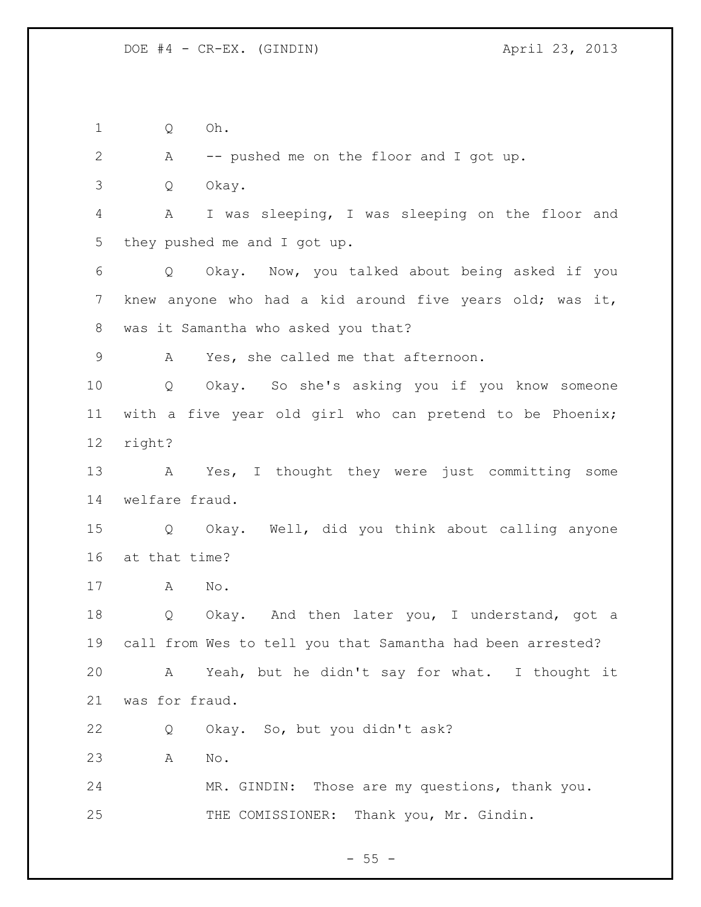Q Oh.

A -- pushed me on the floor and I got up.

Q Okay.

A I was sleeping, I was sleeping on the floor and they pushed me and I got up.

Q Okay. Now, you talked about being asked if you knew anyone who had a kid around five years old; was it, was it Samantha who asked you that?

A Yes, she called me that afternoon.

Q Okay. So she's asking you if you know someone with a five year old girl who can pretend to be Phoenix; right?

A Yes, I thought they were just committing some welfare fraud.

Q Okay. Well, did you think about calling anyone at that time?

A No.

Q Okay. And then later you, I understand, got a call from Wes to tell you that Samantha had been arrested?

A Yeah, but he didn't say for what. I thought it was for fraud.

Q Okay. So, but you didn't ask?

A No.

MR. GINDIN: Those are my questions, thank you.

THE COMISSIONER: Thank you, Mr. Gindin.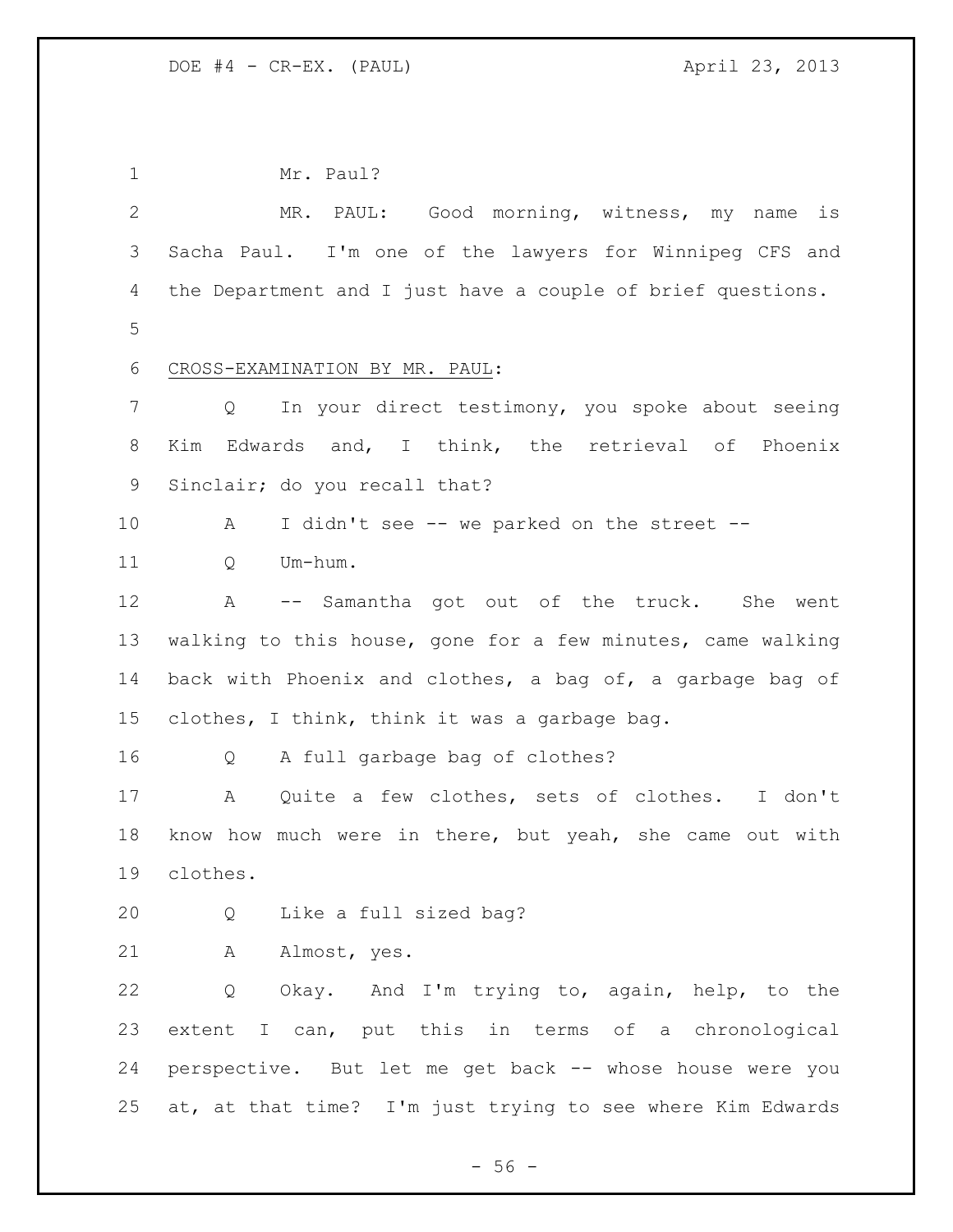Mr. Paul?

MR. PAUL: Good morning, witness, my name is Sacha Paul. I'm one of the lawyers for Winnipeg CFS and the Department and I just have a couple of brief questions.

CROSS-EXAMINATION BY MR. PAUL:

Q In your direct testimony, you spoke about seeing Kim Edwards and, I think, the retrieval of Phoenix Sinclair; do you recall that?

A I didn't see -- we parked on the street --

Q Um-hum.

A -- Samantha got out of the truck. She went walking to this house, gone for a few minutes, came walking back with Phoenix and clothes, a bag of, a garbage bag of clothes, I think, think it was a garbage bag.

Q A full garbage bag of clothes?

A Quite a few clothes, sets of clothes. I don't know how much were in there, but yeah, she came out with clothes.

Q Like a full sized bag?

A Almost, yes.

Q Okay. And I'm trying to, again, help, to the extent I can, put this in terms of a chronological perspective. But let me get back -- whose house were you at, at that time? I'm just trying to see where Kim Edwards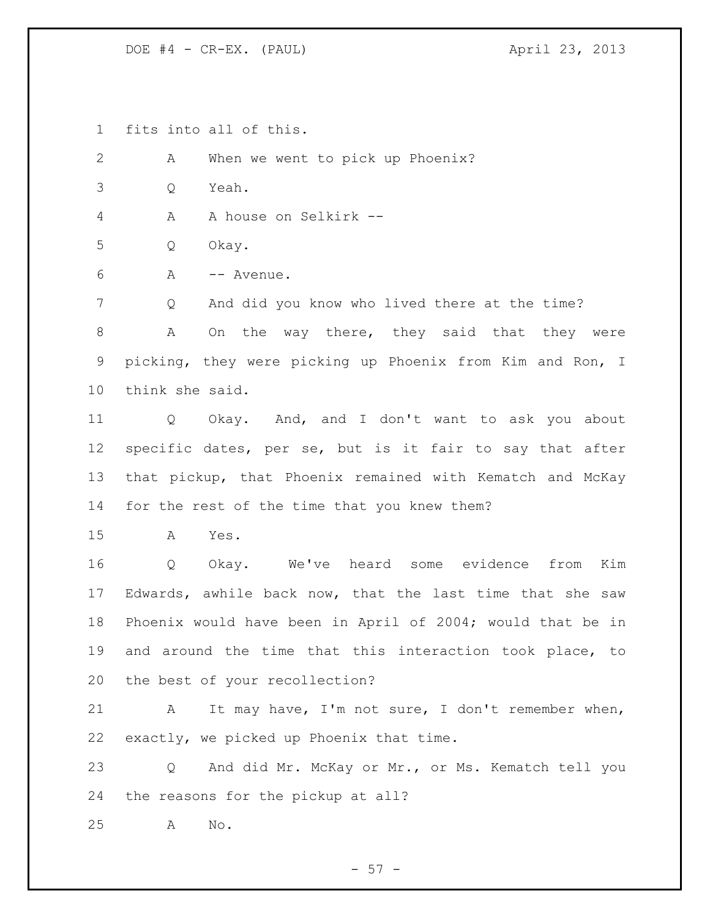fits into all of this.

A When we went to pick up Phoenix?

Q Yeah.

A A house on Selkirk --

Q Okay.

A -- Avenue.

Q And did you know who lived there at the time?

A On the way there, they said that they were picking, they were picking up Phoenix from Kim and Ron, I think she said.

Q Okay. And, and I don't want to ask you about specific dates, per se, but is it fair to say that after that pickup, that Phoenix remained with Kematch and McKay for the rest of the time that you knew them?

A Yes.

Q Okay. We've heard some evidence from Kim Edwards, awhile back now, that the last time that she saw Phoenix would have been in April of 2004; would that be in and around the time that this interaction took place, to the best of your recollection?

A It may have, I'm not sure, I don't remember when, exactly, we picked up Phoenix that time.

Q And did Mr. McKay or Mr., or Ms. Kematch tell you the reasons for the pickup at all?

A No.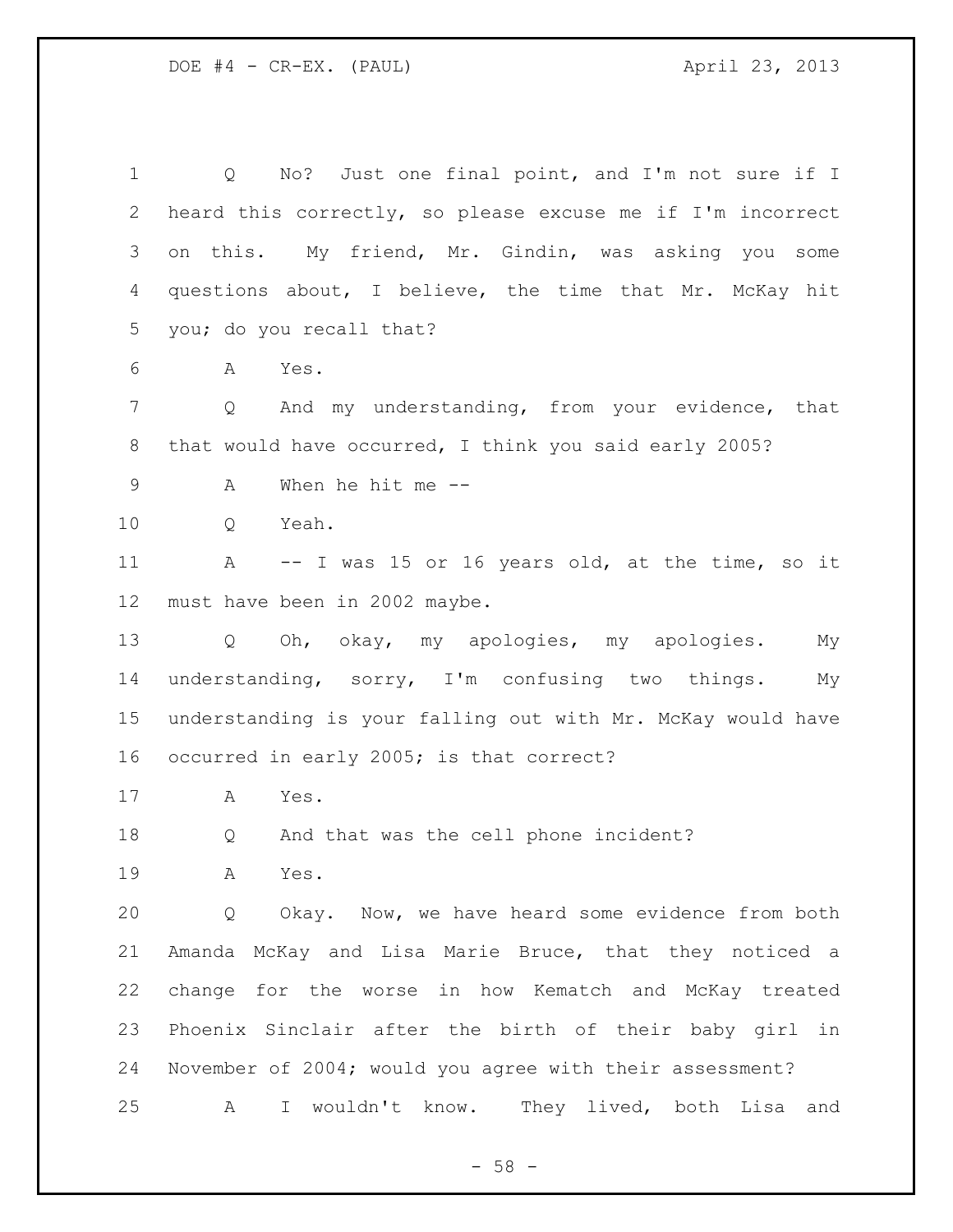Q No? Just one final point, and I'm not sure if I heard this correctly, so please excuse me if I'm incorrect on this. My friend, Mr. Gindin, was asking you some questions about, I believe, the time that Mr. McKay hit you; do you recall that?

A Yes.

Q And my understanding, from your evidence, that that would have occurred, I think you said early 2005?

A When he hit me --

Q Yeah.

A -- I was 15 or 16 years old, at the time, so it must have been in 2002 maybe.

Q Oh, okay, my apologies, my apologies. My understanding, sorry, I'm confusing two things. My understanding is your falling out with Mr. McKay would have occurred in early 2005; is that correct?

A Yes.

Q And that was the cell phone incident?

A Yes.

Q Okay. Now, we have heard some evidence from both Amanda McKay and Lisa Marie Bruce, that they noticed a change for the worse in how Kematch and McKay treated Phoenix Sinclair after the birth of their baby girl in November of 2004; would you agree with their assessment?

A I wouldn't know. They lived, both Lisa and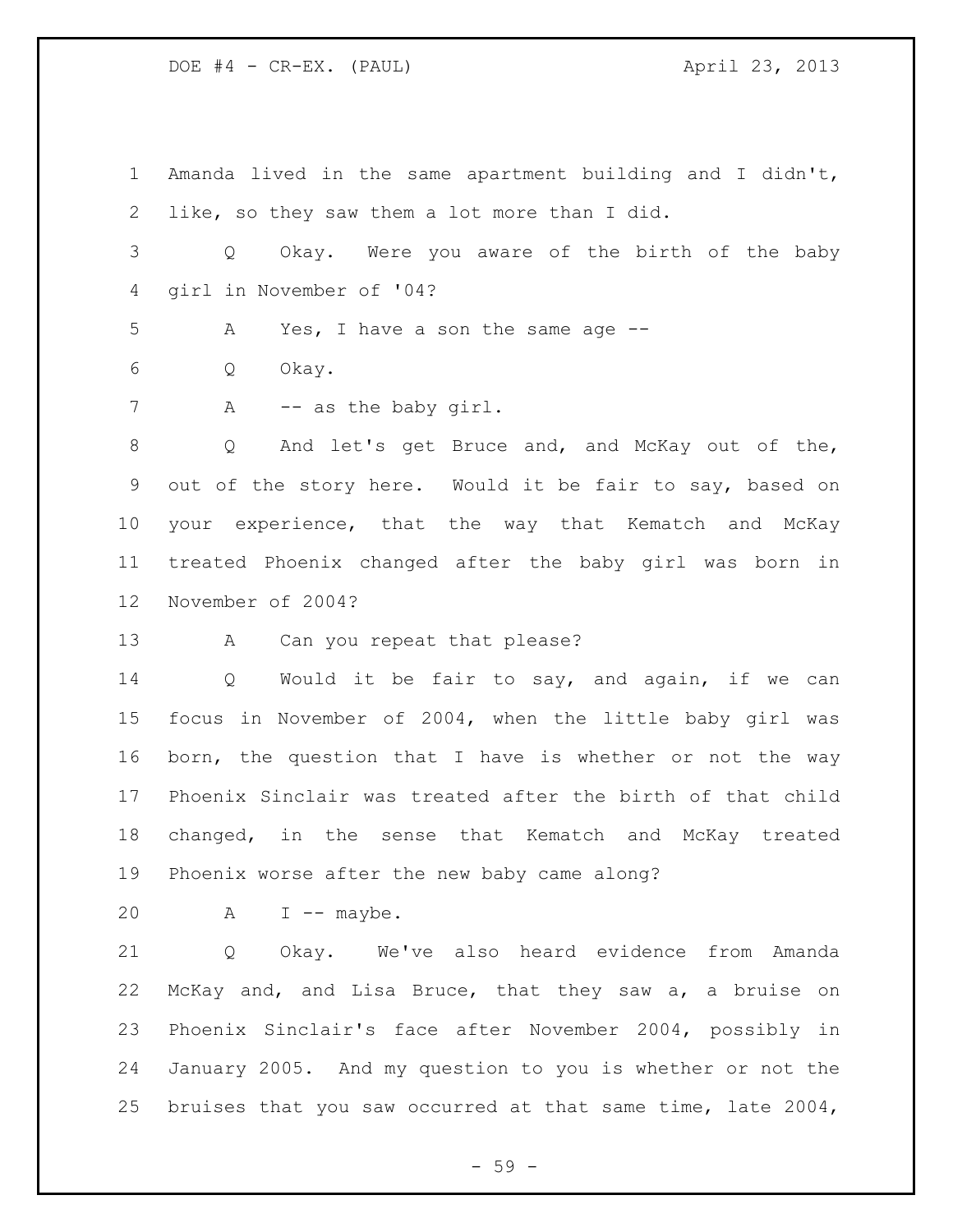1 Amanda lived in the same apartment building and I didn't,
2 like, so they saw them a lot more than I did.

3 Q Okay. Were you aware of the birth of the baby
4 girl in November of '04?

5 A Yes, I have a son the same age --

6 Q Okay.

7 A -- as the baby girl.

8 Q And let's get Bruce and, and McKay out of the,
9 out of the story here. Would it be fair to say, based on
10 your experience, that the way that Kematch and McKay
11 treated Phoenix changed after the baby girl was born in
12 November of 2004?

13 A Can you repeat that please?

14 Q Would it be fair to say, and again, if we can
15 focus in November of 2004, when the little baby girl was
16 born, the question that I have is whether or not the way
17 Phoenix Sinclair was treated after the birth of that child
18 changed, in the sense that Kematch and McKay treated
19 Phoenix worse after the new baby came along?

20 A I -- maybe.

21 Q Okay. We've also heard evidence from Amanda
22 McKay and, and Lisa Bruce, that they saw a, a bruise on
23 Phoenix Sinclair's face after November 2004, possibly in
24 January 2005. And my question to you is whether or not the
25 bruises that you saw occurred at that same time, late 2004,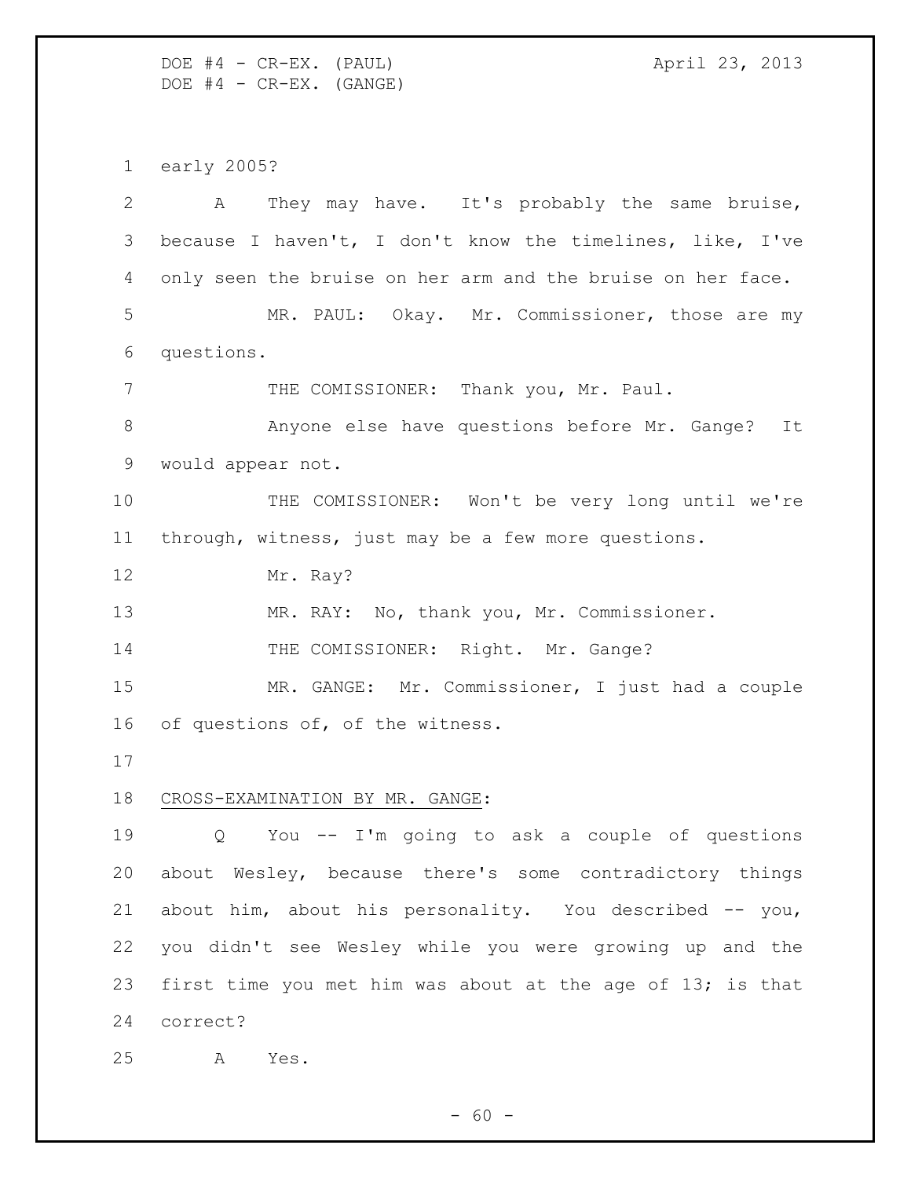early 2005?

A They may have. It's probably the same bruise, because I haven't, I don't know the timelines, like, I've only seen the bruise on her arm and the bruise on her face.

MR. PAUL: Okay. Mr. Commissioner, those are my questions.

THE COMISSIONER: Thank you, Mr. Paul.

Anyone else have questions before Mr. Gange? It would appear not.

THE COMISSIONER: Won't be very long until we're through, witness, just may be a few more questions.

Mr. Ray?

MR. RAY: No, thank you, Mr. Commissioner.

THE COMISSIONER: Right. Mr. Gange?

MR. GANGE: Mr. Commissioner, I just had a couple of questions of, of the witness.

CROSS-EXAMINATION BY MR. GANGE:

Q You -- I'm going to ask a couple of questions about Wesley, because there's some contradictory things about him, about his personality. You described -- you, you didn't see Wesley while you were growing up and the first time you met him was about at the age of 13; is that correct?

A Yes.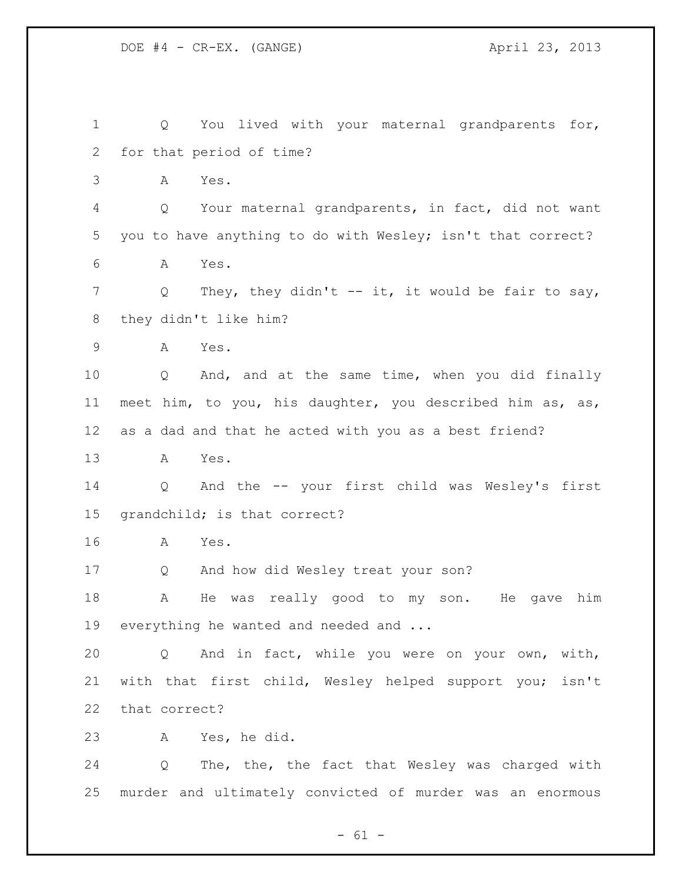Q You lived with your maternal grandparents for, for that period of time?

A Yes.

Q Your maternal grandparents, in fact, did not want you to have anything to do with Wesley; isn't that correct?

A Yes.

Q They, they didn't -- it, it would be fair to say, they didn't like him?

A Yes.

Q And, and at the same time, when you did finally meet him, to you, his daughter, you described him as, as, as a dad and that he acted with you as a best friend?

A Yes.

Q And the -- your first child was Wesley's first grandchild; is that correct?

A Yes.

Q And how did Wesley treat your son?

A He was really good to my son. He gave him everything he wanted and needed and ...

Q And in fact, while you were on your own, with, with that first child, Wesley helped support you; isn't that correct?

A Yes, he did.

Q The, the, the fact that Wesley was charged with murder and ultimately convicted of murder was an enormous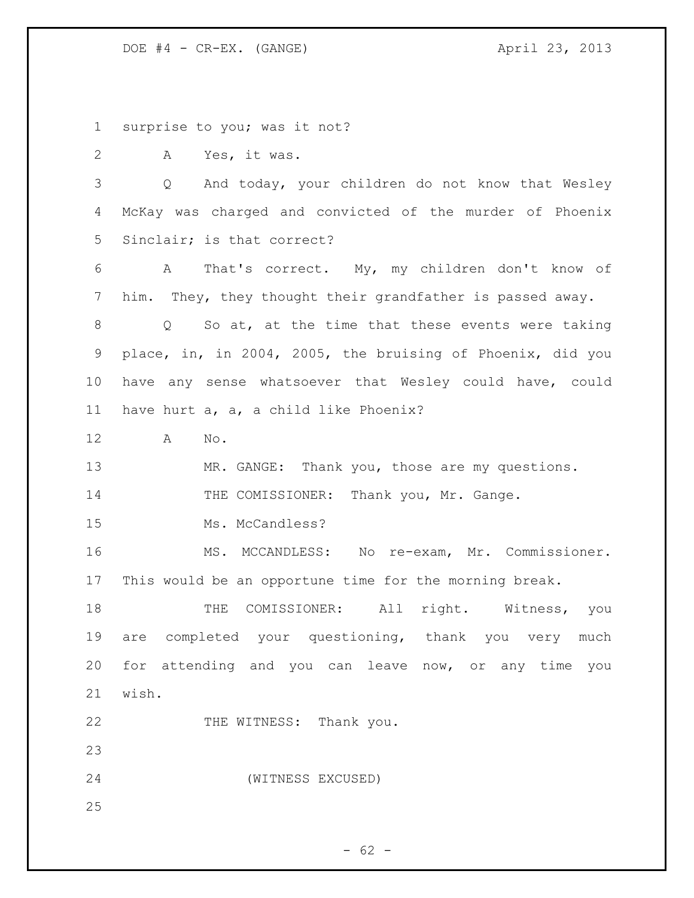surprise to you; was it not?

A Yes, it was.

Q And today, your children do not know that Wesley McKay was charged and convicted of the murder of Phoenix Sinclair; is that correct?

A That's correct. My, my children don't know of him. They, they thought their grandfather is passed away.

Q So at, at the time that these events were taking place, in, in 2004, 2005, the bruising of Phoenix, did you have any sense whatsoever that Wesley could have, could have hurt a, a, a child like Phoenix?

A No.

MR. GANGE: Thank you, those are my questions.

THE COMISSIONER: Thank you, Mr. Gange.

Ms. McCandless?

MS. MCCANDLESS: No re-exam, Mr. Commissioner. This would be an opportune time for the morning break.

THE COMISSIONER: All right. Witness, you are completed your questioning, thank you very much for attending and you can leave now, or any time you wish.

THE WITNESS: Thank you.

(WITNESS EXCUSED)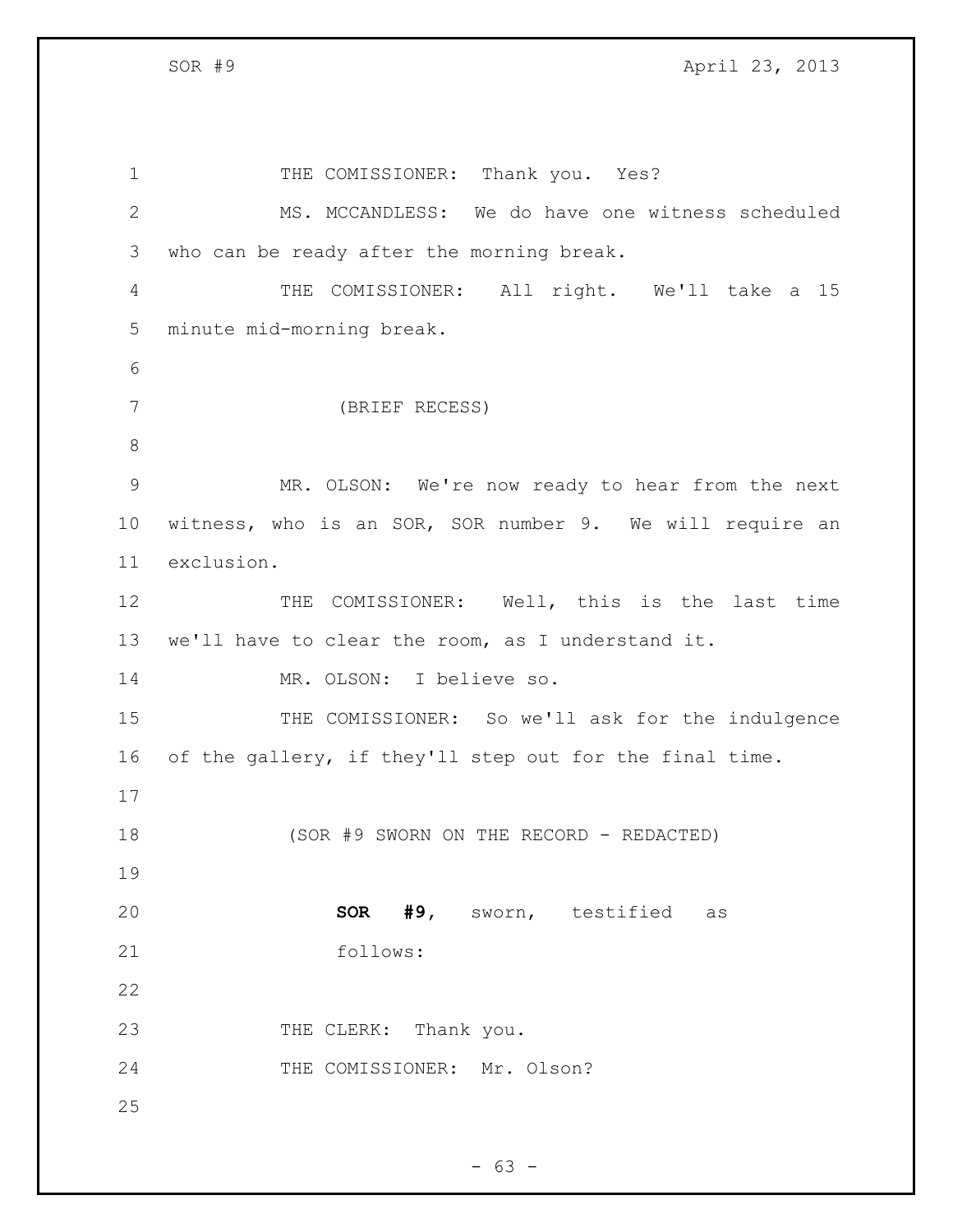THE COMISSIONER: Thank you. Yes?

MS. MCCANDLESS: We do have one witness scheduled who can be ready after the morning break.

THE COMISSIONER: All right. We'll take a 15 minute mid-morning break.

(BRIEF RECESS)

MR. OLSON: We're now ready to hear from the next witness, who is an SOR, SOR number 9. We will require an exclusion.

THE COMISSIONER: Well, this is the last time we'll have to clear the room, as I understand it.

MR. OLSON: I believe so.

THE COMISSIONER: So we'll ask for the indulgence of the gallery, if they'll step out for the final time.

(SOR #9 SWORN ON THE RECORD - REDACTED)

**SOR #9**, sworn, testified as follows:

THE CLERK: Thank you.

THE COMISSIONER: Mr. Olson?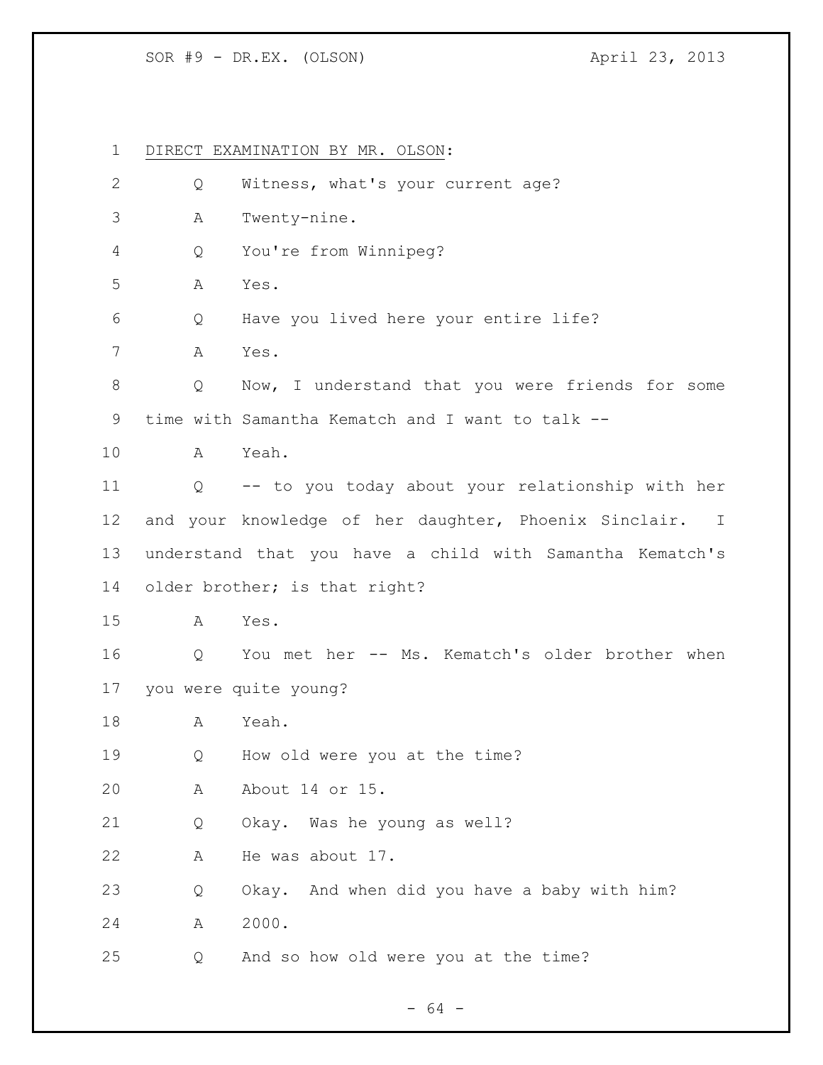DIRECT EXAMINATION BY MR. OLSON:

Q Witness, what's your current age?

A Twenty-nine.

Q You're from Winnipeg?

A Yes.

Q Have you lived here your entire life?

A Yes.

Q Now, I understand that you were friends for some time with Samantha Kematch and I want to talk --

A Yeah.

Q -- to you today about your relationship with her and your knowledge of her daughter, Phoenix Sinclair. I understand that you have a child with Samantha Kematch's older brother; is that right?

A Yes.

Q You met her -- Ms. Kematch's older brother when you were quite young?

A Yeah.

Q How old were you at the time?

A About 14 or 15.

Q Okay. Was he young as well?

A He was about 17.

Q Okay. And when did you have a baby with him?

A 2000.

Q And so how old were you at the time?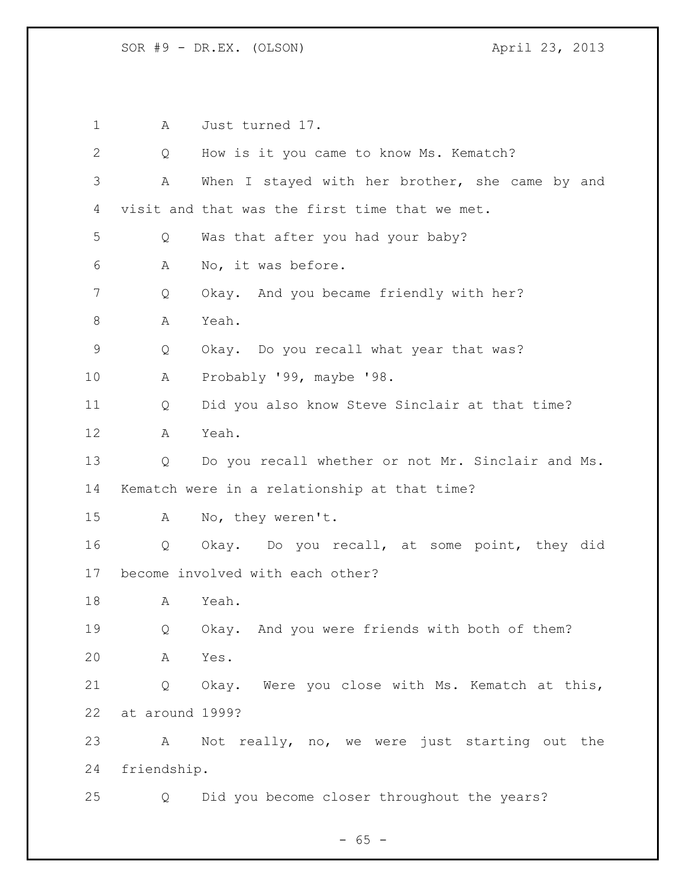1 A Just turned 17.

2 Q How is it you came to know Ms. Kematch?

3 A When I stayed with her brother, she came by and

4 visit and that was the first time that we met.

5 Q Was that after you had your baby?

6 A No, it was before.

7 Q Okay. And you became friendly with her?

8 A Yeah.

9 Q Okay. Do you recall what year that was?

10 A Probably '99, maybe '98.

11 Q Did you also know Steve Sinclair at that time?

12 A Yeah.

13 Q Do you recall whether or not Mr. Sinclair and Ms.

14 Kematch were in a relationship at that time?

15 A No, they weren't.

16 Q Okay. Do you recall, at some point, they did

17 become involved with each other?

18 A Yeah.

19 Q Okay. And you were friends with both of them?

20 A Yes.

21 Q Okay. Were you close with Ms. Kematch at this,

22 at around 1999?

23 A Not really, no, we were just starting out the

24 friendship.

25 Q Did you become closer throughout the years?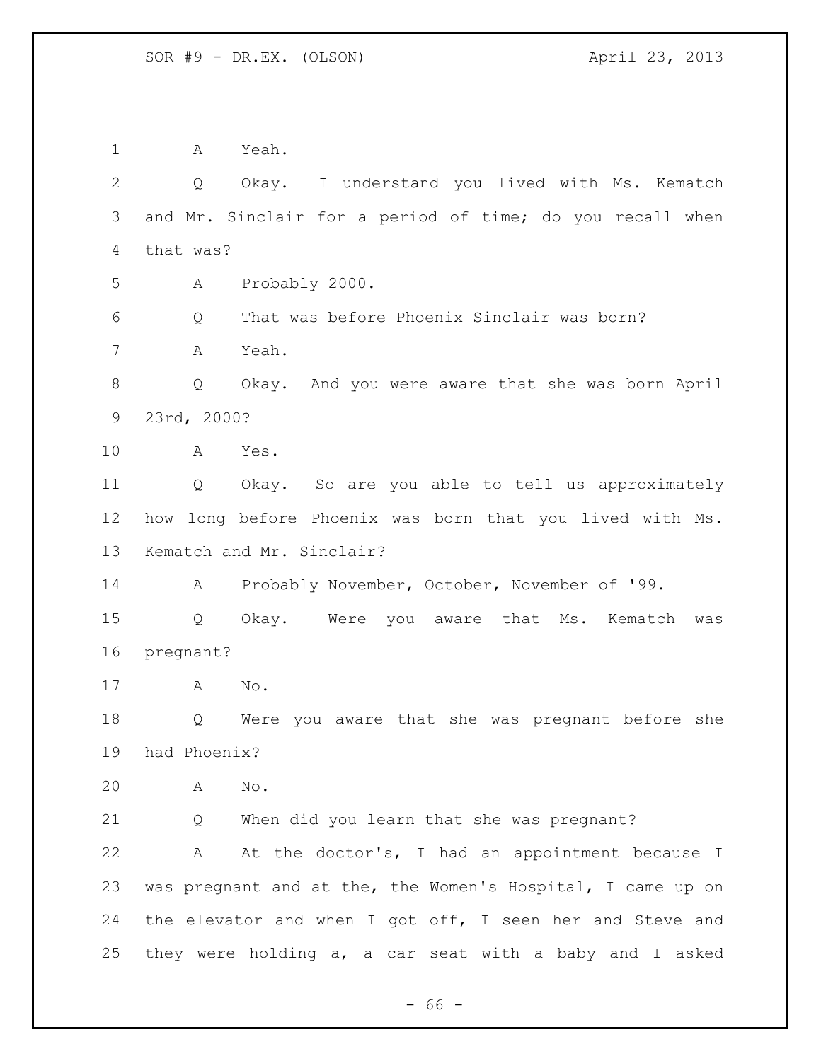1 A Yeah.

2 Q Okay. I understand you lived with Ms. Kematch
3 and Mr. Sinclair for a period of time; do you recall when
4 that was?

5 A Probably 2000.

6 Q That was before Phoenix Sinclair was born?

7 A Yeah.

8 Q Okay. And you were aware that she was born April
9 23rd, 2000?

10 A Yes.

11 Q Okay. So are you able to tell us approximately
12 how long before Phoenix was born that you lived with Ms.
13 Kematch and Mr. Sinclair?

14 A Probably November, October, November of '99.

15 Q Okay. Were you aware that Ms. Kematch was
16 pregnant?

17 A No.

18 Q Were you aware that she was pregnant before she
19 had Phoenix?

20 A No.

21 Q When did you learn that she was pregnant?

22 A At the doctor's, I had an appointment because I
23 was pregnant and at the, the Women's Hospital, I came up on
24 the elevator and when I got off, I seen her and Steve and
25 they were holding a, a car seat with a baby and I asked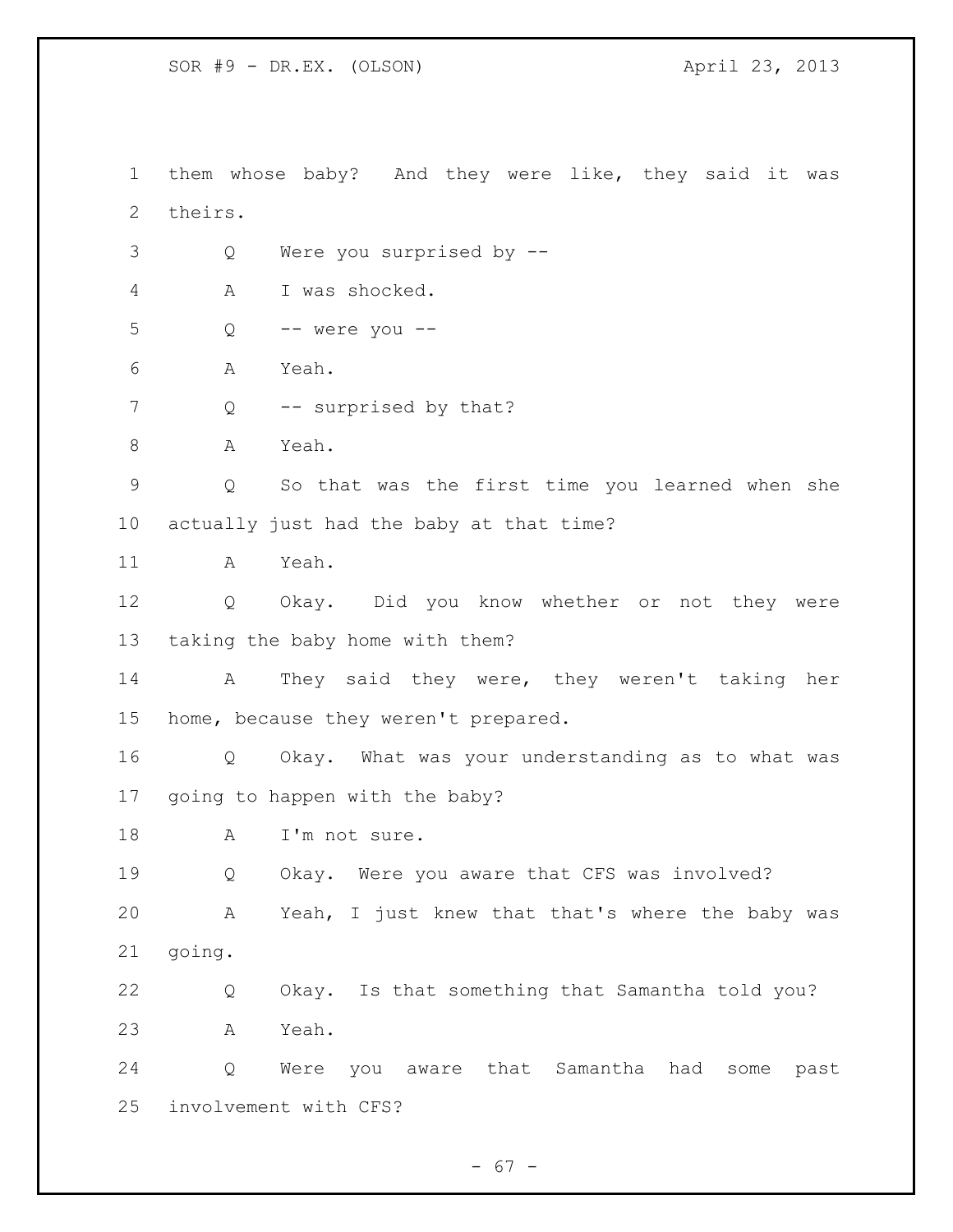1 them whose baby? And they were like, they said it was
2 theirs.
3 Q Were you surprised by --
4 A I was shocked.
5 Q -- were you --
6 A Yeah.
7 Q -- surprised by that?
8 A Yeah.
9 Q So that was the first time you learned when she
10 actually just had the baby at that time?
11 A Yeah.
12 Q Okay. Did you know whether or not they were
13 taking the baby home with them?
14 A They said they were, they weren't taking her
15 home, because they weren't prepared.
16 Q Okay. What was your understanding as to what was
17 going to happen with the baby?
18 A I'm not sure.
19 Q Okay. Were you aware that CFS was involved?
20 A Yeah, I just knew that that's where the baby was
21 going.
22 Q Okay. Is that something that Samantha told you?
23 A Yeah.
24 Q Were you aware that Samantha had some past
25 involvement with CFS?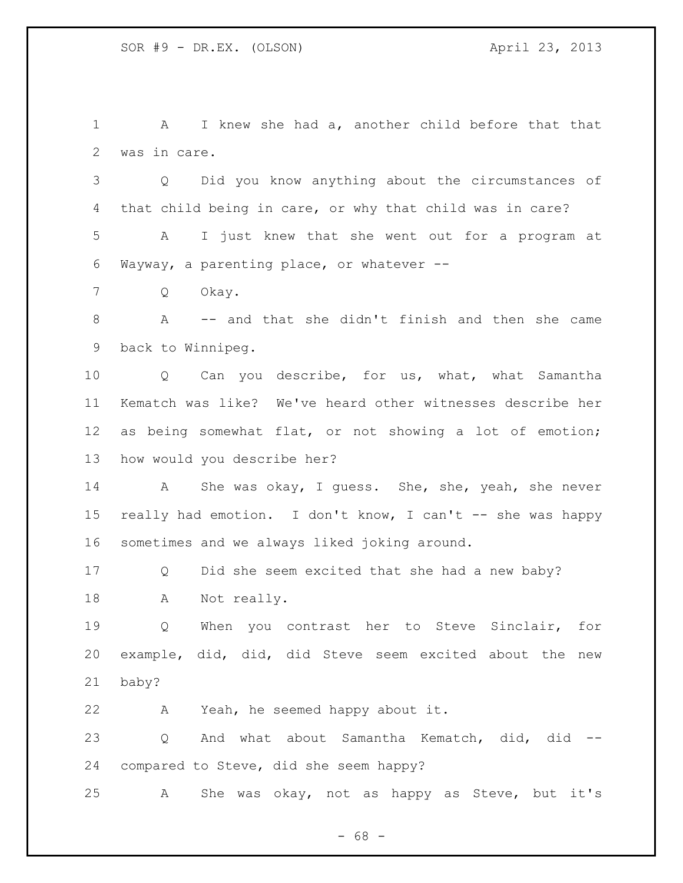A I knew she had a, another child before that that was in care.

Q Did you know anything about the circumstances of that child being in care, or why that child was in care?

A I just knew that she went out for a program at Wayway, a parenting place, or whatever --

Q Okay.

A -- and that she didn't finish and then she came back to Winnipeg.

Q Can you describe, for us, what, what Samantha Kematch was like? We've heard other witnesses describe her as being somewhat flat, or not showing a lot of emotion; how would you describe her?

A She was okay, I guess. She, she, yeah, she never really had emotion. I don't know, I can't -- she was happy sometimes and we always liked joking around.

Q Did she seem excited that she had a new baby?

A Not really.

Q When you contrast her to Steve Sinclair, for example, did, did, did Steve seem excited about the new baby?

A Yeah, he seemed happy about it.

Q And what about Samantha Kematch, did, did -- compared to Steve, did she seem happy?

A She was okay, not as happy as Steve, but it's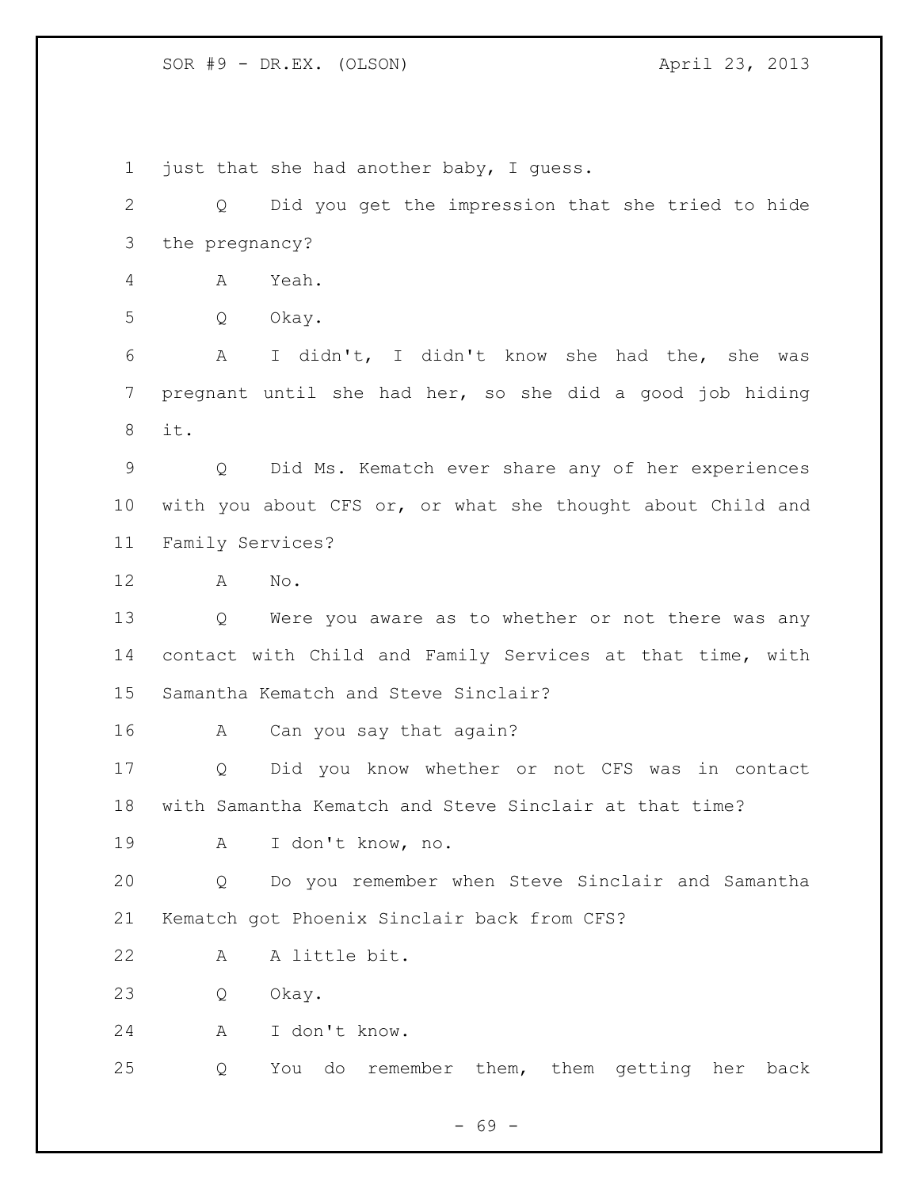just that she had another baby, I guess.

Q Did you get the impression that she tried to hide the pregnancy?

A Yeah.

Q Okay.

A I didn't, I didn't know she had the, she was pregnant until she had her, so she did a good job hiding it.

Q Did Ms. Kematch ever share any of her experiences with you about CFS or, or what she thought about Child and Family Services?

A No.

Q Were you aware as to whether or not there was any contact with Child and Family Services at that time, with Samantha Kematch and Steve Sinclair?

A Can you say that again?

Q Did you know whether or not CFS was in contact with Samantha Kematch and Steve Sinclair at that time?

A I don't know, no.

Q Do you remember when Steve Sinclair and Samantha Kematch got Phoenix Sinclair back from CFS?

A A little bit.

Q Okay.

A I don't know.

Q You do remember them, them getting her back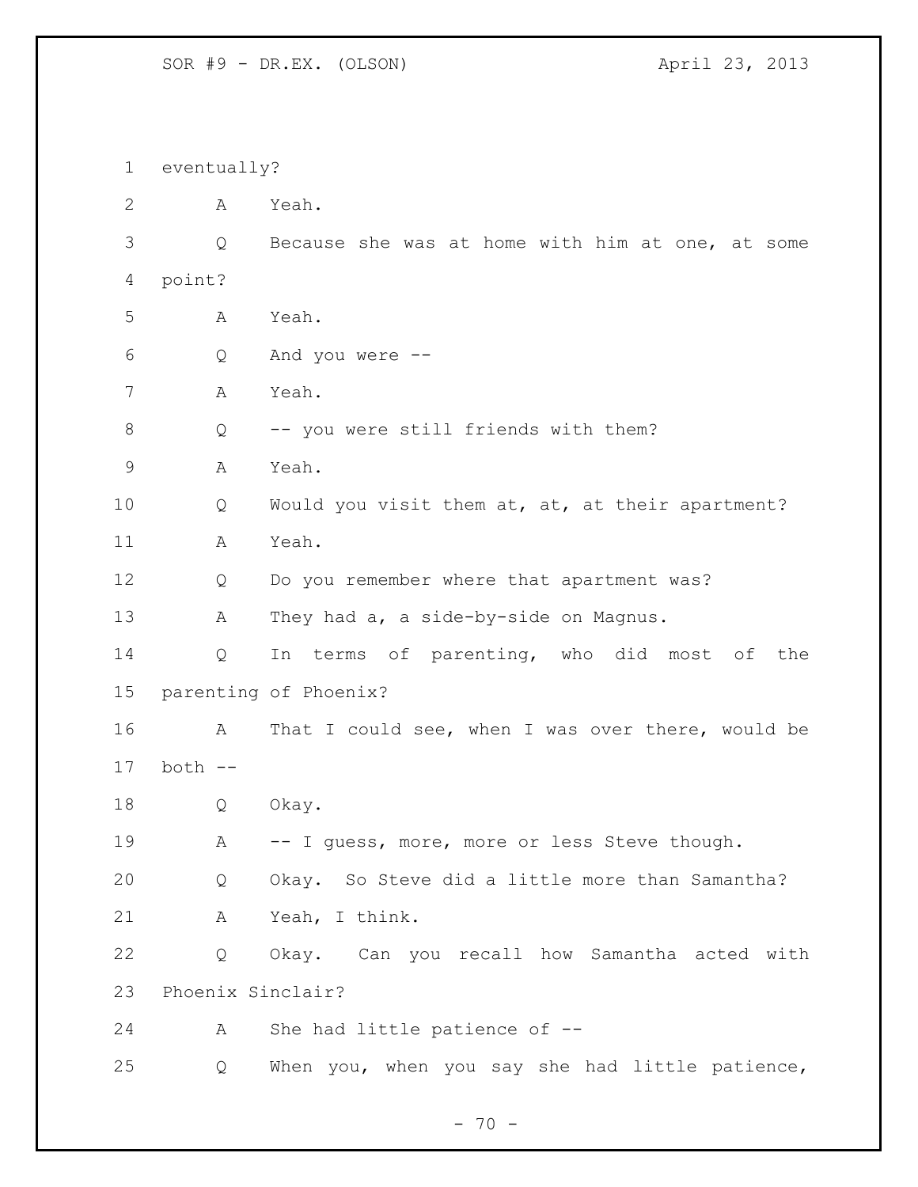1 eventually?

2 A Yeah.

3 Q Because she was at home with him at one, at some

4 point?

5 A Yeah.

6 Q And you were --

7 A Yeah.

8 Q -- you were still friends with them?

9 A Yeah.

10 Q Would you visit them at, at, at their apartment?

11 A Yeah.

12 Q Do you remember where that apartment was?

13 A They had a, a side-by-side on Magnus.

14 Q In terms of parenting, who did most of the

15 parenting of Phoenix?

16 A That I could see, when I was over there, would be

17 both --

18 Q Okay.

19 A -- I guess, more, more or less Steve though.

20 Q Okay. So Steve did a little more than Samantha?

21 A Yeah, I think.

22 Q Okay. Can you recall how Samantha acted with

23 Phoenix Sinclair?

24 A She had little patience of --

25 Q When you, when you say she had little patience,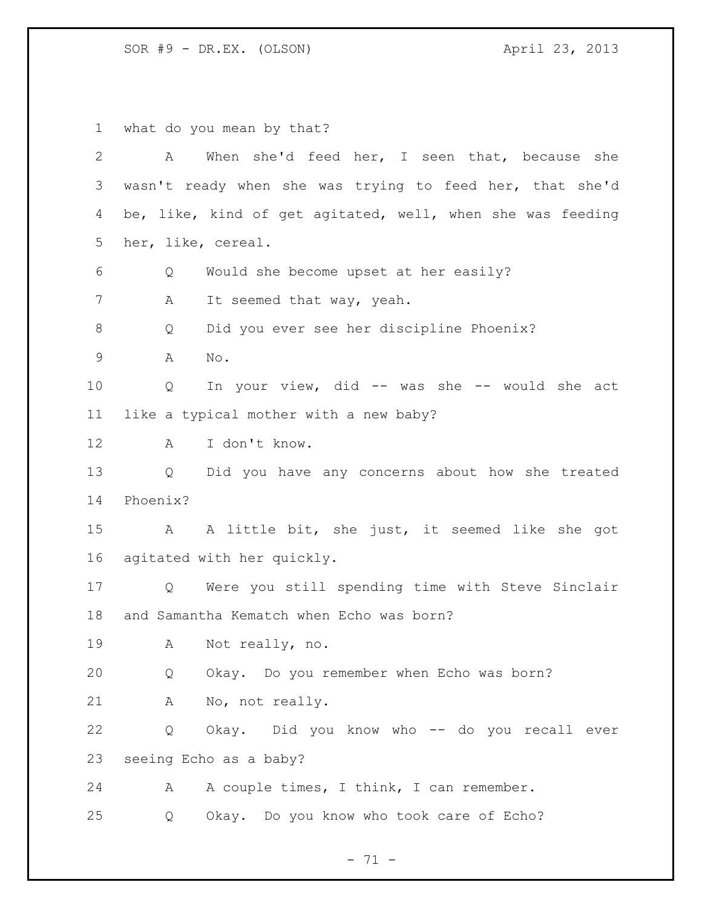what do you mean by that?

A When she'd feed her, I seen that, because she wasn't ready when she was trying to feed her, that she'd be, like, kind of get agitated, well, when she was feeding her, like, cereal.

Q Would she become upset at her easily?

A It seemed that way, yeah.

Q Did you ever see her discipline Phoenix?

A No.

Q In your view, did -- was she -- would she act like a typical mother with a new baby?

A I don't know.

Q Did you have any concerns about how she treated Phoenix?

A A little bit, she just, it seemed like she got agitated with her quickly.

Q Were you still spending time with Steve Sinclair and Samantha Kematch when Echo was born?

A Not really, no.

Q Okay. Do you remember when Echo was born?

A No, not really.

Q Okay. Did you know who -- do you recall ever seeing Echo as a baby?

A A couple times, I think, I can remember.

Q Okay. Do you know who took care of Echo?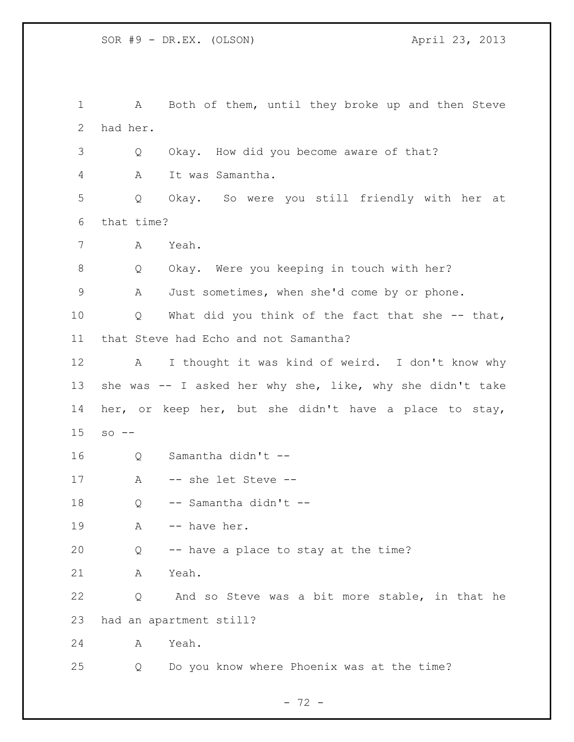A Both of them, until they broke up and then Steve had her.

Q Okay. How did you become aware of that?

A It was Samantha.

Q Okay. So were you still friendly with her at that time?

A Yeah.

Q Okay. Were you keeping in touch with her?

A Just sometimes, when she'd come by or phone.

Q What did you think of the fact that she -- that, that Steve had Echo and not Samantha?

A I thought it was kind of weird. I don't know why she was -- I asked her why she, like, why she didn't take her, or keep her, but she didn't have a place to stay, so --

Q Samantha didn't --

A -- she let Steve --

Q -- Samantha didn't --

A -- have her.

Q -- have a place to stay at the time?

A Yeah.

Q And so Steve was a bit more stable, in that he had an apartment still?

A Yeah.

Q Do you know where Phoenix was at the time?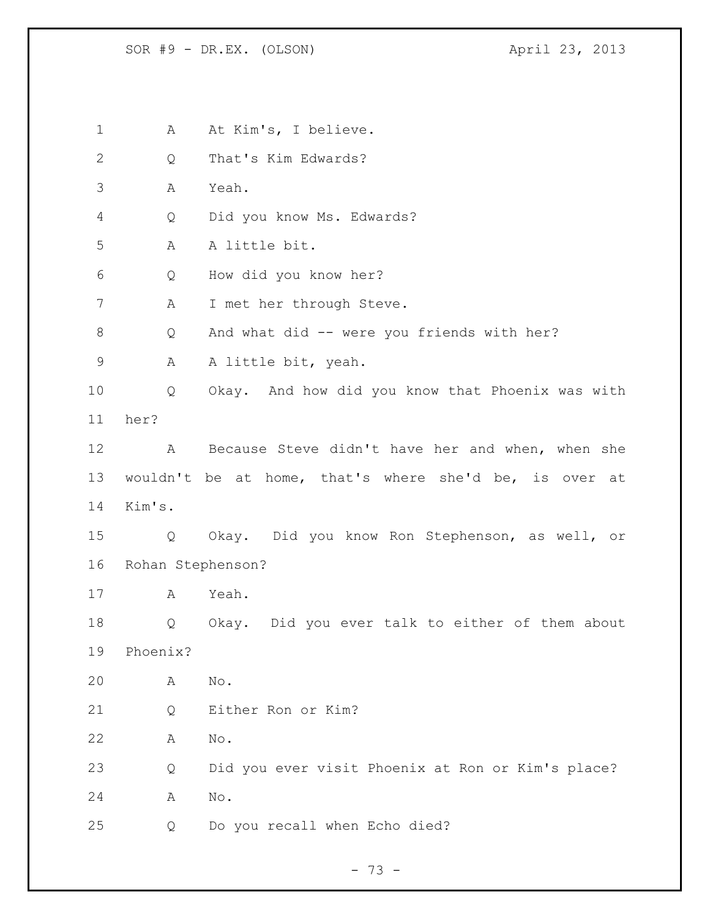1 A At Kim's, I believe.

2 Q That's Kim Edwards?

3 A Yeah.

4 Q Did you know Ms. Edwards?

5 A A little bit.

6 Q How did you know her?

7 A I met her through Steve.

8 Q And what did -- were you friends with her?

9 A A little bit, yeah.

10 Q Okay. And how did you know that Phoenix was with

11 her?

12 A Because Steve didn't have her and when, when she

13 wouldn't be at home, that's where she'd be, is over at

14 Kim's.

15 Q Okay. Did you know Ron Stephenson, as well, or

16 Rohan Stephenson?

17 A Yeah.

18 Q Okay. Did you ever talk to either of them about

19 Phoenix?

20 A No.

21 Q Either Ron or Kim?

22 A No.

23 Q Did you ever visit Phoenix at Ron or Kim's place?

24 A No.

25 Q Do you recall when Echo died?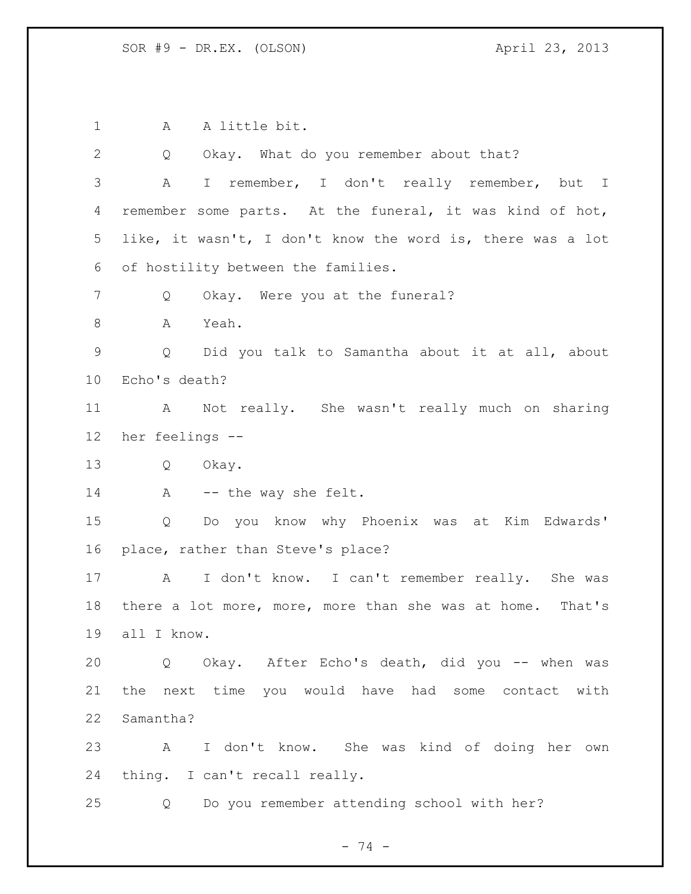A A little bit.

Q Okay. What do you remember about that?

A I remember, I don't really remember, but I remember some parts. At the funeral, it was kind of hot, like, it wasn't, I don't know the word is, there was a lot of hostility between the families.

Q Okay. Were you at the funeral?

A Yeah.

Q Did you talk to Samantha about it at all, about Echo's death?

A Not really. She wasn't really much on sharing her feelings --

Q Okay.

A -- the way she felt.

Q Do you know why Phoenix was at Kim Edwards' place, rather than Steve's place?

A I don't know. I can't remember really. She was there a lot more, more, more than she was at home. That's all I know.

Q Okay. After Echo's death, did you -- when was the next time you would have had some contact with Samantha?

A I don't know. She was kind of doing her own thing. I can't recall really.

Q Do you remember attending school with her?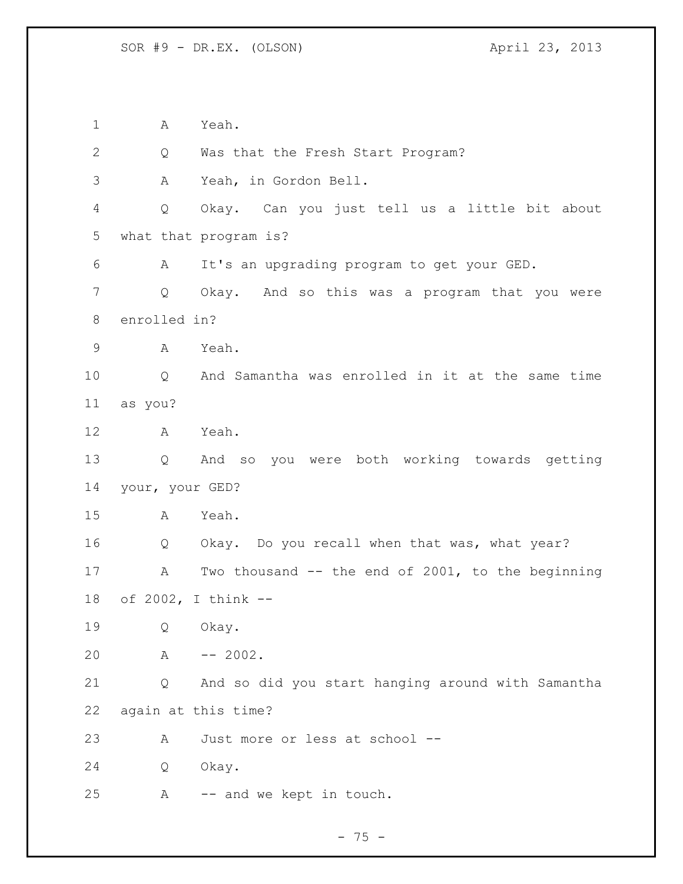1 A Yeah.

2 Q Was that the Fresh Start Program?

3 A Yeah, in Gordon Bell.

4 Q Okay. Can you just tell us a little bit about

5 what that program is?

6 A It's an upgrading program to get your GED.

7 Q Okay. And so this was a program that you were

8 enrolled in?

9 A Yeah.

10 Q And Samantha was enrolled in it at the same time

11 as you?

12 A Yeah.

13 Q And so you were both working towards getting

14 your, your GED?

15 A Yeah.

16 Q Okay. Do you recall when that was, what year?

17 A Two thousand -- the end of 2001, to the beginning

18 of 2002, I think --

19 Q Okay.

20 A -- 2002.

21 Q And so did you start hanging around with Samantha

22 again at this time?

23 A Just more or less at school --

24 Q Okay.

25 A -- and we kept in touch.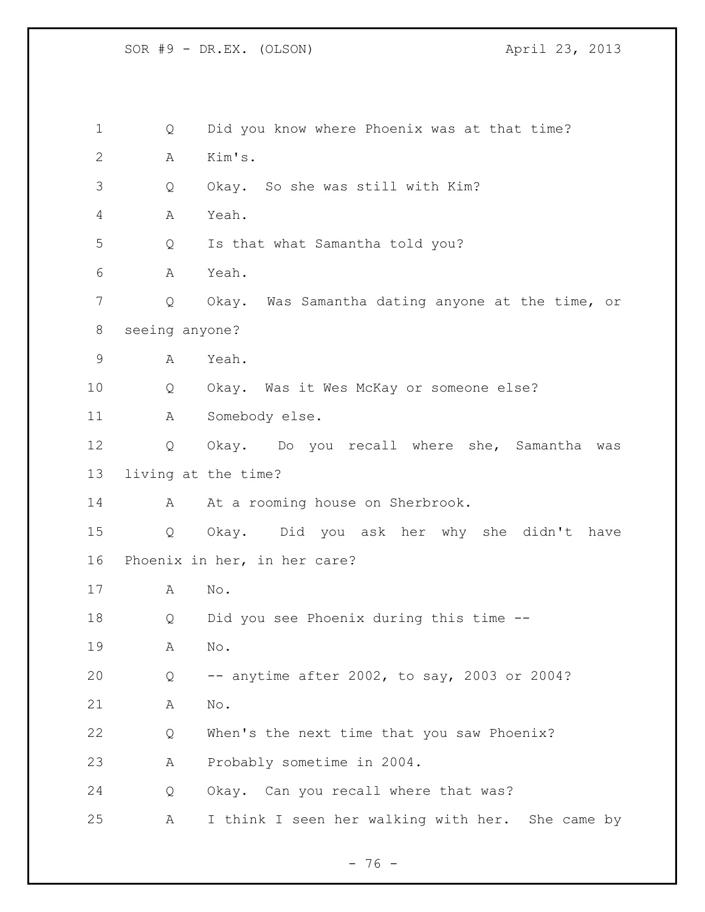Q Did you know where Phoenix was at that time?

A Kim's.

Q Okay. So she was still with Kim?

A Yeah.

Q Is that what Samantha told you?

A Yeah.

Q Okay. Was Samantha dating anyone at the time, or seeing anyone?

A Yeah.

Q Okay. Was it Wes McKay or someone else?

A Somebody else.

Q Okay. Do you recall where she, Samantha was living at the time?

A At a rooming house on Sherbrook.

Q Okay. Did you ask her why she didn't have Phoenix in her, in her care?

A No.

Q Did you see Phoenix during this time --

A No.

Q -- anytime after 2002, to say, 2003 or 2004?

A No.

Q When's the next time that you saw Phoenix?

A Probably sometime in 2004.

Q Okay. Can you recall where that was?

A I think I seen her walking with her. She came by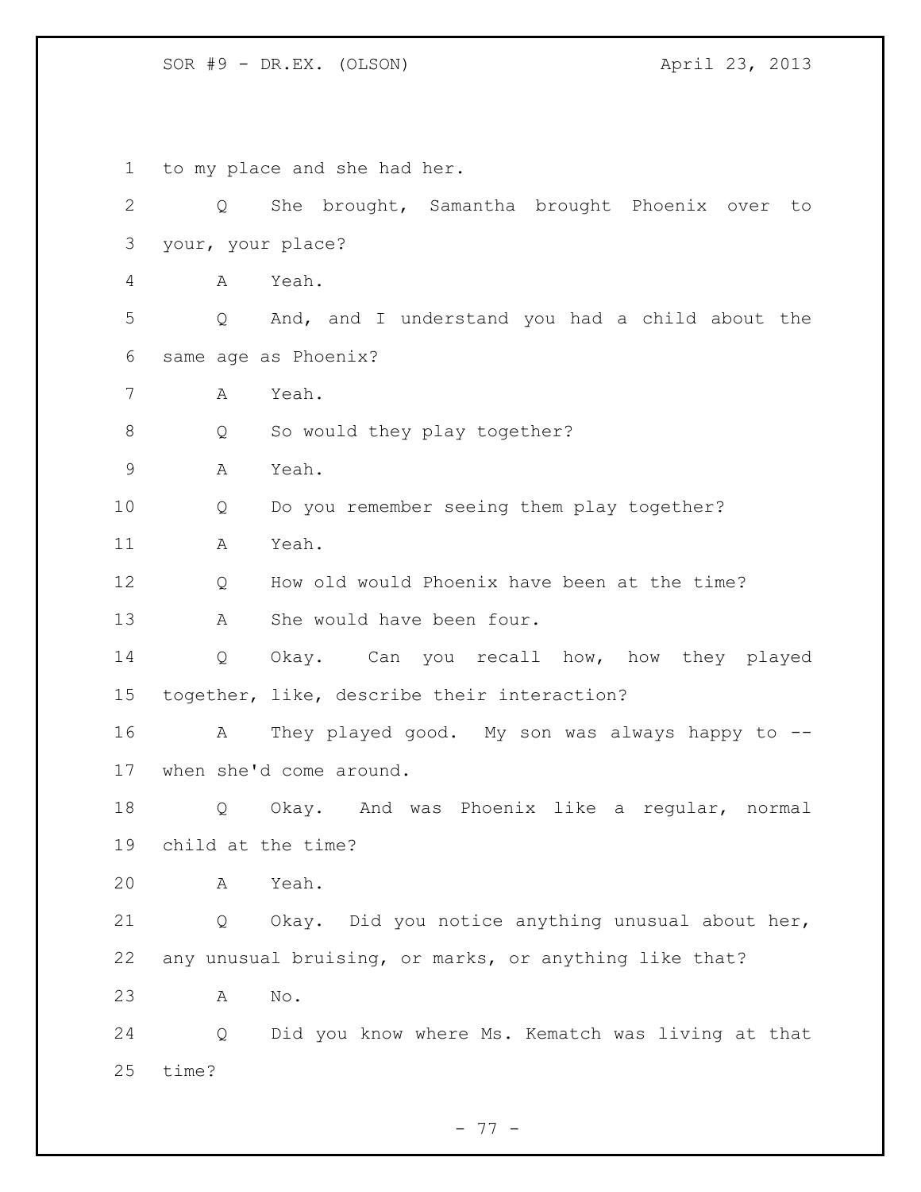to my place and she had her.

Q She brought, Samantha brought Phoenix over to your, your place?

A Yeah.

Q And, and I understand you had a child about the same age as Phoenix?

A Yeah.

Q So would they play together?

A Yeah.

Q Do you remember seeing them play together?

A Yeah.

Q How old would Phoenix have been at the time?

A She would have been four.

Q Okay. Can you recall how, how they played together, like, describe their interaction?

A They played good. My son was always happy to -- when she'd come around.

Q Okay. And was Phoenix like a regular, normal child at the time?

A Yeah.

Q Okay. Did you notice anything unusual about her, any unusual bruising, or marks, or anything like that?

A No.

Q Did you know where Ms. Kematch was living at that time?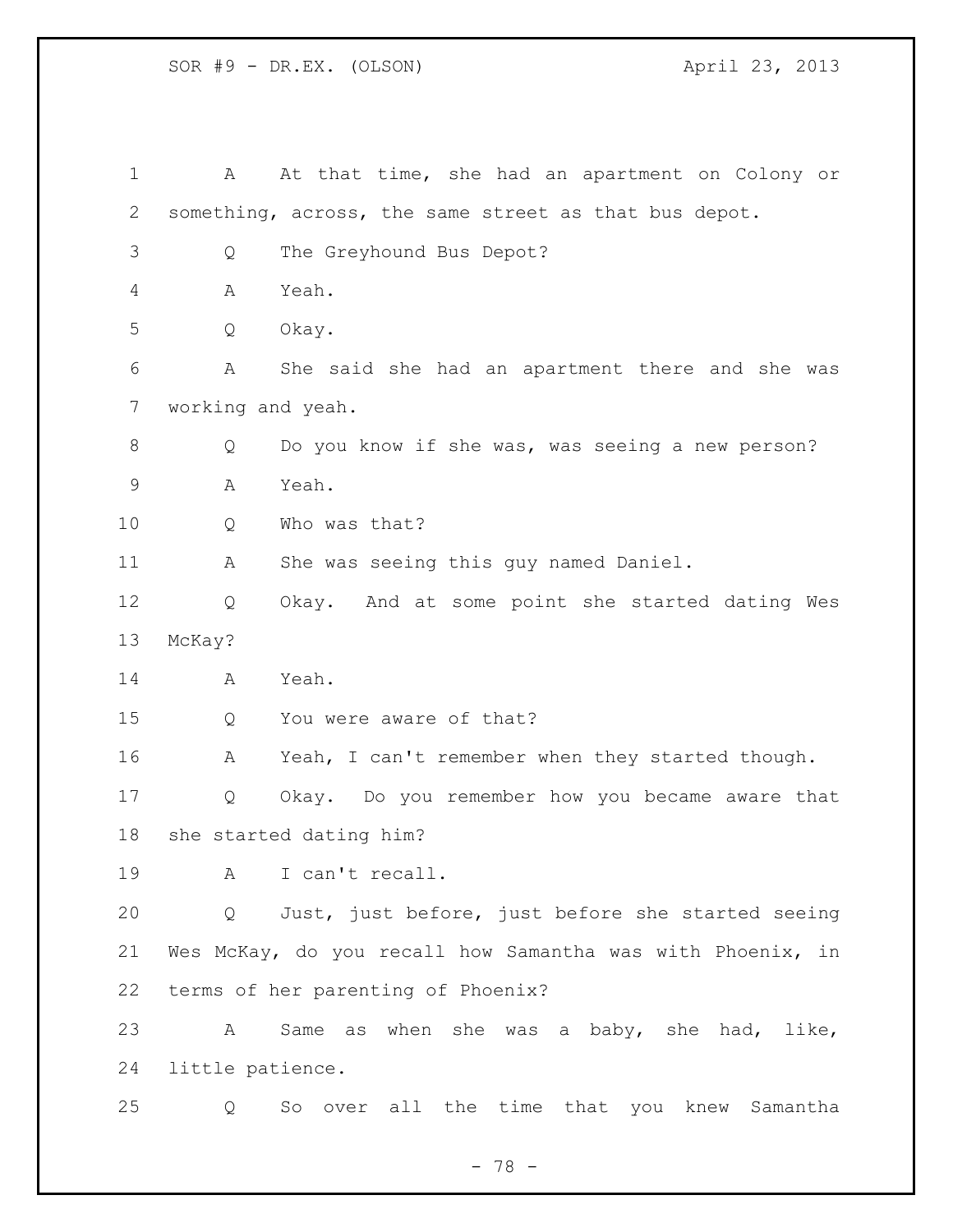A At that time, she had an apartment on Colony or something, across, the same street as that bus depot.

Q The Greyhound Bus Depot?

A Yeah.

Q Okay.

A She said she had an apartment there and she was working and yeah.

Q Do you know if she was, was seeing a new person?

A Yeah.

Q Who was that?

A She was seeing this guy named Daniel.

Q Okay. And at some point she started dating Wes McKay?

A Yeah.

Q You were aware of that?

A Yeah, I can't remember when they started though.

Q Okay. Do you remember how you became aware that she started dating him?

A I can't recall.

Q Just, just before, just before she started seeing Wes McKay, do you recall how Samantha was with Phoenix, in terms of her parenting of Phoenix?

A Same as when she was a baby, she had, like, little patience.

Q So over all the time that you knew Samantha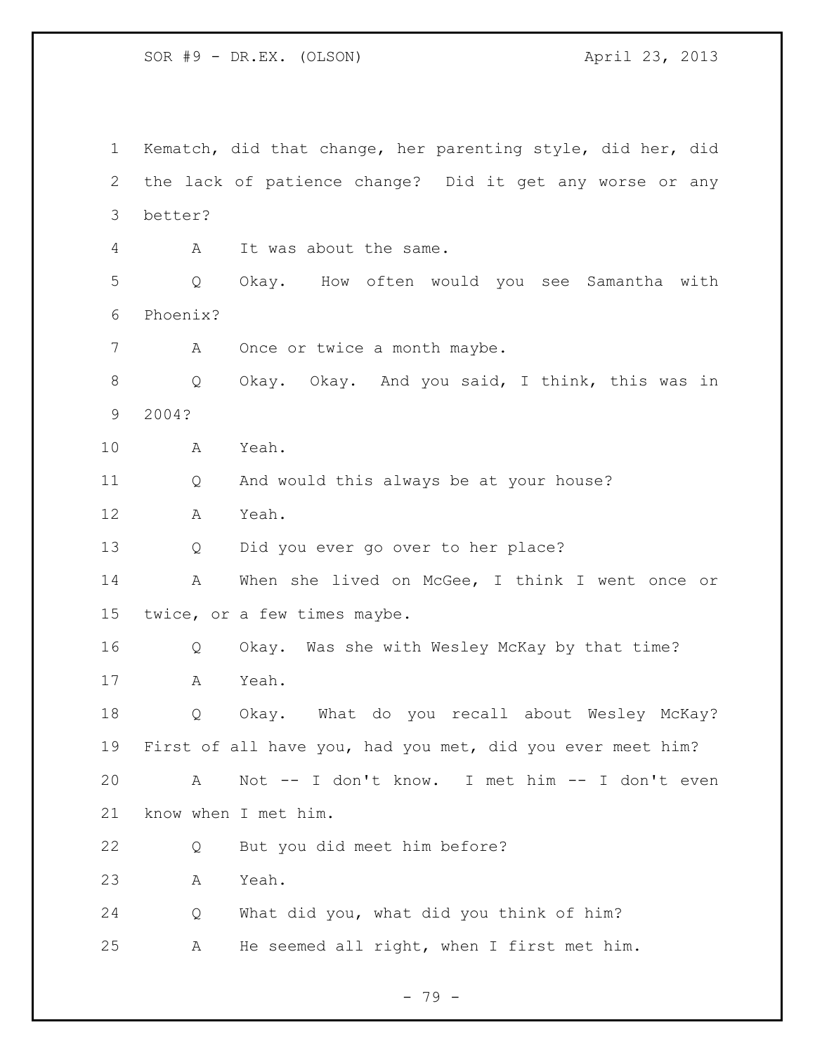Kematch, did that change, her parenting style, did her, did the lack of patience change? Did it get any worse or any better?

A It was about the same.

Q Okay. How often would you see Samantha with Phoenix?

A Once or twice a month maybe.

Q Okay. Okay. And you said, I think, this was in 2004?

A Yeah.

Q And would this always be at your house?

A Yeah.

Q Did you ever go over to her place?

A When she lived on McGee, I think I went once or twice, or a few times maybe.

Q Okay. Was she with Wesley McKay by that time?

A Yeah.

Q Okay. What do you recall about Wesley McKay? First of all have you, had you met, did you ever meet him?

A Not -- I don't know. I met him -- I don't even know when I met him.

Q But you did meet him before?

A Yeah.

Q What did you, what did you think of him?

A He seemed all right, when I first met him.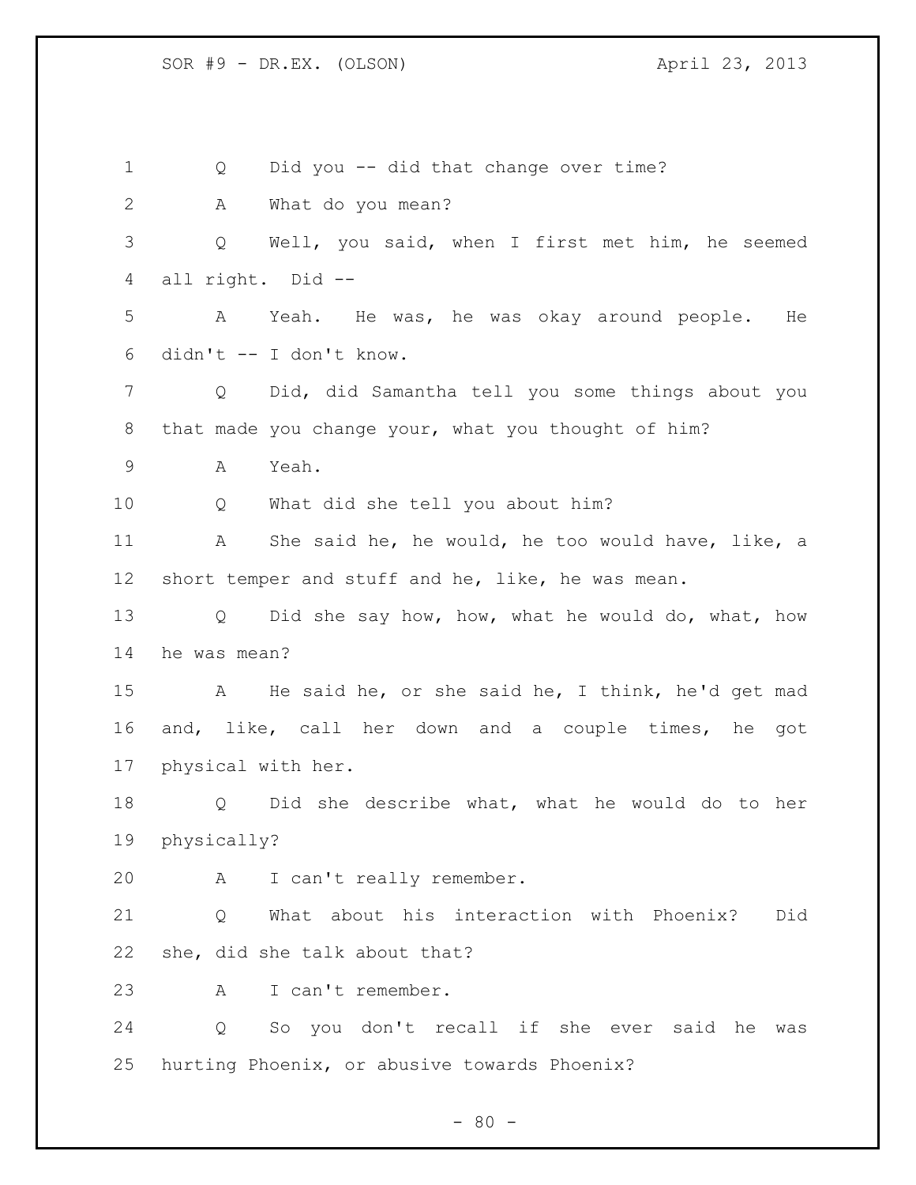1 Q Did you -- did that change over time?

2 A What do you mean?

3 Q Well, you said, when I first met him, he seemed

4 all right. Did --

5 A Yeah. He was, he was okay around people. He

6 didn't -- I don't know.

7 Q Did, did Samantha tell you some things about you

8 that made you change your, what you thought of him?

9 A Yeah.

10 Q What did she tell you about him?

11 A She said he, he would, he too would have, like, a

12 short temper and stuff and he, like, he was mean.

13 Q Did she say how, how, what he would do, what, how

14 he was mean?

15 A He said he, or she said he, I think, he'd get mad

16 and, like, call her down and a couple times, he got

17 physical with her.

18 Q Did she describe what, what he would do to her

19 physically?

20 A I can't really remember.

21 Q What about his interaction with Phoenix? Did

22 she, did she talk about that?

23 A I can't remember.

24 Q So you don't recall if she ever said he was

25 hurting Phoenix, or abusive towards Phoenix?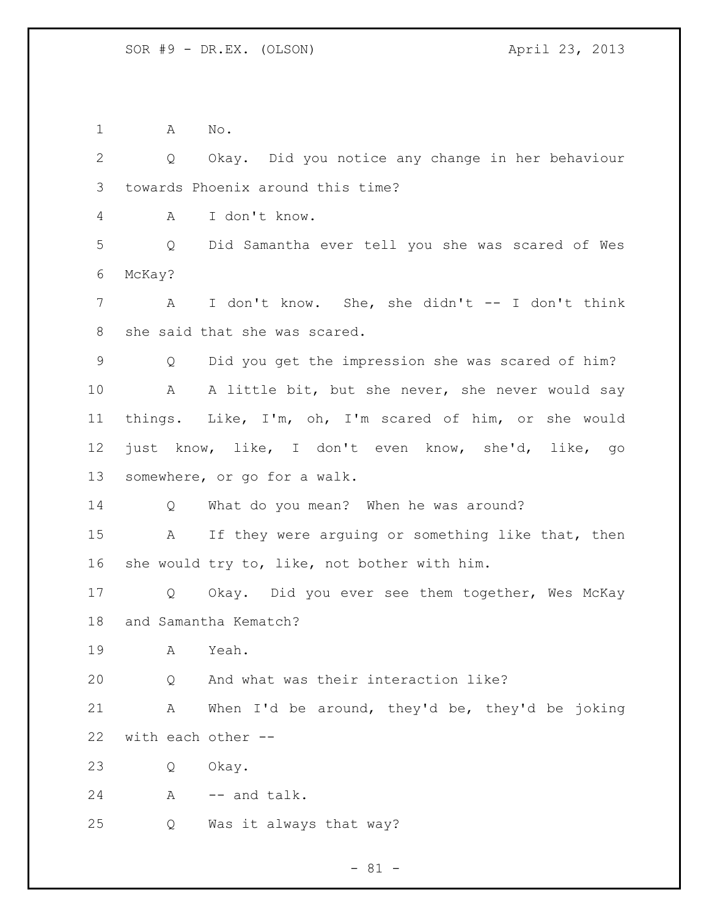A No.

Q Okay. Did you notice any change in her behaviour towards Phoenix around this time?

A I don't know.

Q Did Samantha ever tell you she was scared of Wes McKay?

A I don't know. She, she didn't -- I don't think she said that she was scared.

Q Did you get the impression she was scared of him?

A A little bit, but she never, she never would say things. Like, I'm, oh, I'm scared of him, or she would just know, like, I don't even know, she'd, like, go somewhere, or go for a walk.

Q What do you mean? When he was around?

A If they were arguing or something like that, then she would try to, like, not bother with him.

Q Okay. Did you ever see them together, Wes McKay and Samantha Kematch?

A Yeah.

Q And what was their interaction like?

A When I'd be around, they'd be, they'd be joking with each other --

Q Okay.

A -- and talk.

Q Was it always that way?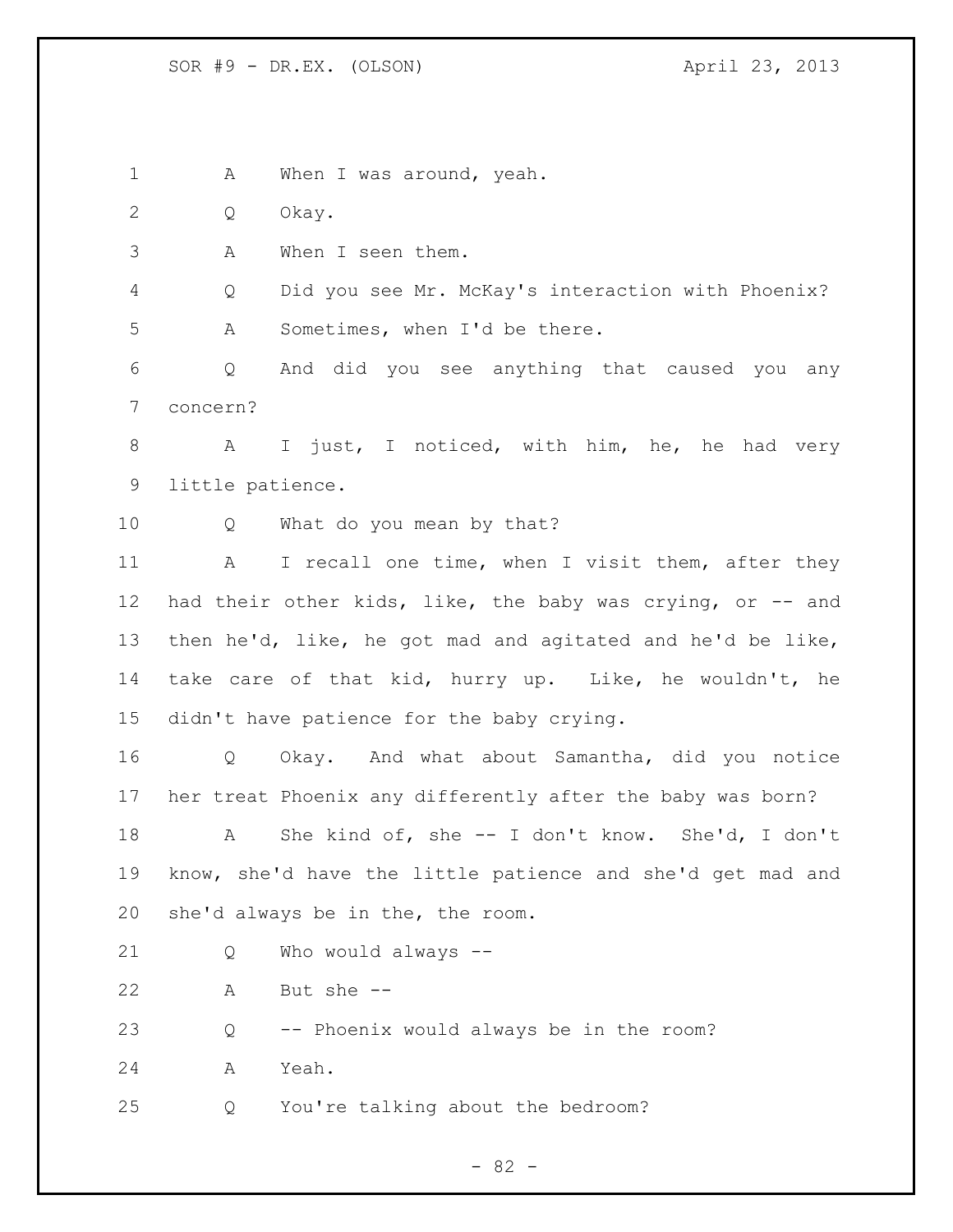A When I was around, yeah.

Q Okay.

A When I seen them.

Q Did you see Mr. McKay's interaction with Phoenix?

A Sometimes, when I'd be there.

Q And did you see anything that caused you any concern?

A I just, I noticed, with him, he, he had very little patience.

Q What do you mean by that?

A I recall one time, when I visit them, after they had their other kids, like, the baby was crying, or -- and then he'd, like, he got mad and agitated and he'd be like, take care of that kid, hurry up. Like, he wouldn't, he didn't have patience for the baby crying.

Q Okay. And what about Samantha, did you notice her treat Phoenix any differently after the baby was born?

A She kind of, she -- I don't know. She'd, I don't know, she'd have the little patience and she'd get mad and she'd always be in the, the room.

Q Who would always --

A But she --

Q -- Phoenix would always be in the room?

A Yeah.

Q You're talking about the bedroom?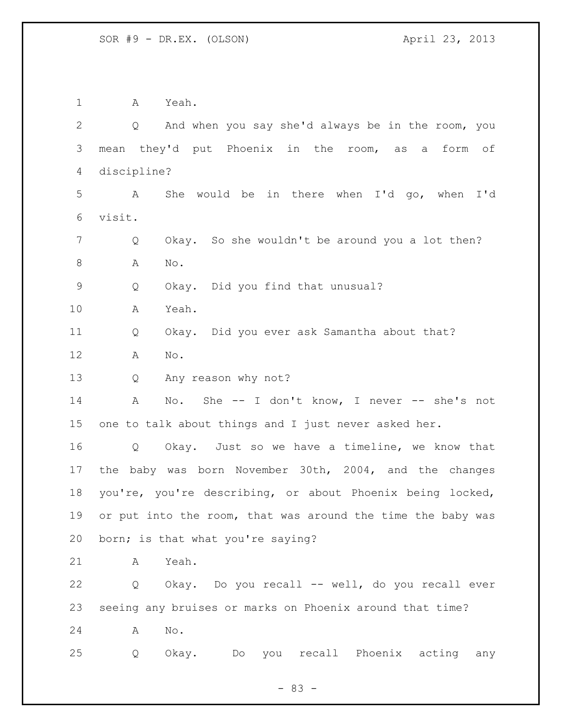A Yeah.

Q And when you say she'd always be in the room, you mean they'd put Phoenix in the room, as a form of discipline?

A She would be in there when I'd go, when I'd visit.

Q Okay. So she wouldn't be around you a lot then?

A No.

Q Okay. Did you find that unusual?

A Yeah.

Q Okay. Did you ever ask Samantha about that?

A No.

Q Any reason why not?

A No. She -- I don't know, I never -- she's not one to talk about things and I just never asked her.

Q Okay. Just so we have a timeline, we know that the baby was born November 30th, 2004, and the changes you're, you're describing, or about Phoenix being locked, or put into the room, that was around the time the baby was born; is that what you're saying?

A Yeah.

Q Okay. Do you recall -- well, do you recall ever seeing any bruises or marks on Phoenix around that time?

A No.

Q Okay. Do you recall Phoenix acting any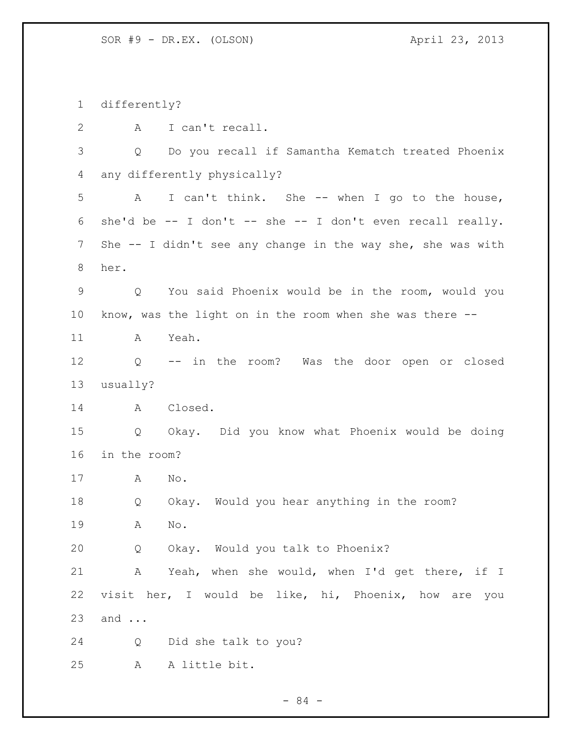differently?

A I can't recall.

Q Do you recall if Samantha Kematch treated Phoenix any differently physically?

A I can't think. She -- when I go to the house, she'd be -- I don't -- she -- I don't even recall really. She -- I didn't see any change in the way she, she was with her.

Q You said Phoenix would be in the room, would you know, was the light on in the room when she was there --

A Yeah.

Q -- in the room? Was the door open or closed usually?

A Closed.

Q Okay. Did you know what Phoenix would be doing in the room?

A No.

Q Okay. Would you hear anything in the room?

A No.

Q Okay. Would you talk to Phoenix?

A Yeah, when she would, when I'd get there, if I visit her, I would be like, hi, Phoenix, how are you and ...

Q Did she talk to you?

A A little bit.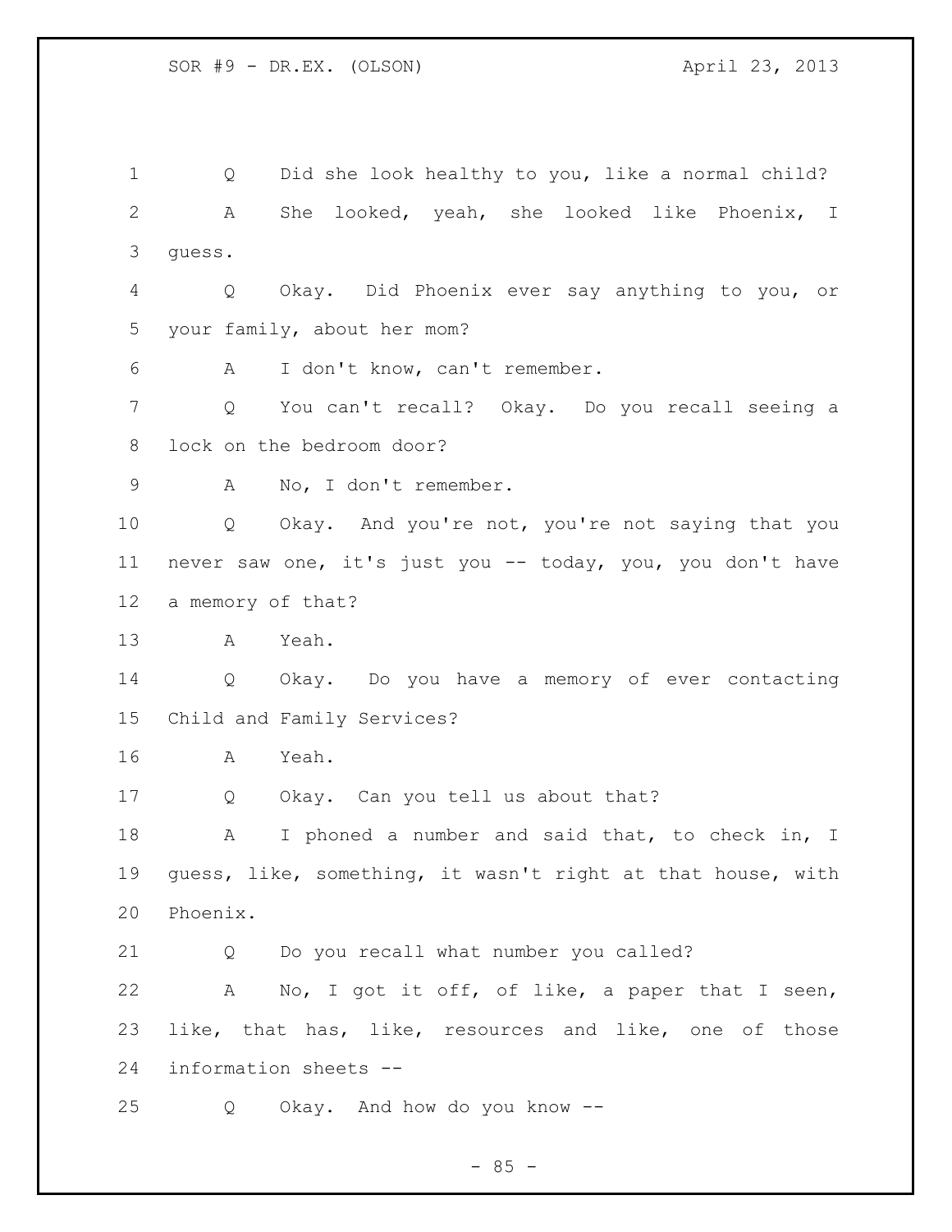1 Q Did she look healthy to you, like a normal child?

2 A She looked, yeah, she looked like Phoenix, I

3 guess.

4 Q Okay. Did Phoenix ever say anything to you, or

5 your family, about her mom?

6 A I don't know, can't remember.

7 Q You can't recall? Okay. Do you recall seeing a

8 lock on the bedroom door?

9 A No, I don't remember.

10 Q Okay. And you're not, you're not saying that you

11 never saw one, it's just you -- today, you, you don't have

12 a memory of that?

13 A Yeah.

14 Q Okay. Do you have a memory of ever contacting

15 Child and Family Services?

16 A Yeah.

17 Q Okay. Can you tell us about that?

18 A I phoned a number and said that, to check in, I

19 guess, like, something, it wasn't right at that house, with

20 Phoenix.

21 Q Do you recall what number you called?

22 A No, I got it off, of like, a paper that I seen,

23 like, that has, like, resources and like, one of those

24 information sheets --

25 Q Okay. And how do you know --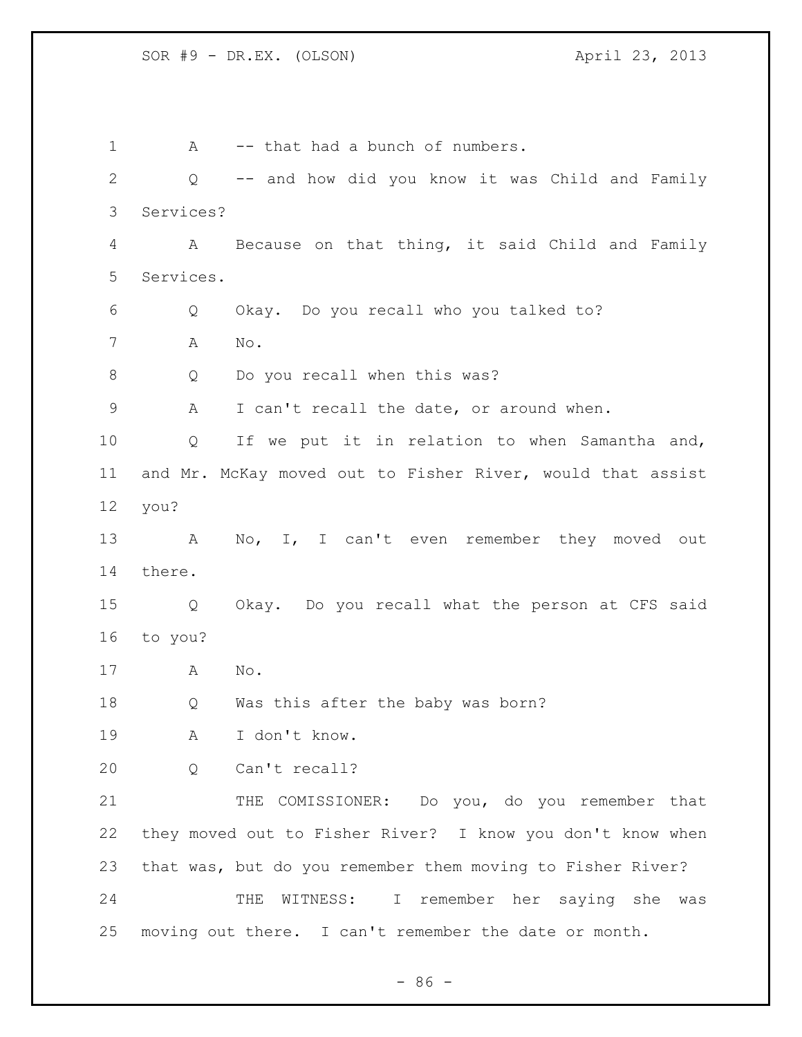A -- that had a bunch of numbers.

Q -- and how did you know it was Child and Family Services?

A Because on that thing, it said Child and Family Services.

Q Okay. Do you recall who you talked to?

A No.

Q Do you recall when this was?

A I can't recall the date, or around when.

Q If we put it in relation to when Samantha and, and Mr. McKay moved out to Fisher River, would that assist you?

A No, I, I can't even remember they moved out there.

Q Okay. Do you recall what the person at CFS said to you?

A No.

Q Was this after the baby was born?

A I don't know.

Q Can't recall?

THE COMISSIONER: Do you, do you remember that they moved out to Fisher River? I know you don't know when that was, but do you remember them moving to Fisher River?

THE WITNESS: I remember her saying she was moving out there. I can't remember the date or month.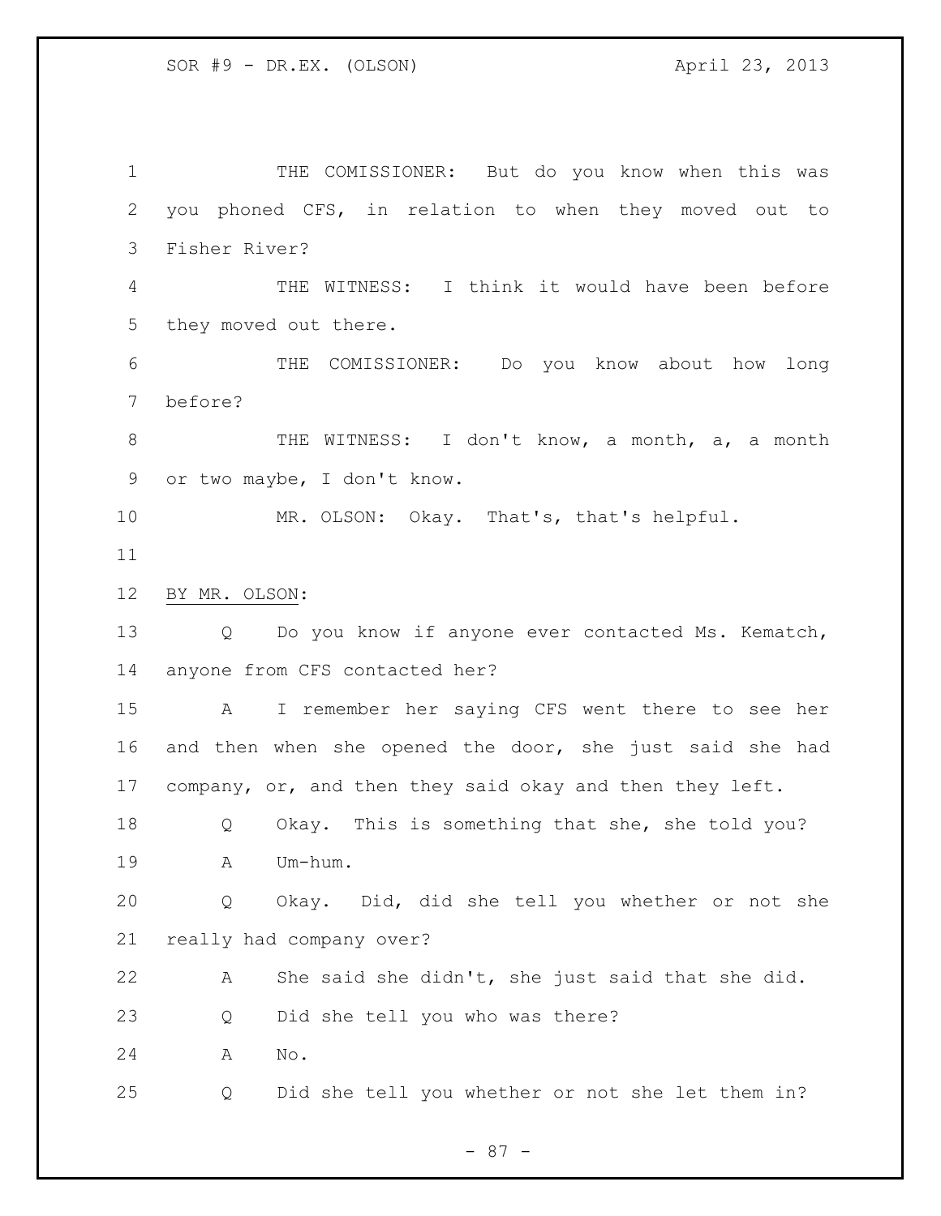THE COMISSIONER: But do you know when this was you phoned CFS, in relation to when they moved out to Fisher River?

THE WITNESS: I think it would have been before they moved out there.

THE COMISSIONER: Do you know about how long before?

THE WITNESS: I don't know, a month, a, a month or two maybe, I don't know.

MR. OLSON: Okay. That's, that's helpful.

BY MR. OLSON:

Q Do you know if anyone ever contacted Ms. Kematch, anyone from CFS contacted her?

A I remember her saying CFS went there to see her and then when she opened the door, she just said she had company, or, and then they said okay and then they left.

Q Okay. This is something that she, she told you?

A Um-hum.

Q Okay. Did, did she tell you whether or not she really had company over?

A She said she didn't, she just said that she did.

Q Did she tell you who was there?

A No.

Q Did she tell you whether or not she let them in?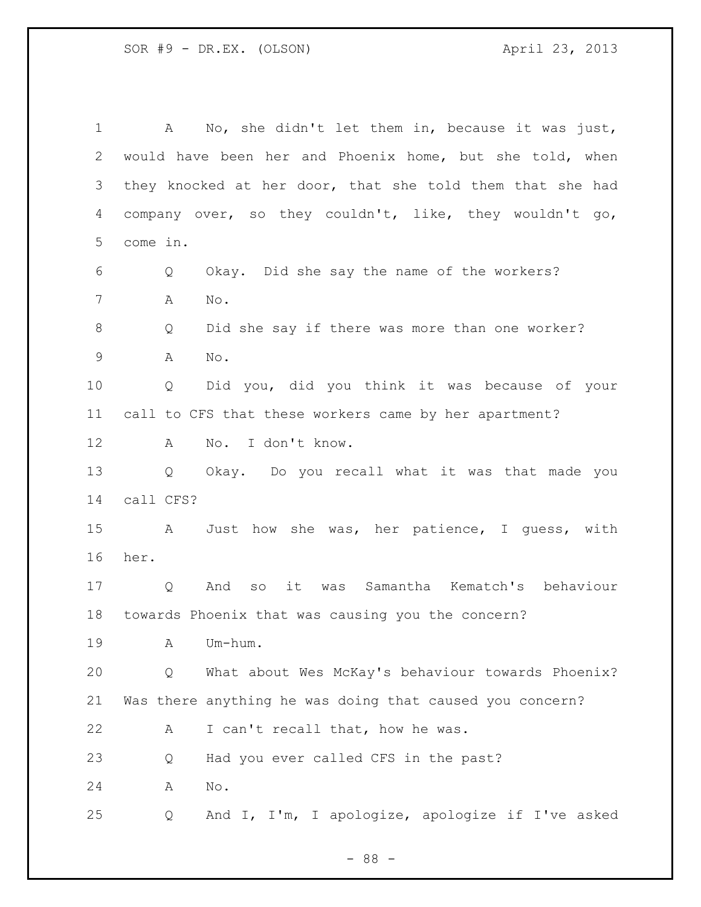A No, she didn't let them in, because it was just, would have been her and Phoenix home, but she told, when they knocked at her door, that she told them that she had company over, so they couldn't, like, they wouldn't go, come in.

Q Okay. Did she say the name of the workers?

A No.

Q Did she say if there was more than one worker?

A No.

Q Did you, did you think it was because of your call to CFS that these workers came by her apartment?

A No. I don't know.

Q Okay. Do you recall what it was that made you call CFS?

A Just how she was, her patience, I guess, with her.

Q And so it was Samantha Kematch's behaviour towards Phoenix that was causing you the concern?

A Um-hum.

Q What about Wes McKay's behaviour towards Phoenix? Was there anything he was doing that caused you concern?

A I can't recall that, how he was.

Q Had you ever called CFS in the past?

A No.

Q And I, I'm, I apologize, apologize if I've asked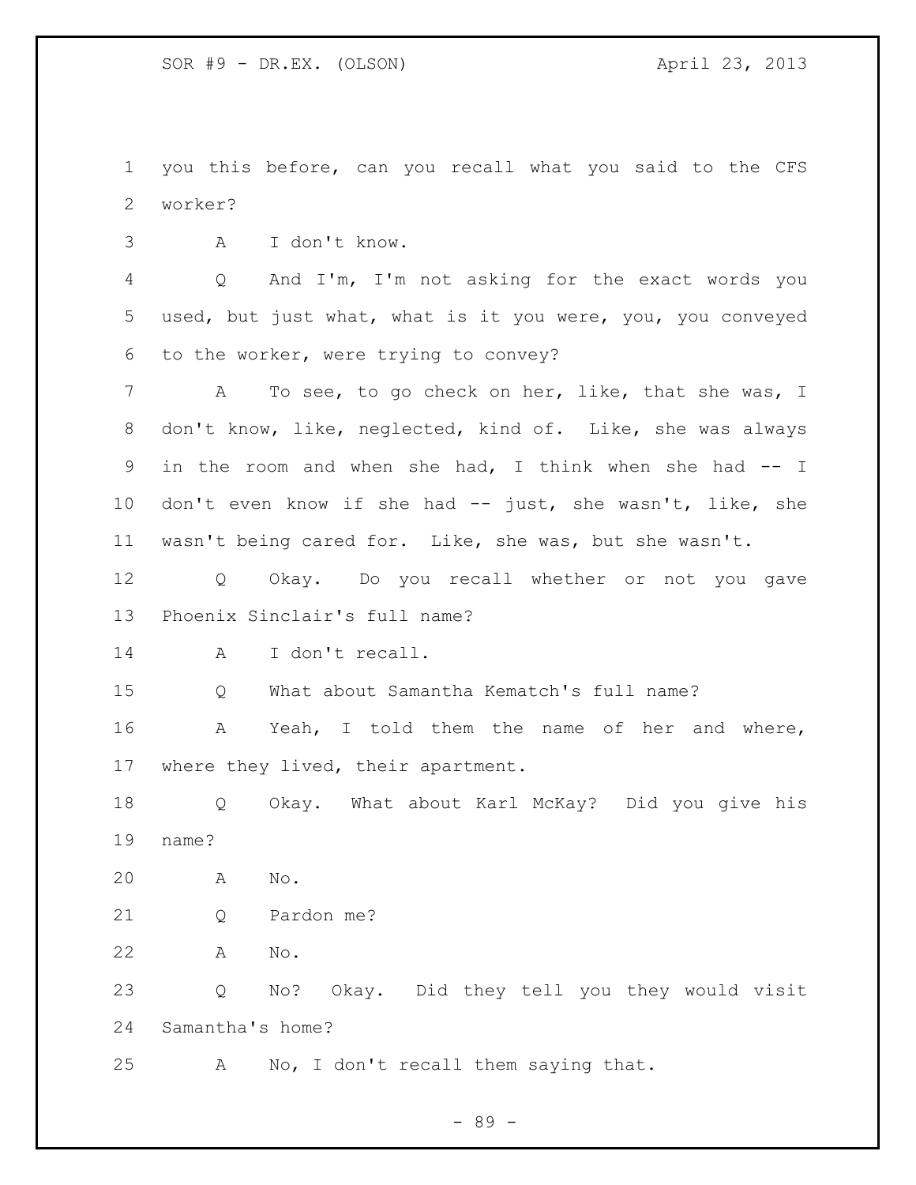you this before, can you recall what you said to the CFS worker?

A I don't know.

Q And I'm, I'm not asking for the exact words you used, but just what, what is it you were, you, you conveyed to the worker, were trying to convey?

A To see, to go check on her, like, that she was, I don't know, like, neglected, kind of. Like, she was always in the room and when she had, I think when she had -- I don't even know if she had -- just, she wasn't, like, she wasn't being cared for. Like, she was, but she wasn't.

Q Okay. Do you recall whether or not you gave Phoenix Sinclair's full name?

A I don't recall.

Q What about Samantha Kematch's full name?

A Yeah, I told them the name of her and where, where they lived, their apartment.

Q Okay. What about Karl McKay? Did you give his name?

A No.

Q Pardon me?

A No.

Q No? Okay. Did they tell you they would visit Samantha's home?

A No, I don't recall them saying that.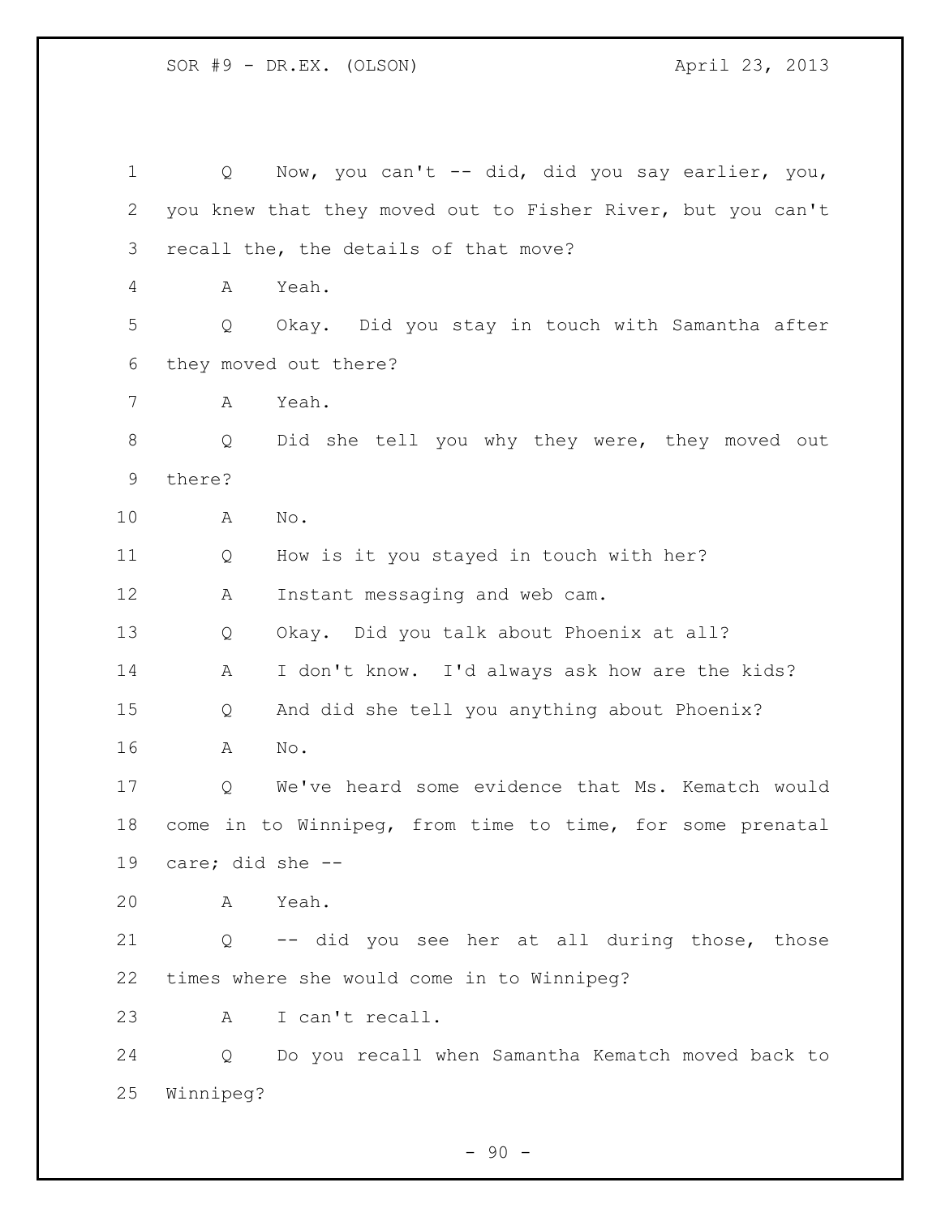Q Now, you can't -- did, did you say earlier, you, you knew that they moved out to Fisher River, but you can't recall the, the details of that move?

A Yeah.

Q Okay. Did you stay in touch with Samantha after they moved out there?

A Yeah.

Q Did she tell you why they were, they moved out there?

A No.

Q How is it you stayed in touch with her?

A Instant messaging and web cam.

Q Okay. Did you talk about Phoenix at all?

A I don't know. I'd always ask how are the kids?

Q And did she tell you anything about Phoenix?

A No.

Q We've heard some evidence that Ms. Kematch would come in to Winnipeg, from time to time, for some prenatal care; did she --

A Yeah.

Q -- did you see her at all during those, those times where she would come in to Winnipeg?

A I can't recall.

Q Do you recall when Samantha Kematch moved back to Winnipeg?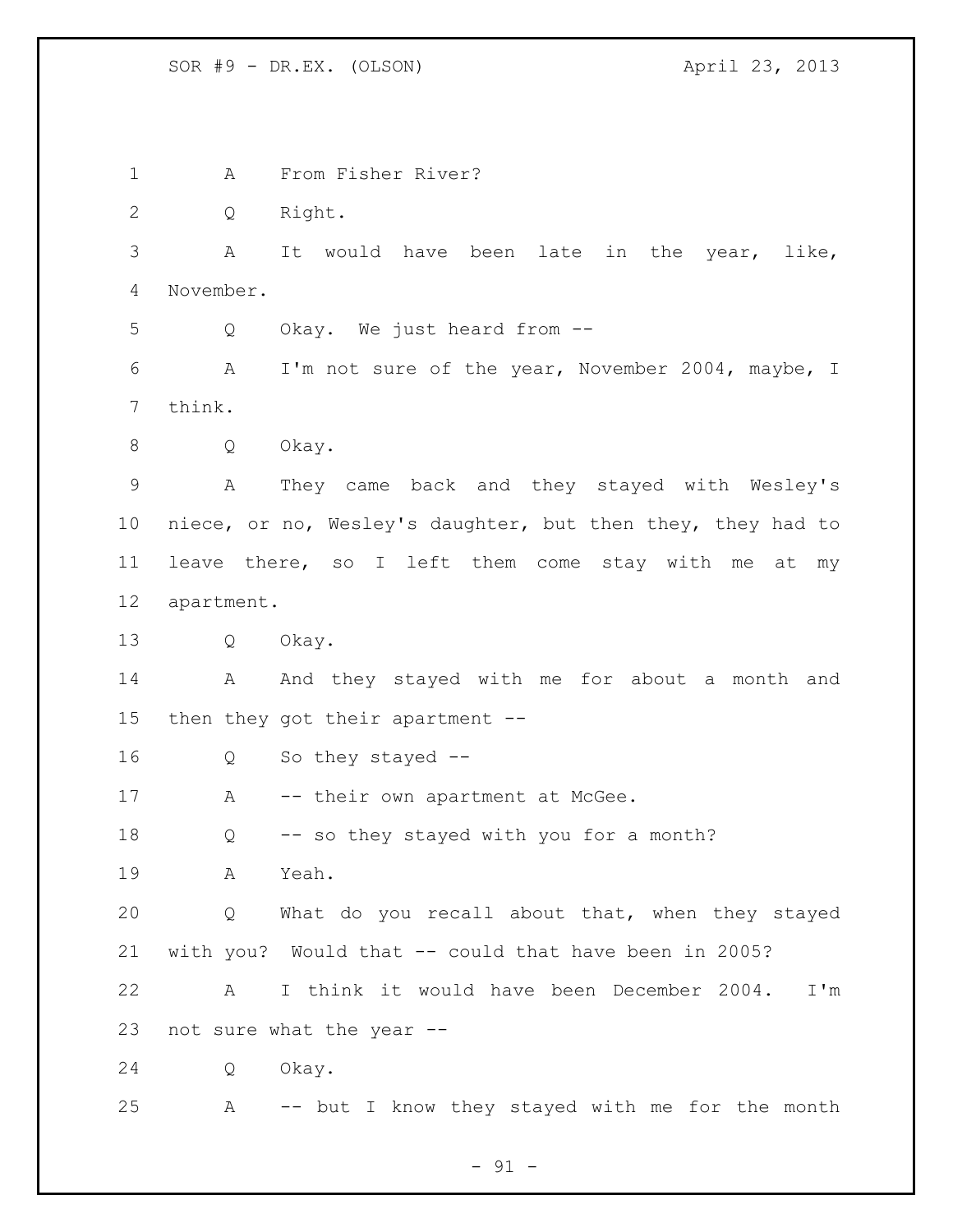A From Fisher River?

Q Right.

A It would have been late in the year, like, November.

Q Okay. We just heard from --

A I'm not sure of the year, November 2004, maybe, I think.

Q Okay.

A They came back and they stayed with Wesley's niece, or no, Wesley's daughter, but then they, they had to leave there, so I left them come stay with me at my apartment.

Q Okay.

A And they stayed with me for about a month and then they got their apartment --

Q So they stayed --

A -- their own apartment at McGee.

Q -- so they stayed with you for a month?

A Yeah.

Q What do you recall about that, when they stayed with you? Would that -- could that have been in 2005?

A I think it would have been December 2004. I'm not sure what the year --

Q Okay.

A -- but I know they stayed with me for the month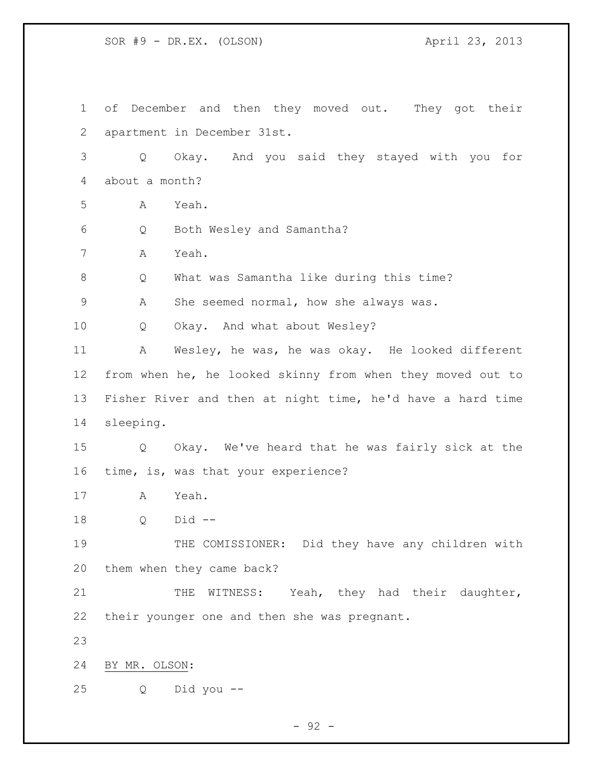of December and then they moved out. They got their apartment in December 31st.

Q Okay. And you said they stayed with you for about a month?

A Yeah.

Q Both Wesley and Samantha?

A Yeah.

Q What was Samantha like during this time?

A She seemed normal, how she always was.

Q Okay. And what about Wesley?

A Wesley, he was, he was okay. He looked different from when he, he looked skinny from when they moved out to Fisher River and then at night time, he'd have a hard time sleeping.

Q Okay. We've heard that he was fairly sick at the time, is, was that your experience?

A Yeah.

Q Did --

THE COMISSIONER: Did they have any children with them when they came back?

THE WITNESS: Yeah, they had their daughter, their younger one and then she was pregnant.

BY MR. OLSON:

Q Did you --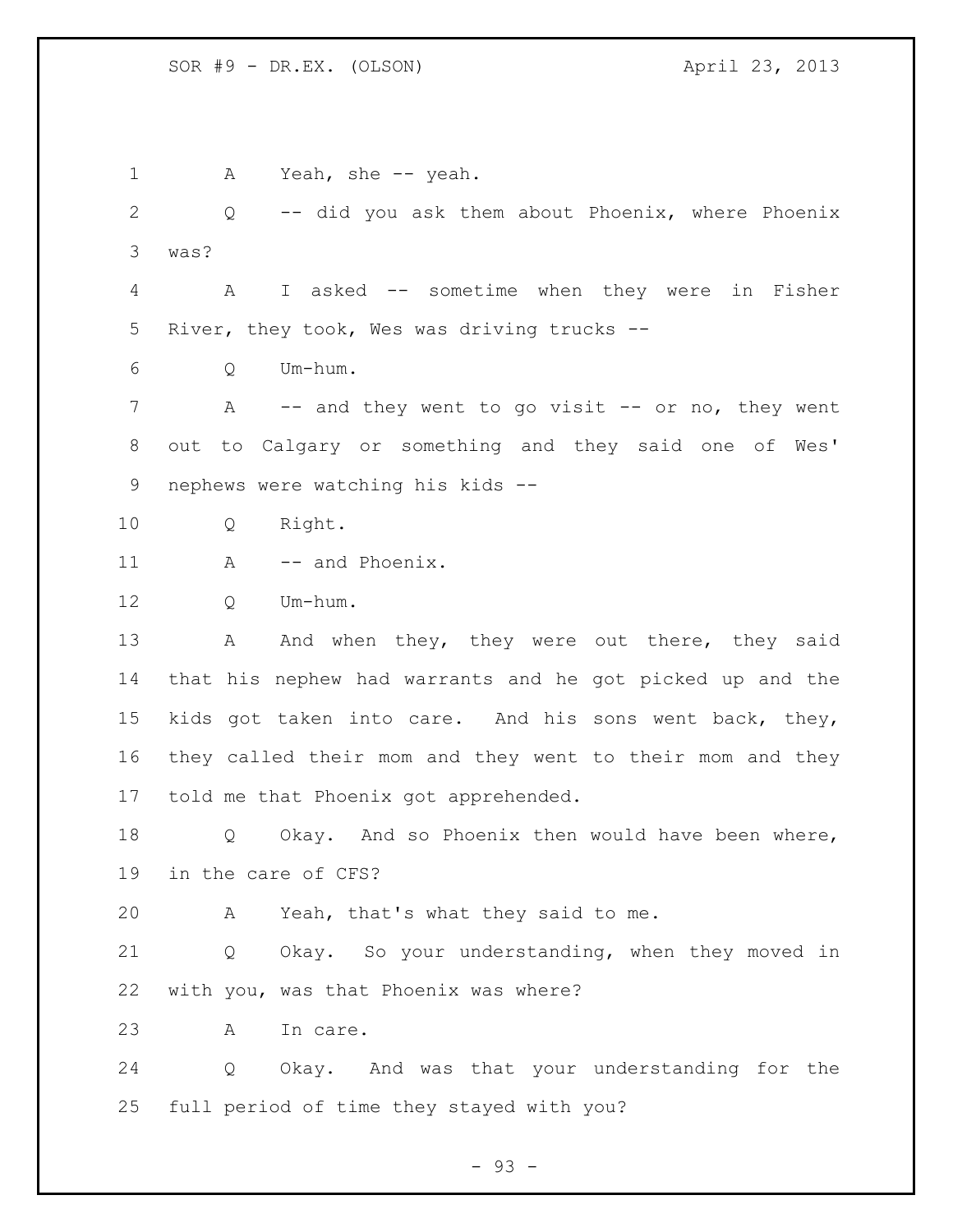A Yeah, she -- yeah.

Q -- did you ask them about Phoenix, where Phoenix was?

A I asked -- sometime when they were in Fisher River, they took, Wes was driving trucks --

Q Um-hum.

A -- and they went to go visit -- or no, they went out to Calgary or something and they said one of Wes' nephews were watching his kids --

Q Right.

A -- and Phoenix.

Q Um-hum.

A And when they, they were out there, they said that his nephew had warrants and he got picked up and the kids got taken into care. And his sons went back, they, they called their mom and they went to their mom and they told me that Phoenix got apprehended.

Q Okay. And so Phoenix then would have been where, in the care of CFS?

A Yeah, that's what they said to me.

Q Okay. So your understanding, when they moved in with you, was that Phoenix was where?

A In care.

Q Okay. And was that your understanding for the full period of time they stayed with you?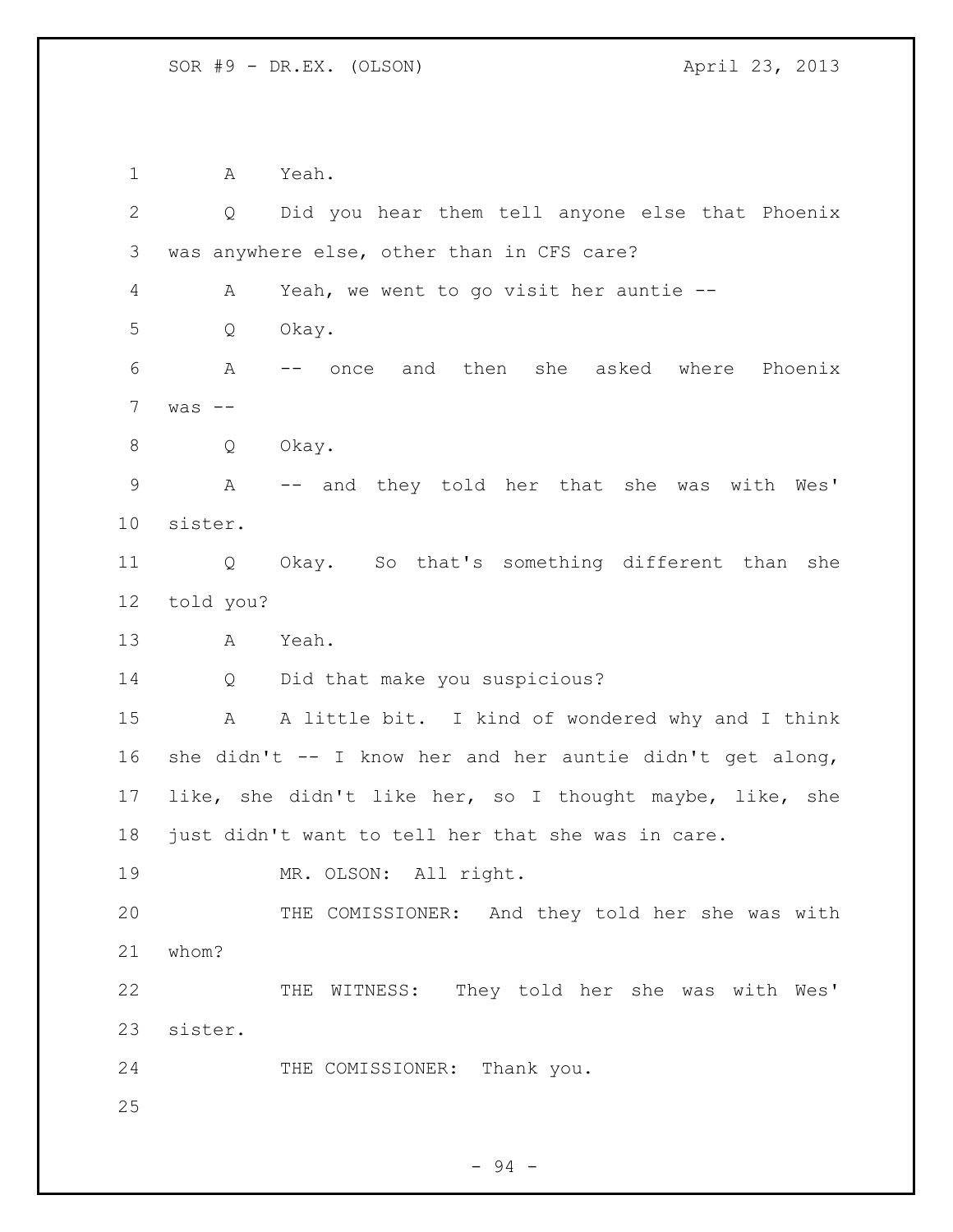A Yeah.

Q Did you hear them tell anyone else that Phoenix was anywhere else, other than in CFS care?

A Yeah, we went to go visit her auntie --

Q Okay.

A -- once and then she asked where Phoenix was --

Q Okay.

A -- and they told her that she was with Wes' sister.

Q Okay. So that's something different than she told you?

A Yeah.

Q Did that make you suspicious?

A A little bit. I kind of wondered why and I think she didn't -- I know her and her auntie didn't get along, like, she didn't like her, so I thought maybe, like, she just didn't want to tell her that she was in care.

MR. OLSON: All right.

THE COMISSIONER: And they told her she was with whom?

THE WITNESS: They told her she was with Wes' sister.

THE COMISSIONER: Thank you.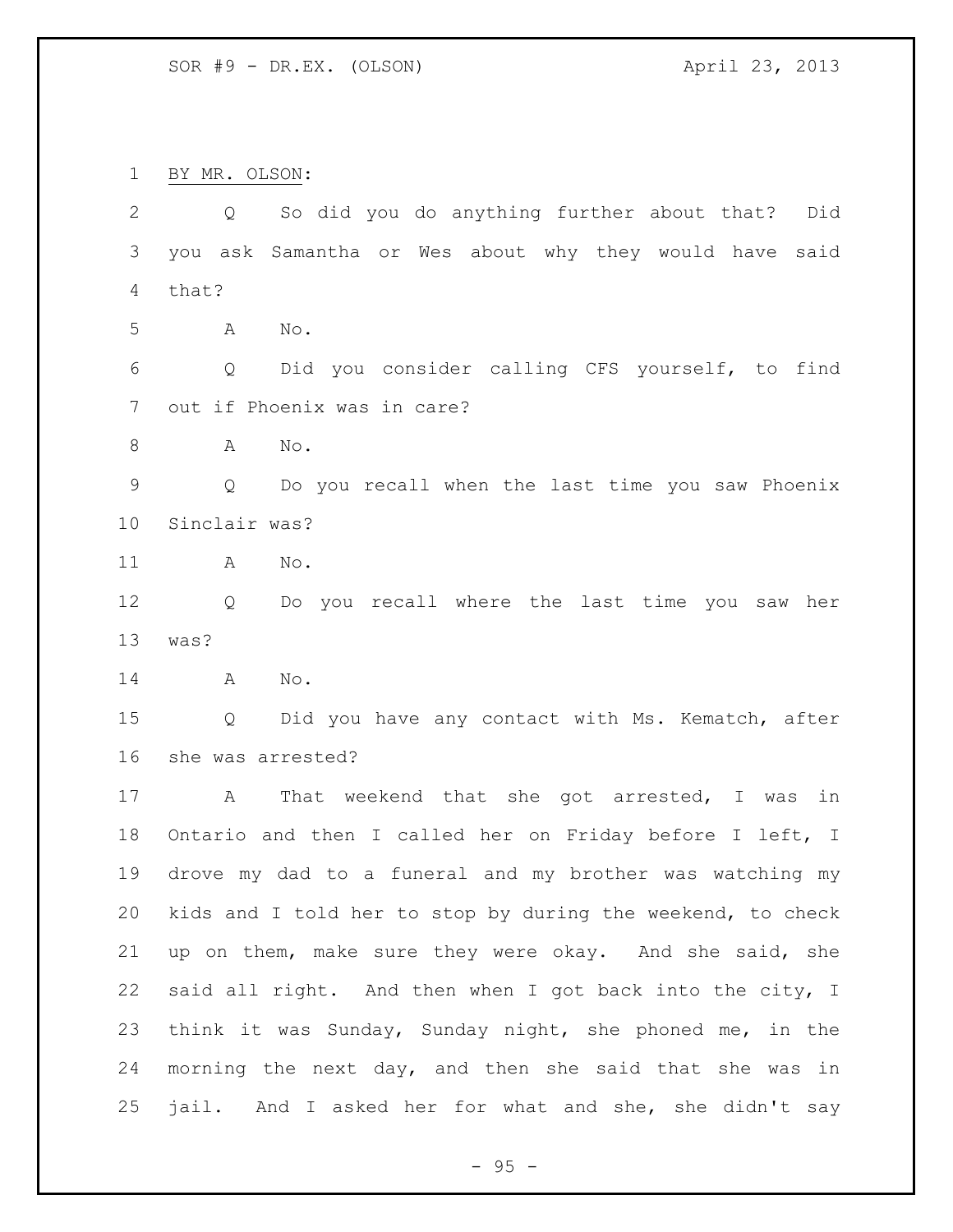BY MR. OLSON:

Q So did you do anything further about that? Did you ask Samantha or Wes about why they would have said that?

A No.

Q Did you consider calling CFS yourself, to find out if Phoenix was in care?

A No.

Q Do you recall when the last time you saw Phoenix Sinclair was?

A No.

Q Do you recall where the last time you saw her was?

A No.

Q Did you have any contact with Ms. Kematch, after she was arrested?

A That weekend that she got arrested, I was in Ontario and then I called her on Friday before I left, I drove my dad to a funeral and my brother was watching my kids and I told her to stop by during the weekend, to check up on them, make sure they were okay. And she said, she said all right. And then when I got back into the city, I think it was Sunday, Sunday night, she phoned me, in the morning the next day, and then she said that she was in jail. And I asked her for what and she, she didn't say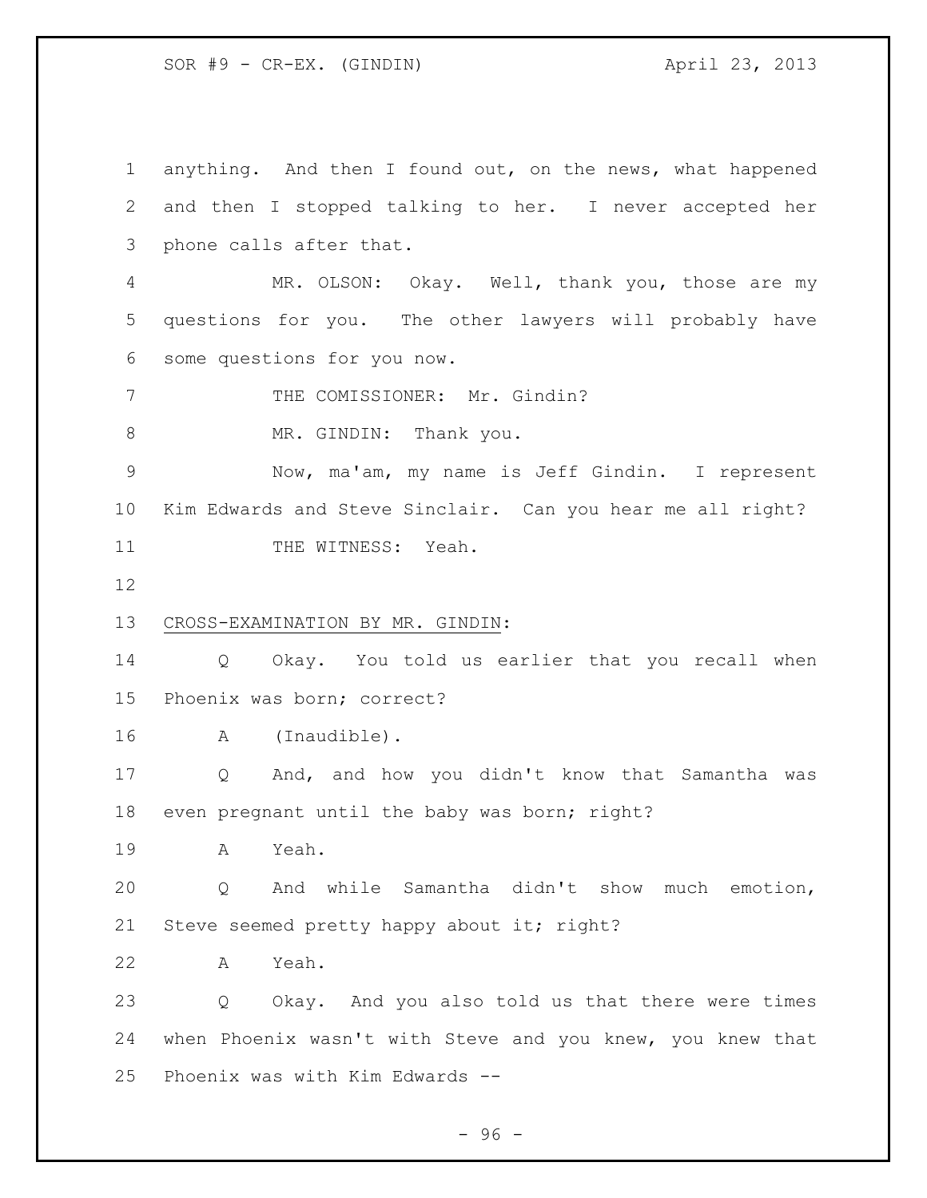anything. And then I found out, on the news, what happened and then I stopped talking to her. I never accepted her phone calls after that.

MR. OLSON: Okay. Well, thank you, those are my questions for you. The other lawyers will probably have some questions for you now.

THE COMISSIONER: Mr. Gindin?

MR. GINDIN: Thank you.

Now, ma'am, my name is Jeff Gindin. I represent Kim Edwards and Steve Sinclair. Can you hear me all right?

THE WITNESS: Yeah.

CROSS-EXAMINATION BY MR. GINDIN:

Q Okay. You told us earlier that you recall when Phoenix was born; correct?

A (Inaudible).

Q And, and how you didn't know that Samantha was even pregnant until the baby was born; right?

A Yeah.

Q And while Samantha didn't show much emotion, Steve seemed pretty happy about it; right?

A Yeah.

Q Okay. And you also told us that there were times when Phoenix wasn't with Steve and you knew, you knew that Phoenix was with Kim Edwards --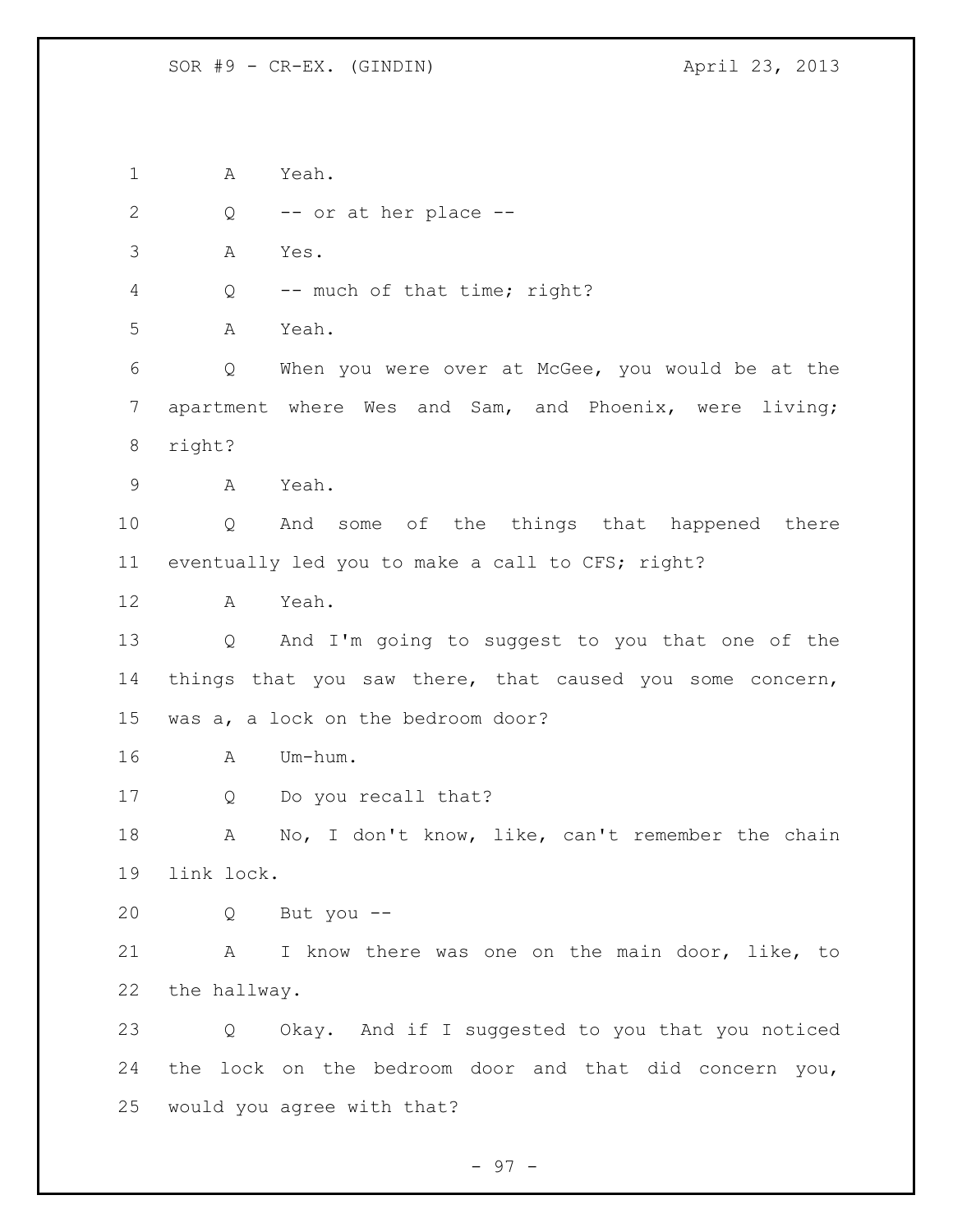A Yeah.

Q -- or at her place --

A Yes.

Q -- much of that time; right?

A Yeah.

Q When you were over at McGee, you would be at the apartment where Wes and Sam, and Phoenix, were living; right?

A Yeah.

Q And some of the things that happened there eventually led you to make a call to CFS; right?

A Yeah.

Q And I'm going to suggest to you that one of the things that you saw there, that caused you some concern, was a, a lock on the bedroom door?

A Um-hum.

Q Do you recall that?

A No, I don't know, like, can't remember the chain link lock.

Q But you --

A I know there was one on the main door, like, to the hallway.

Q Okay. And if I suggested to you that you noticed the lock on the bedroom door and that did concern you, would you agree with that?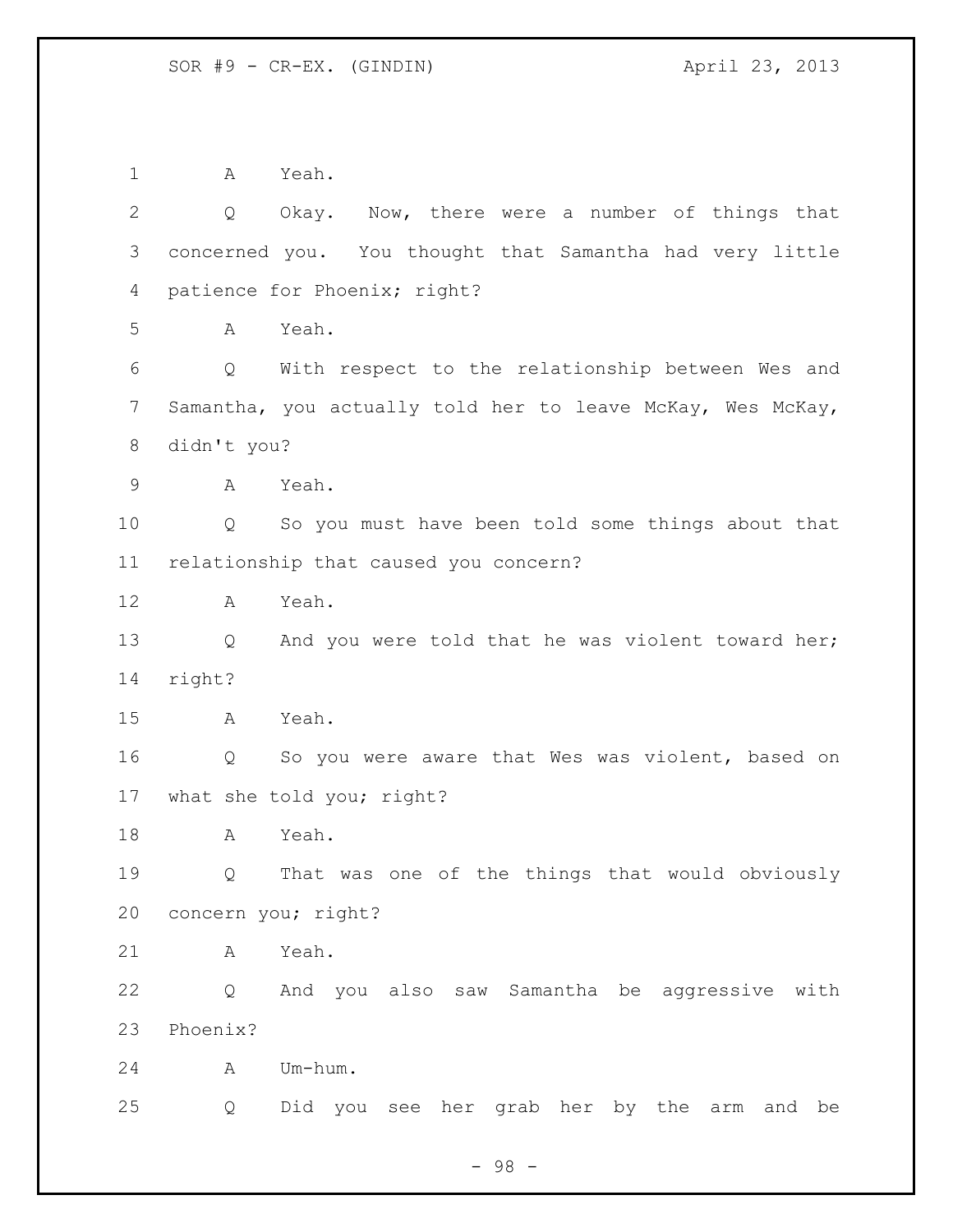1 A Yeah.

2 Q Okay. Now, there were a number of things that
3 concerned you. You thought that Samantha had very little
4 patience for Phoenix; right?

5 A Yeah.

6 Q With respect to the relationship between Wes and
7 Samantha, you actually told her to leave McKay, Wes McKay,
8 didn't you?

9 A Yeah.

10 Q So you must have been told some things about that
11 relationship that caused you concern?

12 A Yeah.

13 Q And you were told that he was violent toward her;
14 right?

15 A Yeah.

16 Q So you were aware that Wes was violent, based on
17 what she told you; right?

18 A Yeah.

19 Q That was one of the things that would obviously
20 concern you; right?

21 A Yeah.

22 Q And you also saw Samantha be aggressive with
23 Phoenix?

24 A Um-hum.

25 Q Did you see her grab her by the arm and be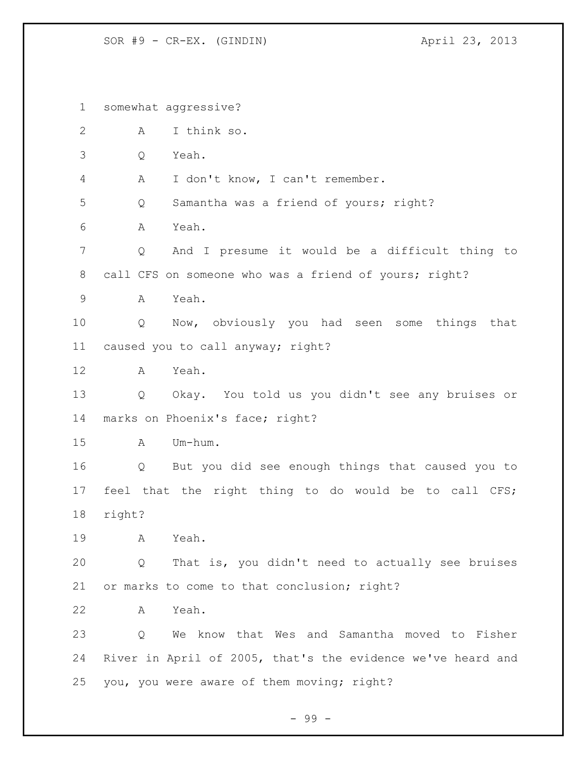somewhat aggressive?

A I think so.

Q Yeah.

A I don't know, I can't remember.

Q Samantha was a friend of yours; right?

A Yeah.

Q And I presume it would be a difficult thing to call CFS on someone who was a friend of yours; right?

A Yeah.

Q Now, obviously you had seen some things that caused you to call anyway; right?

A Yeah.

Q Okay. You told us you didn't see any bruises or marks on Phoenix's face; right?

A Um-hum.

Q But you did see enough things that caused you to feel that the right thing to do would be to call CFS; right?

A Yeah.

Q That is, you didn't need to actually see bruises or marks to come to that conclusion; right?

A Yeah.

Q We know that Wes and Samantha moved to Fisher River in April of 2005, that's the evidence we've heard and you, you were aware of them moving; right?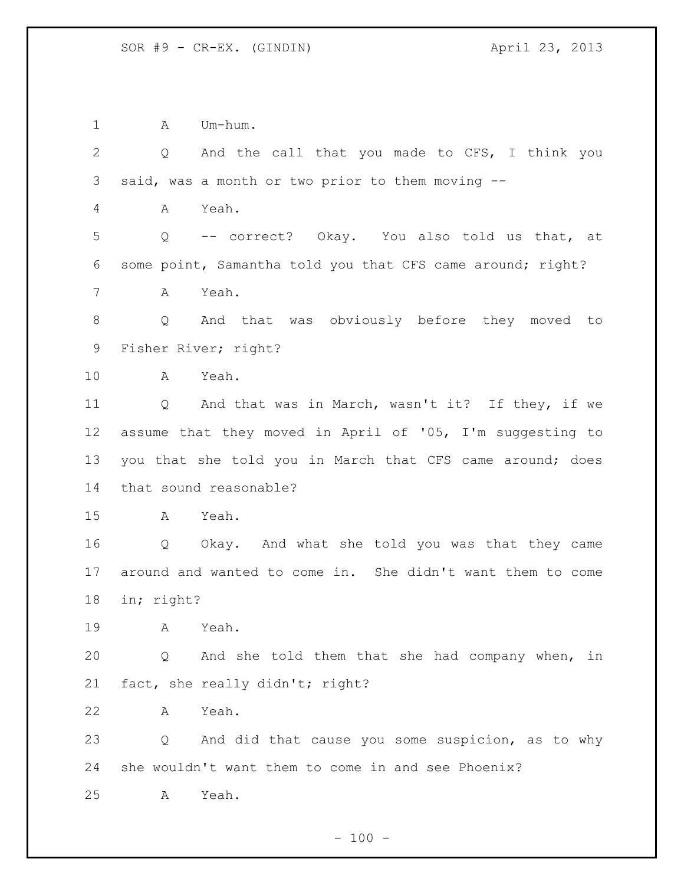1 A Um-hum.

2 Q And the call that you made to CFS, I think you

3 said, was a month or two prior to them moving --

4 A Yeah.

5 Q -- correct? Okay. You also told us that, at

6 some point, Samantha told you that CFS came around; right?

7 A Yeah.

8 Q And that was obviously before they moved to

9 Fisher River; right?

10 A Yeah.

11 Q And that was in March, wasn't it? If they, if we

12 assume that they moved in April of '05, I'm suggesting to

13 you that she told you in March that CFS came around; does

14 that sound reasonable?

15 A Yeah.

16 Q Okay. And what she told you was that they came

17 around and wanted to come in. She didn't want them to come

18 in; right?

19 A Yeah.

20 Q And she told them that she had company when, in

21 fact, she really didn't; right?

22 A Yeah.

23 Q And did that cause you some suspicion, as to why

24 she wouldn't want them to come in and see Phoenix?

25 A Yeah.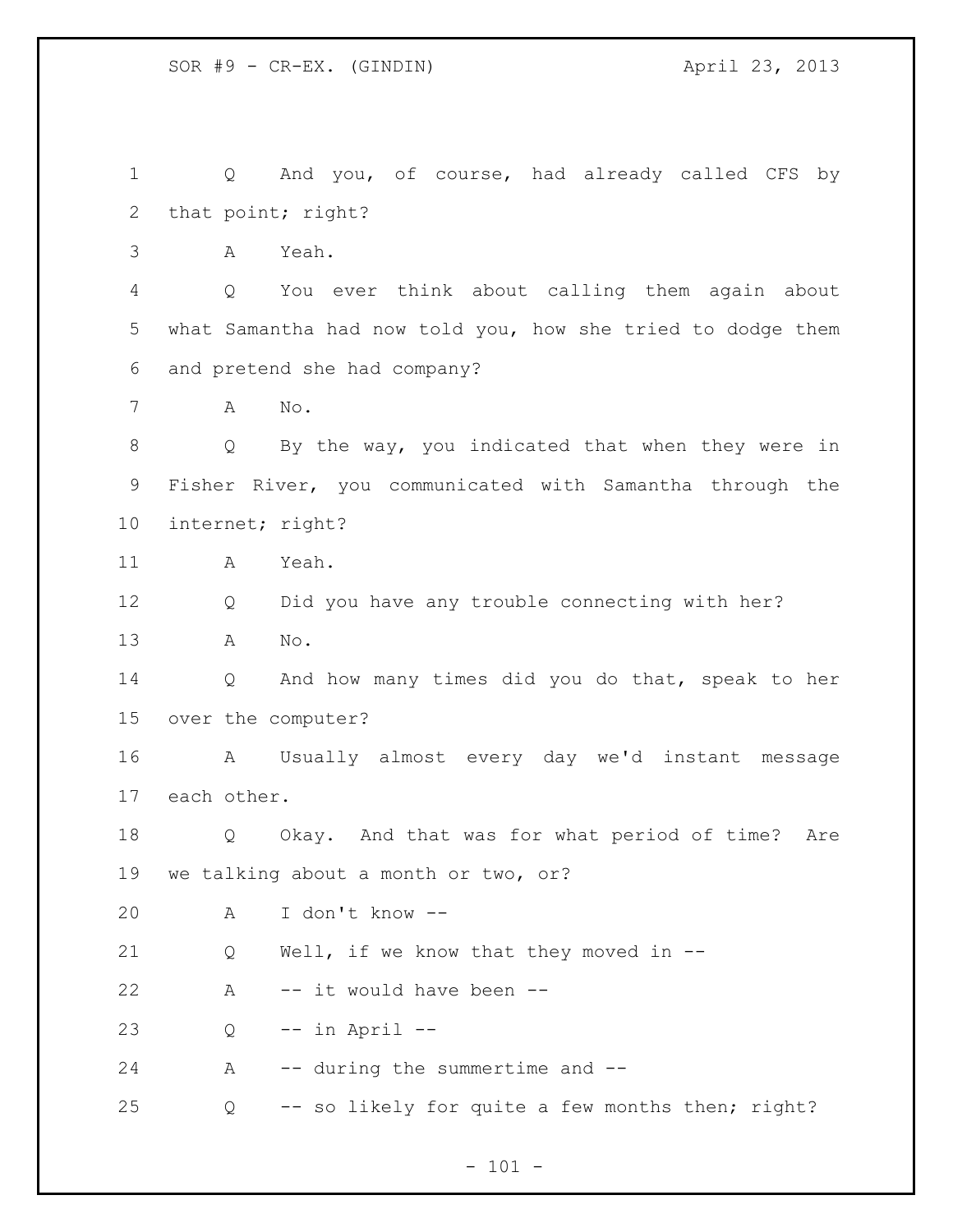Q And you, of course, had already called CFS by that point; right?

A Yeah.

Q You ever think about calling them again about what Samantha had now told you, how she tried to dodge them and pretend she had company?

A No.

Q By the way, you indicated that when they were in Fisher River, you communicated with Samantha through the internet; right?

A Yeah.

Q Did you have any trouble connecting with her?

A No.

Q And how many times did you do that, speak to her over the computer?

A Usually almost every day we'd instant message each other.

Q Okay. And that was for what period of time? Are we talking about a month or two, or?

A I don't know --

Q Well, if we know that they moved in --

A -- it would have been --

Q -- in April --

A -- during the summertime and --

Q -- so likely for quite a few months then; right?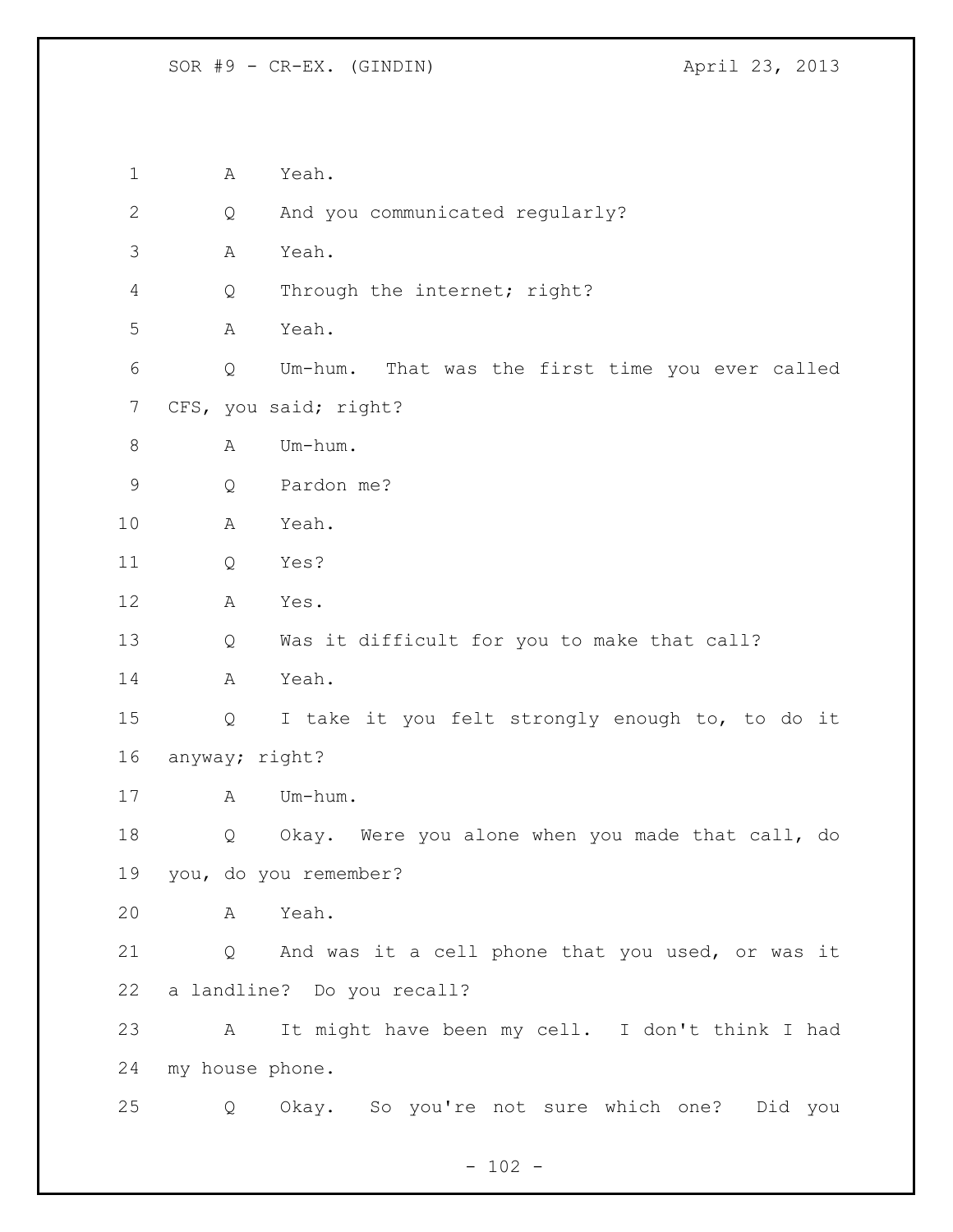A Yeah.

Q And you communicated regularly?

A Yeah.

Q Through the internet; right?

A Yeah.

Q Um-hum. That was the first time you ever called CFS, you said; right?

A Um-hum.

Q Pardon me?

A Yeah.

Q Yes?

A Yes.

Q Was it difficult for you to make that call?

A Yeah.

Q I take it you felt strongly enough to, to do it anyway; right?

A Um-hum.

Q Okay. Were you alone when you made that call, do you, do you remember?

A Yeah.

Q And was it a cell phone that you used, or was it a landline? Do you recall?

A It might have been my cell. I don't think I had my house phone.

Q Okay. So you're not sure which one? Did you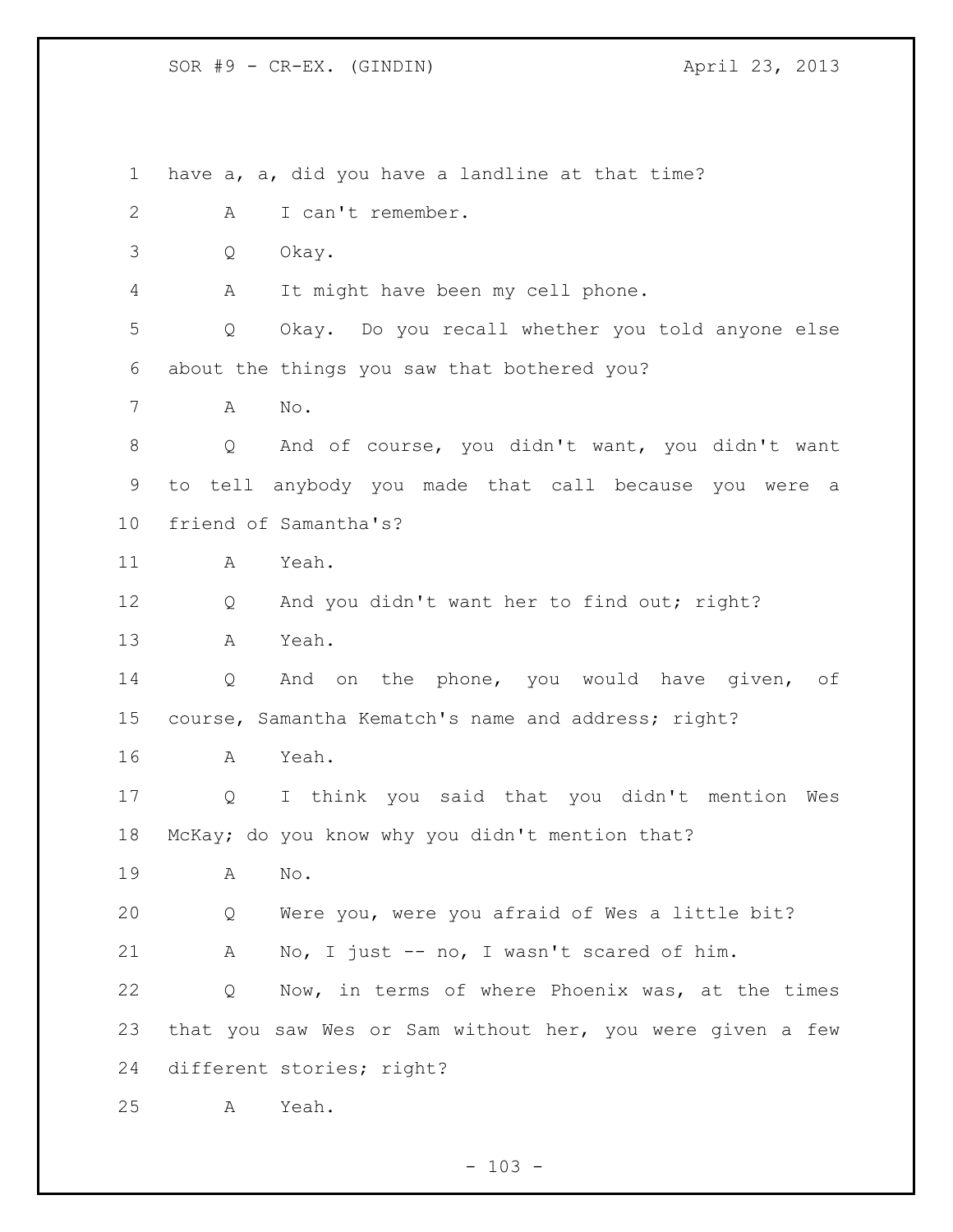have a, a, did you have a landline at that time?

A I can't remember.

Q Okay.

A It might have been my cell phone.

Q Okay. Do you recall whether you told anyone else about the things you saw that bothered you?

A No.

Q And of course, you didn't want, you didn't want to tell anybody you made that call because you were a friend of Samantha's?

A Yeah.

Q And you didn't want her to find out; right?

A Yeah.

Q And on the phone, you would have given, of course, Samantha Kematch's name and address; right?

A Yeah.

Q I think you said that you didn't mention Wes McKay; do you know why you didn't mention that?

A No.

Q Were you, were you afraid of Wes a little bit?

A No, I just -- no, I wasn't scared of him.

Q Now, in terms of where Phoenix was, at the times that you saw Wes or Sam without her, you were given a few different stories; right?

A Yeah.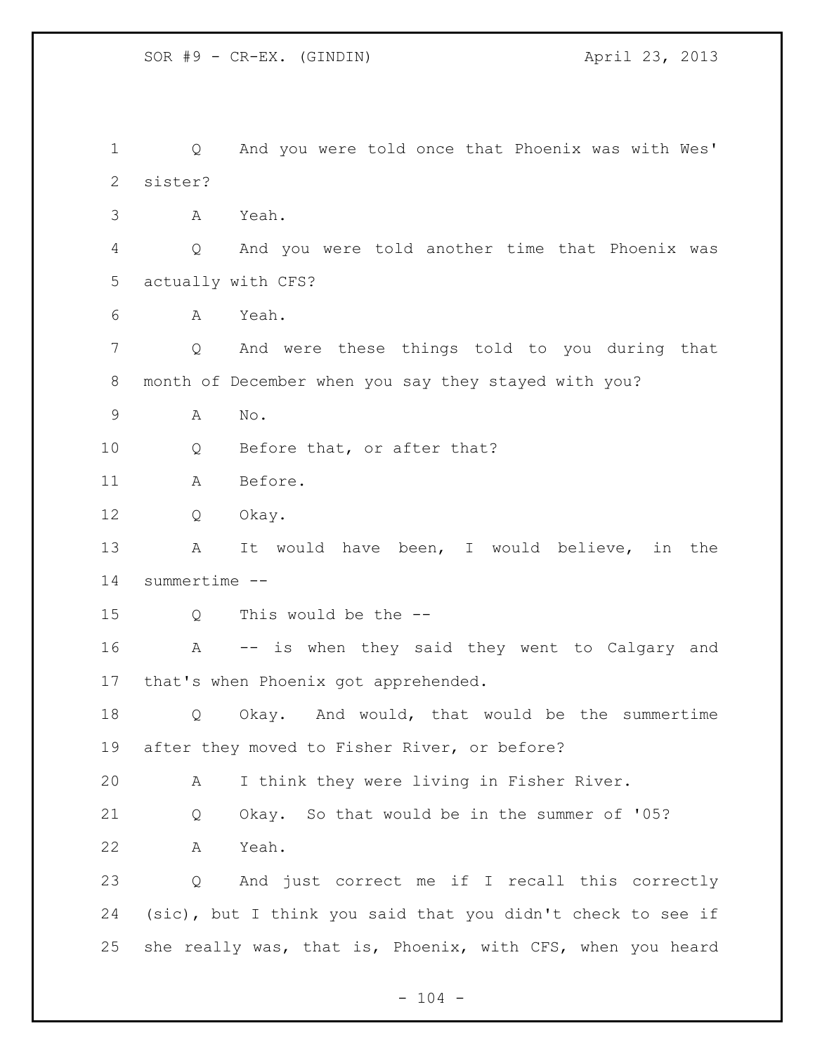Q And you were told once that Phoenix was with Wes' sister?

A Yeah.

Q And you were told another time that Phoenix was actually with CFS?

A Yeah.

Q And were these things told to you during that month of December when you say they stayed with you?

A No.

Q Before that, or after that?

A Before.

Q Okay.

A It would have been, I would believe, in the summertime --

Q This would be the --

A -- is when they said they went to Calgary and that's when Phoenix got apprehended.

Q Okay. And would, that would be the summertime after they moved to Fisher River, or before?

A I think they were living in Fisher River.

Q Okay. So that would be in the summer of '05?

A Yeah.

Q And just correct me if I recall this correctly (sic), but I think you said that you didn't check to see if she really was, that is, Phoenix, with CFS, when you heard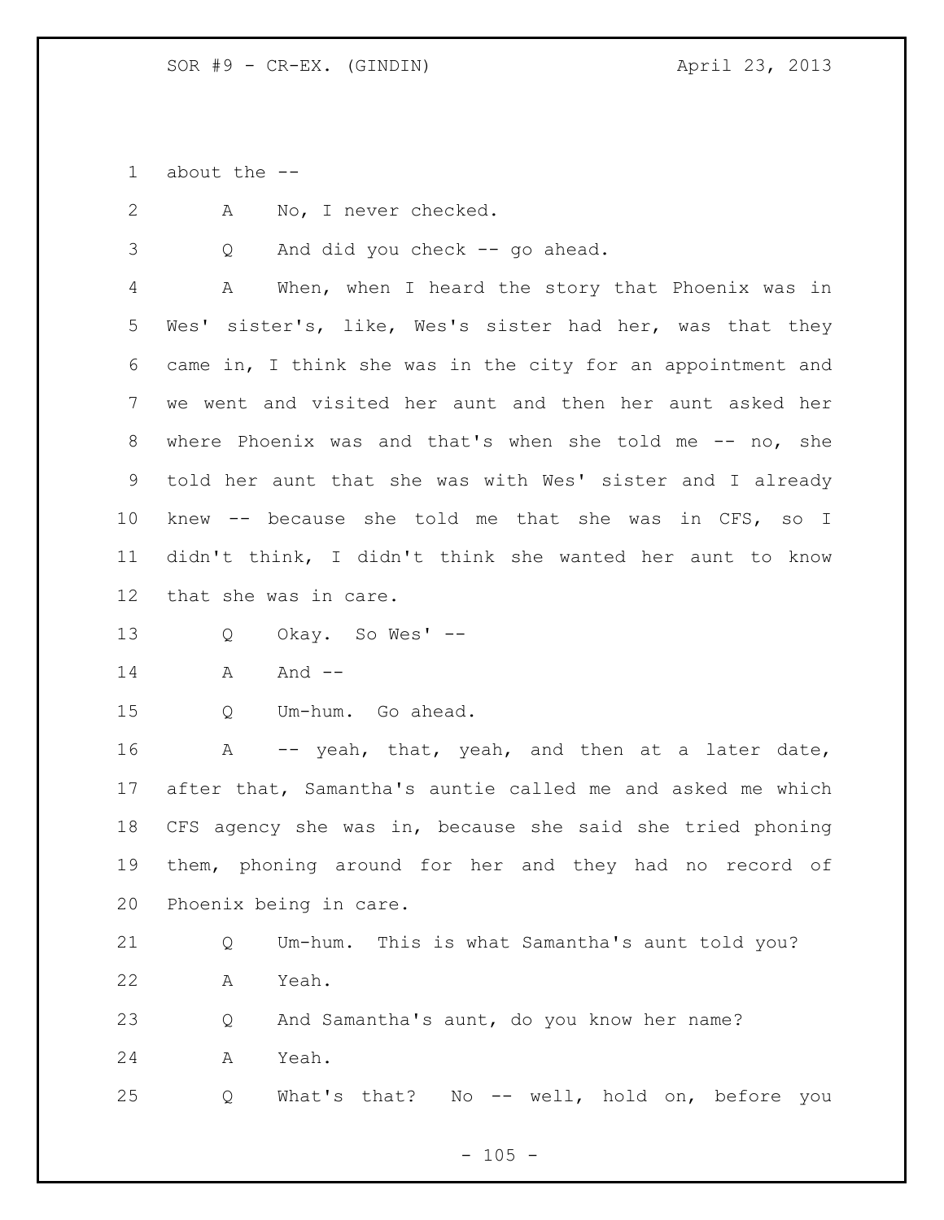about the --

A No, I never checked.

Q And did you check -- go ahead.

A When, when I heard the story that Phoenix was in Wes' sister's, like, Wes's sister had her, was that they came in, I think she was in the city for an appointment and we went and visited her aunt and then her aunt asked her where Phoenix was and that's when she told me -- no, she told her aunt that she was with Wes' sister and I already knew -- because she told me that she was in CFS, so I didn't think, I didn't think she wanted her aunt to know that she was in care.

Q Okay. So Wes' --

A And --

Q Um-hum. Go ahead.

A -- yeah, that, yeah, and then at a later date, after that, Samantha's auntie called me and asked me which CFS agency she was in, because she said she tried phoning them, phoning around for her and they had no record of Phoenix being in care.

Q Um-hum. This is what Samantha's aunt told you?

A Yeah.

Q And Samantha's aunt, do you know her name?

A Yeah.

Q What's that? No -- well, hold on, before you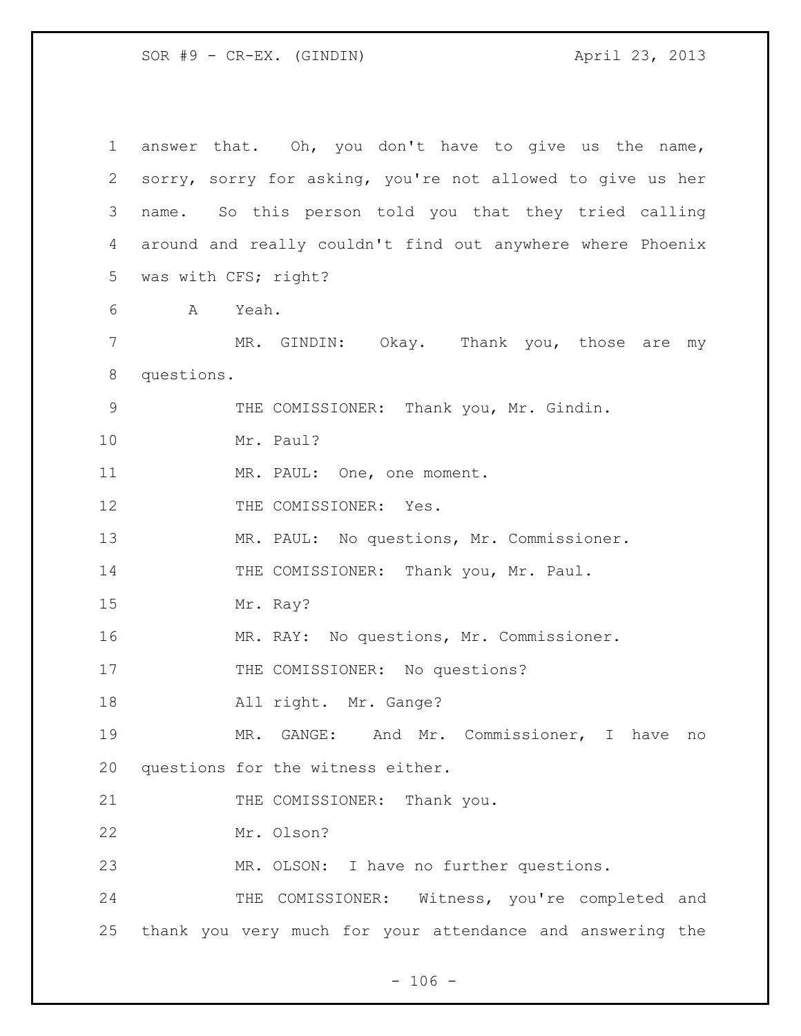answer that. Oh, you don't have to give us the name, sorry, sorry for asking, you're not allowed to give us her name. So this person told you that they tried calling around and really couldn't find out anywhere where Phoenix was with CFS; right?

A Yeah.

MR. GINDIN: Okay. Thank you, those are my questions.

THE COMISSIONER: Thank you, Mr. Gindin.

Mr. Paul?

MR. PAUL: One, one moment.

THE COMISSIONER: Yes.

MR. PAUL: No questions, Mr. Commissioner.

THE COMISSIONER: Thank you, Mr. Paul.

Mr. Ray?

MR. RAY: No questions, Mr. Commissioner.

THE COMISSIONER: No questions?

All right. Mr. Gange?

MR. GANGE: And Mr. Commissioner, I have no questions for the witness either.

THE COMISSIONER: Thank you.

Mr. Olson?

MR. OLSON: I have no further questions.

THE COMISSIONER: Witness, you're completed and thank you very much for your attendance and answering the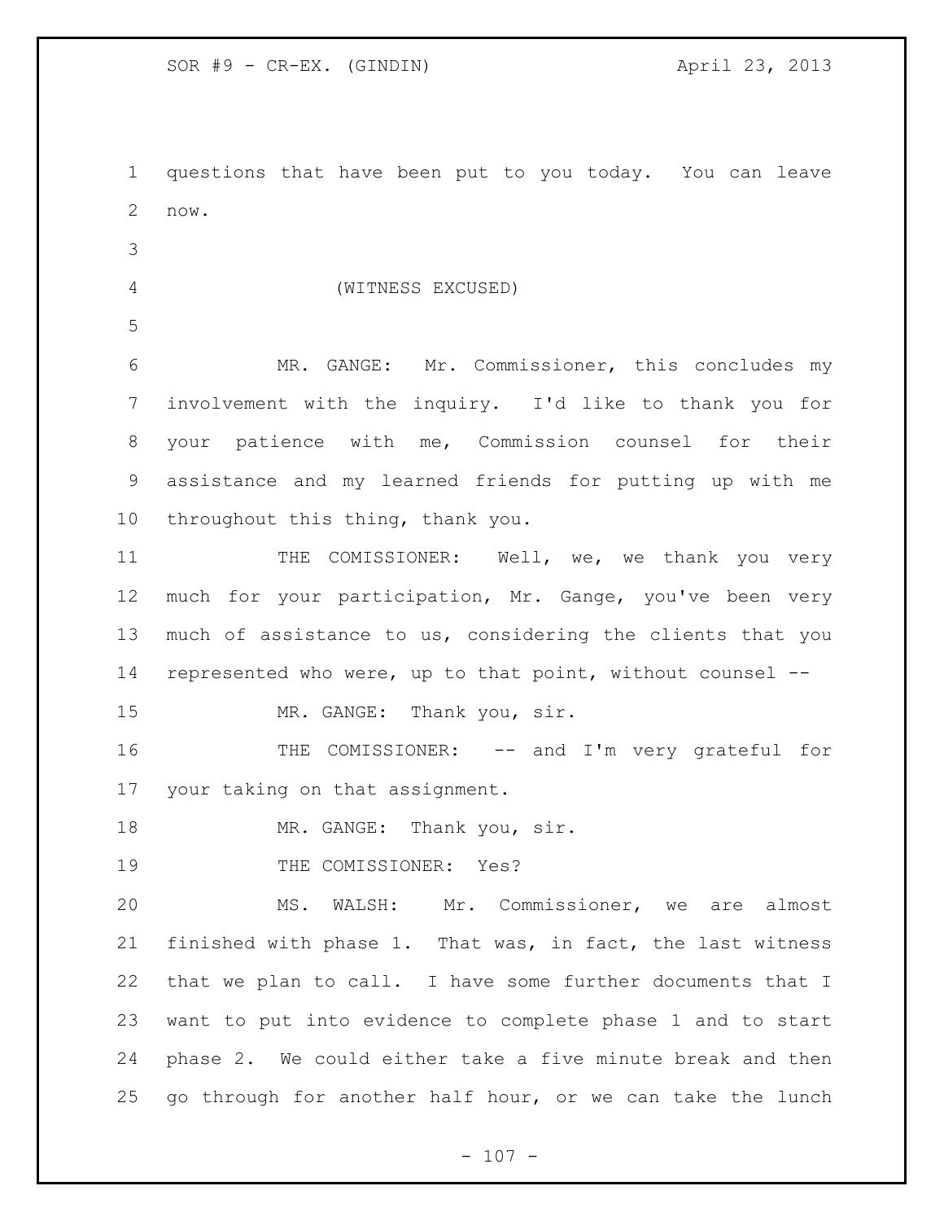questions that have been put to you today. You can leave now.

(WITNESS EXCUSED)

MR. GANGE: Mr. Commissioner, this concludes my involvement with the inquiry. I'd like to thank you for your patience with me, Commission counsel for their assistance and my learned friends for putting up with me throughout this thing, thank you.

THE COMISSIONER: Well, we, we thank you very much for your participation, Mr. Gange, you've been very much of assistance to us, considering the clients that you represented who were, up to that point, without counsel --

MR. GANGE: Thank you, sir.

THE COMISSIONER: -- and I'm very grateful for your taking on that assignment.

MR. GANGE: Thank you, sir.

THE COMISSIONER: Yes?

MS. WALSH: Mr. Commissioner, we are almost finished with phase 1. That was, in fact, the last witness that we plan to call. I have some further documents that I want to put into evidence to complete phase 1 and to start phase 2. We could either take a five minute break and then go through for another half hour, or we can take the lunch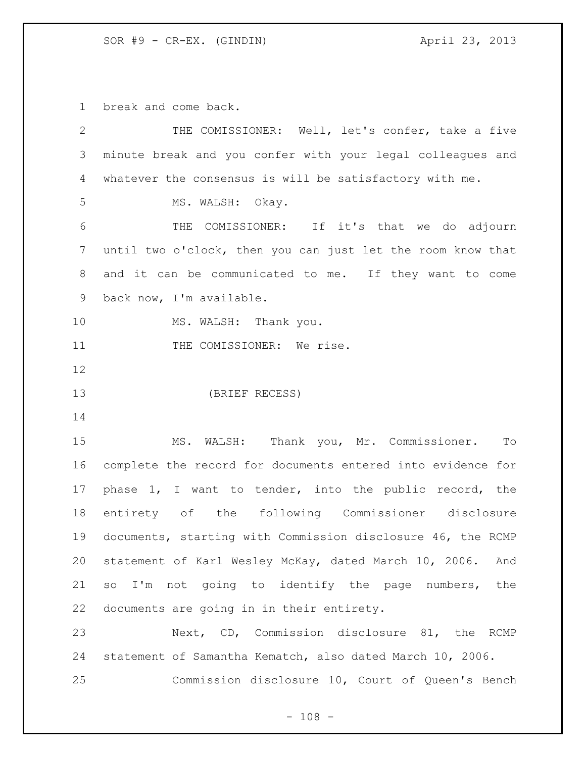break and come back.

THE COMISSIONER: Well, let's confer, take a five minute break and you confer with your legal colleagues and whatever the consensus is will be satisfactory with me.

MS. WALSH: Okay.

THE COMISSIONER: If it's that we do adjourn until two o'clock, then you can just let the room know that and it can be communicated to me. If they want to come back now, I'm available.

MS. WALSH: Thank you.

THE COMISSIONER: We rise.

(BRIEF RECESS)

MS. WALSH: Thank you, Mr. Commissioner. To complete the record for documents entered into evidence for phase 1, I want to tender, into the public record, the entirety of the following Commissioner disclosure documents, starting with Commission disclosure 46, the RCMP statement of Karl Wesley McKay, dated March 10, 2006. And so I'm not going to identify the page numbers, the documents are going in in their entirety.

Next, CD, Commission disclosure 81, the RCMP statement of Samantha Kematch, also dated March 10, 2006.

Commission disclosure 10, Court of Queen's Bench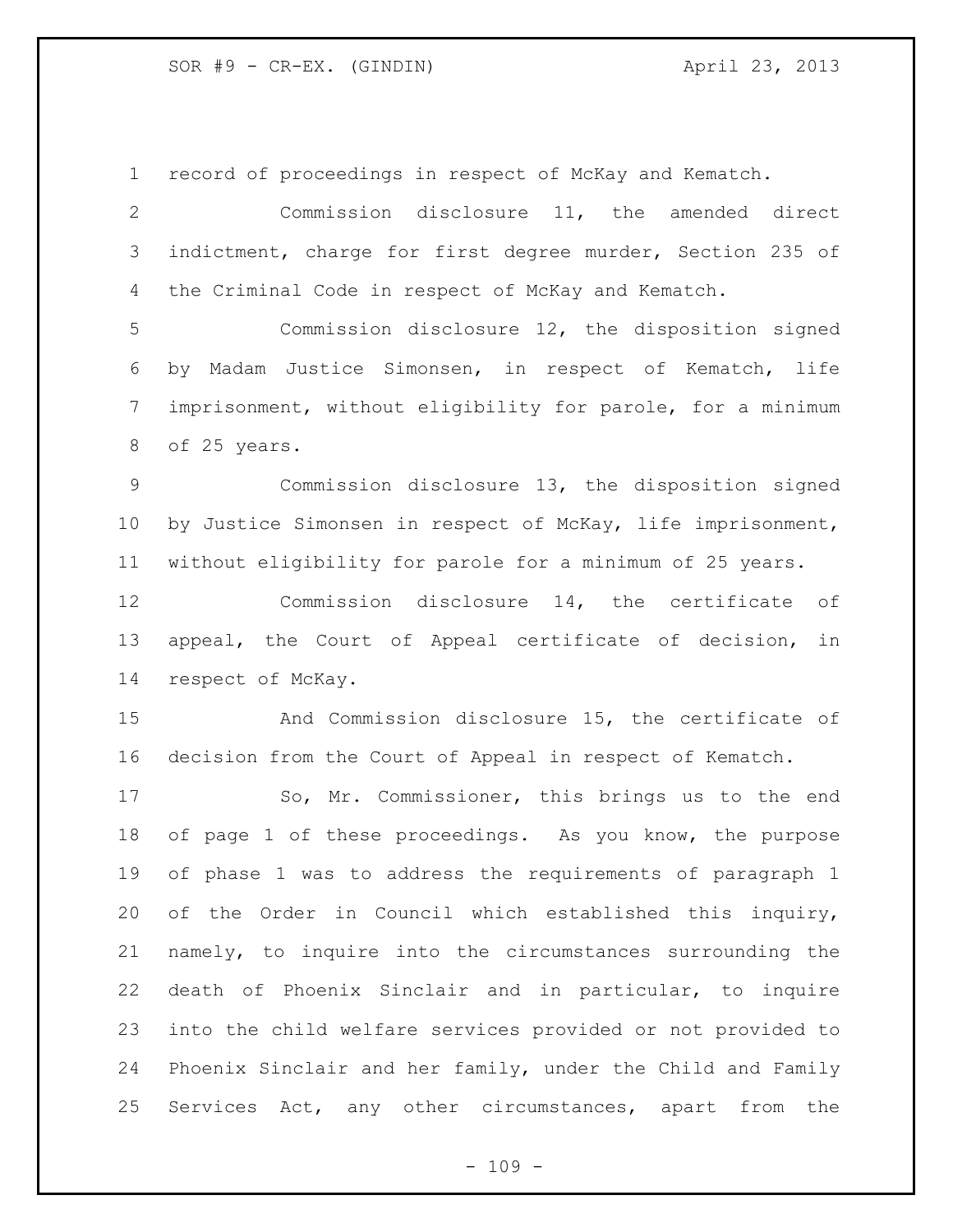record of proceedings in respect of McKay and Kematch.

Commission disclosure 11, the amended direct indictment, charge for first degree murder, Section 235 of the Criminal Code in respect of McKay and Kematch.

Commission disclosure 12, the disposition signed by Madam Justice Simonsen, in respect of Kematch, life imprisonment, without eligibility for parole, for a minimum of 25 years.

Commission disclosure 13, the disposition signed by Justice Simonsen in respect of McKay, life imprisonment, without eligibility for parole for a minimum of 25 years.

Commission disclosure 14, the certificate of appeal, the Court of Appeal certificate of decision, in respect of McKay.

And Commission disclosure 15, the certificate of decision from the Court of Appeal in respect of Kematch.

So, Mr. Commissioner, this brings us to the end of page 1 of these proceedings. As you know, the purpose of phase 1 was to address the requirements of paragraph 1 of the Order in Council which established this inquiry, namely, to inquire into the circumstances surrounding the death of Phoenix Sinclair and in particular, to inquire into the child welfare services provided or not provided to Phoenix Sinclair and her family, under the Child and Family Services Act, any other circumstances, apart from the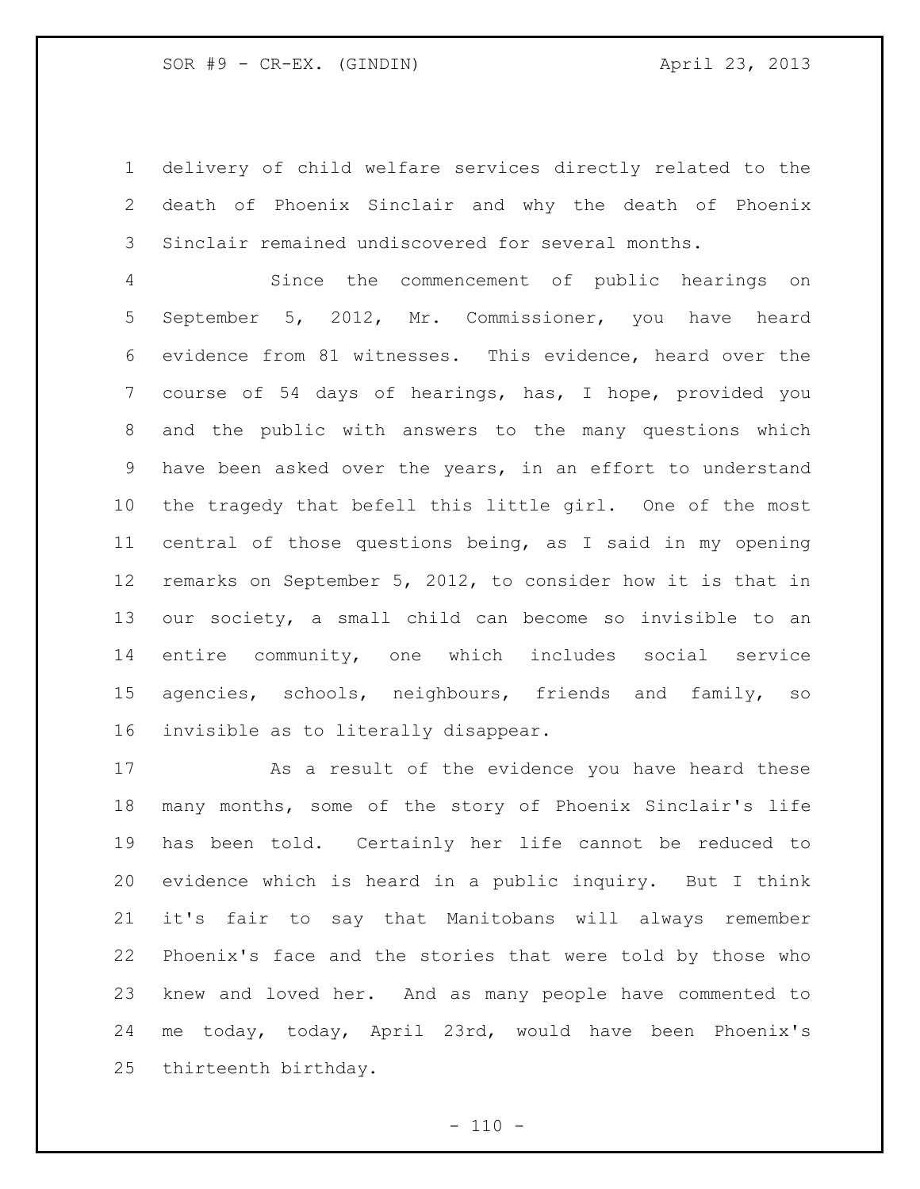delivery of child welfare services directly related to the death of Phoenix Sinclair and why the death of Phoenix Sinclair remained undiscovered for several months.

Since the commencement of public hearings on September 5, 2012, Mr. Commissioner, you have heard evidence from 81 witnesses. This evidence, heard over the course of 54 days of hearings, has, I hope, provided you and the public with answers to the many questions which have been asked over the years, in an effort to understand the tragedy that befell this little girl. One of the most central of those questions being, as I said in my opening remarks on September 5, 2012, to consider how it is that in our society, a small child can become so invisible to an entire community, one which includes social service agencies, schools, neighbours, friends and family, so invisible as to literally disappear.

As a result of the evidence you have heard these many months, some of the story of Phoenix Sinclair's life has been told. Certainly her life cannot be reduced to evidence which is heard in a public inquiry. But I think it's fair to say that Manitobans will always remember Phoenix's face and the stories that were told by those who knew and loved her. And as many people have commented to me today, today, April 23rd, would have been Phoenix's thirteenth birthday.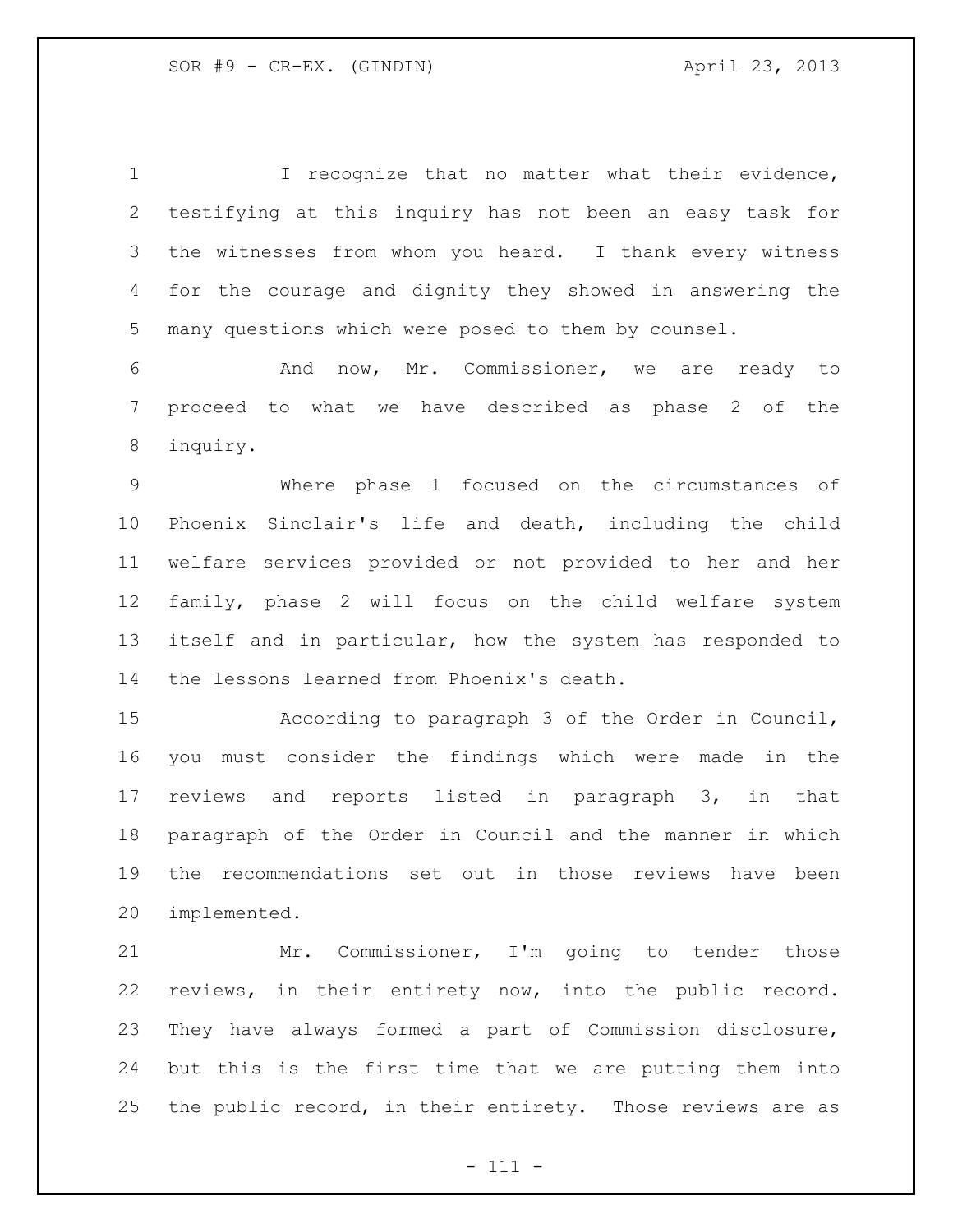I recognize that no matter what their evidence, testifying at this inquiry has not been an easy task for the witnesses from whom you heard. I thank every witness for the courage and dignity they showed in answering the many questions which were posed to them by counsel.

And now, Mr. Commissioner, we are ready to proceed to what we have described as phase 2 of the inquiry.

Where phase 1 focused on the circumstances of Phoenix Sinclair's life and death, including the child welfare services provided or not provided to her and her family, phase 2 will focus on the child welfare system itself and in particular, how the system has responded to the lessons learned from Phoenix's death.

According to paragraph 3 of the Order in Council, you must consider the findings which were made in the reviews and reports listed in paragraph 3, in that paragraph of the Order in Council and the manner in which the recommendations set out in those reviews have been implemented.

Mr. Commissioner, I'm going to tender those reviews, in their entirety now, into the public record. They have always formed a part of Commission disclosure, but this is the first time that we are putting them into the public record, in their entirety. Those reviews are as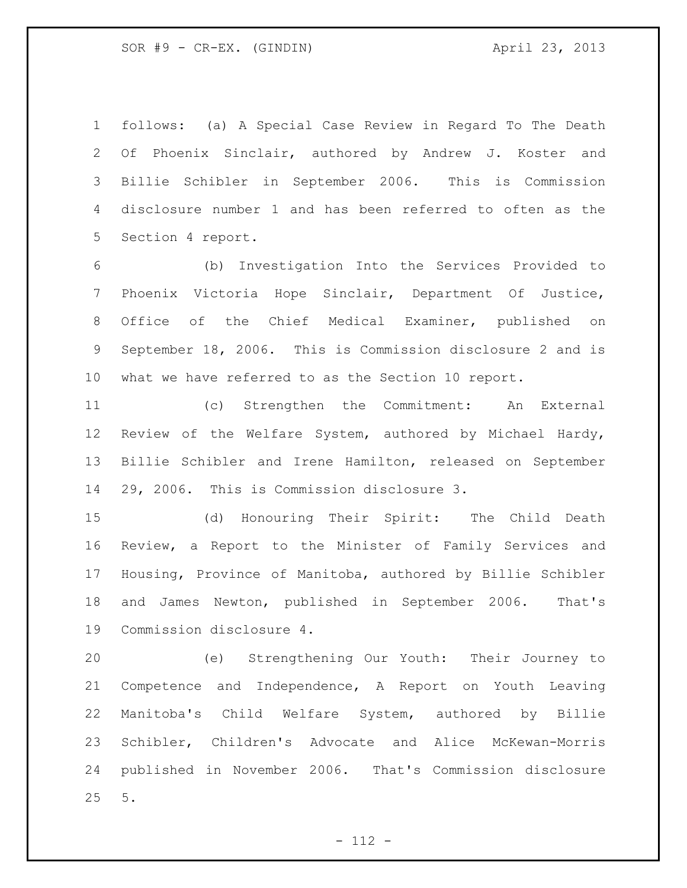follows: (a) A Special Case Review in Regard To The Death Of Phoenix Sinclair, authored by Andrew J. Koster and Billie Schibler in September 2006. This is Commission disclosure number 1 and has been referred to often as the Section 4 report.

(b) Investigation Into the Services Provided to Phoenix Victoria Hope Sinclair, Department Of Justice, Office of the Chief Medical Examiner, published on September 18, 2006. This is Commission disclosure 2 and is what we have referred to as the Section 10 report.

(c) Strengthen the Commitment: An External Review of the Welfare System, authored by Michael Hardy, Billie Schibler and Irene Hamilton, released on September 29, 2006. This is Commission disclosure 3.

(d) Honouring Their Spirit: The Child Death Review, a Report to the Minister of Family Services and Housing, Province of Manitoba, authored by Billie Schibler and James Newton, published in September 2006. That's Commission disclosure 4.

(e) Strengthening Our Youth: Their Journey to Competence and Independence, A Report on Youth Leaving Manitoba's Child Welfare System, authored by Billie Schibler, Children's Advocate and Alice McKewan-Morris published in November 2006. That's Commission disclosure 5.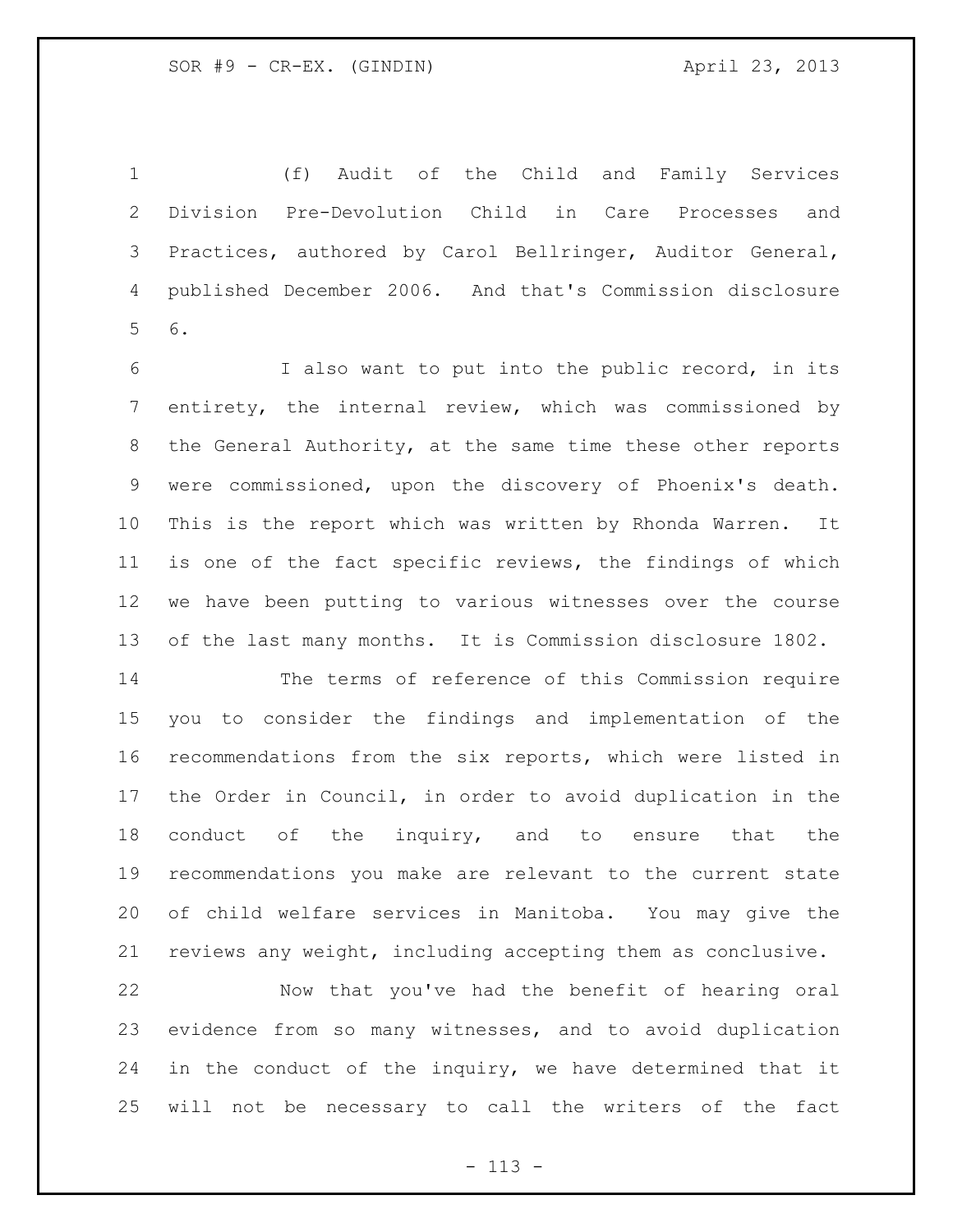(f) Audit of the Child and Family Services Division Pre-Devolution Child in Care Processes and Practices, authored by Carol Bellringer, Auditor General, published December 2006. And that's Commission disclosure 6.

I also want to put into the public record, in its entirety, the internal review, which was commissioned by the General Authority, at the same time these other reports were commissioned, upon the discovery of Phoenix's death. This is the report which was written by Rhonda Warren. It is one of the fact specific reviews, the findings of which we have been putting to various witnesses over the course of the last many months. It is Commission disclosure 1802.

The terms of reference of this Commission require you to consider the findings and implementation of the recommendations from the six reports, which were listed in the Order in Council, in order to avoid duplication in the conduct of the inquiry, and to ensure that the recommendations you make are relevant to the current state of child welfare services in Manitoba. You may give the reviews any weight, including accepting them as conclusive.

Now that you've had the benefit of hearing oral evidence from so many witnesses, and to avoid duplication in the conduct of the inquiry, we have determined that it will not be necessary to call the writers of the fact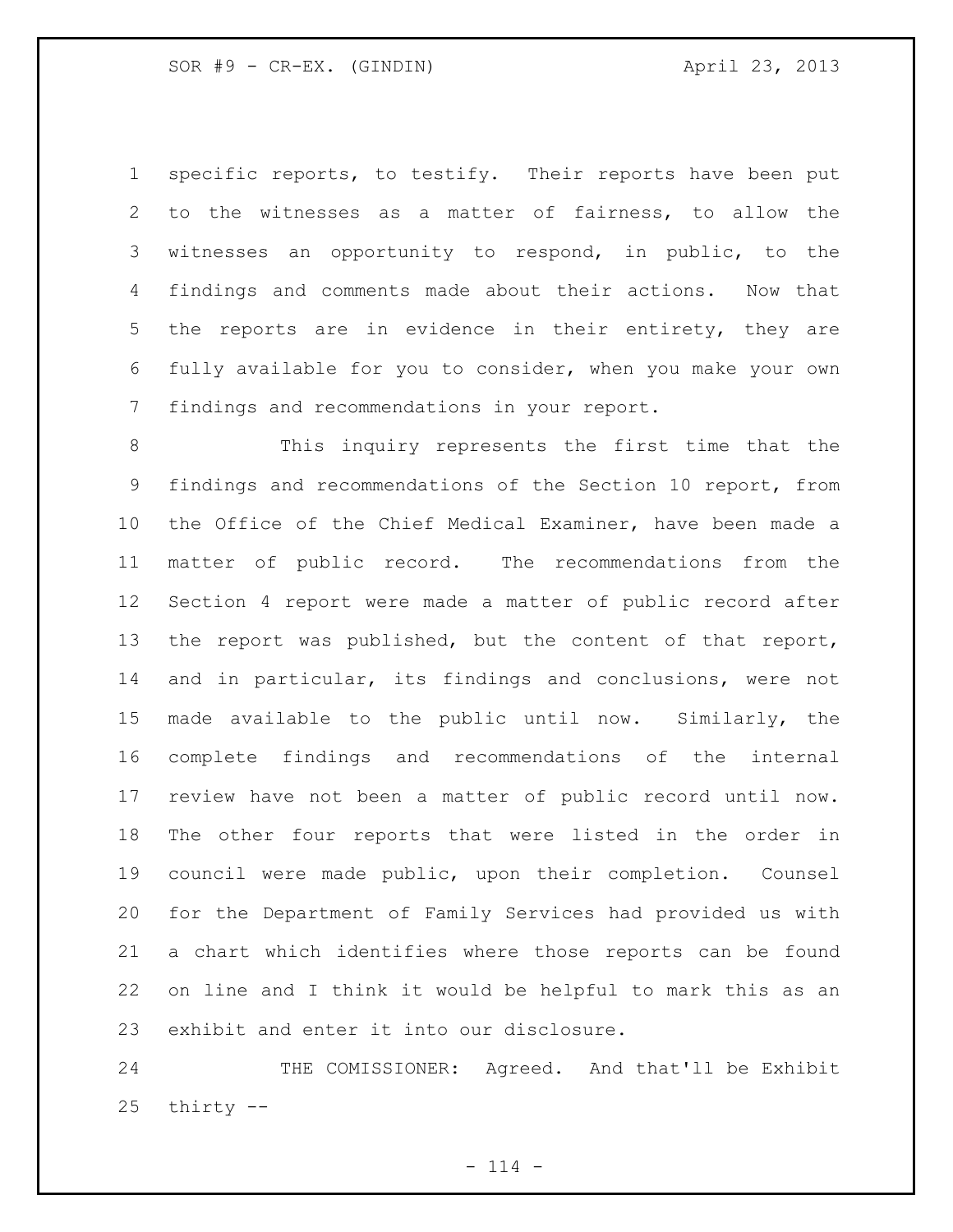specific reports, to testify. Their reports have been put to the witnesses as a matter of fairness, to allow the witnesses an opportunity to respond, in public, to the findings and comments made about their actions. Now that the reports are in evidence in their entirety, they are fully available for you to consider, when you make your own findings and recommendations in your report.

This inquiry represents the first time that the findings and recommendations of the Section 10 report, from the Office of the Chief Medical Examiner, have been made a matter of public record. The recommendations from the Section 4 report were made a matter of public record after the report was published, but the content of that report, and in particular, its findings and conclusions, were not made available to the public until now. Similarly, the complete findings and recommendations of the internal review have not been a matter of public record until now. The other four reports that were listed in the order in council were made public, upon their completion. Counsel for the Department of Family Services had provided us with a chart which identifies where those reports can be found on line and I think it would be helpful to mark this as an exhibit and enter it into our disclosure.

THE COMISSIONER: Agreed. And that'll be Exhibit thirty --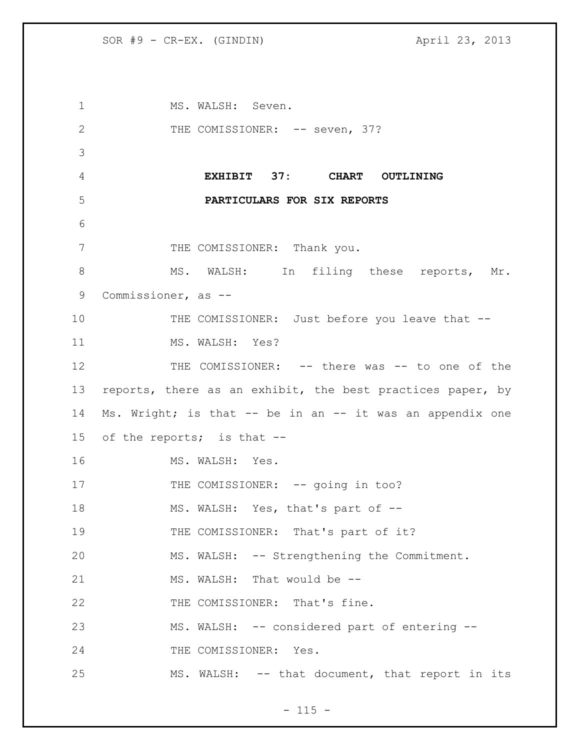MS. WALSH: Seven.

THE COMISSIONER: -- seven, 37?

**EXHIBIT 37: CHART OUTLINING PARTICULARS FOR SIX REPORTS**

THE COMISSIONER: Thank you.

MS. WALSH: In filing these reports, Mr. Commissioner, as --

THE COMISSIONER: Just before you leave that --

MS. WALSH: Yes?

THE COMISSIONER: -- there was -- to one of the reports, there as an exhibit, the best practices paper, by Ms. Wright; is that -- be in an -- it was an appendix one of the reports; is that --

MS. WALSH: Yes.

THE COMISSIONER: -- going in too?

MS. WALSH: Yes, that's part of --

THE COMISSIONER: That's part of it?

MS. WALSH: -- Strengthening the Commitment.

MS. WALSH: That would be --

THE COMISSIONER: That's fine.

MS. WALSH: -- considered part of entering --

THE COMISSIONER: Yes.

MS. WALSH: -- that document, that report in its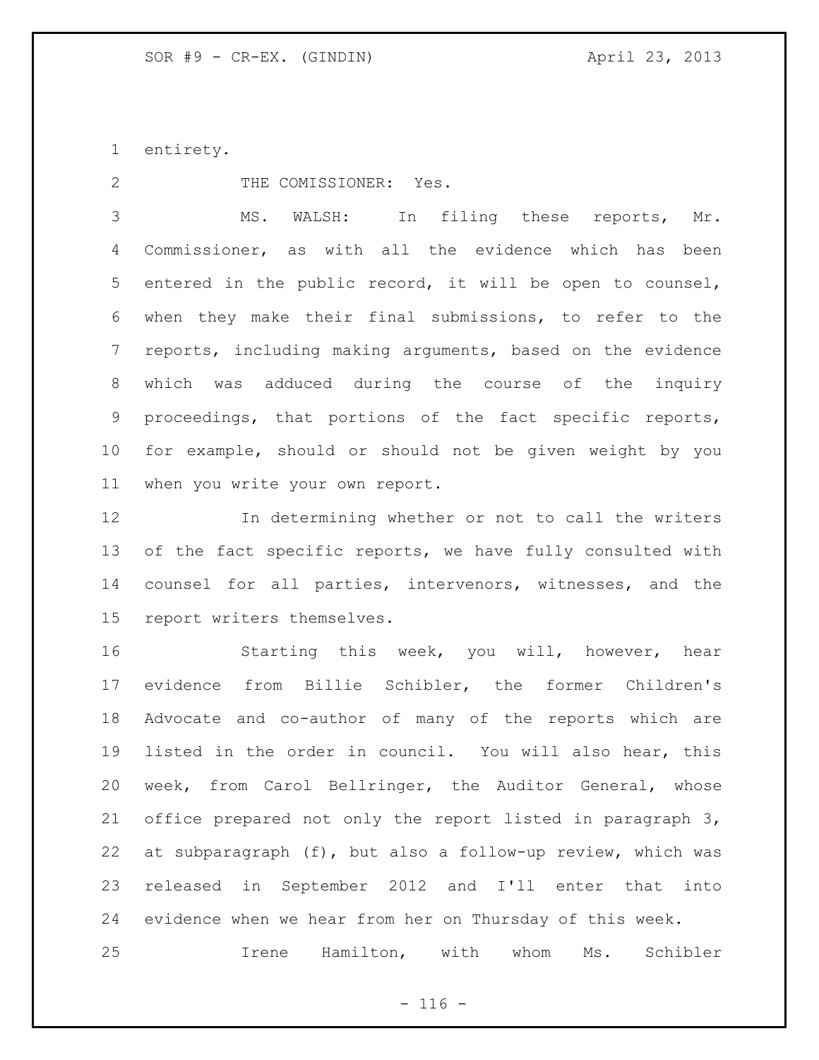entirety.

THE COMISSIONER: Yes.

MS. WALSH: In filing these reports, Mr. Commissioner, as with all the evidence which has been entered in the public record, it will be open to counsel, when they make their final submissions, to refer to the reports, including making arguments, based on the evidence which was adduced during the course of the inquiry proceedings, that portions of the fact specific reports, for example, should or should not be given weight by you when you write your own report.

In determining whether or not to call the writers of the fact specific reports, we have fully consulted with counsel for all parties, intervenors, witnesses, and the report writers themselves.

Starting this week, you will, however, hear evidence from Billie Schibler, the former Children's Advocate and co-author of many of the reports which are listed in the order in council. You will also hear, this week, from Carol Bellringer, the Auditor General, whose office prepared not only the report listed in paragraph 3, at subparagraph (f), but also a follow-up review, which was released in September 2012 and I'll enter that into evidence when we hear from her on Thursday of this week.

Irene Hamilton, with whom Ms. Schibler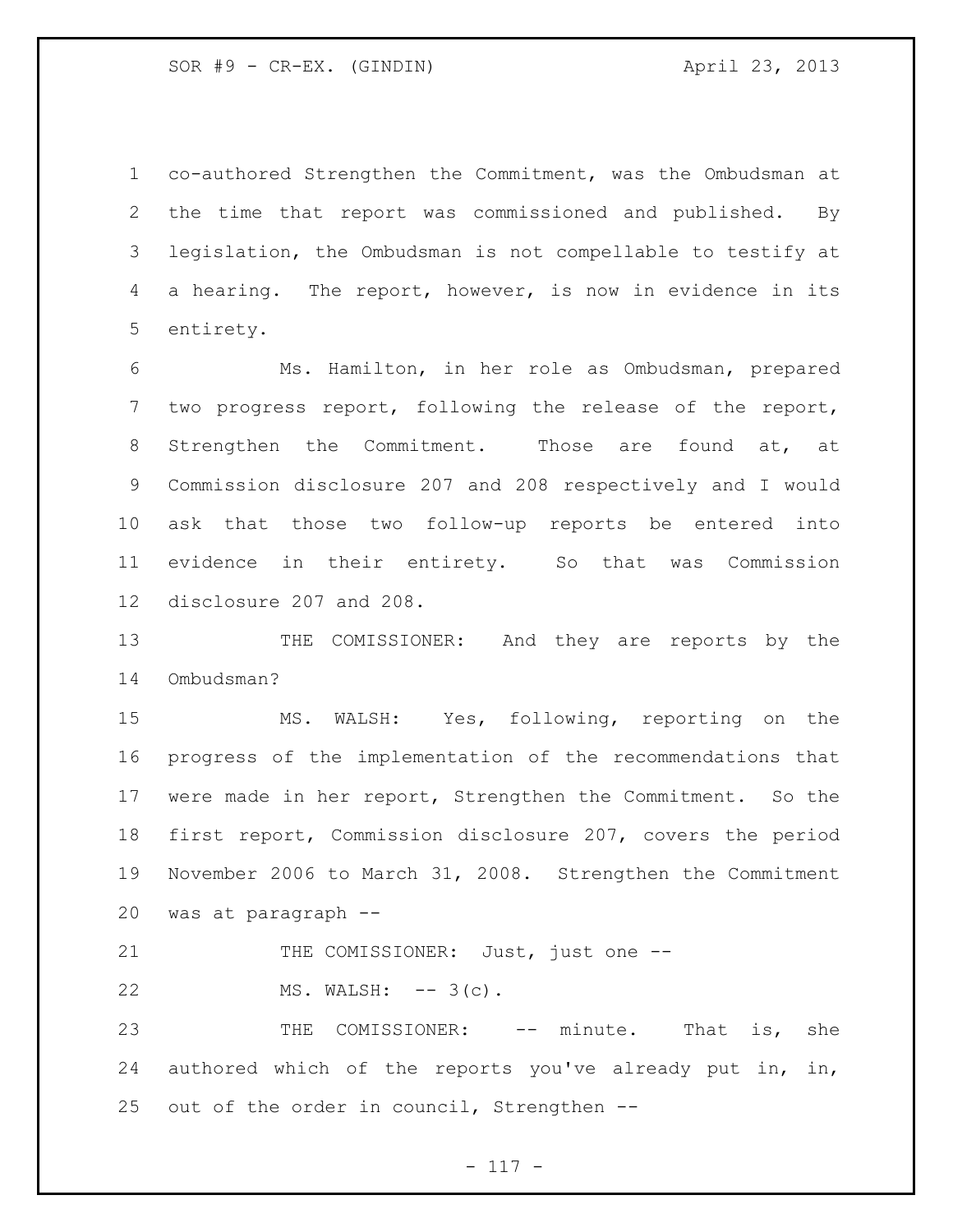co-authored Strengthen the Commitment, was the Ombudsman at the time that report was commissioned and published. By legislation, the Ombudsman is not compellable to testify at a hearing. The report, however, is now in evidence in its entirety.

Ms. Hamilton, in her role as Ombudsman, prepared two progress report, following the release of the report, Strengthen the Commitment. Those are found at, at Commission disclosure 207 and 208 respectively and I would ask that those two follow-up reports be entered into evidence in their entirety. So that was Commission disclosure 207 and 208.

THE COMISSIONER: And they are reports by the Ombudsman?

MS. WALSH: Yes, following, reporting on the progress of the implementation of the recommendations that were made in her report, Strengthen the Commitment. So the first report, Commission disclosure 207, covers the period November 2006 to March 31, 2008. Strengthen the Commitment was at paragraph --

THE COMISSIONER: Just, just one --

MS. WALSH: -- 3(c).

THE COMISSIONER: -- minute. That is, she authored which of the reports you've already put in, in, out of the order in council, Strengthen --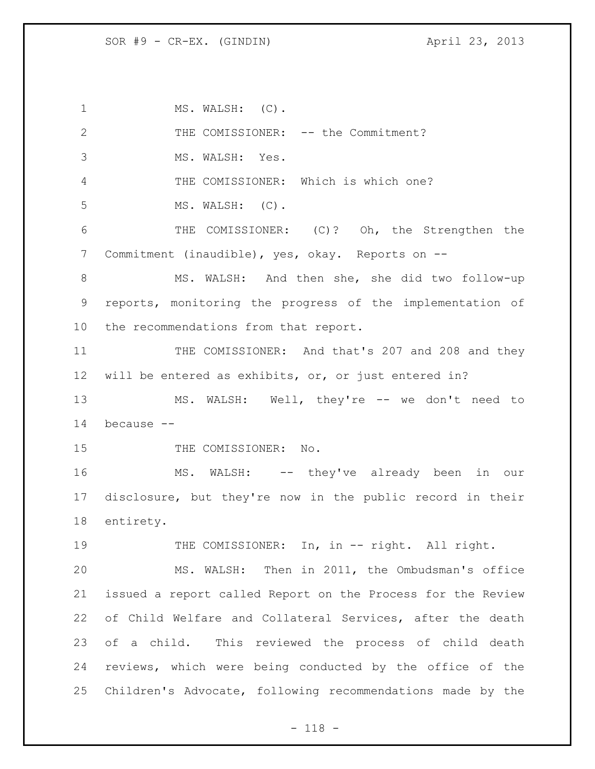MS. WALSH: (C).

THE COMISSIONER: -- the Commitment?

MS. WALSH: Yes.

THE COMISSIONER: Which is which one?

MS. WALSH: (C).

THE COMISSIONER: (C)? Oh, the Strengthen the Commitment (inaudible), yes, okay. Reports on --

MS. WALSH: And then she, she did two follow-up reports, monitoring the progress of the implementation of the recommendations from that report.

THE COMISSIONER: And that's 207 and 208 and they will be entered as exhibits, or, or just entered in?

MS. WALSH: Well, they're -- we don't need to because --

THE COMISSIONER: No.

MS. WALSH: -- they've already been in our disclosure, but they're now in the public record in their entirety.

THE COMISSIONER: In, in -- right. All right.

MS. WALSH: Then in 2011, the Ombudsman's office issued a report called Report on the Process for the Review of Child Welfare and Collateral Services, after the death of a child. This reviewed the process of child death reviews, which were being conducted by the office of the Children's Advocate, following recommendations made by the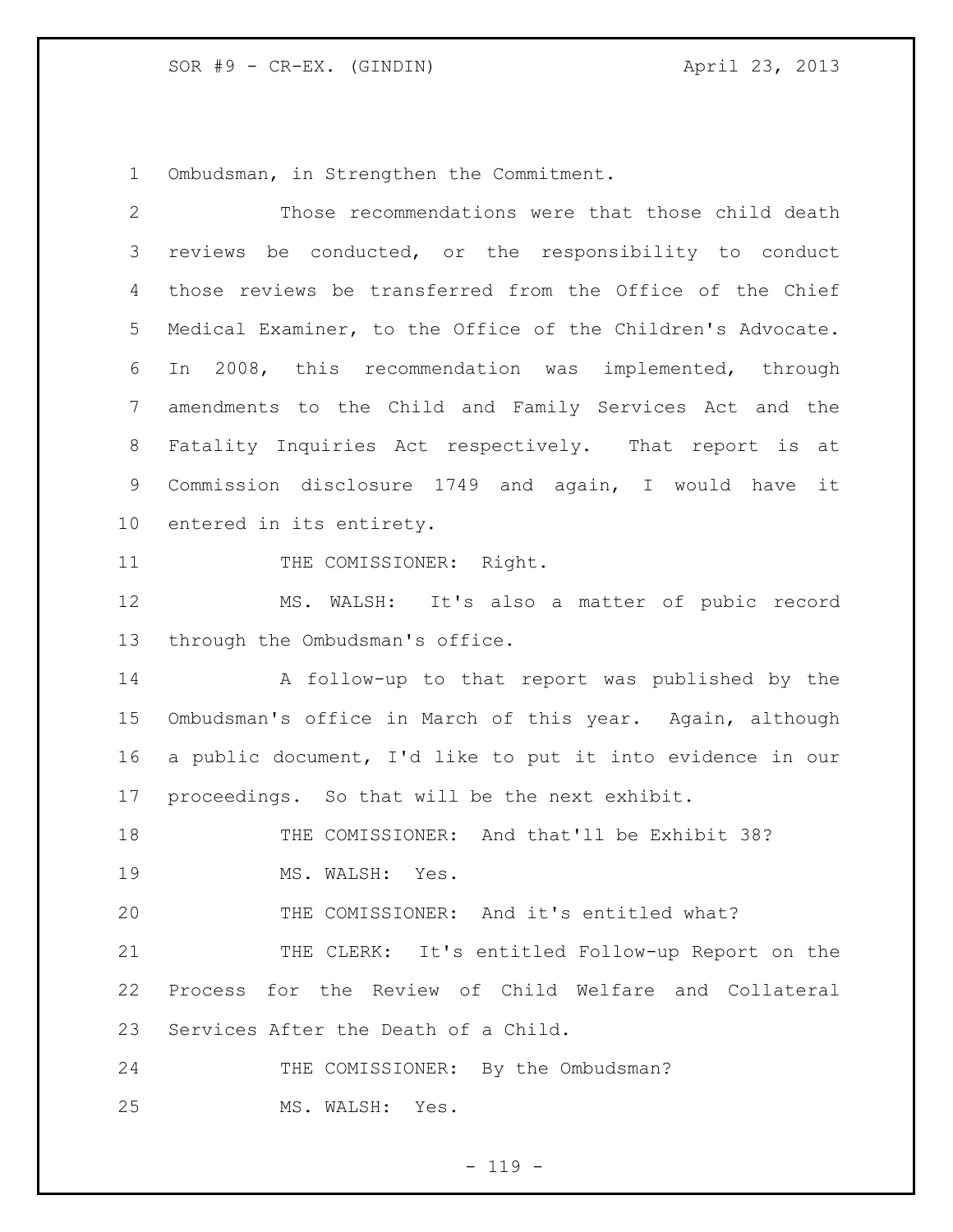Ombudsman, in Strengthen the Commitment.

Those recommendations were that those child death reviews be conducted, or the responsibility to conduct those reviews be transferred from the Office of the Chief Medical Examiner, to the Office of the Children's Advocate. In 2008, this recommendation was implemented, through amendments to the Child and Family Services Act and the Fatality Inquiries Act respectively. That report is at Commission disclosure 1749 and again, I would have it entered in its entirety.

THE COMISSIONER: Right.

MS. WALSH: It's also a matter of pubic record through the Ombudsman's office.

A follow-up to that report was published by the Ombudsman's office in March of this year. Again, although a public document, I'd like to put it into evidence in our proceedings. So that will be the next exhibit.

THE COMISSIONER: And that'll be Exhibit 38?

MS. WALSH: Yes.

THE COMISSIONER: And it's entitled what?

THE CLERK: It's entitled Follow-up Report on the Process for the Review of Child Welfare and Collateral Services After the Death of a Child.

THE COMISSIONER: By the Ombudsman?

MS. WALSH: Yes.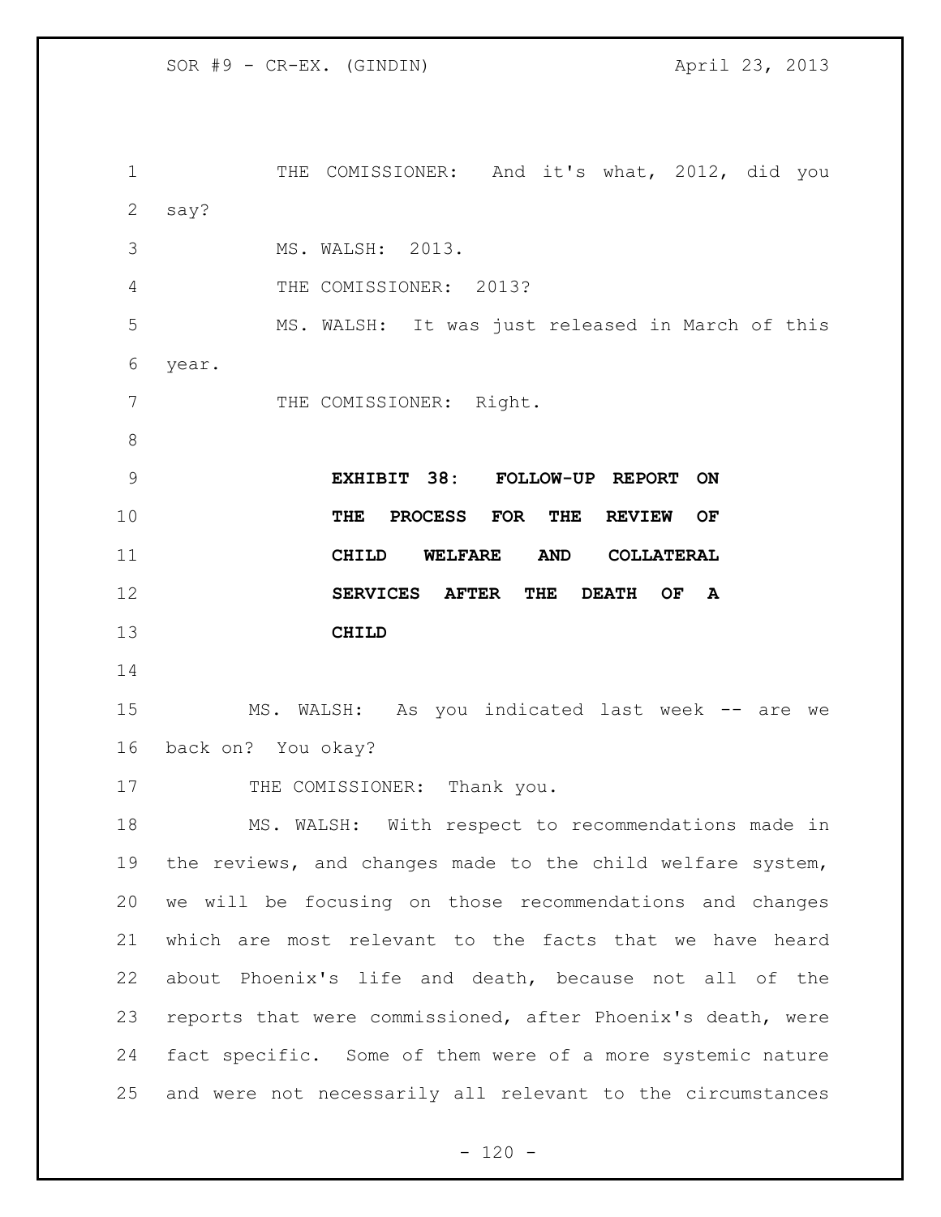THE COMISSIONER: And it's what, 2012, did you say?

MS. WALSH: 2013.

THE COMISSIONER: 2013?

MS. WALSH: It was just released in March of this year.

THE COMISSIONER: Right.

**EXHIBIT 38: FOLLOW-UP REPORT ON THE PROCESS FOR THE REVIEW OF CHILD WELFARE AND COLLATERAL SERVICES AFTER THE DEATH OF A CHILD**

MS. WALSH: As you indicated last week -- are we back on? You okay?

THE COMISSIONER: Thank you.

MS. WALSH: With respect to recommendations made in the reviews, and changes made to the child welfare system, we will be focusing on those recommendations and changes which are most relevant to the facts that we have heard about Phoenix's life and death, because not all of the reports that were commissioned, after Phoenix's death, were fact specific. Some of them were of a more systemic nature and were not necessarily all relevant to the circumstances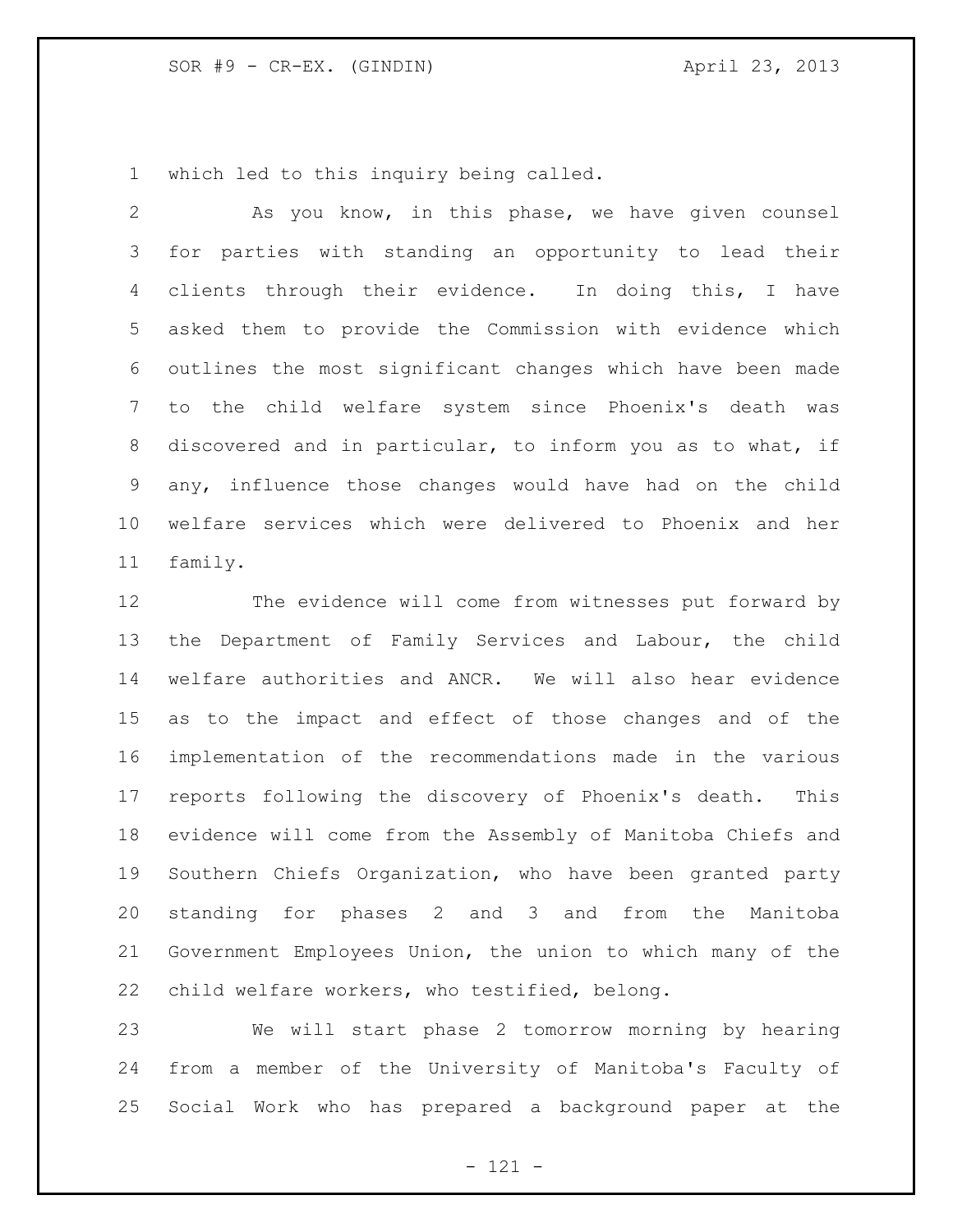which led to this inquiry being called.

As you know, in this phase, we have given counsel for parties with standing an opportunity to lead their clients through their evidence. In doing this, I have asked them to provide the Commission with evidence which outlines the most significant changes which have been made to the child welfare system since Phoenix's death was discovered and in particular, to inform you as to what, if any, influence those changes would have had on the child welfare services which were delivered to Phoenix and her family.

The evidence will come from witnesses put forward by the Department of Family Services and Labour, the child welfare authorities and ANCR. We will also hear evidence as to the impact and effect of those changes and of the implementation of the recommendations made in the various reports following the discovery of Phoenix's death. This evidence will come from the Assembly of Manitoba Chiefs and Southern Chiefs Organization, who have been granted party standing for phases 2 and 3 and from the Manitoba Government Employees Union, the union to which many of the child welfare workers, who testified, belong.

We will start phase 2 tomorrow morning by hearing from a member of the University of Manitoba's Faculty of Social Work who has prepared a background paper at the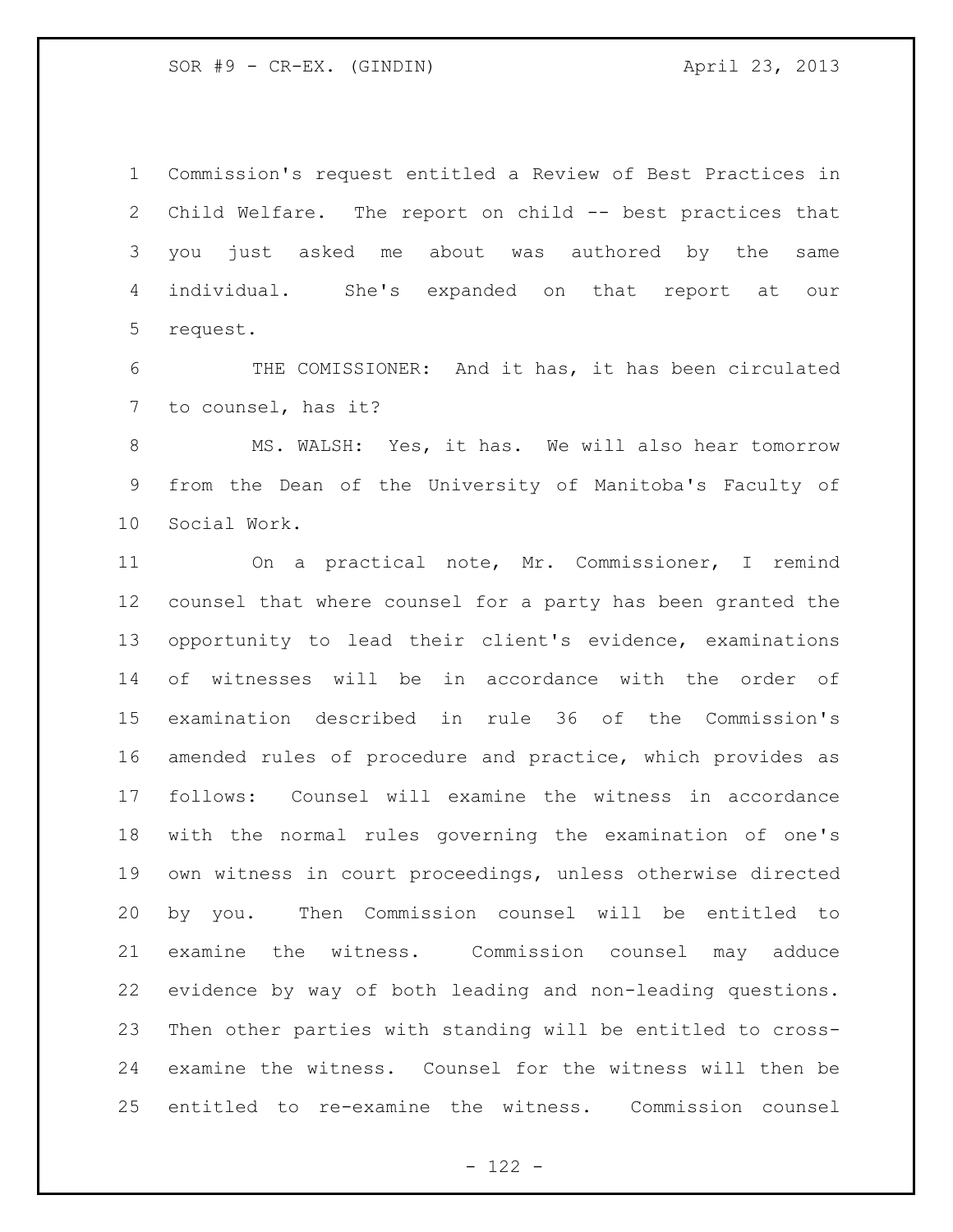Commission's request entitled a Review of Best Practices in Child Welfare. The report on child -- best practices that you just asked me about was authored by the same individual. She's expanded on that report at our request.

THE COMISSIONER: And it has, it has been circulated to counsel, has it?

MS. WALSH: Yes, it has. We will also hear tomorrow from the Dean of the University of Manitoba's Faculty of Social Work.

On a practical note, Mr. Commissioner, I remind counsel that where counsel for a party has been granted the opportunity to lead their client's evidence, examinations of witnesses will be in accordance with the order of examination described in rule 36 of the Commission's amended rules of procedure and practice, which provides as follows: Counsel will examine the witness in accordance with the normal rules governing the examination of one's own witness in court proceedings, unless otherwise directed by you. Then Commission counsel will be entitled to examine the witness. Commission counsel may adduce evidence by way of both leading and non-leading questions. Then other parties with standing will be entitled to cross-examine the witness. Counsel for the witness will then be entitled to re-examine the witness. Commission counsel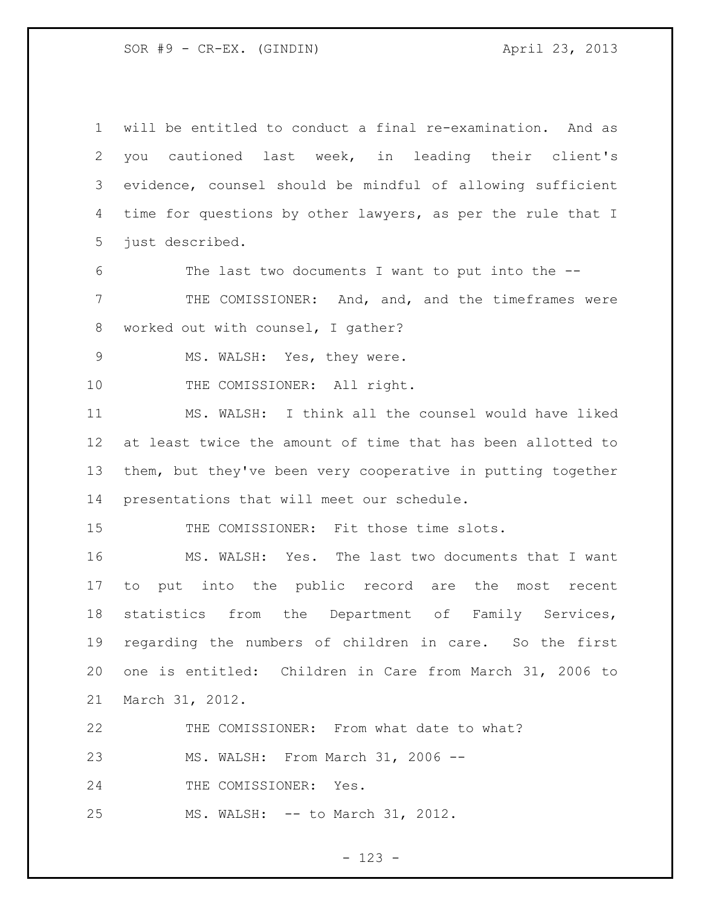will be entitled to conduct a final re-examination. And as you cautioned last week, in leading their client's evidence, counsel should be mindful of allowing sufficient time for questions by other lawyers, as per the rule that I just described.

The last two documents I want to put into the --

THE COMISSIONER: And, and, and the timeframes were worked out with counsel, I gather?

MS. WALSH: Yes, they were.

THE COMISSIONER: All right.

MS. WALSH: I think all the counsel would have liked at least twice the amount of time that has been allotted to them, but they've been very cooperative in putting together presentations that will meet our schedule.

THE COMISSIONER: Fit those time slots.

MS. WALSH: Yes. The last two documents that I want to put into the public record are the most recent statistics from the Department of Family Services, regarding the numbers of children in care. So the first one is entitled: Children in Care from March 31, 2006 to March 31, 2012.

THE COMISSIONER: From what date to what?

MS. WALSH: From March 31, 2006 --

THE COMISSIONER: Yes.

MS. WALSH: -- to March 31, 2012.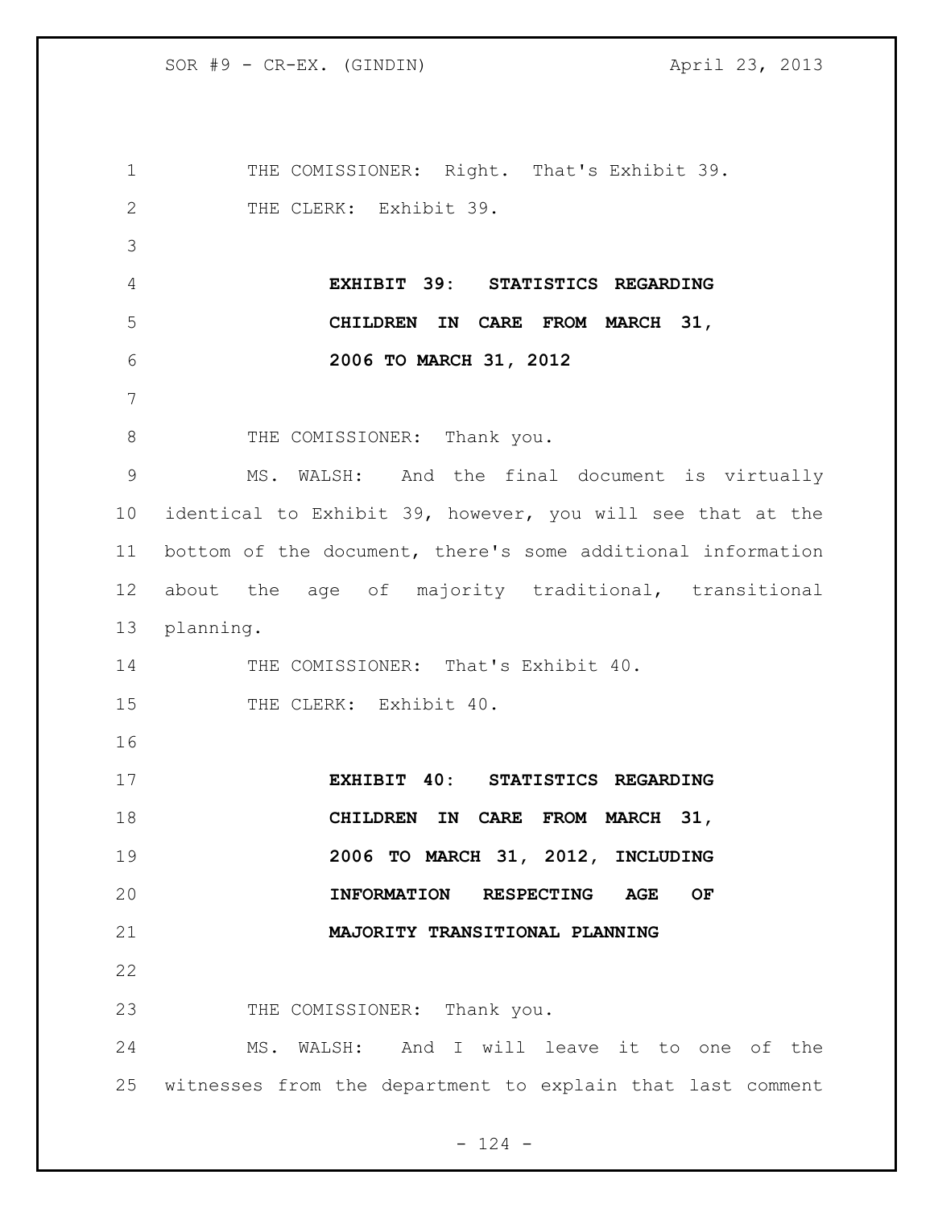THE COMISSIONER: Right. That's Exhibit 39.

THE CLERK: Exhibit 39.

**EXHIBIT 39: STATISTICS REGARDING CHILDREN IN CARE FROM MARCH 31, 2006 TO MARCH 31, 2012**

THE COMISSIONER: Thank you.

MS. WALSH: And the final document is virtually identical to Exhibit 39, however, you will see that at the bottom of the document, there's some additional information about the age of majority traditional, transitional planning.

THE COMISSIONER: That's Exhibit 40.

THE CLERK: Exhibit 40.

**EXHIBIT 40: STATISTICS REGARDING CHILDREN IN CARE FROM MARCH 31, 2006 TO MARCH 31, 2012, INCLUDING INFORMATION RESPECTING AGE OF MAJORITY TRANSITIONAL PLANNING**

THE COMISSIONER: Thank you.

MS. WALSH: And I will leave it to one of the witnesses from the department to explain that last comment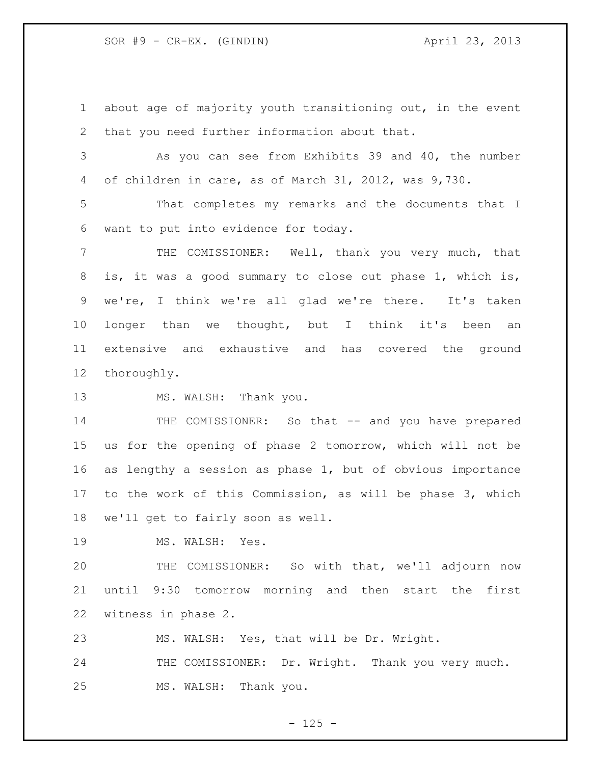about age of majority youth transitioning out, in the event that you need further information about that.

As you can see from Exhibits 39 and 40, the number of children in care, as of March 31, 2012, was 9,730.

That completes my remarks and the documents that I want to put into evidence for today.

THE COMISSIONER: Well, thank you very much, that is, it was a good summary to close out phase 1, which is, we're, I think we're all glad we're there. It's taken longer than we thought, but I think it's been an extensive and exhaustive and has covered the ground thoroughly.

MS. WALSH: Thank you.

THE COMISSIONER: So that -- and you have prepared us for the opening of phase 2 tomorrow, which will not be as lengthy a session as phase 1, but of obvious importance to the work of this Commission, as will be phase 3, which we'll get to fairly soon as well.

MS. WALSH: Yes.

THE COMISSIONER: So with that, we'll adjourn now until 9:30 tomorrow morning and then start the first witness in phase 2.

MS. WALSH: Yes, that will be Dr. Wright.

THE COMISSIONER: Dr. Wright. Thank you very much.

MS. WALSH: Thank you.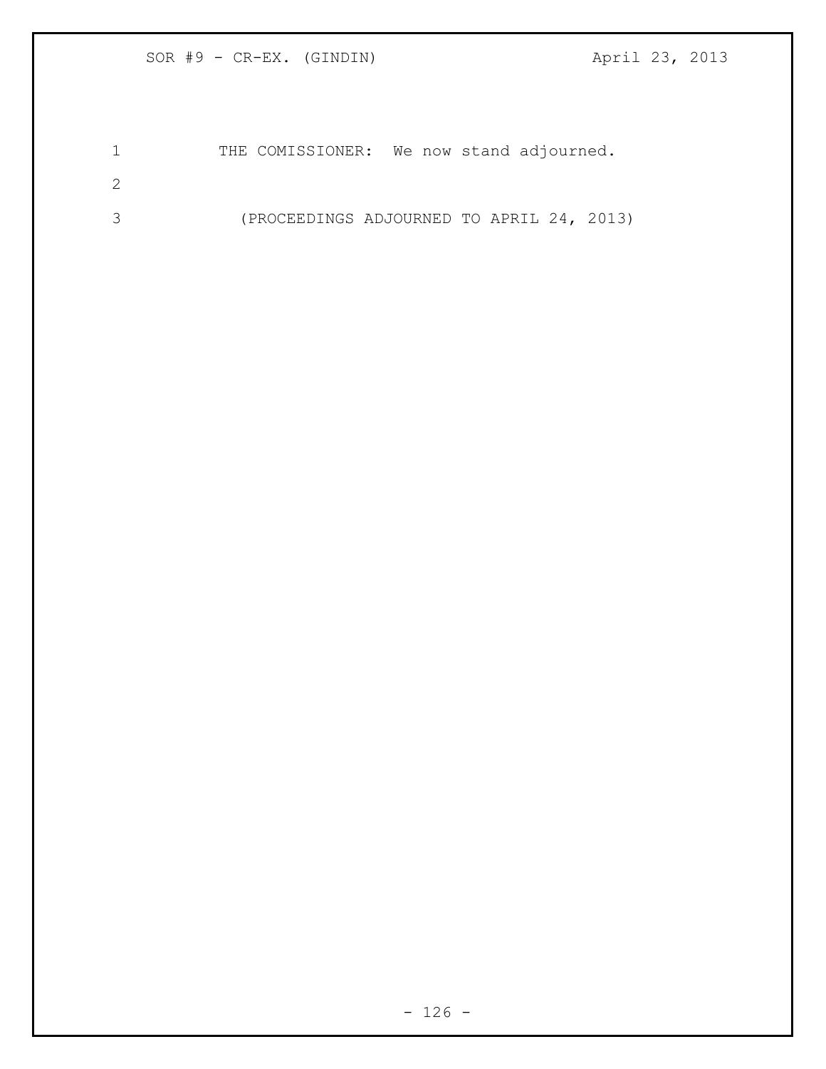1 THE COMISSIONER: We now stand adjourned.

2

3 (PROCEEDINGS ADJOURNED TO APRIL 24, 2013)